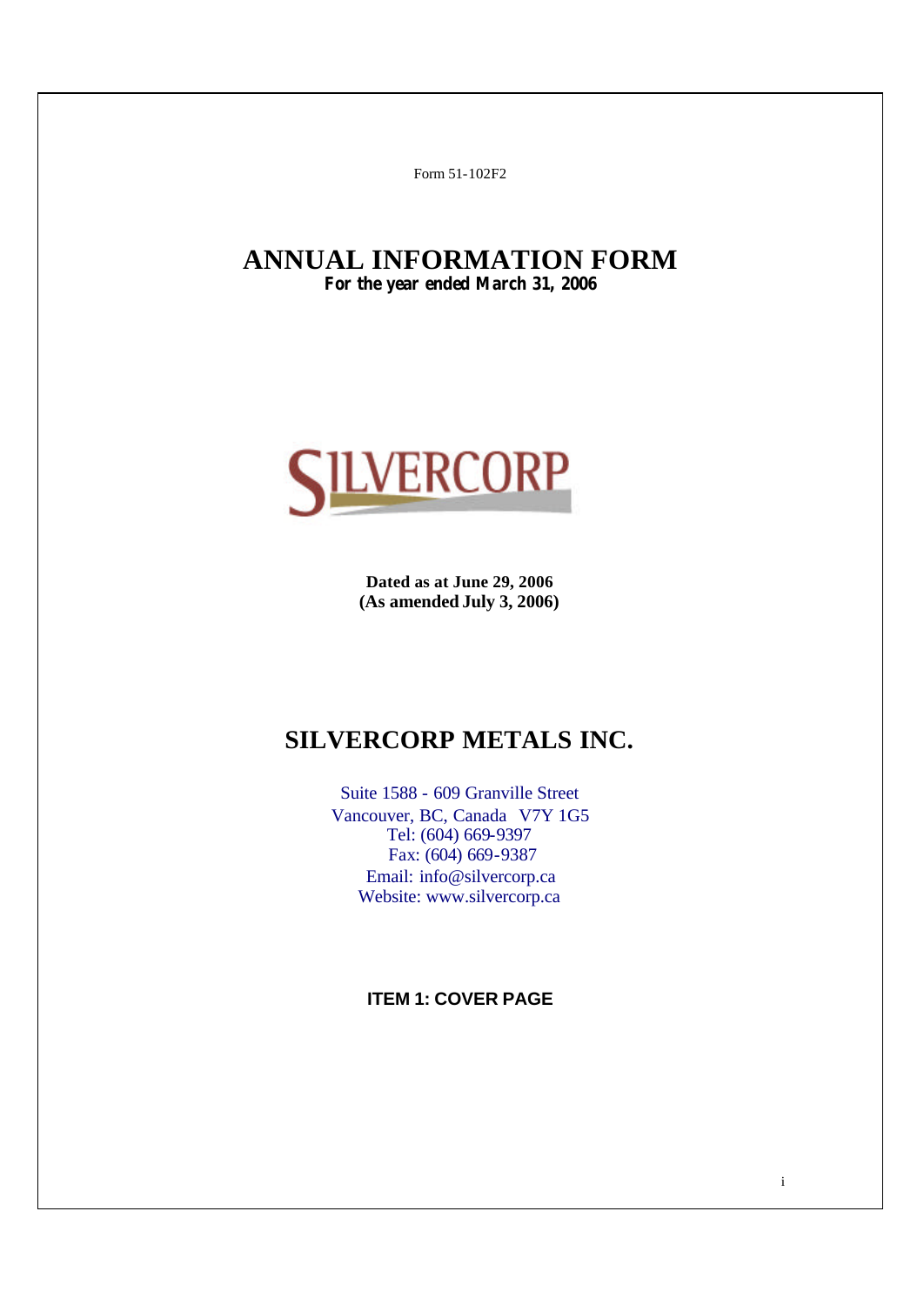Form 51-102F2

# ANNUAL INFORMATION FORM

**For the year ended March 31, 2006**

SILVERCORP

**Dated as at June 29, 2006**
**(As amended July 3, 2006)**

# SILVERCORP METALS INC.

Suite 1588 - 609 Granville Street
Vancouver, BC, Canada V7Y 1G5
Tel: (604) 669-9397
Fax: (604) 669-9387
Email: info@silvercorp.ca
Website: www.silvercorp.ca

**ITEM 1: COVER PAGE**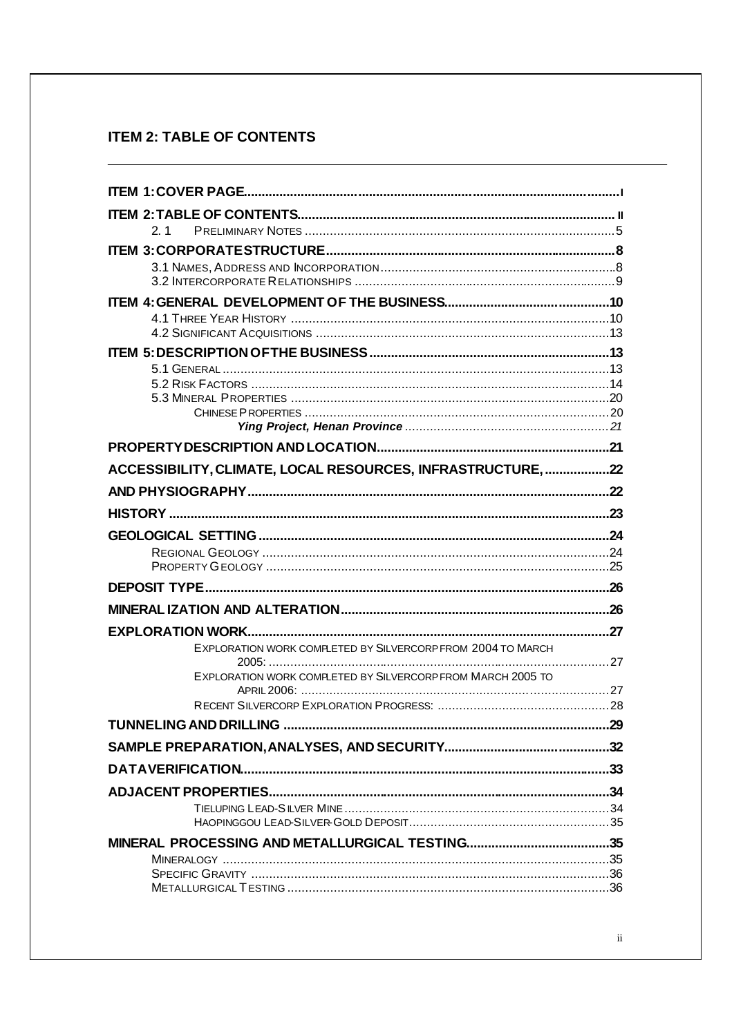## ITEM 2: TABLE OF CONTENTS

---

**ITEM 1: COVER PAGE** .......... I

**ITEM 2: TABLE OF CONTENTS** .......... II

- 2.1 PRELIMINARY NOTES .......... 5

**ITEM 3: CORPORATE STRUCTURE** .......... 8

- 3.1 NAMES, ADDRESS AND INCORPORATION .......... 8
- 3.2 INTERCORPORATE RELATIONSHIPS .......... 9

**ITEM 4: GENERAL DEVELOPMENT OF THE BUSINESS** .......... 10

- 4.1 THREE YEAR HISTORY .......... 10
- 4.2 SIGNIFICANT ACQUISITIONS .......... 13

**ITEM 5: DESCRIPTION OF THE BUSINESS** .......... 13

- 5.1 GENERAL .......... 13
- 5.2 RISK FACTORS .......... 14
- 5.3 MINERAL PROPERTIES .......... 20
  - CHINESE PROPERTIES .......... 20
    - ***Ying Project, Henan Province*** .......... 21

**PROPERTY DESCRIPTION AND LOCATION** .......... 21

**ACCESSIBILITY, CLIMATE, LOCAL RESOURCES, INFRASTRUCTURE,** .......... 22

**AND PHYSIOGRAPHY** .......... 22

**HISTORY** .......... 23

**GEOLOGICAL SETTING** .......... 24

- REGIONAL GEOLOGY .......... 24
- PROPERTY GEOLOGY .......... 25

**DEPOSIT TYPE** .......... 26

**MINERAL IZATION AND ALTERATION** .......... 26

**EXPLORATION WORK** .......... 27

- EXPLORATION WORK COMPLETED BY SILVERCORP FROM 2004 TO MARCH 2005: .......... 27
- EXPLORATION WORK COMPLETED BY SILVERCORP FROM MARCH 2005 TO APRIL 2006: .......... 27
- RECENT SILVERCORP EXPLORATION PROGRESS: .......... 28

**TUNNELING AND DRILLING** .......... 29

**SAMPLE PREPARATION, ANALYSES, AND SECURITY** .......... 32

**DATA VERIFICATION** .......... 33

**ADJACENT PROPERTIES** .......... 34

- TIELUPING LEAD-SILVER MINE .......... 34
- HAOPINGGOU LEAD-SILVER-GOLD DEPOSIT .......... 35

**MINERAL PROCESSING AND METALLURGICAL TESTING** .......... 35

- MINERALOGY .......... 35
- SPECIFIC GRAVITY .......... 36
- METALLURGICAL TESTING .......... 36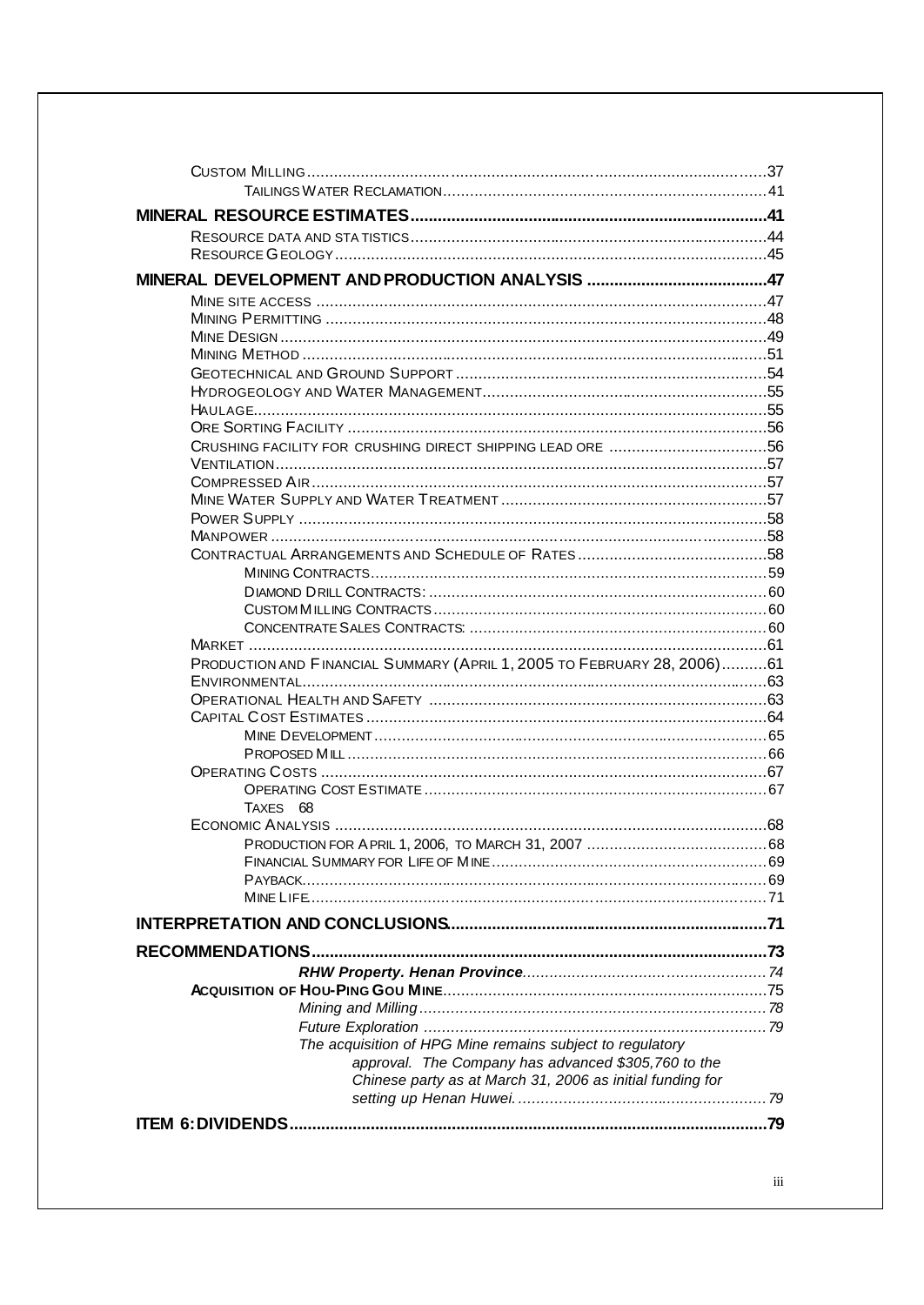Custom Milling....................................................................................................37

Tailings Water Reclamation........................................................................41

**MINERAL RESOURCE ESTIMATES..............................................................................41**

Resource data and statistics...............................................................................44

Resource Geology...............................................................................................45

**MINERAL DEVELOPMENT AND PRODUCTION ANALYSIS .......................................47**

Mine site access ...................................................................................................47

Mining Permitting .................................................................................................48

Mine Design...........................................................................................................49

Mining Method .......................................................................................................51

Geotechnical and Ground Support.....................................................................54

Hydrogeology and Water Management...............................................................55

Haulage..................................................................................................................55

Ore Sorting Facility ..............................................................................................56

Crushing facility for crushing direct shipping lead ore ...................................56

Ventilation..............................................................................................................57

Compressed Air.....................................................................................................57

Mine Water Supply and Water Treatment...........................................................57

Power Supply ........................................................................................................58

Manpower ..............................................................................................................58

Contractual Arrangements and Schedule of Rates..........................................58

Mining Contracts.......................................................................................59

Diamond Drill Contracts: ..........................................................................60

Custom Milling Contracts.........................................................................60

Concentrate Sales Contracts: .................................................................60

Market ....................................................................................................................61

Production and Financial Summary (April 1, 2005 to February 28, 2006)..........61

Environmental........................................................................................................63

Operational Health and Safety ...........................................................................63

Capital Cost Estimates.........................................................................................64

Mine Development.....................................................................................65

Proposed Mill.............................................................................................66

Operating Costs....................................................................................................67

Operating Cost Estimate...........................................................................67

Taxes 68

Economic Analysis ...............................................................................................68

Production for April 1, 2006, to March 31, 2007 ........................................68

Financial Summary for Life of Mine...........................................................69

Payback......................................................................................................69

Mine Life.....................................................................................................71

**INTERPRETATION AND CONCLUSIONS.....................................................................71**

**RECOMMENDATIONS...................................................................................................73**

***RHW Property. Henan Province***......................................................74

**Acquisition of Hou-Ping Gou Mine**.........................................................................75

*Mining and Milling*.......................................................................78

*Future Exploration* .......................................................................79

*The acquisition of HPG Mine remains subject to regulatory approval. The Company has advanced $305,760 to the Chinese party as at March 31, 2006 as initial funding for setting up Henan Huwei.*......................................................79

**ITEM 6: DIVIDENDS......................................................................................................79**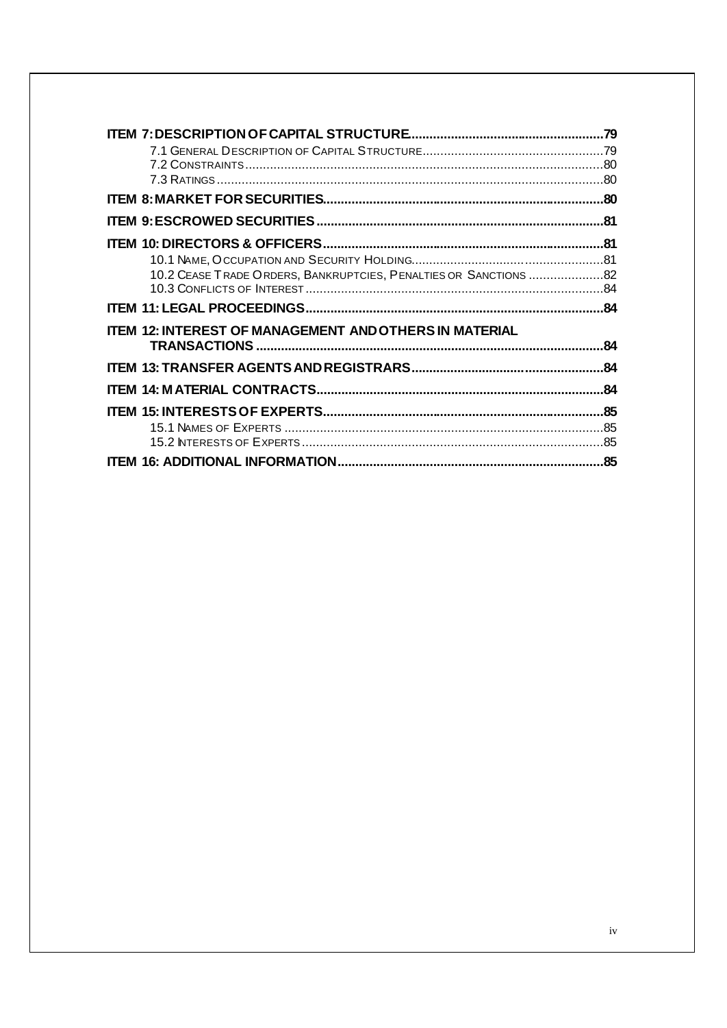**ITEM 7: DESCRIPTION OF CAPITAL STRUCTURE** ..................................................... **79**

- 7.1 GENERAL DESCRIPTION OF CAPITAL STRUCTURE .................................................. 79
- 7.2 CONSTRAINTS ........................................................................................................ 80
- 7.3 RATINGS ................................................................................................................ 80

**ITEM 8: MARKET FOR SECURITIES** ............................................................................ **80**

**ITEM 9: ESCROWED SECURITIES** ............................................................................... **81**

**ITEM 10: DIRECTORS & OFFICERS** ............................................................................ **81**

- 10.1 NAME, OCCUPATION AND SECURITY HOLDING ................................................... 81
- 10.2 CEASE TRADE ORDERS, BANKRUPTCIES, PENALTIES OR SANCTIONS ..................... 82
- 10.3 CONFLICTS OF INTEREST ...................................................................................... 84

**ITEM 11: LEGAL PROCEEDINGS** .................................................................................. **84**

**ITEM 12: INTEREST OF MANAGEMENT AND OTHERS IN MATERIAL TRANSACTIONS** ................................................................................................ **84**

**ITEM 13: TRANSFER AGENTS AND REGISTRARS** ...................................................... **84**

**ITEM 14: MATERIAL CONTRACTS** ................................................................................ **84**

**ITEM 15: INTERESTS OF EXPERTS** .............................................................................. **85**

- 15.1 NAMES OF EXPERTS .............................................................................................. 85
- 15.2 INTERESTS OF EXPERTS ......................................................................................... 85

**ITEM 16: ADDITIONAL INFORMATION** .......................................................................... **85**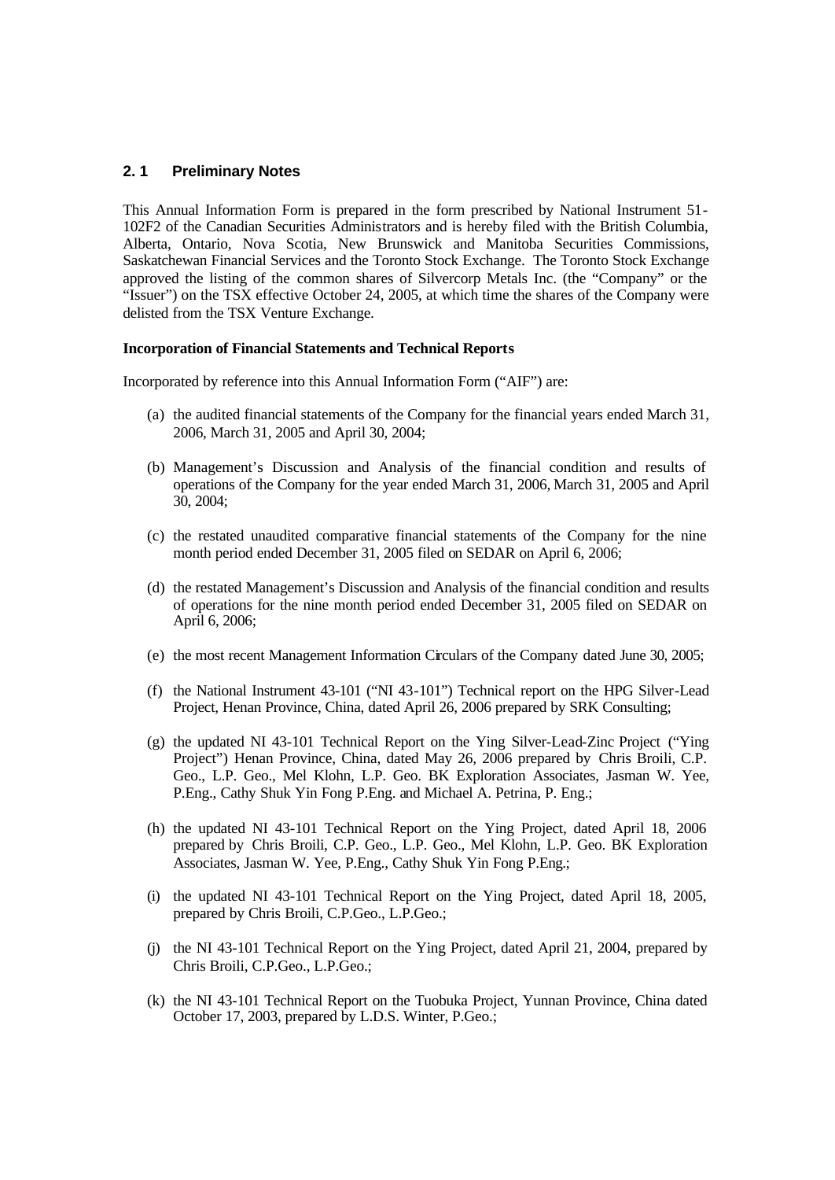## 2.1 Preliminary Notes

This Annual Information Form is prepared in the form prescribed by National Instrument 51-102F2 of the Canadian Securities Administrators and is hereby filed with the British Columbia, Alberta, Ontario, Nova Scotia, New Brunswick and Manitoba Securities Commissions, Saskatchewan Financial Services and the Toronto Stock Exchange. The Toronto Stock Exchange approved the listing of the common shares of Silvercorp Metals Inc. (the "Company" or the "Issuer") on the TSX effective October 24, 2005, at which time the shares of the Company were delisted from the TSX Venture Exchange.

**Incorporation of Financial Statements and Technical Reports**

Incorporated by reference into this Annual Information Form ("AIF") are:

(a) the audited financial statements of the Company for the financial years ended March 31, 2006, March 31, 2005 and April 30, 2004;

(b) Management's Discussion and Analysis of the financial condition and results of operations of the Company for the year ended March 31, 2006, March 31, 2005 and April 30, 2004;

(c) the restated unaudited comparative financial statements of the Company for the nine month period ended December 31, 2005 filed on SEDAR on April 6, 2006;

(d) the restated Management's Discussion and Analysis of the financial condition and results of operations for the nine month period ended December 31, 2005 filed on SEDAR on April 6, 2006;

(e) the most recent Management Information Circulars of the Company dated June 30, 2005;

(f) the National Instrument 43-101 ("NI 43-101") Technical report on the HPG Silver-Lead Project, Henan Province, China, dated April 26, 2006 prepared by SRK Consulting;

(g) the updated NI 43-101 Technical Report on the Ying Silver-Lead-Zinc Project ("Ying Project") Henan Province, China, dated May 26, 2006 prepared by Chris Broili, C.P. Geo., L.P. Geo., Mel Klohn, L.P. Geo. BK Exploration Associates, Jasman W. Yee, P.Eng., Cathy Shuk Yin Fong P.Eng. and Michael A. Petrina, P. Eng.;

(h) the updated NI 43-101 Technical Report on the Ying Project, dated April 18, 2006 prepared by Chris Broili, C.P. Geo., L.P. Geo., Mel Klohn, L.P. Geo. BK Exploration Associates, Jasman W. Yee, P.Eng., Cathy Shuk Yin Fong P.Eng.;

(i) the updated NI 43-101 Technical Report on the Ying Project, dated April 18, 2005, prepared by Chris Broili, C.P.Geo., L.P.Geo.;

(j) the NI 43-101 Technical Report on the Ying Project, dated April 21, 2004, prepared by Chris Broili, C.P.Geo., L.P.Geo.;

(k) the NI 43-101 Technical Report on the Tuobuka Project, Yunnan Province, China dated October 17, 2003, prepared by L.D.S. Winter, P.Geo.;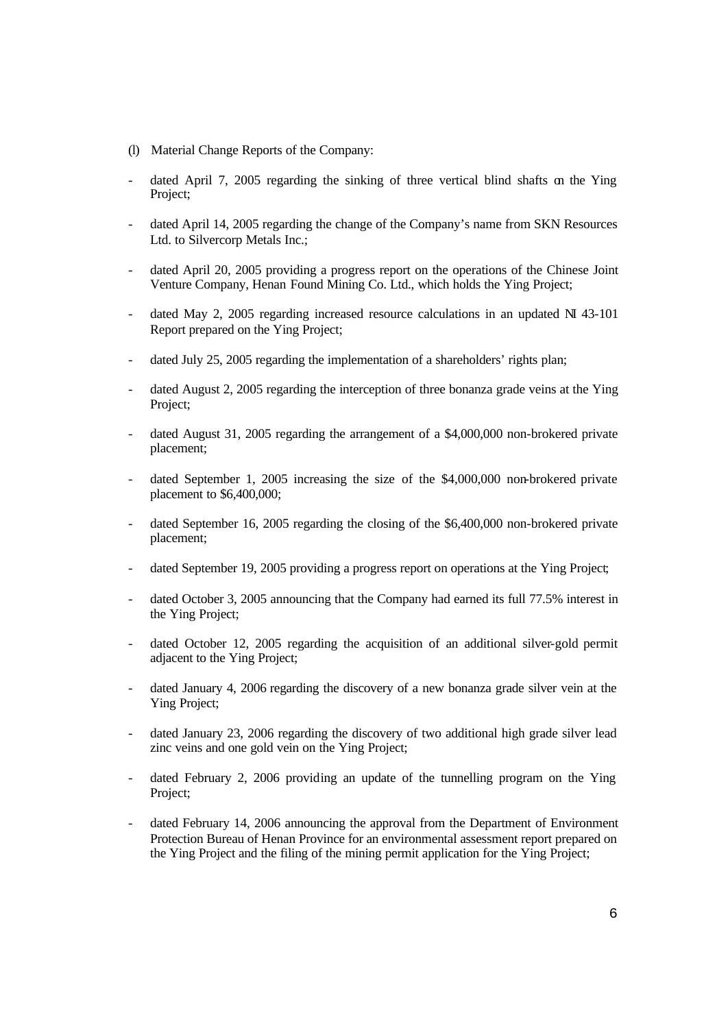(l) Material Change Reports of the Company:

- dated April 7, 2005 regarding the sinking of three vertical blind shafts on the Ying Project;
- dated April 14, 2005 regarding the change of the Company's name from SKN Resources Ltd. to Silvercorp Metals Inc.;
- dated April 20, 2005 providing a progress report on the operations of the Chinese Joint Venture Company, Henan Found Mining Co. Ltd., which holds the Ying Project;
- dated May 2, 2005 regarding increased resource calculations in an updated NI 43-101 Report prepared on the Ying Project;
- dated July 25, 2005 regarding the implementation of a shareholders' rights plan;
- dated August 2, 2005 regarding the interception of three bonanza grade veins at the Ying Project;
- dated August 31, 2005 regarding the arrangement of a $4,000,000 non-brokered private placement;
- dated September 1, 2005 increasing the size of the $4,000,000 non-brokered private placement to $6,400,000;
- dated September 16, 2005 regarding the closing of the $6,400,000 non-brokered private placement;
- dated September 19, 2005 providing a progress report on operations at the Ying Project;
- dated October 3, 2005 announcing that the Company had earned its full 77.5% interest in the Ying Project;
- dated October 12, 2005 regarding the acquisition of an additional silver-gold permit adjacent to the Ying Project;
- dated January 4, 2006 regarding the discovery of a new bonanza grade silver vein at the Ying Project;
- dated January 23, 2006 regarding the discovery of two additional high grade silver lead zinc veins and one gold vein on the Ying Project;
- dated February 2, 2006 providing an update of the tunnelling program on the Ying Project;
- dated February 14, 2006 announcing the approval from the Department of Environment Protection Bureau of Henan Province for an environmental assessment report prepared on the Ying Project and the filing of the mining permit application for the Ying Project;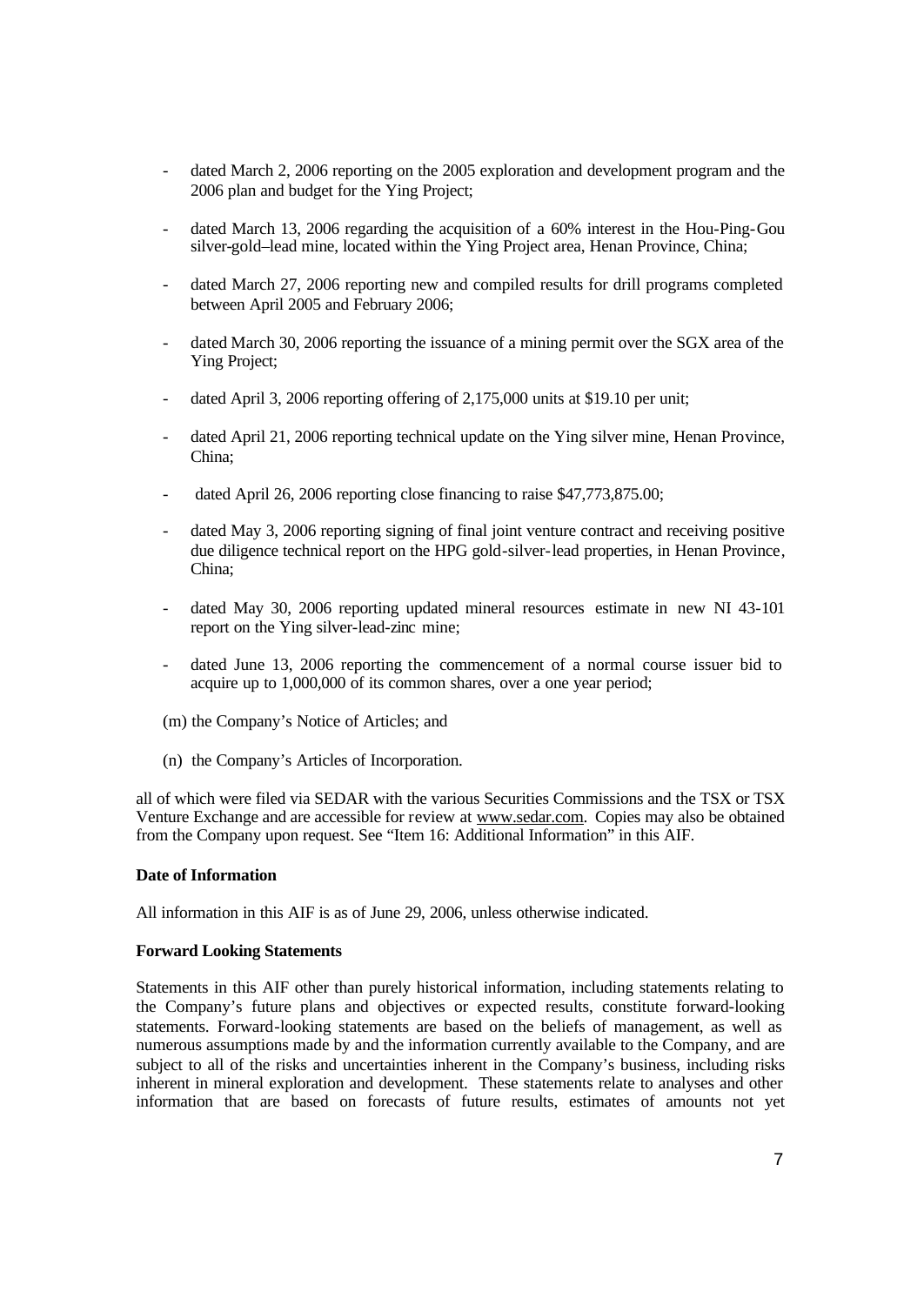- dated March 2, 2006 reporting on the 2005 exploration and development program and the 2006 plan and budget for the Ying Project;

- dated March 13, 2006 regarding the acquisition of a 60% interest in the Hou-Ping-Gou silver-gold–lead mine, located within the Ying Project area, Henan Province, China;

- dated March 27, 2006 reporting new and compiled results for drill programs completed between April 2005 and February 2006;

- dated March 30, 2006 reporting the issuance of a mining permit over the SGX area of the Ying Project;

- dated April 3, 2006 reporting offering of 2,175,000 units at $19.10 per unit;

- dated April 21, 2006 reporting technical update on the Ying silver mine, Henan Province, China;

- dated April 26, 2006 reporting close financing to raise $47,773,875.00;

- dated May 3, 2006 reporting signing of final joint venture contract and receiving positive due diligence technical report on the HPG gold-silver-lead properties, in Henan Province, China;

- dated May 30, 2006 reporting updated mineral resources estimate in new NI 43-101 report on the Ying silver-lead-zinc mine;

- dated June 13, 2006 reporting the commencement of a normal course issuer bid to acquire up to 1,000,000 of its common shares, over a one year period;

(m) the Company's Notice of Articles; and

(n) the Company's Articles of Incorporation.

all of which were filed via SEDAR with the various Securities Commissions and the TSX or TSX Venture Exchange and are accessible for review at www.sedar.com. Copies may also be obtained from the Company upon request. See "Item 16: Additional Information" in this AIF.

**Date of Information**

All information in this AIF is as of June 29, 2006, unless otherwise indicated.

**Forward Looking Statements**

Statements in this AIF other than purely historical information, including statements relating to the Company's future plans and objectives or expected results, constitute forward-looking statements. Forward-looking statements are based on the beliefs of management, as well as numerous assumptions made by and the information currently available to the Company, and are subject to all of the risks and uncertainties inherent in the Company's business, including risks inherent in mineral exploration and development. These statements relate to analyses and other information that are based on forecasts of future results, estimates of amounts not yet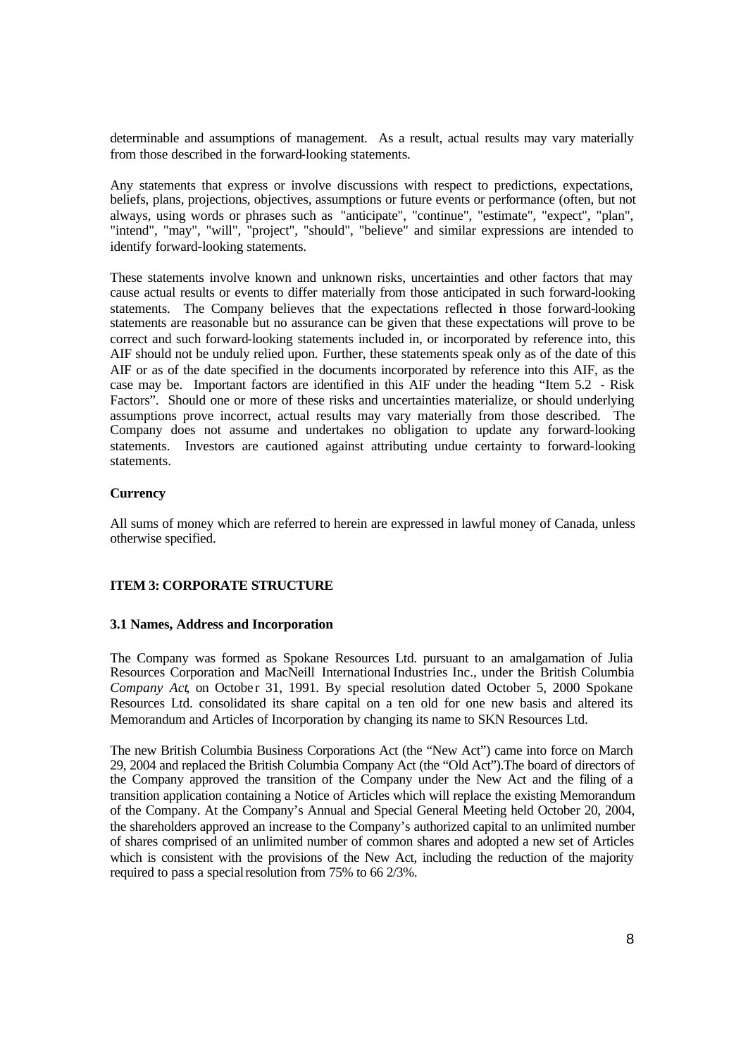determinable and assumptions of management. As a result, actual results may vary materially from those described in the forward-looking statements.

Any statements that express or involve discussions with respect to predictions, expectations, beliefs, plans, projections, objectives, assumptions or future events or performance (often, but not always, using words or phrases such as "anticipate", "continue", "estimate", "expect", "plan", "intend", "may", "will", "project", "should", "believe" and similar expressions are intended to identify forward-looking statements.

These statements involve known and unknown risks, uncertainties and other factors that may cause actual results or events to differ materially from those anticipated in such forward-looking statements. The Company believes that the expectations reflected in those forward-looking statements are reasonable but no assurance can be given that these expectations will prove to be correct and such forward-looking statements included in, or incorporated by reference into, this AIF should not be unduly relied upon. Further, these statements speak only as of the date of this AIF or as of the date specified in the documents incorporated by reference into this AIF, as the case may be. Important factors are identified in this AIF under the heading "Item 5.2 - Risk Factors". Should one or more of these risks and uncertainties materialize, or should underlying assumptions prove incorrect, actual results may vary materially from those described. The Company does not assume and undertakes no obligation to update any forward-looking statements. Investors are cautioned against attributing undue certainty to forward-looking statements.

**Currency**

All sums of money which are referred to herein are expressed in lawful money of Canada, unless otherwise specified.

## ITEM 3: CORPORATE STRUCTURE

### 3.1 Names, Address and Incorporation

The Company was formed as Spokane Resources Ltd. pursuant to an amalgamation of Julia Resources Corporation and MacNeill International Industries Inc., under the British Columbia *Company Act*, on October 31, 1991. By special resolution dated October 5, 2000 Spokane Resources Ltd. consolidated its share capital on a ten old for one new basis and altered its Memorandum and Articles of Incorporation by changing its name to SKN Resources Ltd.

The new British Columbia Business Corporations Act (the "New Act") came into force on March 29, 2004 and replaced the British Columbia Company Act (the "Old Act").The board of directors of the Company approved the transition of the Company under the New Act and the filing of a transition application containing a Notice of Articles which will replace the existing Memorandum of the Company. At the Company's Annual and Special General Meeting held October 20, 2004, the shareholders approved an increase to the Company's authorized capital to an unlimited number of shares comprised of an unlimited number of common shares and adopted a new set of Articles which is consistent with the provisions of the New Act, including the reduction of the majority required to pass a special resolution from 75% to 66 2/3%.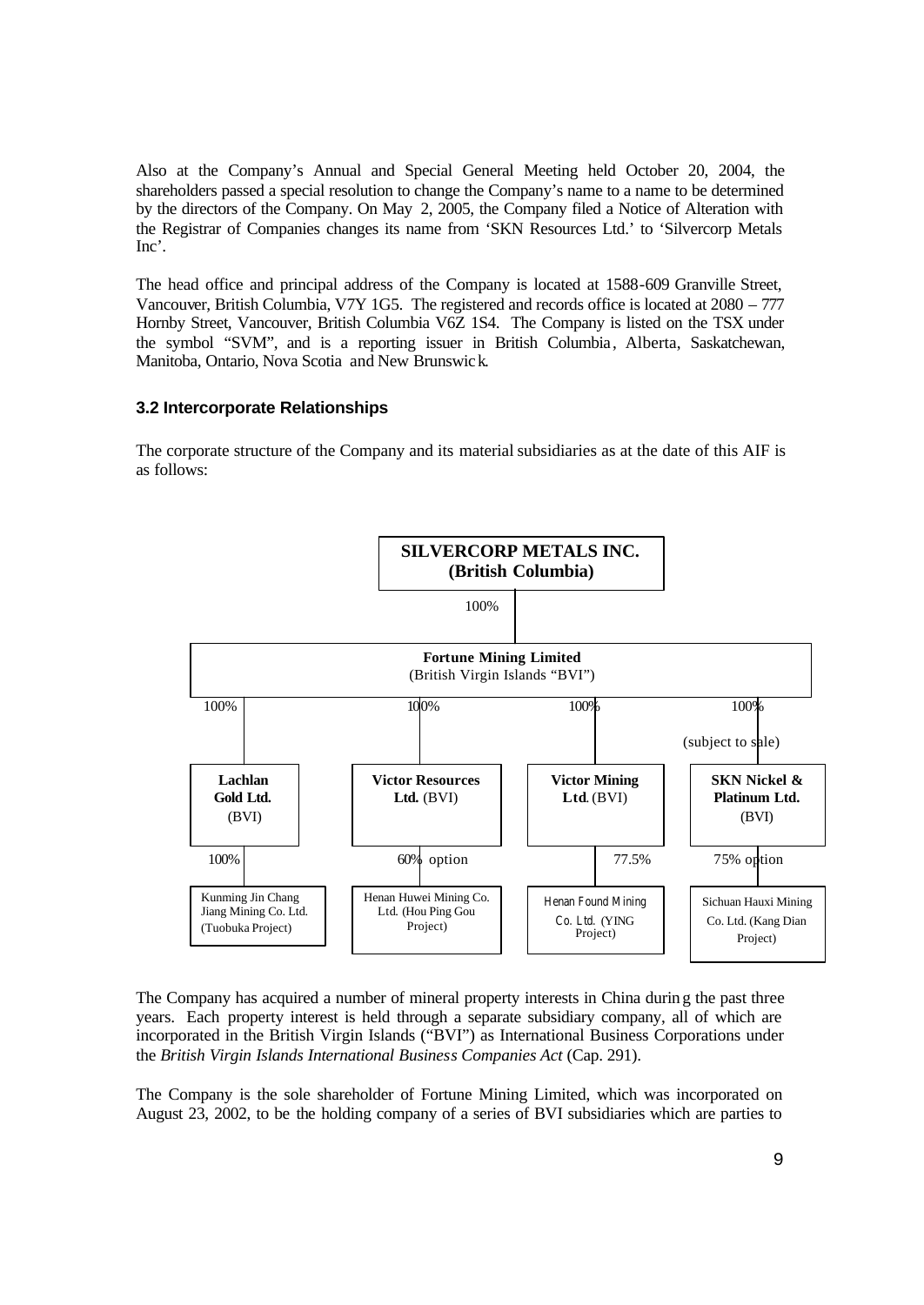Also at the Company's Annual and Special General Meeting held October 20, 2004, the shareholders passed a special resolution to change the Company's name to a name to be determined by the directors of the Company. On May 2, 2005, the Company filed a Notice of Alteration with the Registrar of Companies changes its name from 'SKN Resources Ltd.' to 'Silvercorp Metals Inc'.

The head office and principal address of the Company is located at 1588-609 Granville Street, Vancouver, British Columbia, V7Y 1G5. The registered and records office is located at 2080 – 777 Hornby Street, Vancouver, British Columbia V6Z 1S4. The Company is listed on the TSX under the symbol "SVM", and is a reporting issuer in British Columbia, Alberta, Saskatchewan, Manitoba, Ontario, Nova Scotia and New Brunswick.

### 3.2 Intercorporate Relationships

The corporate structure of the Company and its material subsidiaries as at the date of this AIF is as follows:

**SILVERCORP METALS INC. (British Columbia)**

100%

**Fortune Mining Limited** (British Virgin Islands "BVI")

| 100% | 100% | 100% | 100% (subject to sale) |
|---|---|---|---|
| **Lachlan Gold Ltd.** (BVI) | **Victor Resources Ltd.** (BVI) | **Victor Mining Ltd.** (BVI) | **SKN Nickel & Platinum Ltd.** (BVI) |
| 100% | 60% option | 77.5% | 75% option |
| Kunming Jin Chang Jiang Mining Co. Ltd. (Tuobuka Project) | Henan Huwei Mining Co. Ltd. (Hou Ping Gou Project) | Henan Found Mining Co. Ltd. (YING Project) | Sichuan Hauxi Mining Co. Ltd. (Kang Dian Project) |

The Company has acquired a number of mineral property interests in China during the past three years. Each property interest is held through a separate subsidiary company, all of which are incorporated in the British Virgin Islands ("BVI") as International Business Corporations under the *British Virgin Islands International Business Companies Act* (Cap. 291).

The Company is the sole shareholder of Fortune Mining Limited, which was incorporated on August 23, 2002, to be the holding company of a series of BVI subsidiaries which are parties to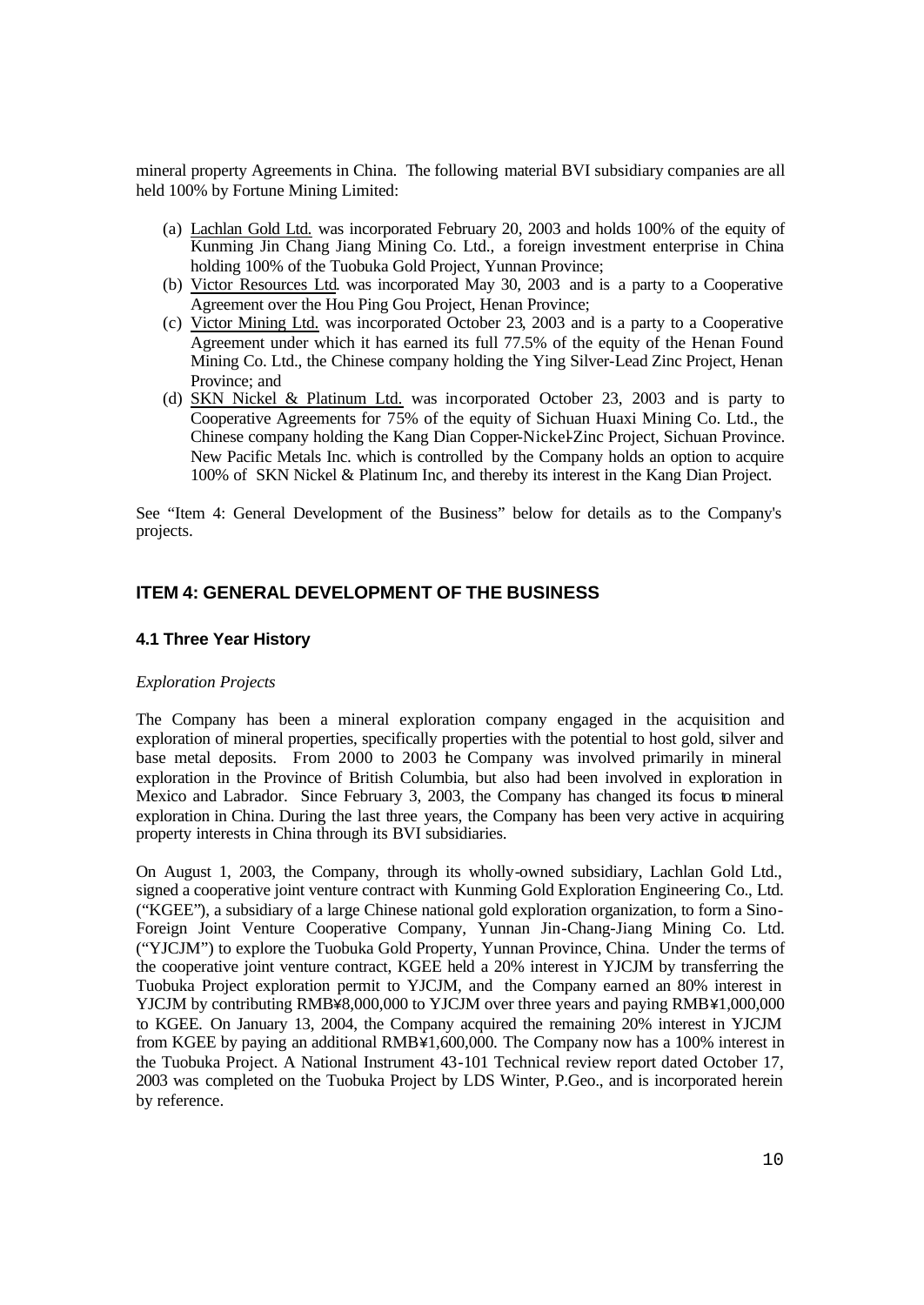mineral property Agreements in China. The following material BVI subsidiary companies are all held 100% by Fortune Mining Limited:

(a) Lachlan Gold Ltd. was incorporated February 20, 2003 and holds 100% of the equity of Kunming Jin Chang Jiang Mining Co. Ltd., a foreign investment enterprise in China holding 100% of the Tuobuka Gold Project, Yunnan Province;
(b) Victor Resources Ltd. was incorporated May 30, 2003 and is a party to a Cooperative Agreement over the Hou Ping Gou Project, Henan Province;
(c) Victor Mining Ltd. was incorporated October 23, 2003 and is a party to a Cooperative Agreement under which it has earned its full 77.5% of the equity of the Henan Found Mining Co. Ltd., the Chinese company holding the Ying Silver-Lead Zinc Project, Henan Province; and
(d) SKN Nickel & Platinum Ltd. was incorporated October 23, 2003 and is party to Cooperative Agreements for 75% of the equity of Sichuan Huaxi Mining Co. Ltd., the Chinese company holding the Kang Dian Copper-Nickel-Zinc Project, Sichuan Province. New Pacific Metals Inc. which is controlled by the Company holds an option to acquire 100% of SKN Nickel & Platinum Inc, and thereby its interest in the Kang Dian Project.

See "Item 4: General Development of the Business" below for details as to the Company's projects.

## ITEM 4: GENERAL DEVELOPMENT OF THE BUSINESS

### 4.1 Three Year History

*Exploration Projects*

The Company has been a mineral exploration company engaged in the acquisition and exploration of mineral properties, specifically properties with the potential to host gold, silver and base metal deposits. From 2000 to 2003 the Company was involved primarily in mineral exploration in the Province of British Columbia, but also had been involved in exploration in Mexico and Labrador. Since February 3, 2003, the Company has changed its focus to mineral exploration in China. During the last three years, the Company has been very active in acquiring property interests in China through its BVI subsidiaries.

On August 1, 2003, the Company, through its wholly-owned subsidiary, Lachlan Gold Ltd., signed a cooperative joint venture contract with Kunming Gold Exploration Engineering Co., Ltd. ("KGEE"), a subsidiary of a large Chinese national gold exploration organization, to form a Sino-Foreign Joint Venture Cooperative Company, Yunnan Jin-Chang-Jiang Mining Co. Ltd. ("YJCJM") to explore the Tuobuka Gold Property, Yunnan Province, China. Under the terms of the cooperative joint venture contract, KGEE held a 20% interest in YJCJM by transferring the Tuobuka Project exploration permit to YJCJM, and the Company earned an 80% interest in YJCJM by contributing RMB¥8,000,000 to YJCJM over three years and paying RMB¥1,000,000 to KGEE. On January 13, 2004, the Company acquired the remaining 20% interest in YJCJM from KGEE by paying an additional RMB¥1,600,000. The Company now has a 100% interest in the Tuobuka Project. A National Instrument 43-101 Technical review report dated October 17, 2003 was completed on the Tuobuka Project by LDS Winter, P.Geo., and is incorporated herein by reference.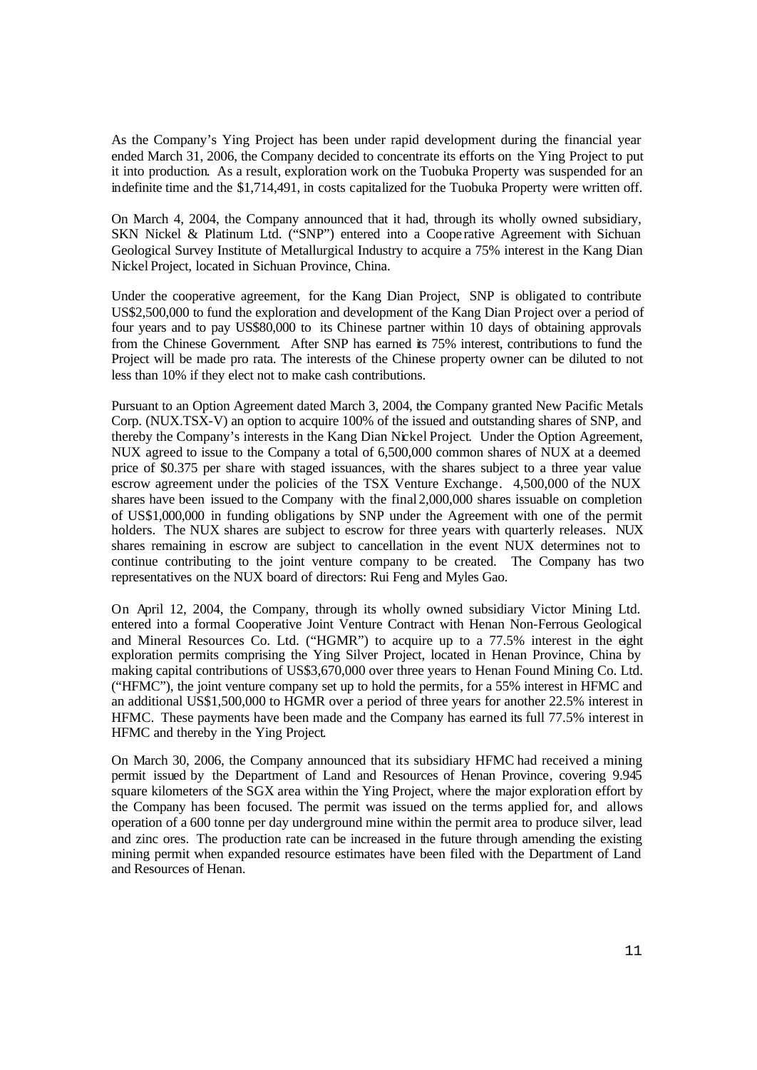As the Company's Ying Project has been under rapid development during the financial year ended March 31, 2006, the Company decided to concentrate its efforts on the Ying Project to put it into production. As a result, exploration work on the Tuobuka Property was suspended for an indefinite time and the $1,714,491, in costs capitalized for the Tuobuka Property were written off.

On March 4, 2004, the Company announced that it had, through its wholly owned subsidiary, SKN Nickel & Platinum Ltd. ("SNP") entered into a Cooperative Agreement with Sichuan Geological Survey Institute of Metallurgical Industry to acquire a 75% interest in the Kang Dian Nickel Project, located in Sichuan Province, China.

Under the cooperative agreement, for the Kang Dian Project, SNP is obligated to contribute US$2,500,000 to fund the exploration and development of the Kang Dian Project over a period of four years and to pay US$80,000 to its Chinese partner within 10 days of obtaining approvals from the Chinese Government. After SNP has earned its 75% interest, contributions to fund the Project will be made pro rata. The interests of the Chinese property owner can be diluted to not less than 10% if they elect not to make cash contributions.

Pursuant to an Option Agreement dated March 3, 2004, the Company granted New Pacific Metals Corp. (NUX.TSX-V) an option to acquire 100% of the issued and outstanding shares of SNP, and thereby the Company's interests in the Kang Dian Nickel Project. Under the Option Agreement, NUX agreed to issue to the Company a total of 6,500,000 common shares of NUX at a deemed price of $0.375 per share with staged issuances, with the shares subject to a three year value escrow agreement under the policies of the TSX Venture Exchange. 4,500,000 of the NUX shares have been issued to the Company with the final 2,000,000 shares issuable on completion of US$1,000,000 in funding obligations by SNP under the Agreement with one of the permit holders. The NUX shares are subject to escrow for three years with quarterly releases. NUX shares remaining in escrow are subject to cancellation in the event NUX determines not to continue contributing to the joint venture company to be created. The Company has two representatives on the NUX board of directors: Rui Feng and Myles Gao.

On April 12, 2004, the Company, through its wholly owned subsidiary Victor Mining Ltd. entered into a formal Cooperative Joint Venture Contract with Henan Non-Ferrous Geological and Mineral Resources Co. Ltd. ("HGMR") to acquire up to a 77.5% interest in the eight exploration permits comprising the Ying Silver Project, located in Henan Province, China by making capital contributions of US$3,670,000 over three years to Henan Found Mining Co. Ltd. ("HFMC"), the joint venture company set up to hold the permits, for a 55% interest in HFMC and an additional US$1,500,000 to HGMR over a period of three years for another 22.5% interest in HFMC. These payments have been made and the Company has earned its full 77.5% interest in HFMC and thereby in the Ying Project.

On March 30, 2006, the Company announced that its subsidiary HFMC had received a mining permit issued by the Department of Land and Resources of Henan Province, covering 9.945 square kilometers of the SGX area within the Ying Project, where the major exploration effort by the Company has been focused. The permit was issued on the terms applied for, and allows operation of a 600 tonne per day underground mine within the permit area to produce silver, lead and zinc ores. The production rate can be increased in the future through amending the existing mining permit when expanded resource estimates have been filed with the Department of Land and Resources of Henan.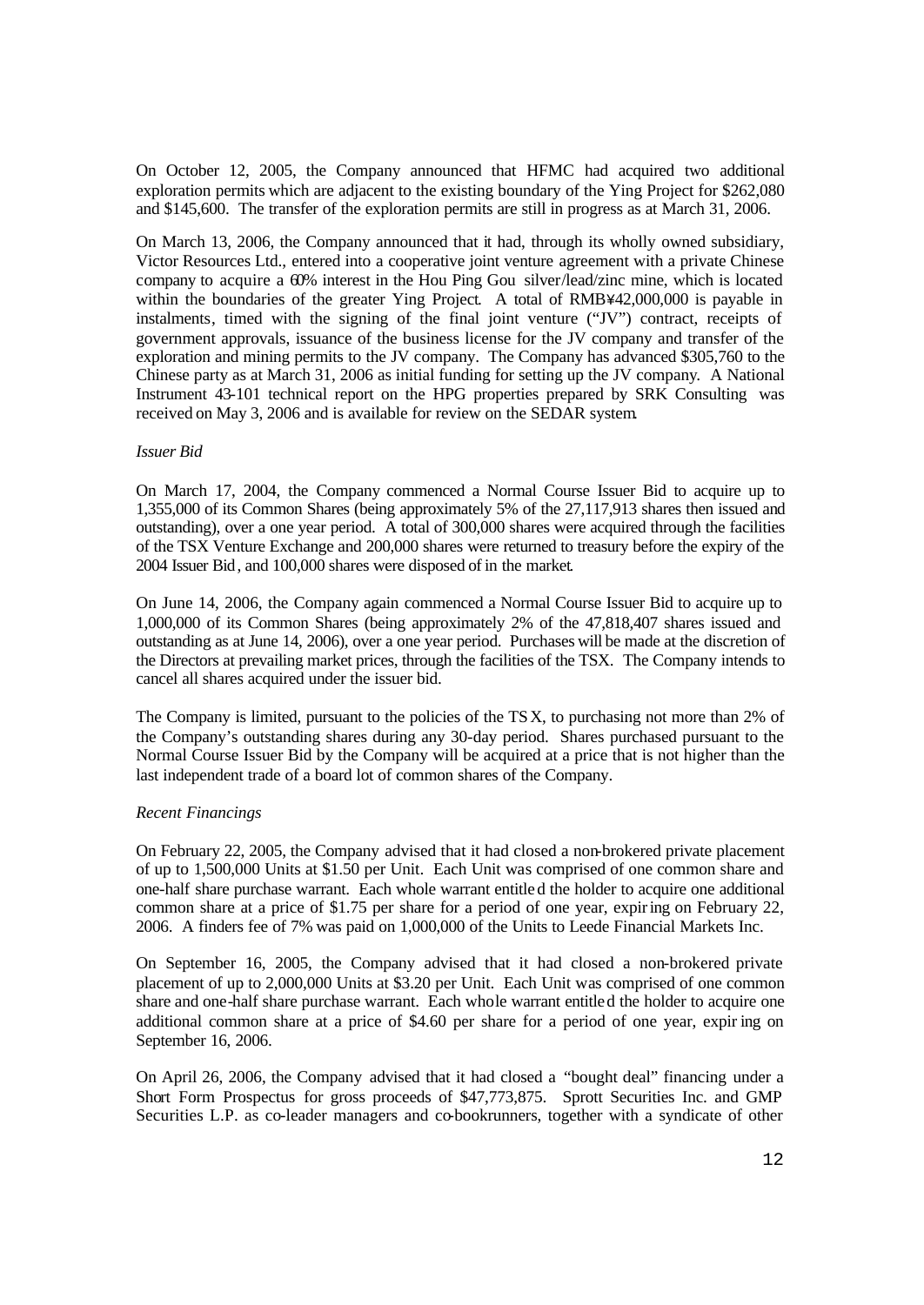On October 12, 2005, the Company announced that HFMC had acquired two additional exploration permits which are adjacent to the existing boundary of the Ying Project for $262,080 and $145,600. The transfer of the exploration permits are still in progress as at March 31, 2006.

On March 13, 2006, the Company announced that it had, through its wholly owned subsidiary, Victor Resources Ltd., entered into a cooperative joint venture agreement with a private Chinese company to acquire a 60% interest in the Hou Ping Gou silver/lead/zinc mine, which is located within the boundaries of the greater Ying Project. A total of RMB¥42,000,000 is payable in instalments, timed with the signing of the final joint venture ("JV") contract, receipts of government approvals, issuance of the business license for the JV company and transfer of the exploration and mining permits to the JV company. The Company has advanced $305,760 to the Chinese party as at March 31, 2006 as initial funding for setting up the JV company. A National Instrument 43-101 technical report on the HPG properties prepared by SRK Consulting was received on May 3, 2006 and is available for review on the SEDAR system.

*Issuer Bid*

On March 17, 2004, the Company commenced a Normal Course Issuer Bid to acquire up to 1,355,000 of its Common Shares (being approximately 5% of the 27,117,913 shares then issued and outstanding), over a one year period. A total of 300,000 shares were acquired through the facilities of the TSX Venture Exchange and 200,000 shares were returned to treasury before the expiry of the 2004 Issuer Bid, and 100,000 shares were disposed of in the market.

On June 14, 2006, the Company again commenced a Normal Course Issuer Bid to acquire up to 1,000,000 of its Common Shares (being approximately 2% of the 47,818,407 shares issued and outstanding as at June 14, 2006), over a one year period. Purchases will be made at the discretion of the Directors at prevailing market prices, through the facilities of the TSX. The Company intends to cancel all shares acquired under the issuer bid.

The Company is limited, pursuant to the policies of the TSX, to purchasing not more than 2% of the Company's outstanding shares during any 30-day period. Shares purchased pursuant to the Normal Course Issuer Bid by the Company will be acquired at a price that is not higher than the last independent trade of a board lot of common shares of the Company.

*Recent Financings*

On February 22, 2005, the Company advised that it had closed a non-brokered private placement of up to 1,500,000 Units at $1.50 per Unit. Each Unit was comprised of one common share and one-half share purchase warrant. Each whole warrant entitled the holder to acquire one additional common share at a price of $1.75 per share for a period of one year, expiring on February 22, 2006. A finders fee of 7% was paid on 1,000,000 of the Units to Leede Financial Markets Inc.

On September 16, 2005, the Company advised that it had closed a non-brokered private placement of up to 2,000,000 Units at $3.20 per Unit. Each Unit was comprised of one common share and one-half share purchase warrant. Each whole warrant entitled the holder to acquire one additional common share at a price of $4.60 per share for a period of one year, expiring on September 16, 2006.

On April 26, 2006, the Company advised that it had closed a "bought deal" financing under a Short Form Prospectus for gross proceeds of $47,773,875. Sprott Securities Inc. and GMP Securities L.P. as co-leader managers and co-bookrunners, together with a syndicate of other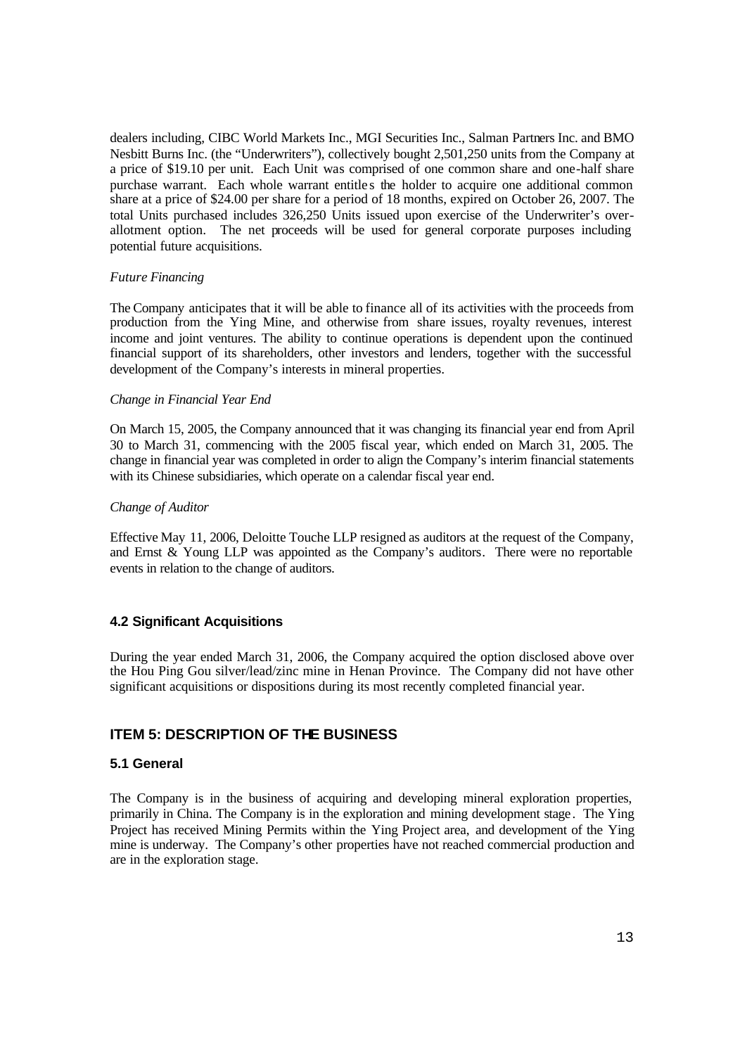dealers including, CIBC World Markets Inc., MGI Securities Inc., Salman Partners Inc. and BMO Nesbitt Burns Inc. (the "Underwriters"), collectively bought 2,501,250 units from the Company at a price of $19.10 per unit. Each Unit was comprised of one common share and one-half share purchase warrant. Each whole warrant entitles the holder to acquire one additional common share at a price of $24.00 per share for a period of 18 months, expired on October 26, 2007. The total Units purchased includes 326,250 Units issued upon exercise of the Underwriter's over-allotment option. The net proceeds will be used for general corporate purposes including potential future acquisitions.

*Future Financing*

The Company anticipates that it will be able to finance all of its activities with the proceeds from production from the Ying Mine, and otherwise from share issues, royalty revenues, interest income and joint ventures. The ability to continue operations is dependent upon the continued financial support of its shareholders, other investors and lenders, together with the successful development of the Company's interests in mineral properties.

*Change in Financial Year End*

On March 15, 2005, the Company announced that it was changing its financial year end from April 30 to March 31, commencing with the 2005 fiscal year, which ended on March 31, 2005. The change in financial year was completed in order to align the Company's interim financial statements with its Chinese subsidiaries, which operate on a calendar fiscal year end.

*Change of Auditor*

Effective May 11, 2006, Deloitte Touche LLP resigned as auditors at the request of the Company, and Ernst & Young LLP was appointed as the Company's auditors. There were no reportable events in relation to the change of auditors.

### 4.2 Significant Acquisitions

During the year ended March 31, 2006, the Company acquired the option disclosed above over the Hou Ping Gou silver/lead/zinc mine in Henan Province. The Company did not have other significant acquisitions or dispositions during its most recently completed financial year.

## ITEM 5: DESCRIPTION OF THE BUSINESS

### 5.1 General

The Company is in the business of acquiring and developing mineral exploration properties, primarily in China. The Company is in the exploration and mining development stage. The Ying Project has received Mining Permits within the Ying Project area, and development of the Ying mine is underway. The Company's other properties have not reached commercial production and are in the exploration stage.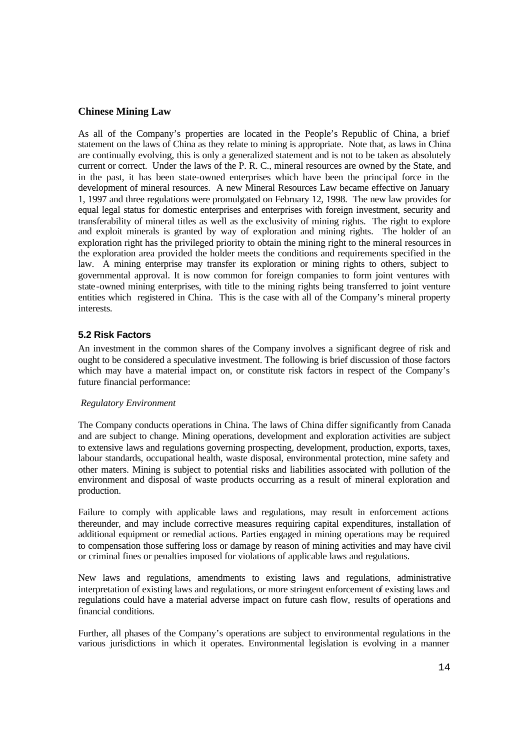## Chinese Mining Law

As all of the Company's properties are located in the People's Republic of China, a brief statement on the laws of China as they relate to mining is appropriate. Note that, as laws in China are continually evolving, this is only a generalized statement and is not to be taken as absolutely current or correct. Under the laws of the P. R. C., mineral resources are owned by the State, and in the past, it has been state-owned enterprises which have been the principal force in the development of mineral resources. A new Mineral Resources Law became effective on January 1, 1997 and three regulations were promulgated on February 12, 1998. The new law provides for equal legal status for domestic enterprises and enterprises with foreign investment, security and transferability of mineral titles as well as the exclusivity of mining rights. The right to explore and exploit minerals is granted by way of exploration and mining rights. The holder of an exploration right has the privileged priority to obtain the mining right to the mineral resources in the exploration area provided the holder meets the conditions and requirements specified in the law. A mining enterprise may transfer its exploration or mining rights to others, subject to governmental approval. It is now common for foreign companies to form joint ventures with state-owned mining enterprises, with title to the mining rights being transferred to joint venture entities which registered in China. This is the case with all of the Company's mineral property interests.

### 5.2 Risk Factors

An investment in the common shares of the Company involves a significant degree of risk and ought to be considered a speculative investment. The following is brief discussion of those factors which may have a material impact on, or constitute risk factors in respect of the Company's future financial performance:

*Regulatory Environment*

The Company conducts operations in China. The laws of China differ significantly from Canada and are subject to change. Mining operations, development and exploration activities are subject to extensive laws and regulations governing prospecting, development, production, exports, taxes, labour standards, occupational health, waste disposal, environmental protection, mine safety and other maters. Mining is subject to potential risks and liabilities associated with pollution of the environment and disposal of waste products occurring as a result of mineral exploration and production.

Failure to comply with applicable laws and regulations, may result in enforcement actions thereunder, and may include corrective measures requiring capital expenditures, installation of additional equipment or remedial actions. Parties engaged in mining operations may be required to compensation those suffering loss or damage by reason of mining activities and may have civil or criminal fines or penalties imposed for violations of applicable laws and regulations.

New laws and regulations, amendments to existing laws and regulations, administrative interpretation of existing laws and regulations, or more stringent enforcement of existing laws and regulations could have a material adverse impact on future cash flow, results of operations and financial conditions.

Further, all phases of the Company's operations are subject to environmental regulations in the various jurisdictions in which it operates. Environmental legislation is evolving in a manner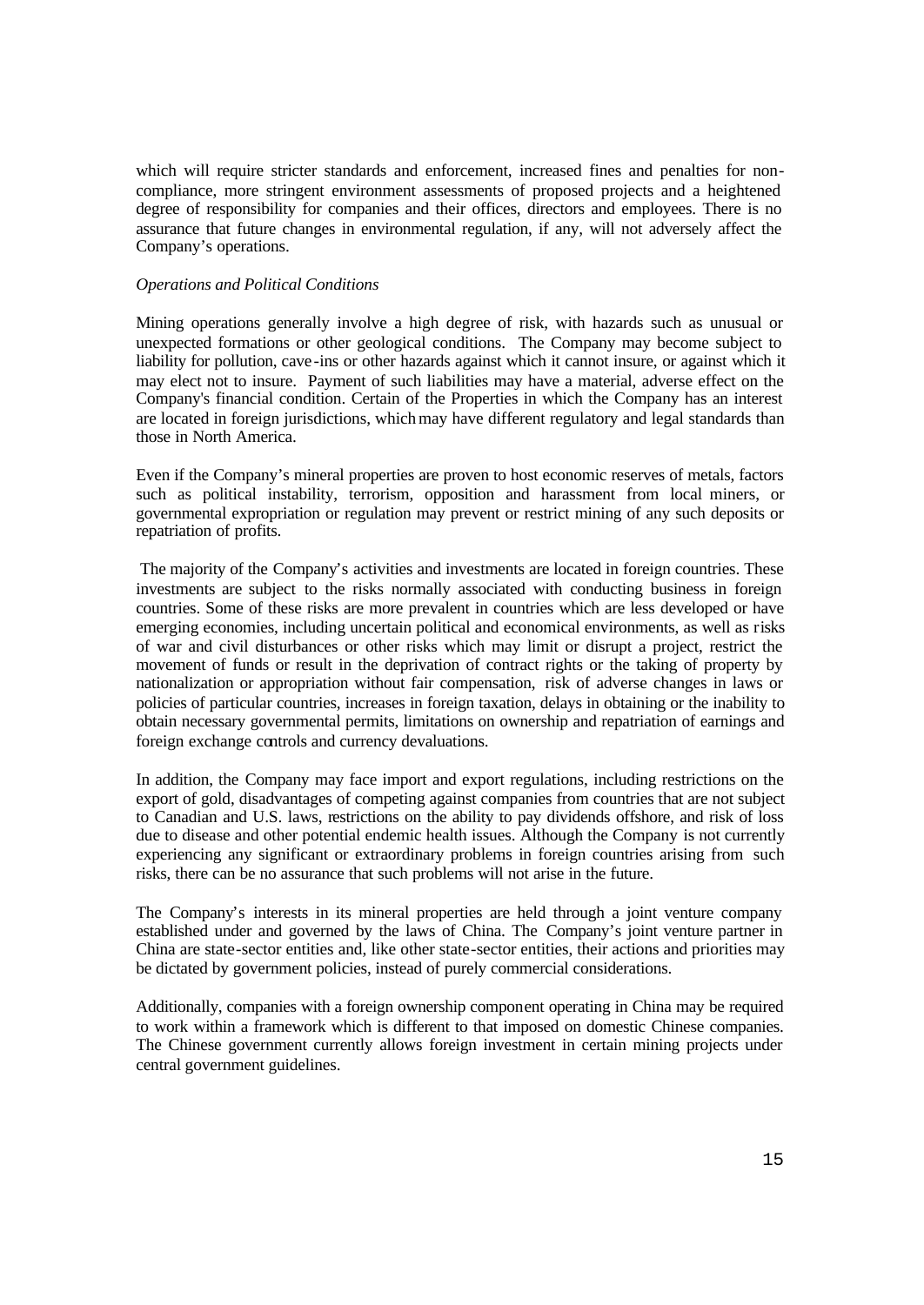which will require stricter standards and enforcement, increased fines and penalties for non-compliance, more stringent environment assessments of proposed projects and a heightened degree of responsibility for companies and their offices, directors and employees. There is no assurance that future changes in environmental regulation, if any, will not adversely affect the Company's operations.

*Operations and Political Conditions*

Mining operations generally involve a high degree of risk, with hazards such as unusual or unexpected formations or other geological conditions. The Company may become subject to liability for pollution, cave-ins or other hazards against which it cannot insure, or against which it may elect not to insure. Payment of such liabilities may have a material, adverse effect on the Company's financial condition. Certain of the Properties in which the Company has an interest are located in foreign jurisdictions, which may have different regulatory and legal standards than those in North America.

Even if the Company's mineral properties are proven to host economic reserves of metals, factors such as political instability, terrorism, opposition and harassment from local miners, or governmental expropriation or regulation may prevent or restrict mining of any such deposits or repatriation of profits.

The majority of the Company's activities and investments are located in foreign countries. These investments are subject to the risks normally associated with conducting business in foreign countries. Some of these risks are more prevalent in countries which are less developed or have emerging economies, including uncertain political and economical environments, as well as risks of war and civil disturbances or other risks which may limit or disrupt a project, restrict the movement of funds or result in the deprivation of contract rights or the taking of property by nationalization or appropriation without fair compensation, risk of adverse changes in laws or policies of particular countries, increases in foreign taxation, delays in obtaining or the inability to obtain necessary governmental permits, limitations on ownership and repatriation of earnings and foreign exchange controls and currency devaluations.

In addition, the Company may face import and export regulations, including restrictions on the export of gold, disadvantages of competing against companies from countries that are not subject to Canadian and U.S. laws, restrictions on the ability to pay dividends offshore, and risk of loss due to disease and other potential endemic health issues. Although the Company is not currently experiencing any significant or extraordinary problems in foreign countries arising from such risks, there can be no assurance that such problems will not arise in the future.

The Company's interests in its mineral properties are held through a joint venture company established under and governed by the laws of China. The Company's joint venture partner in China are state-sector entities and, like other state-sector entities, their actions and priorities may be dictated by government policies, instead of purely commercial considerations.

Additionally, companies with a foreign ownership component operating in China may be required to work within a framework which is different to that imposed on domestic Chinese companies. The Chinese government currently allows foreign investment in certain mining projects under central government guidelines.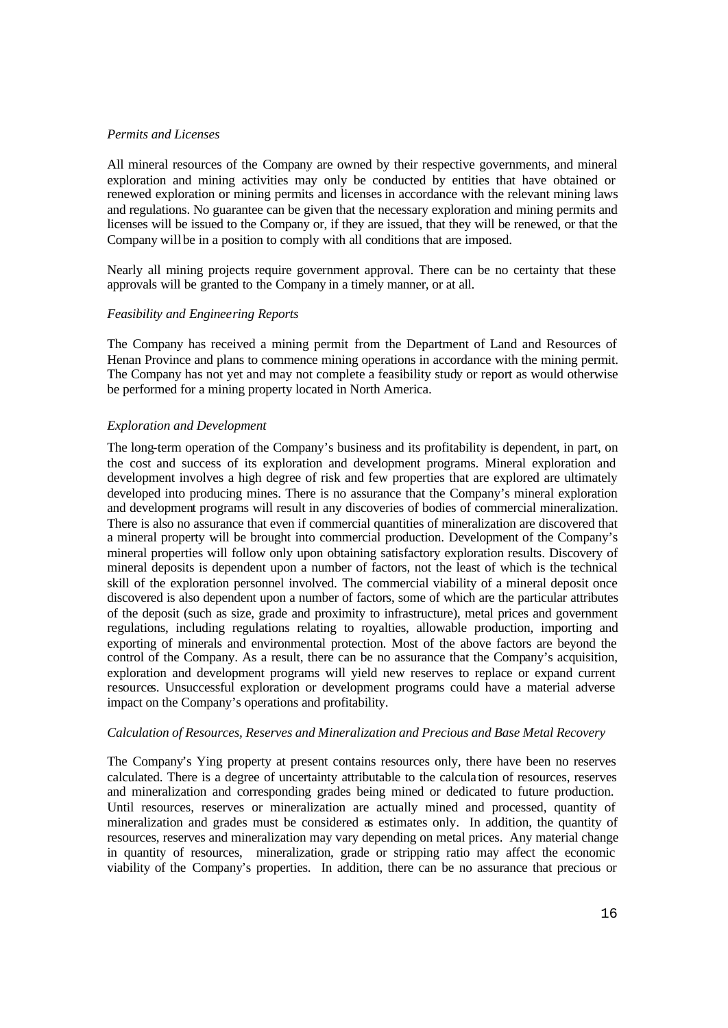*Permits and Licenses*

All mineral resources of the Company are owned by their respective governments, and mineral exploration and mining activities may only be conducted by entities that have obtained or renewed exploration or mining permits and licenses in accordance with the relevant mining laws and regulations. No guarantee can be given that the necessary exploration and mining permits and licenses will be issued to the Company or, if they are issued, that they will be renewed, or that the Company will be in a position to comply with all conditions that are imposed.

Nearly all mining projects require government approval. There can be no certainty that these approvals will be granted to the Company in a timely manner, or at all.

*Feasibility and Engineering Reports*

The Company has received a mining permit from the Department of Land and Resources of Henan Province and plans to commence mining operations in accordance with the mining permit. The Company has not yet and may not complete a feasibility study or report as would otherwise be performed for a mining property located in North America.

*Exploration and Development*

The long-term operation of the Company's business and its profitability is dependent, in part, on the cost and success of its exploration and development programs. Mineral exploration and development involves a high degree of risk and few properties that are explored are ultimately developed into producing mines. There is no assurance that the Company's mineral exploration and development programs will result in any discoveries of bodies of commercial mineralization. There is also no assurance that even if commercial quantities of mineralization are discovered that a mineral property will be brought into commercial production. Development of the Company's mineral properties will follow only upon obtaining satisfactory exploration results. Discovery of mineral deposits is dependent upon a number of factors, not the least of which is the technical skill of the exploration personnel involved. The commercial viability of a mineral deposit once discovered is also dependent upon a number of factors, some of which are the particular attributes of the deposit (such as size, grade and proximity to infrastructure), metal prices and government regulations, including regulations relating to royalties, allowable production, importing and exporting of minerals and environmental protection. Most of the above factors are beyond the control of the Company. As a result, there can be no assurance that the Company's acquisition, exploration and development programs will yield new reserves to replace or expand current resources. Unsuccessful exploration or development programs could have a material adverse impact on the Company's operations and profitability.

*Calculation of Resources, Reserves and Mineralization and Precious and Base Metal Recovery*

The Company's Ying property at present contains resources only, there have been no reserves calculated. There is a degree of uncertainty attributable to the calculation of resources, reserves and mineralization and corresponding grades being mined or dedicated to future production. Until resources, reserves or mineralization are actually mined and processed, quantity of mineralization and grades must be considered as estimates only. In addition, the quantity of resources, reserves and mineralization may vary depending on metal prices. Any material change in quantity of resources, mineralization, grade or stripping ratio may affect the economic viability of the Company's properties. In addition, there can be no assurance that precious or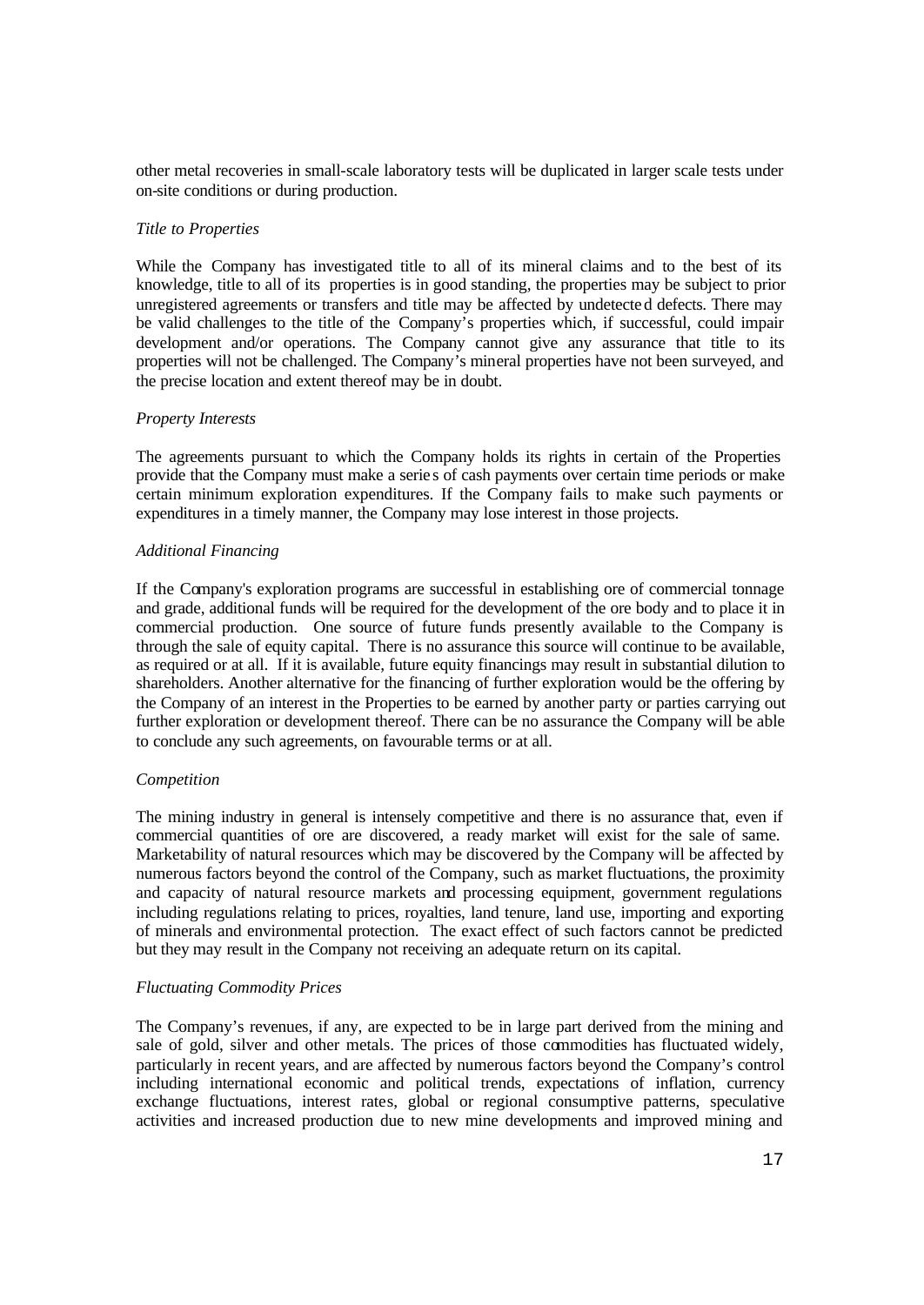other metal recoveries in small-scale laboratory tests will be duplicated in larger scale tests under on-site conditions or during production.

*Title to Properties*

While the Company has investigated title to all of its mineral claims and to the best of its knowledge, title to all of its properties is in good standing, the properties may be subject to prior unregistered agreements or transfers and title may be affected by undetected defects. There may be valid challenges to the title of the Company's properties which, if successful, could impair development and/or operations. The Company cannot give any assurance that title to its properties will not be challenged. The Company's mineral properties have not been surveyed, and the precise location and extent thereof may be in doubt.

*Property Interests*

The agreements pursuant to which the Company holds its rights in certain of the Properties provide that the Company must make a series of cash payments over certain time periods or make certain minimum exploration expenditures. If the Company fails to make such payments or expenditures in a timely manner, the Company may lose interest in those projects.

*Additional Financing*

If the Company's exploration programs are successful in establishing ore of commercial tonnage and grade, additional funds will be required for the development of the ore body and to place it in commercial production. One source of future funds presently available to the Company is through the sale of equity capital. There is no assurance this source will continue to be available, as required or at all. If it is available, future equity financings may result in substantial dilution to shareholders. Another alternative for the financing of further exploration would be the offering by the Company of an interest in the Properties to be earned by another party or parties carrying out further exploration or development thereof. There can be no assurance the Company will be able to conclude any such agreements, on favourable terms or at all.

*Competition*

The mining industry in general is intensely competitive and there is no assurance that, even if commercial quantities of ore are discovered, a ready market will exist for the sale of same. Marketability of natural resources which may be discovered by the Company will be affected by numerous factors beyond the control of the Company, such as market fluctuations, the proximity and capacity of natural resource markets and processing equipment, government regulations including regulations relating to prices, royalties, land tenure, land use, importing and exporting of minerals and environmental protection. The exact effect of such factors cannot be predicted but they may result in the Company not receiving an adequate return on its capital.

*Fluctuating Commodity Prices*

The Company's revenues, if any, are expected to be in large part derived from the mining and sale of gold, silver and other metals. The prices of those commodities has fluctuated widely, particularly in recent years, and are affected by numerous factors beyond the Company's control including international economic and political trends, expectations of inflation, currency exchange fluctuations, interest rates, global or regional consumptive patterns, speculative activities and increased production due to new mine developments and improved mining and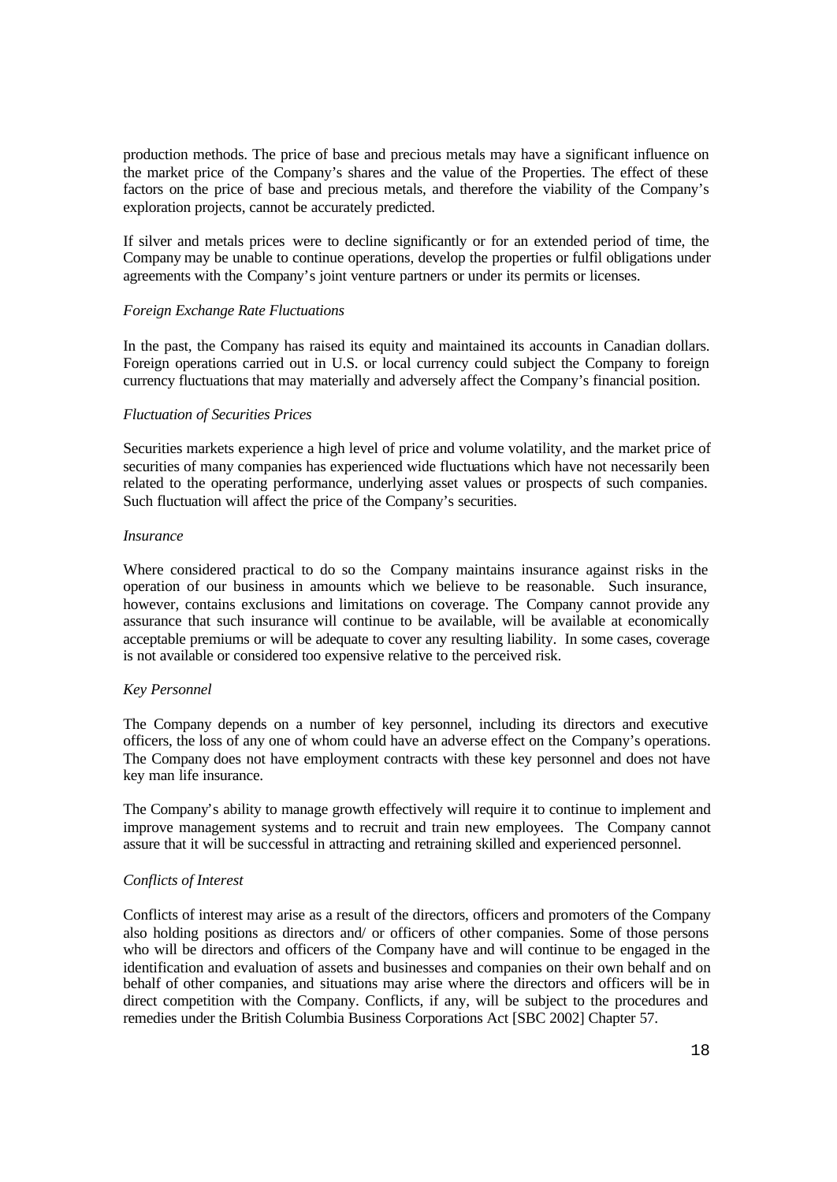production methods. The price of base and precious metals may have a significant influence on the market price of the Company's shares and the value of the Properties. The effect of these factors on the price of base and precious metals, and therefore the viability of the Company's exploration projects, cannot be accurately predicted.

If silver and metals prices were to decline significantly or for an extended period of time, the Company may be unable to continue operations, develop the properties or fulfil obligations under agreements with the Company's joint venture partners or under its permits or licenses.

*Foreign Exchange Rate Fluctuations*

In the past, the Company has raised its equity and maintained its accounts in Canadian dollars. Foreign operations carried out in U.S. or local currency could subject the Company to foreign currency fluctuations that may materially and adversely affect the Company's financial position.

*Fluctuation of Securities Prices*

Securities markets experience a high level of price and volume volatility, and the market price of securities of many companies has experienced wide fluctuations which have not necessarily been related to the operating performance, underlying asset values or prospects of such companies. Such fluctuation will affect the price of the Company's securities.

*Insurance*

Where considered practical to do so the Company maintains insurance against risks in the operation of our business in amounts which we believe to be reasonable. Such insurance, however, contains exclusions and limitations on coverage. The Company cannot provide any assurance that such insurance will continue to be available, will be available at economically acceptable premiums or will be adequate to cover any resulting liability. In some cases, coverage is not available or considered too expensive relative to the perceived risk.

*Key Personnel*

The Company depends on a number of key personnel, including its directors and executive officers, the loss of any one of whom could have an adverse effect on the Company's operations. The Company does not have employment contracts with these key personnel and does not have key man life insurance.

The Company's ability to manage growth effectively will require it to continue to implement and improve management systems and to recruit and train new employees. The Company cannot assure that it will be successful in attracting and retraining skilled and experienced personnel.

*Conflicts of Interest*

Conflicts of interest may arise as a result of the directors, officers and promoters of the Company also holding positions as directors and/ or officers of other companies. Some of those persons who will be directors and officers of the Company have and will continue to be engaged in the identification and evaluation of assets and businesses and companies on their own behalf and on behalf of other companies, and situations may arise where the directors and officers will be in direct competition with the Company. Conflicts, if any, will be subject to the procedures and remedies under the British Columbia Business Corporations Act [SBC 2002] Chapter 57.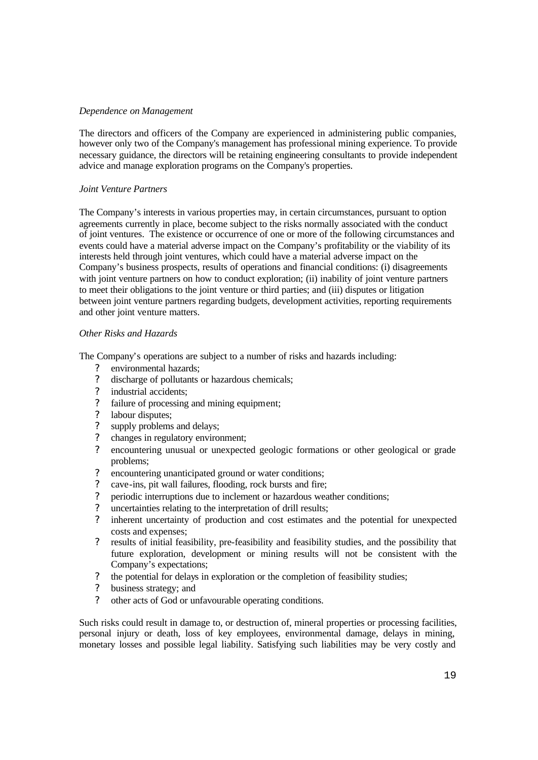*Dependence on Management*

The directors and officers of the Company are experienced in administering public companies, however only two of the Company's management has professional mining experience. To provide necessary guidance, the directors will be retaining engineering consultants to provide independent advice and manage exploration programs on the Company's properties.

*Joint Venture Partners*

The Company's interests in various properties may, in certain circumstances, pursuant to option agreements currently in place, become subject to the risks normally associated with the conduct of joint ventures. The existence or occurrence of one or more of the following circumstances and events could have a material adverse impact on the Company's profitability or the viability of its interests held through joint ventures, which could have a material adverse impact on the Company's business prospects, results of operations and financial conditions: (i) disagreements with joint venture partners on how to conduct exploration; (ii) inability of joint venture partners to meet their obligations to the joint venture or third parties; and (iii) disputes or litigation between joint venture partners regarding budgets, development activities, reporting requirements and other joint venture matters.

*Other Risks and Hazards*

The Company's operations are subject to a number of risks and hazards including:

- environmental hazards;
- discharge of pollutants or hazardous chemicals;
- industrial accidents;
- failure of processing and mining equipment;
- labour disputes;
- supply problems and delays;
- changes in regulatory environment;
- encountering unusual or unexpected geologic formations or other geological or grade problems;
- encountering unanticipated ground or water conditions;
- cave-ins, pit wall failures, flooding, rock bursts and fire;
- periodic interruptions due to inclement or hazardous weather conditions;
- uncertainties relating to the interpretation of drill results;
- inherent uncertainty of production and cost estimates and the potential for unexpected costs and expenses;
- results of initial feasibility, pre-feasibility and feasibility studies, and the possibility that future exploration, development or mining results will not be consistent with the Company's expectations;
- the potential for delays in exploration or the completion of feasibility studies;
- business strategy; and
- other acts of God or unfavourable operating conditions.

Such risks could result in damage to, or destruction of, mineral properties or processing facilities, personal injury or death, loss of key employees, environmental damage, delays in mining, monetary losses and possible legal liability. Satisfying such liabilities may be very costly and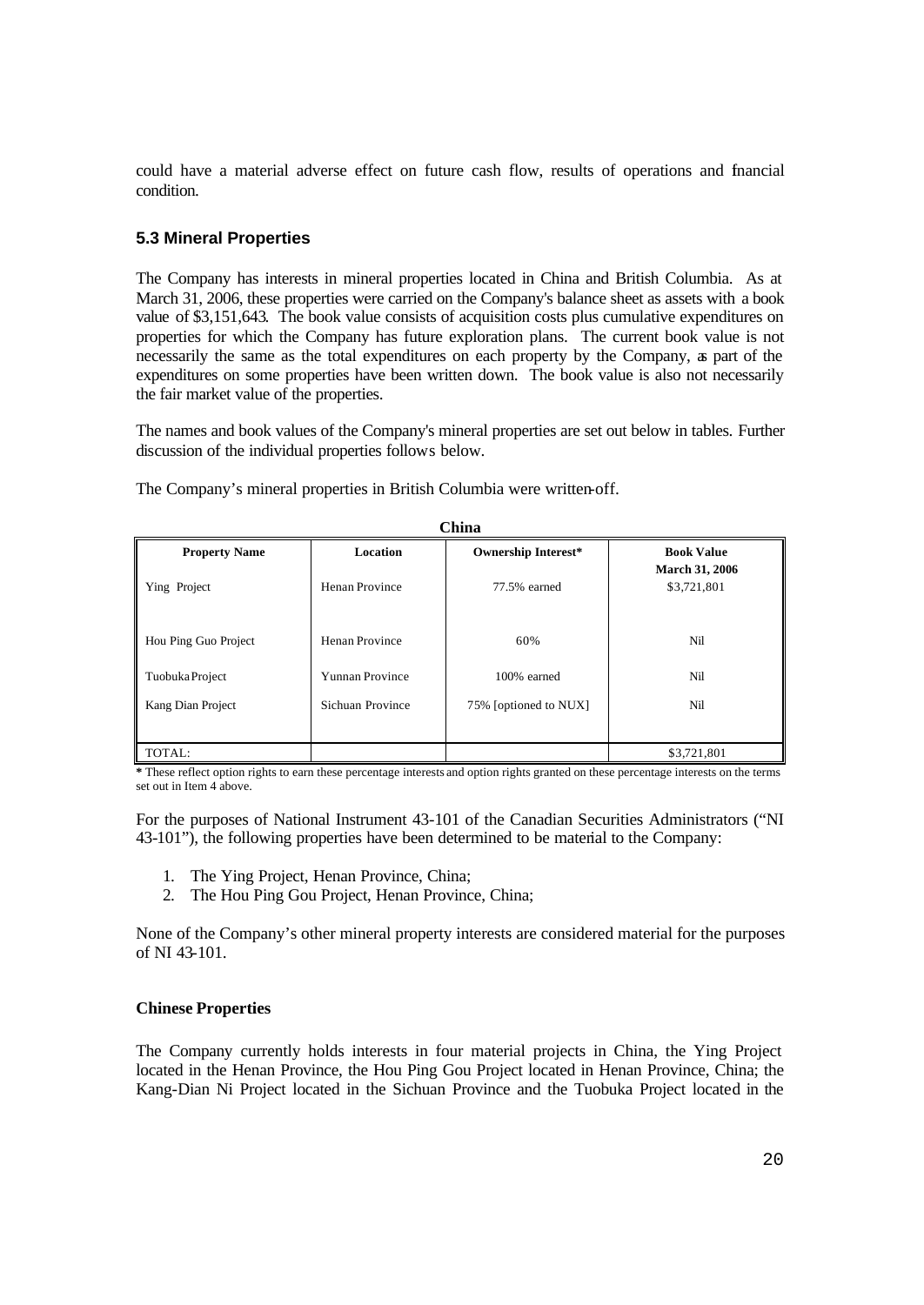could have a material adverse effect on future cash flow, results of operations and financial condition.

### 5.3 Mineral Properties

The Company has interests in mineral properties located in China and British Columbia. As at March 31, 2006, these properties were carried on the Company's balance sheet as assets with a book value of $3,151,643. The book value consists of acquisition costs plus cumulative expenditures on properties for which the Company has future exploration plans. The current book value is not necessarily the same as the total expenditures on each property by the Company, as part of the expenditures on some properties have been written down. The book value is also not necessarily the fair market value of the properties.

The names and book values of the Company's mineral properties are set out below in tables. Further discussion of the individual properties follows below.

The Company's mineral properties in British Columbia were written-off.

**China**

| Property Name | Location | Ownership Interest* | Book Value March 31, 2006 |
|---|---|---|---|
| Ying Project | Henan Province | 77.5% earned | $3,721,801 |
| Hou Ping Guo Project | Henan Province | 60% | Nil |
| Tuobuka Project | Yunnan Province | 100% earned | Nil |
| Kang Dian Project | Sichuan Province | 75% [optioned to NUX] | Nil |
| TOTAL: | | | $3,721,801 |

**\*** These reflect option rights to earn these percentage interests and option rights granted on these percentage interests on the terms set out in Item 4 above.

For the purposes of National Instrument 43-101 of the Canadian Securities Administrators ("NI 43-101"), the following properties have been determined to be material to the Company:

1. The Ying Project, Henan Province, China;
2. The Hou Ping Gou Project, Henan Province, China;

None of the Company's other mineral property interests are considered material for the purposes of NI 43-101.

#### Chinese Properties

The Company currently holds interests in four material projects in China, the Ying Project located in the Henan Province, the Hou Ping Gou Project located in Henan Province, China; the Kang-Dian Ni Project located in the Sichuan Province and the Tuobuka Project located in the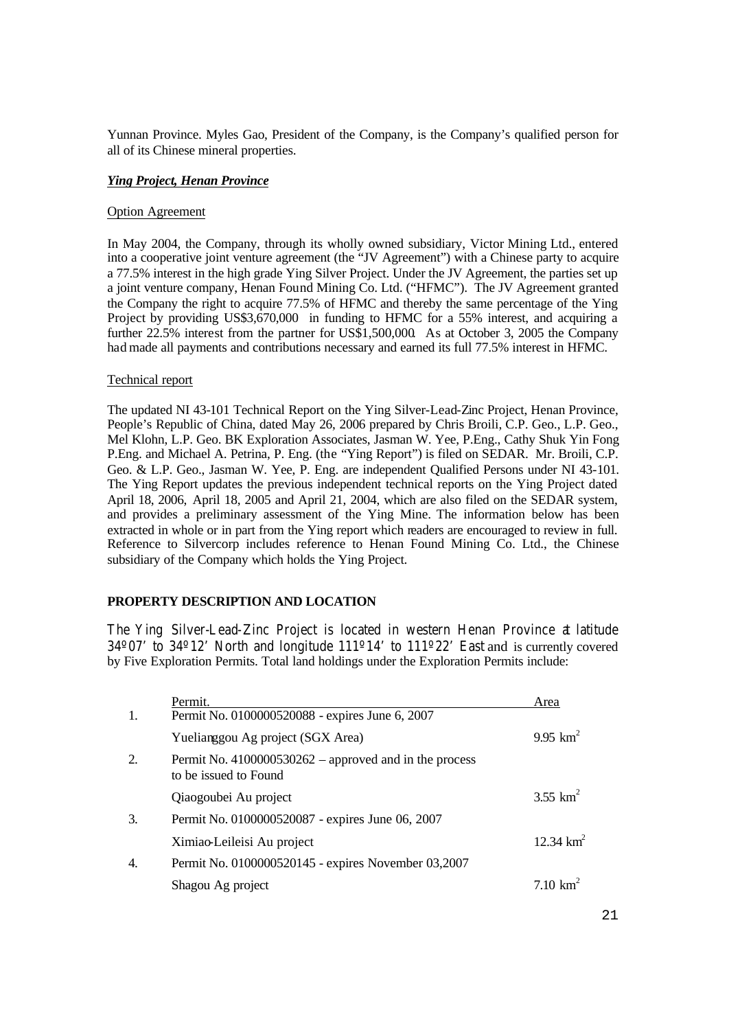Yunnan Province. Myles Gao, President of the Company, is the Company's qualified person for all of its Chinese mineral properties.

***Ying Project, Henan Province***

Option Agreement

In May 2004, the Company, through its wholly owned subsidiary, Victor Mining Ltd., entered into a cooperative joint venture agreement (the "JV Agreement") with a Chinese party to acquire a 77.5% interest in the high grade Ying Silver Project. Under the JV Agreement, the parties set up a joint venture company, Henan Found Mining Co. Ltd. ("HFMC"). The JV Agreement granted the Company the right to acquire 77.5% of HFMC and thereby the same percentage of the Ying Project by providing US$3,670,000 in funding to HFMC for a 55% interest, and acquiring a further 22.5% interest from the partner for US$1,500,000. As at October 3, 2005 the Company had made all payments and contributions necessary and earned its full 77.5% interest in HFMC.

Technical report

The updated NI 43-101 Technical Report on the Ying Silver-Lead-Zinc Project, Henan Province, People's Republic of China, dated May 26, 2006 prepared by Chris Broili, C.P. Geo., L.P. Geo., Mel Klohn, L.P. Geo. BK Exploration Associates, Jasman W. Yee, P.Eng., Cathy Shuk Yin Fong P.Eng. and Michael A. Petrina, P. Eng. (the "Ying Report") is filed on SEDAR. Mr. Broili, C.P. Geo. & L.P. Geo., Jasman W. Yee, P. Eng. are independent Qualified Persons under NI 43-101. The Ying Report updates the previous independent technical reports on the Ying Project dated April 18, 2006, April 18, 2005 and April 21, 2004, which are also filed on the SEDAR system, and provides a preliminary assessment of the Ying Mine. The information below has been extracted in whole or in part from the Ying report which readers are encouraged to review in full. Reference to Silvercorp includes reference to Henan Found Mining Co. Ltd., the Chinese subsidiary of the Company which holds the Ying Project.

**PROPERTY DESCRIPTION AND LOCATION**

The Ying Silver-Lead-Zinc Project is located in western Henan Province at latitude 34º07' to 34º12' North and longitude 111º14' to 111º22' East and is currently covered by Five Exploration Permits. Total land holdings under the Exploration Permits include:

| | Permit. | Area |
|---|---|---|
| 1. | Permit No. 0100000520088 - expires June 6, 2007 | |
| | Yuelianggou Ag project (SGX Area) | 9.95 km$^2$ |
| 2. | Permit No. 4100000530262 – approved and in the process to be issued to Found | |
| | Qiaogoubei Au project | 3.55 km$^2$ |
| 3. | Permit No. 0100000520087 - expires June 06, 2007 | |
| | Ximiao-Leileisi Au project | 12.34 km$^2$ |
| 4. | Permit No. 0100000520145 - expires November 03,2007 | |
| | Shagou Ag project | 7.10 km$^2$ |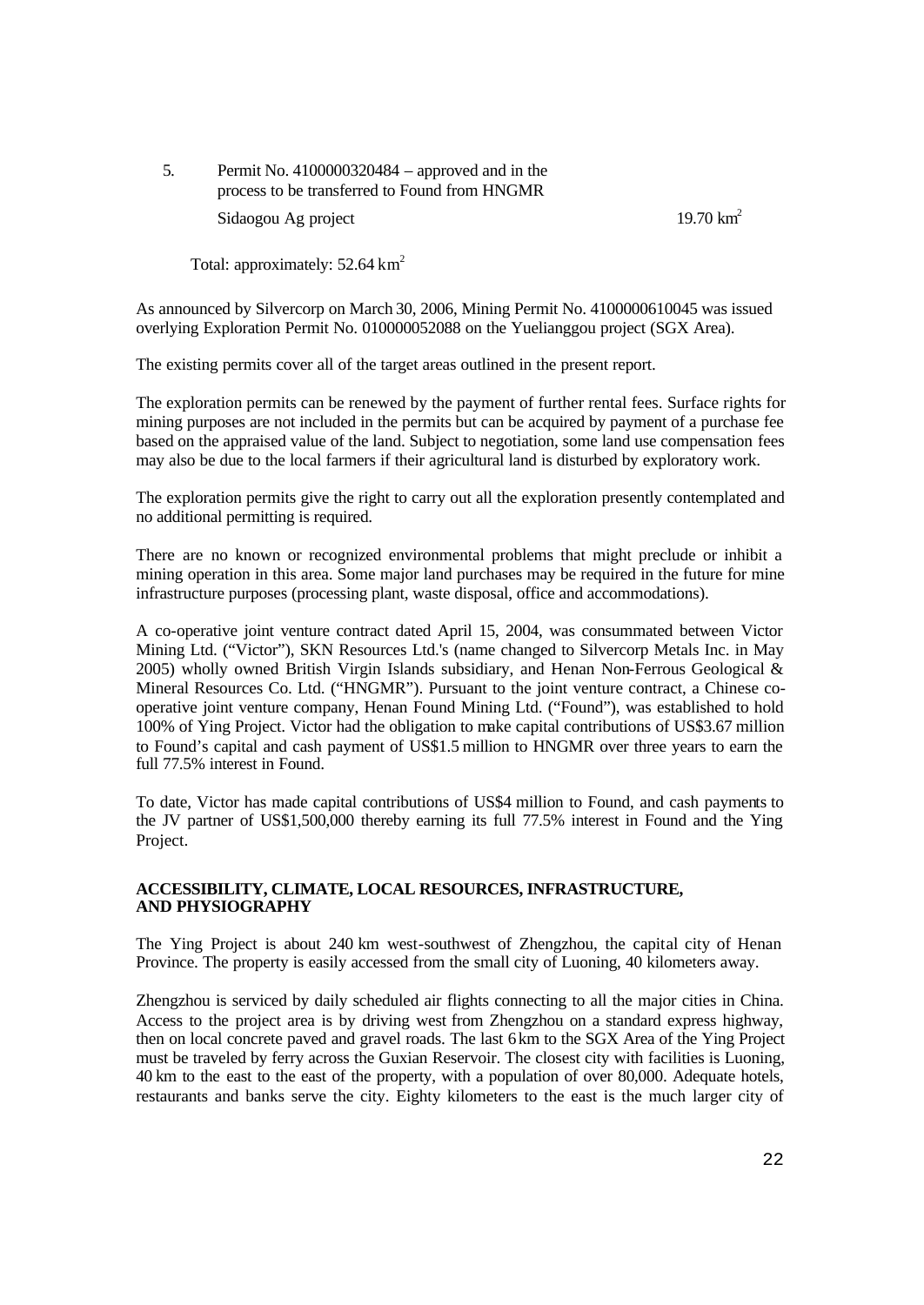5. Permit No. 4100000320484 – approved and in the process to be transferred to Found from HNGMR

   Sidaogou Ag project 19.70 km$^2$

Total: approximately: 52.64 km$^2$

As announced by Silvercorp on March 30, 2006, Mining Permit No. 4100000610045 was issued overlying Exploration Permit No. 010000052088 on the Yueliangou project (SGX Area).

The existing permits cover all of the target areas outlined in the present report.

The exploration permits can be renewed by the payment of further rental fees. Surface rights for mining purposes are not included in the permits but can be acquired by payment of a purchase fee based on the appraised value of the land. Subject to negotiation, some land use compensation fees may also be due to the local farmers if their agricultural land is disturbed by exploratory work.

The exploration permits give the right to carry out all the exploration presently contemplated and no additional permitting is required.

There are no known or recognized environmental problems that might preclude or inhibit a mining operation in this area. Some major land purchases may be required in the future for mine infrastructure purposes (processing plant, waste disposal, office and accommodations).

A co-operative joint venture contract dated April 15, 2004, was consummated between Victor Mining Ltd. ("Victor"), SKN Resources Ltd.'s (name changed to Silvercorp Metals Inc. in May 2005) wholly owned British Virgin Islands subsidiary, and Henan Non-Ferrous Geological & Mineral Resources Co. Ltd. ("HNGMR"). Pursuant to the joint venture contract, a Chinese co-operative joint venture company, Henan Found Mining Ltd. ("Found"), was established to hold 100% of Ying Project. Victor had the obligation to make capital contributions of US$3.67 million to Found's capital and cash payment of US$1.5 million to HNGMR over three years to earn the full 77.5% interest in Found.

To date, Victor has made capital contributions of US$4 million to Found, and cash payments to the JV partner of US$1,500,000 thereby earning its full 77.5% interest in Found and the Ying Project.

## ACCESSIBILITY, CLIMATE, LOCAL RESOURCES, INFRASTRUCTURE, AND PHYSIOGRAPHY

The Ying Project is about 240 km west-southwest of Zhengzhou, the capital city of Henan Province. The property is easily accessed from the small city of Luoning, 40 kilometers away.

Zhengzhou is serviced by daily scheduled air flights connecting to all the major cities in China. Access to the project area is by driving west from Zhengzhou on a standard express highway, then on local concrete paved and gravel roads. The last 6 km to the SGX Area of the Ying Project must be traveled by ferry across the Guxian Reservoir. The closest city with facilities is Luoning, 40 km to the east to the east of the property, with a population of over 80,000. Adequate hotels, restaurants and banks serve the city. Eighty kilometers to the east is the much larger city of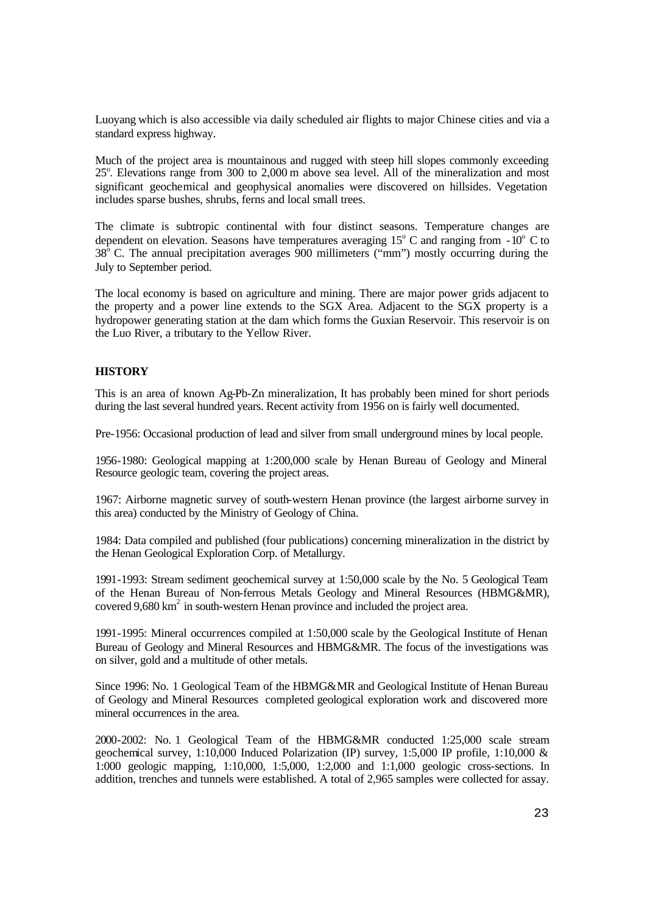Luoyang which is also accessible via daily scheduled air flights to major Chinese cities and via a standard express highway.

Much of the project area is mountainous and rugged with steep hill slopes commonly exceeding 25°. Elevations range from 300 to 2,000 m above sea level. All of the mineralization and most significant geochemical and geophysical anomalies were discovered on hillsides. Vegetation includes sparse bushes, shrubs, ferns and local small trees.

The climate is subtropic continental with four distinct seasons. Temperature changes are dependent on elevation. Seasons have temperatures averaging 15° C and ranging from -10° C to 38° C. The annual precipitation averages 900 millimeters ("mm") mostly occurring during the July to September period.

The local economy is based on agriculture and mining. There are major power grids adjacent to the property and a power line extends to the SGX Area. Adjacent to the SGX property is a hydropower generating station at the dam which forms the Guxian Reservoir. This reservoir is on the Luo River, a tributary to the Yellow River.

## HISTORY

This is an area of known Ag-Pb-Zn mineralization, It has probably been mined for short periods during the last several hundred years. Recent activity from 1956 on is fairly well documented.

Pre-1956: Occasional production of lead and silver from small underground mines by local people.

1956-1980: Geological mapping at 1:200,000 scale by Henan Bureau of Geology and Mineral Resource geologic team, covering the project areas.

1967: Airborne magnetic survey of south-western Henan province (the largest airborne survey in this area) conducted by the Ministry of Geology of China.

1984: Data compiled and published (four publications) concerning mineralization in the district by the Henan Geological Exploration Corp. of Metallurgy.

1991-1993: Stream sediment geochemical survey at 1:50,000 scale by the No. 5 Geological Team of the Henan Bureau of Non-ferrous Metals Geology and Mineral Resources (HBMG&MR), covered 9,680 km$^2$ in south-western Henan province and included the project area.

1991-1995: Mineral occurrences compiled at 1:50,000 scale by the Geological Institute of Henan Bureau of Geology and Mineral Resources and HBMG&MR. The focus of the investigations was on silver, gold and a multitude of other metals.

Since 1996: No. 1 Geological Team of the HBMG&MR and Geological Institute of Henan Bureau of Geology and Mineral Resources completed geological exploration work and discovered more mineral occurrences in the area.

2000-2002: No. 1 Geological Team of the HBMG&MR conducted 1:25,000 scale stream geochemical survey, 1:10,000 Induced Polarization (IP) survey, 1:5,000 IP profile, 1:10,000 & 1:000 geologic mapping, 1:10,000, 1:5,000, 1:2,000 and 1:1,000 geologic cross-sections. In addition, trenches and tunnels were established. A total of 2,965 samples were collected for assay.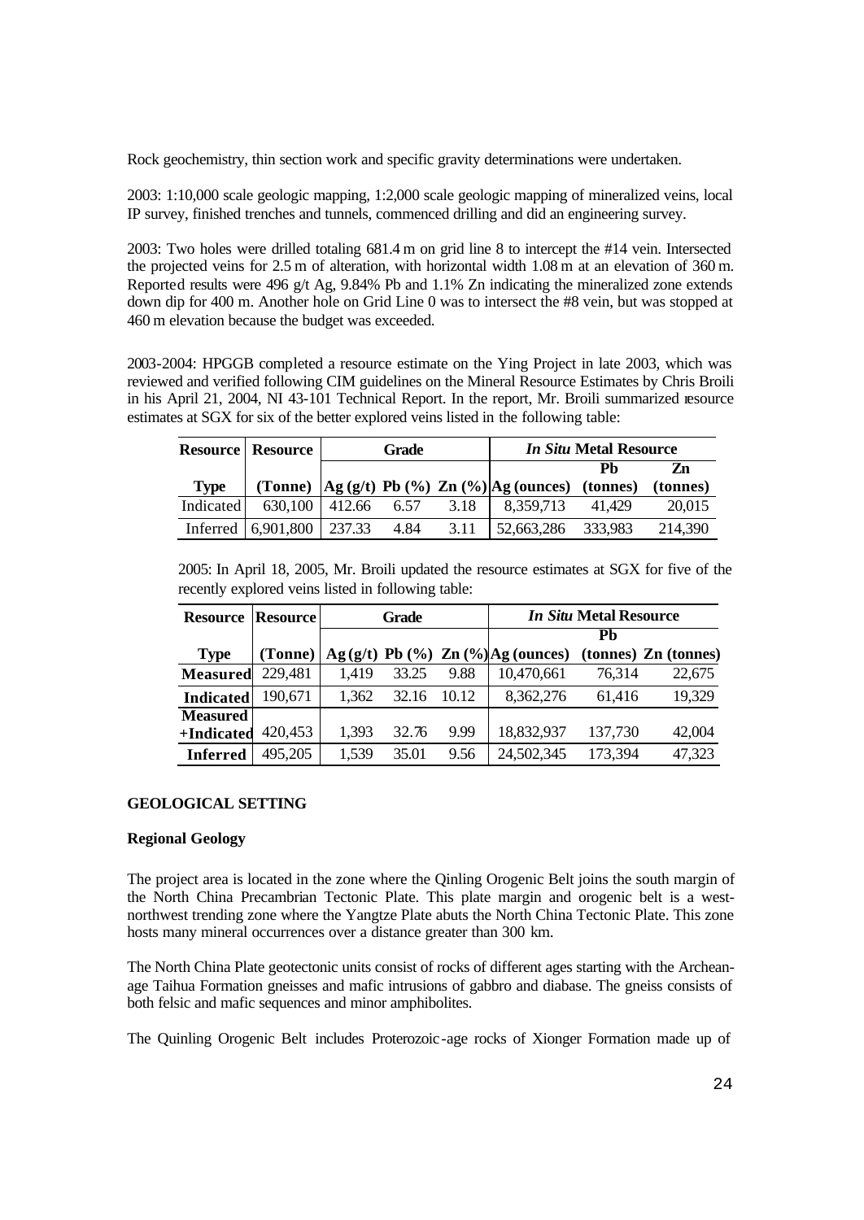Rock geochemistry, thin section work and specific gravity determinations were undertaken.

2003: 1:10,000 scale geologic mapping, 1:2,000 scale geologic mapping of mineralized veins, local IP survey, finished trenches and tunnels, commenced drilling and did an engineering survey.

2003: Two holes were drilled totaling 681.4 m on grid line 8 to intercept the #14 vein. Intersected the projected veins for 2.5 m of alteration, with horizontal width 1.08 m at an elevation of 360 m. Reported results were 496 g/t Ag, 9.84% Pb and 1.1% Zn indicating the mineralized zone extends down dip for 400 m. Another hole on Grid Line 0 was to intersect the #8 vein, but was stopped at 460 m elevation because the budget was exceeded.

2003-2004: HPGGB completed a resource estimate on the Ying Project in late 2003, which was reviewed and verified following CIM guidelines on the Mineral Resource Estimates by Chris Broili in his April 21, 2004, NI 43-101 Technical Report. In the report, Mr. Broili summarized resource estimates at SGX for six of the better explored veins listed in the following table:

| Resource | Resource | Grade | | | *In Situ* Metal Resource | | |
|---|---|---|---|---|---|---|---|
| Type | (Tonne) | Ag (g/t) | Pb (%) | Zn (%) | Ag (ounces) | Pb (tonnes) | Zn (tonnes) |
| Indicated | 630,100 | 412.66 | 6.57 | 3.18 | 8,359,713 | 41,429 | 20,015 |
| Inferred | 6,901,800 | 237.33 | 4.84 | 3.11 | 52,663,286 | 333,983 | 214,390 |

2005: In April 18, 2005, Mr. Broili updated the resource estimates at SGX for five of the recently explored veins listed in following table:

| Resource | Resource | Grade | | | *In Situ* Metal Resource | | |
|---|---|---|---|---|---|---|---|
| Type | (Tonne) | Ag (g/t) | Pb (%) | Zn (%) | Ag (ounces) | Pb (tonnes) | Zn (tonnes) |
| **Measured** | 229,481 | 1,419 | 33.25 | 9.88 | 10,470,661 | 76,314 | 22,675 |
| **Indicated** | 190,671 | 1,362 | 32.16 | 10.12 | 8,362,276 | 61,416 | 19,329 |
| **Measured +Indicated** | 420,453 | 1,393 | 32.76 | 9.99 | 18,832,937 | 137,730 | 42,004 |
| **Inferred** | 495,205 | 1,539 | 35.01 | 9.56 | 24,502,345 | 173,394 | 47,323 |

## GEOLOGICAL SETTING

### Regional Geology

The project area is located in the zone where the Qinling Orogenic Belt joins the south margin of the North China Precambrian Tectonic Plate. This plate margin and orogenic belt is a west-northwest trending zone where the Yangtze Plate abuts the North China Tectonic Plate. This zone hosts many mineral occurrences over a distance greater than 300 km.

The North China Plate geotectonic units consist of rocks of different ages starting with the Archean-age Taihua Formation gneisses and mafic intrusions of gabbro and diabase. The gneiss consists of both felsic and mafic sequences and minor amphibolites.

The Quinling Orogenic Belt includes Proterozoic-age rocks of Xionger Formation made up of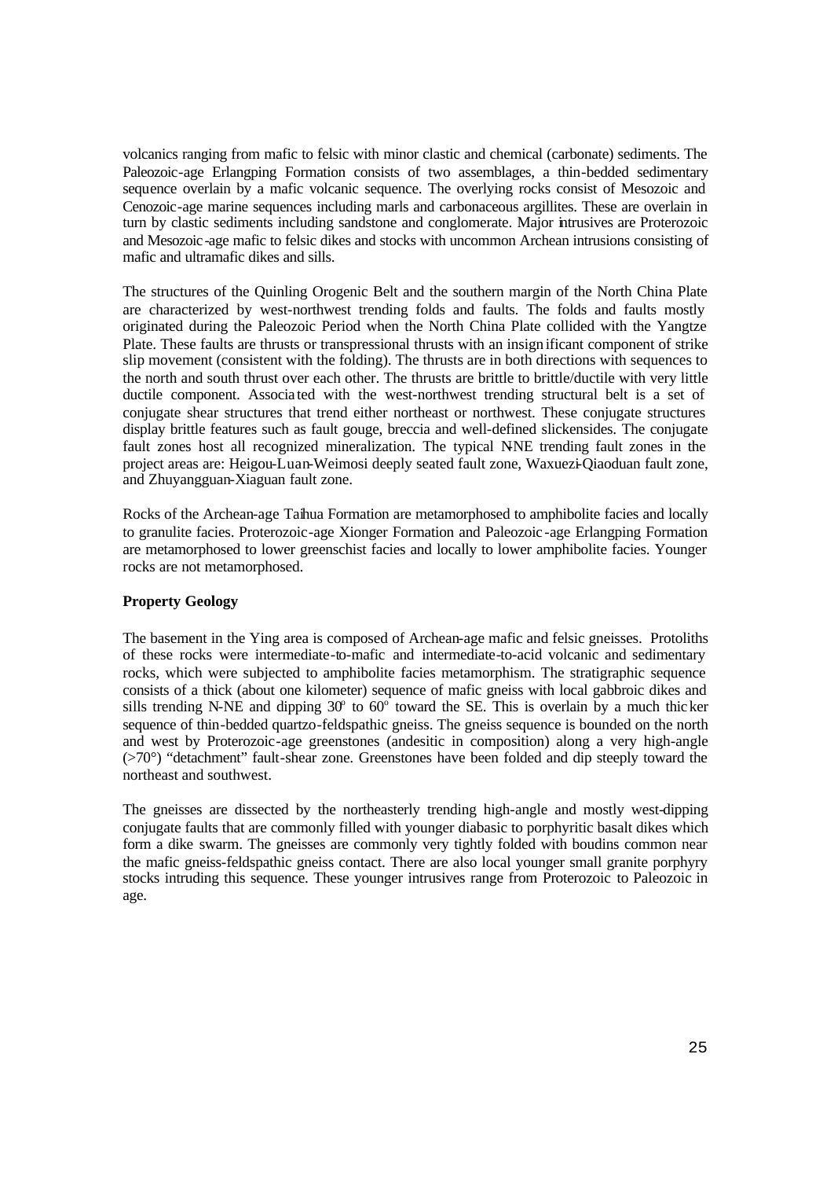volcanics ranging from mafic to felsic with minor clastic and chemical (carbonate) sediments. The Paleozoic-age Erlangping Formation consists of two assemblages, a thin-bedded sedimentary sequence overlain by a mafic volcanic sequence. The overlying rocks consist of Mesozoic and Cenozoic-age marine sequences including marls and carbonaceous argillites. These are overlain in turn by clastic sediments including sandstone and conglomerate. Major intrusives are Proterozoic and Mesozoic-age mafic to felsic dikes and stocks with uncommon Archean intrusions consisting of mafic and ultramafic dikes and sills.

The structures of the Quinling Orogenic Belt and the southern margin of the North China Plate are characterized by west-northwest trending folds and faults. The folds and faults mostly originated during the Paleozoic Period when the North China Plate collided with the Yangtze Plate. These faults are thrusts or transpressional thrusts with an insignificant component of strike slip movement (consistent with the folding). The thrusts are in both directions with sequences to the north and south thrust over each other. The thrusts are brittle to brittle/ductile with very little ductile component. Associated with the west-northwest trending structural belt is a set of conjugate shear structures that trend either northeast or northwest. These conjugate structures display brittle features such as fault gouge, breccia and well-defined slickensides. The conjugate fault zones host all recognized mineralization. The typical N-NE trending fault zones in the project areas are: Heigou-Luan-Weimosi deeply seated fault zone, Waxuezi-Qiaoduan fault zone, and Zhuyangguan-Xiaguan fault zone.

Rocks of the Archean-age Taihua Formation are metamorphosed to amphibolite facies and locally to granulite facies. Proterozoic-age Xionger Formation and Paleozoic-age Erlangping Formation are metamorphosed to lower greenschist facies and locally to lower amphibolite facies. Younger rocks are not metamorphosed.

**Property Geology**

The basement in the Ying area is composed of Archean-age mafic and felsic gneisses. Protoliths of these rocks were intermediate-to-mafic and intermediate-to-acid volcanic and sedimentary rocks, which were subjected to amphibolite facies metamorphism. The stratigraphic sequence consists of a thick (about one kilometer) sequence of mafic gneiss with local gabbroic dikes and sills trending N-NE and dipping 30º to 60º toward the SE. This is overlain by a much thicker sequence of thin-bedded quartzo-feldspathic gneiss. The gneiss sequence is bounded on the north and west by Proterozoic-age greenstones (andesitic in composition) along a very high-angle (>70°) "detachment" fault-shear zone. Greenstones have been folded and dip steeply toward the northeast and southwest.

The gneisses are dissected by the northeasterly trending high-angle and mostly west-dipping conjugate faults that are commonly filled with younger diabasic to porphyritic basalt dikes which form a dike swarm. The gneisses are commonly very tightly folded with boudins common near the mafic gneiss-feldspathic gneiss contact. There are also local younger small granite porphyry stocks intruding this sequence. These younger intrusives range from Proterozoic to Paleozoic in age.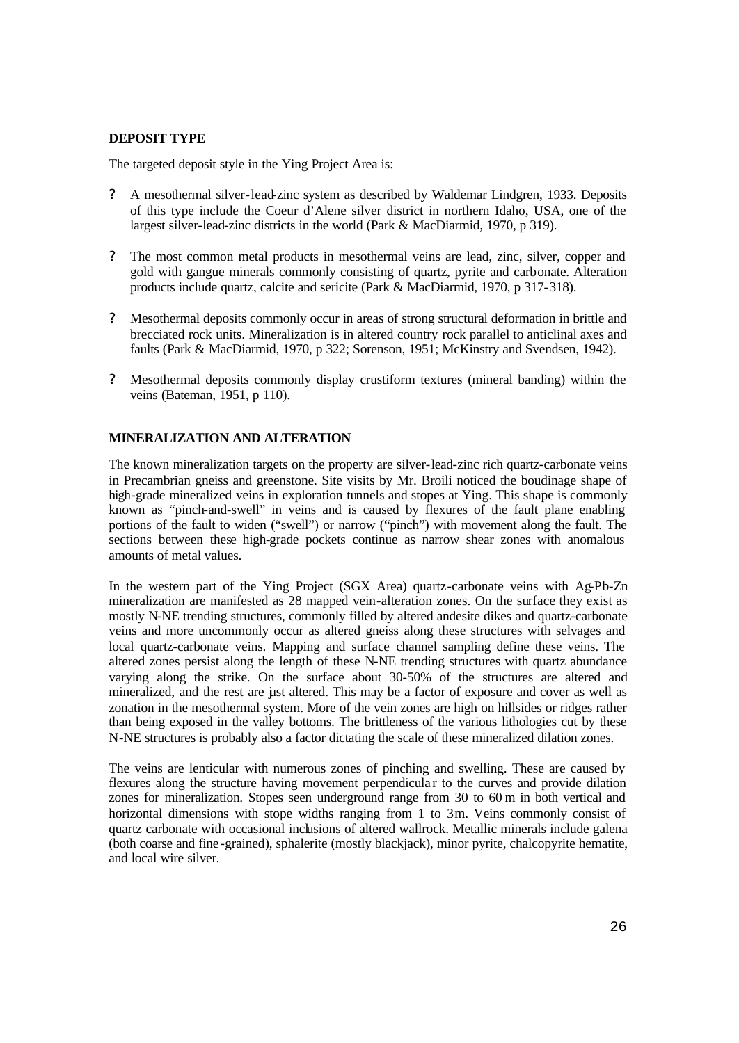**DEPOSIT TYPE**

The targeted deposit style in the Ying Project Area is:

- A mesothermal silver-lead-zinc system as described by Waldemar Lindgren, 1933. Deposits of this type include the Coeur d'Alene silver district in northern Idaho, USA, one of the largest silver-lead-zinc districts in the world (Park & MacDiarmid, 1970, p 319).
- The most common metal products in mesothermal veins are lead, zinc, silver, copper and gold with gangue minerals commonly consisting of quartz, pyrite and carbonate. Alteration products include quartz, calcite and sericite (Park & MacDiarmid, 1970, p 317-318).
- Mesothermal deposits commonly occur in areas of strong structural deformation in brittle and brecciated rock units. Mineralization is in altered country rock parallel to anticlinal axes and faults (Park & MacDiarmid, 1970, p 322; Sorenson, 1951; McKinstry and Svendsen, 1942).
- Mesothermal deposits commonly display crustiform textures (mineral banding) within the veins (Bateman, 1951, p 110).

**MINERALIZATION AND ALTERATION**

The known mineralization targets on the property are silver-lead-zinc rich quartz-carbonate veins in Precambrian gneiss and greenstone. Site visits by Mr. Broili noticed the boudinage shape of high-grade mineralized veins in exploration tunnels and stopes at Ying. This shape is commonly known as "pinch-and-swell" in veins and is caused by flexures of the fault plane enabling portions of the fault to widen ("swell") or narrow ("pinch") with movement along the fault. The sections between these high-grade pockets continue as narrow shear zones with anomalous amounts of metal values.

In the western part of the Ying Project (SGX Area) quartz-carbonate veins with Ag-Pb-Zn mineralization are manifested as 28 mapped vein-alteration zones. On the surface they exist as mostly N-NE trending structures, commonly filled by altered andesite dikes and quartz-carbonate veins and more uncommonly occur as altered gneiss along these structures with selvages and local quartz-carbonate veins. Mapping and surface channel sampling define these veins. The altered zones persist along the length of these N-NE trending structures with quartz abundance varying along the strike. On the surface about 30-50% of the structures are altered and mineralized, and the rest are just altered. This may be a factor of exposure and cover as well as zonation in the mesothermal system. More of the vein zones are high on hillsides or ridges rather than being exposed in the valley bottoms. The brittleness of the various lithologies cut by these N-NE structures is probably also a factor dictating the scale of these mineralized dilation zones.

The veins are lenticular with numerous zones of pinching and swelling. These are caused by flexures along the structure having movement perpendicular to the curves and provide dilation zones for mineralization. Stopes seen underground range from 30 to 60 m in both vertical and horizontal dimensions with stope widths ranging from 1 to 3m. Veins commonly consist of quartz carbonate with occasional inclusions of altered wallrock. Metallic minerals include galena (both coarse and fine-grained), sphalerite (mostly blackjack), minor pyrite, chalcopyrite hematite, and local wire silver.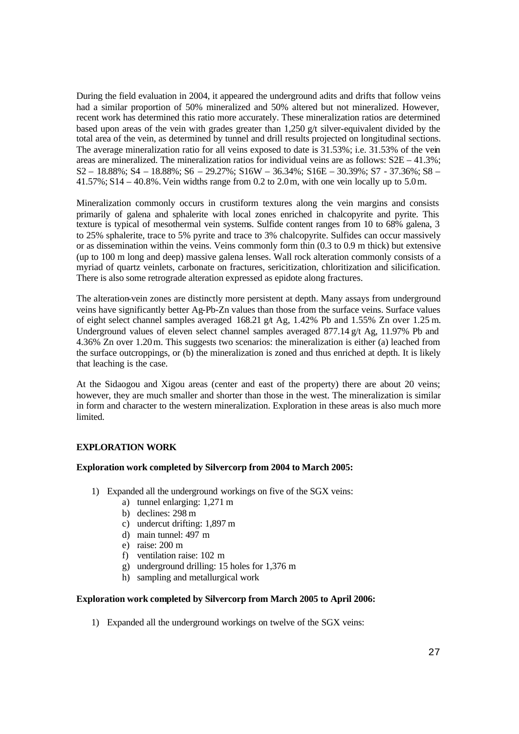During the field evaluation in 2004, it appeared the underground adits and drifts that follow veins had a similar proportion of 50% mineralized and 50% altered but not mineralized. However, recent work has determined this ratio more accurately. These mineralization ratios are determined based upon areas of the vein with grades greater than 1,250 g/t silver-equivalent divided by the total area of the vein, as determined by tunnel and drill results projected on longitudinal sections. The average mineralization ratio for all veins exposed to date is 31.53%; i.e. 31.53% of the vein areas are mineralized. The mineralization ratios for individual veins are as follows: S2E – 41.3%; S2 – 18.88%; S4 – 18.88%; S6 – 29.27%; S16W – 36.34%; S16E – 30.39%; S7 - 37.36%; S8 – 41.57%; S14 – 40.8%. Vein widths range from 0.2 to 2.0 m, with one vein locally up to 5.0 m.

Mineralization commonly occurs in crustiform textures along the vein margins and consists primarily of galena and sphalerite with local zones enriched in chalcopyrite and pyrite. This texture is typical of mesothermal vein systems. Sulfide content ranges from 10 to 68% galena, 3 to 25% sphalerite, trace to 5% pyrite and trace to 3% chalcopyrite. Sulfides can occur massively or as dissemination within the veins. Veins commonly form thin (0.3 to 0.9 m thick) but extensive (up to 100 m long and deep) massive galena lenses. Wall rock alteration commonly consists of a myriad of quartz veinlets, carbonate on fractures, sericitization, chloritization and silicification. There is also some retrograde alteration expressed as epidote along fractures.

The alteration-vein zones are distinctly more persistent at depth. Many assays from underground veins have significantly better Ag-Pb-Zn values than those from the surface veins. Surface values of eight select channel samples averaged 168.21 g/t Ag, 1.42% Pb and 1.55% Zn over 1.25 m. Underground values of eleven select channel samples averaged 877.14 g/t Ag, 11.97% Pb and 4.36% Zn over 1.20 m. This suggests two scenarios: the mineralization is either (a) leached from the surface outcroppings, or (b) the mineralization is zoned and thus enriched at depth. It is likely that leaching is the case.

At the Sidaogou and Xigou areas (center and east of the property) there are about 20 veins; however, they are much smaller and shorter than those in the west. The mineralization is similar in form and character to the western mineralization. Exploration in these areas is also much more limited.

## EXPLORATION WORK

**Exploration work completed by Silvercorp from 2004 to March 2005:**

1) Expanded all the underground workings on five of the SGX veins:
    a) tunnel enlarging: 1,271 m
    b) declines: 298 m
    c) undercut drifting: 1,897 m
    d) main tunnel: 497 m
    e) raise: 200 m
    f) ventilation raise: 102 m
    g) underground drilling: 15 holes for 1,376 m
    h) sampling and metallurgical work

**Exploration work completed by Silvercorp from March 2005 to April 2006:**

1) Expanded all the underground workings on twelve of the SGX veins: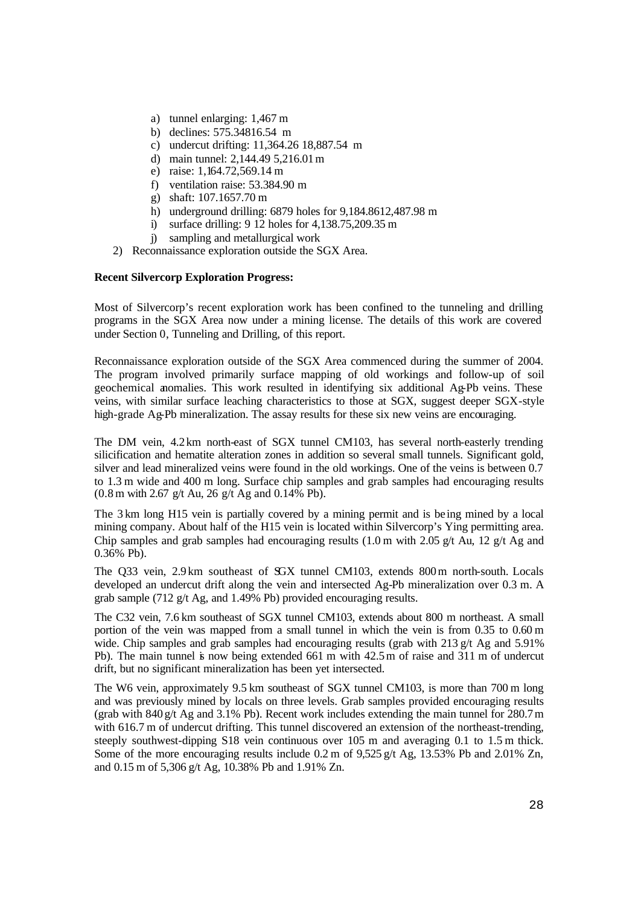a) tunnel enlarging: 1,467 m
b) declines: 575.34816.54 m
c) undercut drifting: 11,364.26 18,887.54 m
d) main tunnel: 2,144.49 5,216.01 m
e) raise: 1,164.72,569.14 m
f) ventilation raise: 53.384.90 m
g) shaft: 107.1657.70 m
h) underground drilling: 6879 holes for 9,184.8612,487.98 m
i) surface drilling: 9 12 holes for 4,138.75,209.35 m
j) sampling and metallurgical work

2) Reconnaissance exploration outside the SGX Area.

**Recent Silvercorp Exploration Progress:**

Most of Silvercorp's recent exploration work has been confined to the tunneling and drilling programs in the SGX Area now under a mining license. The details of this work are covered under Section 0, Tunneling and Drilling, of this report.

Reconnaissance exploration outside of the SGX Area commenced during the summer of 2004. The program involved primarily surface mapping of old workings and follow-up of soil geochemical anomalies. This work resulted in identifying six additional Ag-Pb veins. These veins, with similar surface leaching characteristics to those at SGX, suggest deeper SGX-style high-grade Ag-Pb mineralization. The assay results for these six new veins are encouraging.

The DM vein, 4.2 km north-east of SGX tunnel CM103, has several north-easterly trending silicification and hematite alteration zones in addition so several small tunnels. Significant gold, silver and lead mineralized veins were found in the old workings. One of the veins is between 0.7 to 1.3 m wide and 400 m long. Surface chip samples and grab samples had encouraging results (0.8 m with 2.67 g/t Au, 26 g/t Ag and 0.14% Pb).

The 3 km long H15 vein is partially covered by a mining permit and is being mined by a local mining company. About half of the H15 vein is located within Silvercorp's Ying permitting area. Chip samples and grab samples had encouraging results (1.0 m with 2.05 g/t Au, 12 g/t Ag and 0.36% Pb).

The Q33 vein, 2.9 km southeast of SGX tunnel CM103, extends 800 m north-south. Locals developed an undercut drift along the vein and intersected Ag-Pb mineralization over 0.3 m. A grab sample (712 g/t Ag, and 1.49% Pb) provided encouraging results.

The C32 vein, 7.6 km southeast of SGX tunnel CM103, extends about 800 m northeast. A small portion of the vein was mapped from a small tunnel in which the vein is from 0.35 to 0.60 m wide. Chip samples and grab samples had encouraging results (grab with 213 g/t Ag and 5.91% Pb). The main tunnel is now being extended 661 m with 42.5 m of raise and 311 m of undercut drift, but no significant mineralization has been yet intersected.

The W6 vein, approximately 9.5 km southeast of SGX tunnel CM103, is more than 700 m long and was previously mined by locals on three levels. Grab samples provided encouraging results (grab with 840 g/t Ag and 3.1% Pb). Recent work includes extending the main tunnel for 280.7 m with 616.7 m of undercut drifting. This tunnel discovered an extension of the northeast-trending, steeply southwest-dipping S18 vein continuous over 105 m and averaging 0.1 to 1.5 m thick. Some of the more encouraging results include 0.2 m of 9,525 g/t Ag, 13.53% Pb and 2.01% Zn, and 0.15 m of 5,306 g/t Ag, 10.38% Pb and 1.91% Zn.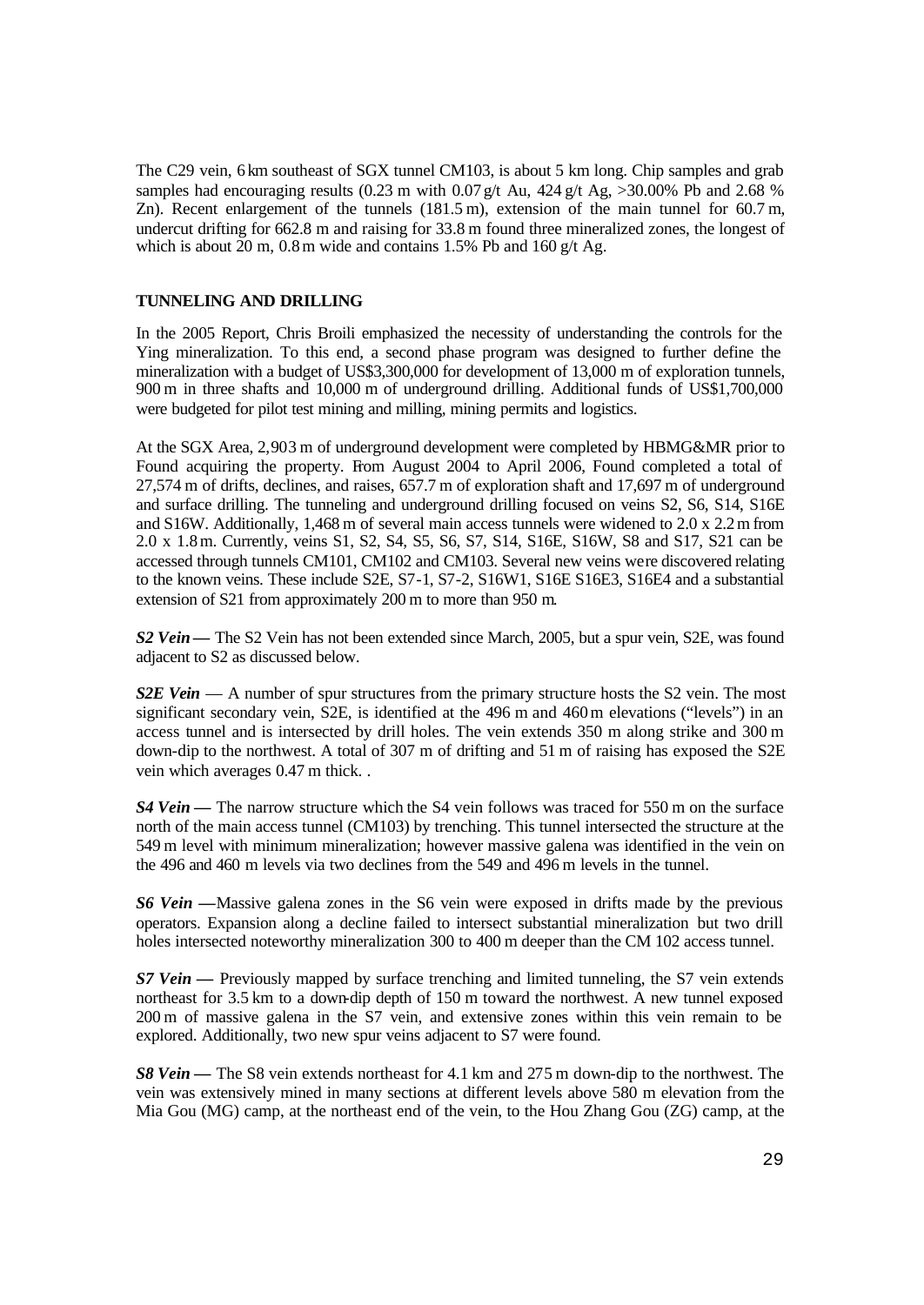The C29 vein, 6 km southeast of SGX tunnel CM103, is about 5 km long. Chip samples and grab samples had encouraging results (0.23 m with 0.07 g/t Au, 424 g/t Ag, >30.00% Pb and 2.68 % Zn). Recent enlargement of the tunnels (181.5 m), extension of the main tunnel for 60.7 m, undercut drifting for 662.8 m and raising for 33.8 m found three mineralized zones, the longest of which is about 20 m, 0.8 m wide and contains 1.5% Pb and 160 g/t Ag.

## TUNNELING AND DRILLING

In the 2005 Report, Chris Broili emphasized the necessity of understanding the controls for the Ying mineralization. To this end, a second phase program was designed to further define the mineralization with a budget of US$3,300,000 for development of 13,000 m of exploration tunnels, 900 m in three shafts and 10,000 m of underground drilling. Additional funds of US$1,700,000 were budgeted for pilot test mining and milling, mining permits and logistics.

At the SGX Area, 2,903 m of underground development were completed by HBMG&MR prior to Found acquiring the property. From August 2004 to April 2006, Found completed a total of 27,574 m of drifts, declines, and raises, 657.7 m of exploration shaft and 17,697 m of underground and surface drilling. The tunneling and underground drilling focused on veins S2, S6, S14, S16E and S16W. Additionally, 1,468 m of several main access tunnels were widened to 2.0 x 2.2 m from 2.0 x 1.8 m. Currently, veins S1, S2, S4, S5, S6, S7, S14, S16E, S16W, S8 and S17, S21 can be accessed through tunnels CM101, CM102 and CM103. Several new veins were discovered relating to the known veins. These include S2E, S7-1, S7-2, S16W1, S16E S16E3, S16E4 and a substantial extension of S21 from approximately 200 m to more than 950 m.

***S2 Vein —*** The S2 Vein has not been extended since March, 2005, but a spur vein, S2E, was found adjacent to S2 as discussed below.

***S2E Vein*** — A number of spur structures from the primary structure hosts the S2 vein. The most significant secondary vein, S2E, is identified at the 496 m and 460 m elevations ("levels") in an access tunnel and is intersected by drill holes. The vein extends 350 m along strike and 300 m down-dip to the northwest. A total of 307 m of drifting and 51 m of raising has exposed the S2E vein which averages 0.47 m thick. .

***S4 Vein —*** The narrow structure which the S4 vein follows was traced for 550 m on the surface north of the main access tunnel (CM103) by trenching. This tunnel intersected the structure at the 549 m level with minimum mineralization; however massive galena was identified in the vein on the 496 and 460 m levels via two declines from the 549 and 496 m levels in the tunnel.

***S6 Vein —***Massive galena zones in the S6 vein were exposed in drifts made by the previous operators. Expansion along a decline failed to intersect substantial mineralization but two drill holes intersected noteworthy mineralization 300 to 400 m deeper than the CM 102 access tunnel.

***S7 Vein —*** Previously mapped by surface trenching and limited tunneling, the S7 vein extends northeast for 3.5 km to a down-dip depth of 150 m toward the northwest. A new tunnel exposed 200 m of massive galena in the S7 vein, and extensive zones within this vein remain to be explored. Additionally, two new spur veins adjacent to S7 were found.

***S8 Vein —*** The S8 vein extends northeast for 4.1 km and 275 m down-dip to the northwest. The vein was extensively mined in many sections at different levels above 580 m elevation from the Mia Gou (MG) camp, at the northeast end of the vein, to the Hou Zhang Gou (ZG) camp, at the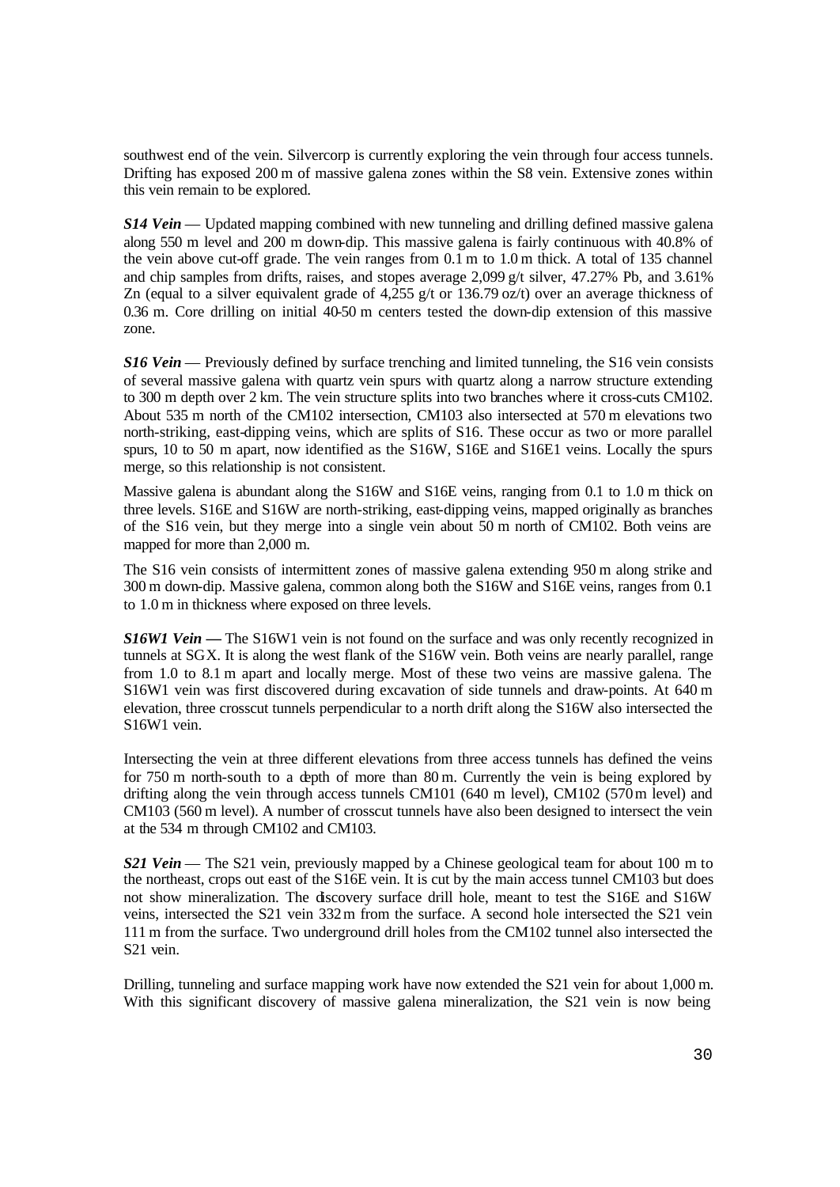southwest end of the vein. Silvercorp is currently exploring the vein through four access tunnels. Drifting has exposed 200 m of massive galena zones within the S8 vein. Extensive zones within this vein remain to be explored.

***S14 Vein*** — Updated mapping combined with new tunneling and drilling defined massive galena along 550 m level and 200 m down-dip. This massive galena is fairly continuous with 40.8% of the vein above cut-off grade. The vein ranges from 0.1 m to 1.0 m thick. A total of 135 channel and chip samples from drifts, raises, and stopes average 2,099 g/t silver, 47.27% Pb, and 3.61% Zn (equal to a silver equivalent grade of 4,255 g/t or 136.79 oz/t) over an average thickness of 0.36 m. Core drilling on initial 40-50 m centers tested the down-dip extension of this massive zone.

***S16 Vein*** — Previously defined by surface trenching and limited tunneling, the S16 vein consists of several massive galena with quartz vein spurs with quartz along a narrow structure extending to 300 m depth over 2 km. The vein structure splits into two branches where it cross-cuts CM102. About 535 m north of the CM102 intersection, CM103 also intersected at 570 m elevations two north-striking, east-dipping veins, which are splits of S16. These occur as two or more parallel spurs, 10 to 50 m apart, now identified as the S16W, S16E and S16E1 veins. Locally the spurs merge, so this relationship is not consistent.

Massive galena is abundant along the S16W and S16E veins, ranging from 0.1 to 1.0 m thick on three levels. S16E and S16W are north-striking, east-dipping veins, mapped originally as branches of the S16 vein, but they merge into a single vein about 50 m north of CM102. Both veins are mapped for more than 2,000 m.

The S16 vein consists of intermittent zones of massive galena extending 950 m along strike and 300 m down-dip. Massive galena, common along both the S16W and S16E veins, ranges from 0.1 to 1.0 m in thickness where exposed on three levels.

***S16W1 Vein —*** The S16W1 vein is not found on the surface and was only recently recognized in tunnels at SGX. It is along the west flank of the S16W vein. Both veins are nearly parallel, range from 1.0 to 8.1 m apart and locally merge. Most of these two veins are massive galena. The S16W1 vein was first discovered during excavation of side tunnels and draw-points. At 640 m elevation, three crosscut tunnels perpendicular to a north drift along the S16W also intersected the S16W1 vein.

Intersecting the vein at three different elevations from three access tunnels has defined the veins for 750 m north-south to a depth of more than 80 m. Currently the vein is being explored by drifting along the vein through access tunnels CM101 (640 m level), CM102 (570 m level) and CM103 (560 m level). A number of crosscut tunnels have also been designed to intersect the vein at the 534 m through CM102 and CM103.

***S21 Vein*** — The S21 vein, previously mapped by a Chinese geological team for about 100 m to the northeast, crops out east of the S16E vein. It is cut by the main access tunnel CM103 but does not show mineralization. The discovery surface drill hole, meant to test the S16E and S16W veins, intersected the S21 vein 332 m from the surface. A second hole intersected the S21 vein 111 m from the surface. Two underground drill holes from the CM102 tunnel also intersected the S21 vein.

Drilling, tunneling and surface mapping work have now extended the S21 vein for about 1,000 m. With this significant discovery of massive galena mineralization, the S21 vein is now being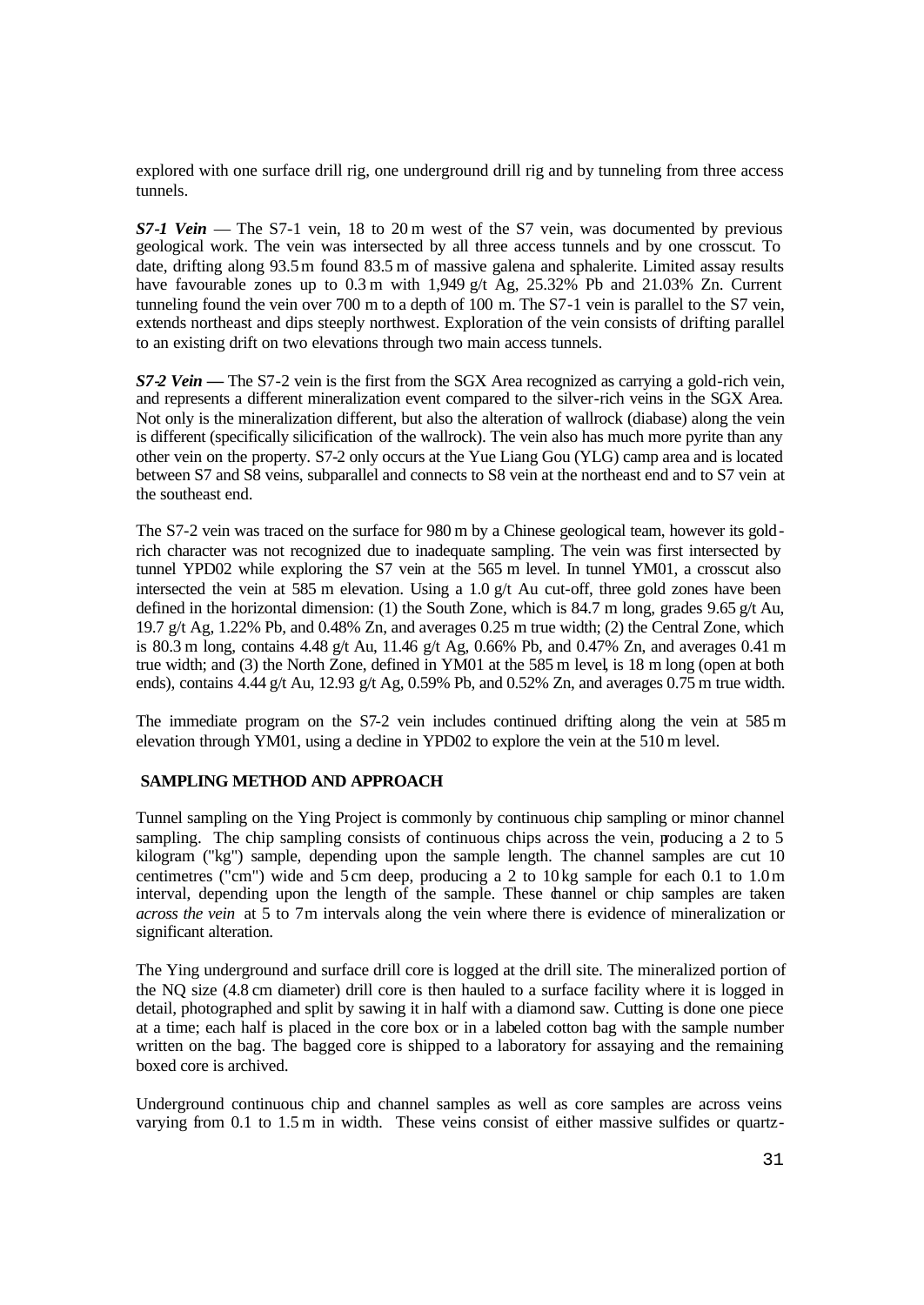explored with one surface drill rig, one underground drill rig and by tunneling from three access tunnels.

***S7-1 Vein*** — The S7-1 vein, 18 to 20 m west of the S7 vein, was documented by previous geological work. The vein was intersected by all three access tunnels and by one crosscut. To date, drifting along 93.5 m found 83.5 m of massive galena and sphalerite. Limited assay results have favourable zones up to 0.3 m with 1,949 g/t Ag, 25.32% Pb and 21.03% Zn. Current tunneling found the vein over 700 m to a depth of 100 m. The S7-1 vein is parallel to the S7 vein, extends northeast and dips steeply northwest. Exploration of the vein consists of drifting parallel to an existing drift on two elevations through two main access tunnels.

***S7-2 Vein*** **—** The S7-2 vein is the first from the SGX Area recognized as carrying a gold-rich vein, and represents a different mineralization event compared to the silver-rich veins in the SGX Area. Not only is the mineralization different, but also the alteration of wallrock (diabase) along the vein is different (specifically silicification of the wallrock). The vein also has much more pyrite than any other vein on the property. S7-2 only occurs at the Yue Liang Gou (YLG) camp area and is located between S7 and S8 veins, subparallel and connects to S8 vein at the northeast end and to S7 vein at the southeast end.

The S7-2 vein was traced on the surface for 980 m by a Chinese geological team, however its gold-rich character was not recognized due to inadequate sampling. The vein was first intersected by tunnel YPD02 while exploring the S7 vein at the 565 m level. In tunnel YM01, a crosscut also intersected the vein at 585 m elevation. Using a 1.0 g/t Au cut-off, three gold zones have been defined in the horizontal dimension: (1) the South Zone, which is 84.7 m long, grades 9.65 g/t Au, 19.7 g/t Ag, 1.22% Pb, and 0.48% Zn, and averages 0.25 m true width; (2) the Central Zone, which is 80.3 m long, contains 4.48 g/t Au, 11.46 g/t Ag, 0.66% Pb, and 0.47% Zn, and averages 0.41 m true width; and (3) the North Zone, defined in YM01 at the 585 m level, is 18 m long (open at both ends), contains 4.44 g/t Au, 12.93 g/t Ag, 0.59% Pb, and 0.52% Zn, and averages 0.75 m true width.

The immediate program on the S7-2 vein includes continued drifting along the vein at 585 m elevation through YM01, using a decline in YPD02 to explore the vein at the 510 m level.

## SAMPLING METHOD AND APPROACH

Tunnel sampling on the Ying Project is commonly by continuous chip sampling or minor channel sampling. The chip sampling consists of continuous chips across the vein, producing a 2 to 5 kilogram ("kg") sample, depending upon the sample length. The channel samples are cut 10 centimetres ("cm") wide and 5 cm deep, producing a 2 to 10 kg sample for each 0.1 to 1.0 m interval, depending upon the length of the sample. These channel or chip samples are taken *across the vein* at 5 to 7 m intervals along the vein where there is evidence of mineralization or significant alteration.

The Ying underground and surface drill core is logged at the drill site. The mineralized portion of the NQ size (4.8 cm diameter) drill core is then hauled to a surface facility where it is logged in detail, photographed and split by sawing it in half with a diamond saw. Cutting is done one piece at a time; each half is placed in the core box or in a labeled cotton bag with the sample number written on the bag. The bagged core is shipped to a laboratory for assaying and the remaining boxed core is archived.

Underground continuous chip and channel samples as well as core samples are across veins varying from 0.1 to 1.5 m in width. These veins consist of either massive sulfides or quartz-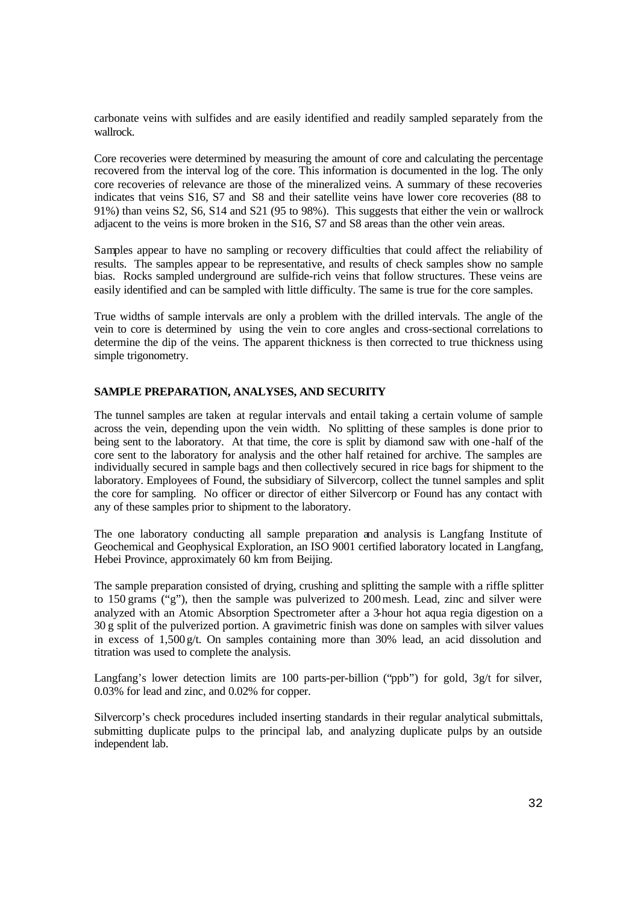carbonate veins with sulfides and are easily identified and readily sampled separately from the wallrock.

Core recoveries were determined by measuring the amount of core and calculating the percentage recovered from the interval log of the core. This information is documented in the log. The only core recoveries of relevance are those of the mineralized veins. A summary of these recoveries indicates that veins S16, S7 and S8 and their satellite veins have lower core recoveries (88 to 91%) than veins S2, S6, S14 and S21 (95 to 98%). This suggests that either the vein or wallrock adjacent to the veins is more broken in the S16, S7 and S8 areas than the other vein areas.

Samples appear to have no sampling or recovery difficulties that could affect the reliability of results. The samples appear to be representative, and results of check samples show no sample bias. Rocks sampled underground are sulfide-rich veins that follow structures. These veins are easily identified and can be sampled with little difficulty. The same is true for the core samples.

True widths of sample intervals are only a problem with the drilled intervals. The angle of the vein to core is determined by using the vein to core angles and cross-sectional correlations to determine the dip of the veins. The apparent thickness is then corrected to true thickness using simple trigonometry.

**SAMPLE PREPARATION, ANALYSES, AND SECURITY**

The tunnel samples are taken at regular intervals and entail taking a certain volume of sample across the vein, depending upon the vein width. No splitting of these samples is done prior to being sent to the laboratory. At that time, the core is split by diamond saw with one-half of the core sent to the laboratory for analysis and the other half retained for archive. The samples are individually secured in sample bags and then collectively secured in rice bags for shipment to the laboratory. Employees of Found, the subsidiary of Silvercorp, collect the tunnel samples and split the core for sampling. No officer or director of either Silvercorp or Found has any contact with any of these samples prior to shipment to the laboratory.

The one laboratory conducting all sample preparation and analysis is Langfang Institute of Geochemical and Geophysical Exploration, an ISO 9001 certified laboratory located in Langfang, Hebei Province, approximately 60 km from Beijing.

The sample preparation consisted of drying, crushing and splitting the sample with a riffle splitter to 150 grams ("g"), then the sample was pulverized to 200 mesh. Lead, zinc and silver were analyzed with an Atomic Absorption Spectrometer after a 3-hour hot aqua regia digestion on a 30 g split of the pulverized portion. A gravimetric finish was done on samples with silver values in excess of 1,500 g/t. On samples containing more than 30% lead, an acid dissolution and titration was used to complete the analysis.

Langfang's lower detection limits are 100 parts-per-billion ("ppb") for gold, 3g/t for silver, 0.03% for lead and zinc, and 0.02% for copper.

Silvercorp's check procedures included inserting standards in their regular analytical submittals, submitting duplicate pulps to the principal lab, and analyzing duplicate pulps by an outside independent lab.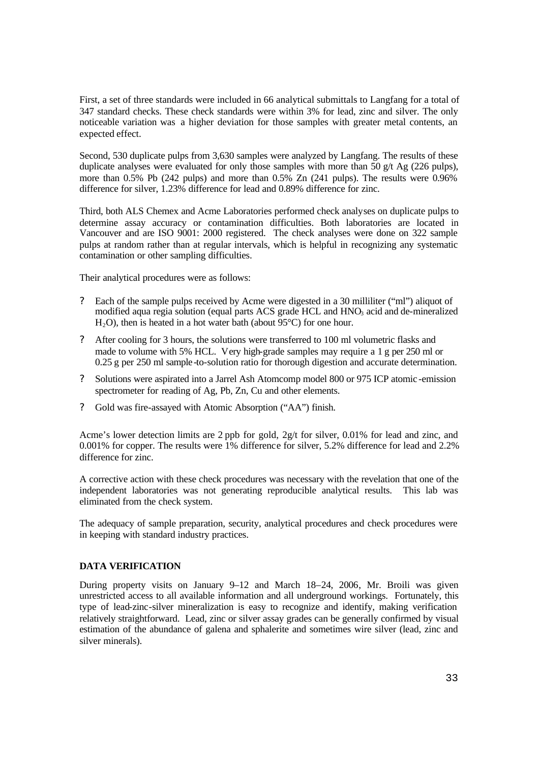First, a set of three standards were included in 66 analytical submittals to Langfang for a total of 347 standard checks. These check standards were within 3% for lead, zinc and silver. The only noticeable variation was a higher deviation for those samples with greater metal contents, an expected effect.

Second, 530 duplicate pulps from 3,630 samples were analyzed by Langfang. The results of these duplicate analyses were evaluated for only those samples with more than 50 g/t Ag (226 pulps), more than 0.5% Pb (242 pulps) and more than 0.5% Zn (241 pulps). The results were 0.96% difference for silver, 1.23% difference for lead and 0.89% difference for zinc.

Third, both ALS Chemex and Acme Laboratories performed check analyses on duplicate pulps to determine assay accuracy or contamination difficulties. Both laboratories are located in Vancouver and are ISO 9001: 2000 registered. The check analyses were done on 322 sample pulps at random rather than at regular intervals, which is helpful in recognizing any systematic contamination or other sampling difficulties.

Their analytical procedures were as follows:

- Each of the sample pulps received by Acme were digested in a 30 milliliter ("ml") aliquot of modified aqua regia solution (equal parts ACS grade HCL and $HNO_3$ acid and de-mineralized $H_2O$), then is heated in a hot water bath (about 95°C) for one hour.
- After cooling for 3 hours, the solutions were transferred to 100 ml volumetric flasks and made to volume with 5% HCL. Very high-grade samples may require a 1 g per 250 ml or 0.25 g per 250 ml sample-to-solution ratio for thorough digestion and accurate determination.
- Solutions were aspirated into a Jarrel Ash Atomcomp model 800 or 975 ICP atomic-emission spectrometer for reading of Ag, Pb, Zn, Cu and other elements.
- Gold was fire-assayed with Atomic Absorption ("AA") finish.

Acme's lower detection limits are 2 ppb for gold, 2g/t for silver, 0.01% for lead and zinc, and 0.001% for copper. The results were 1% difference for silver, 5.2% difference for lead and 2.2% difference for zinc.

A corrective action with these check procedures was necessary with the revelation that one of the independent laboratories was not generating reproducible analytical results. This lab was eliminated from the check system.

The adequacy of sample preparation, security, analytical procedures and check procedures were in keeping with standard industry practices.

## DATA VERIFICATION

During property visits on January 9–12 and March 18–24, 2006, Mr. Broili was given unrestricted access to all available information and all underground workings. Fortunately, this type of lead-zinc-silver mineralization is easy to recognize and identify, making verification relatively straightforward. Lead, zinc or silver assay grades can be generally confirmed by visual estimation of the abundance of galena and sphalerite and sometimes wire silver (lead, zinc and silver minerals).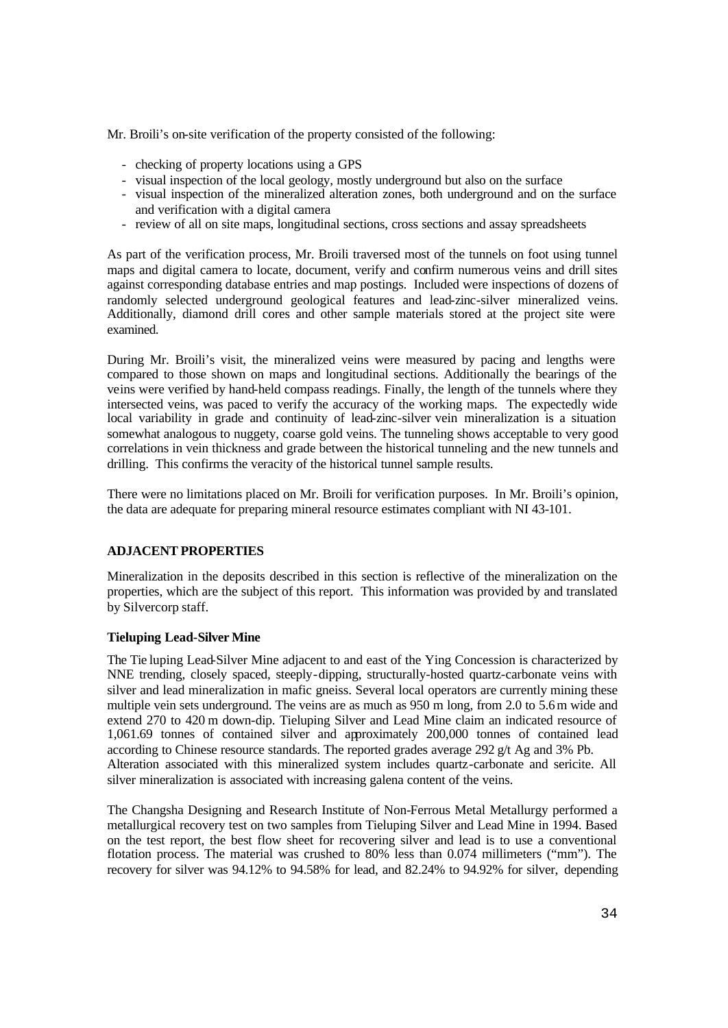Mr. Broili's on-site verification of the property consisted of the following:

- checking of property locations using a GPS
- visual inspection of the local geology, mostly underground but also on the surface
- visual inspection of the mineralized alteration zones, both underground and on the surface and verification with a digital camera
- review of all on site maps, longitudinal sections, cross sections and assay spreadsheets

As part of the verification process, Mr. Broili traversed most of the tunnels on foot using tunnel maps and digital camera to locate, document, verify and confirm numerous veins and drill sites against corresponding database entries and map postings. Included were inspections of dozens of randomly selected underground geological features and lead-zinc-silver mineralized veins. Additionally, diamond drill cores and other sample materials stored at the project site were examined.

During Mr. Broili's visit, the mineralized veins were measured by pacing and lengths were compared to those shown on maps and longitudinal sections. Additionally the bearings of the veins were verified by hand-held compass readings. Finally, the length of the tunnels where they intersected veins, was paced to verify the accuracy of the working maps. The expectedly wide local variability in grade and continuity of lead-zinc-silver vein mineralization is a situation somewhat analogous to nuggety, coarse gold veins. The tunneling shows acceptable to very good correlations in vein thickness and grade between the historical tunneling and the new tunnels and drilling. This confirms the veracity of the historical tunnel sample results.

There were no limitations placed on Mr. Broili for verification purposes. In Mr. Broili's opinion, the data are adequate for preparing mineral resource estimates compliant with NI 43-101.

## ADJACENT PROPERTIES

Mineralization in the deposits described in this section is reflective of the mineralization on the properties, which are the subject of this report. This information was provided by and translated by Silvercorp staff.

### Tieluping Lead-Silver Mine

The Tie luping Lead-Silver Mine adjacent to and east of the Ying Concession is characterized by NNE trending, closely spaced, steeply-dipping, structurally-hosted quartz-carbonate veins with silver and lead mineralization in mafic gneiss. Several local operators are currently mining these multiple vein sets underground. The veins are as much as 950 m long, from 2.0 to 5.6 m wide and extend 270 to 420 m down-dip. Tieluping Silver and Lead Mine claim an indicated resource of 1,061.69 tonnes of contained silver and approximately 200,000 tonnes of contained lead according to Chinese resource standards. The reported grades average 292 g/t Ag and 3% Pb. Alteration associated with this mineralized system includes quartz-carbonate and sericite. All silver mineralization is associated with increasing galena content of the veins.

The Changsha Designing and Research Institute of Non-Ferrous Metal Metallurgy performed a metallurgical recovery test on two samples from Tieluping Silver and Lead Mine in 1994. Based on the test report, the best flow sheet for recovering silver and lead is to use a conventional flotation process. The material was crushed to 80% less than 0.074 millimeters ("mm"). The recovery for silver was 94.12% to 94.58% for lead, and 82.24% to 94.92% for silver, depending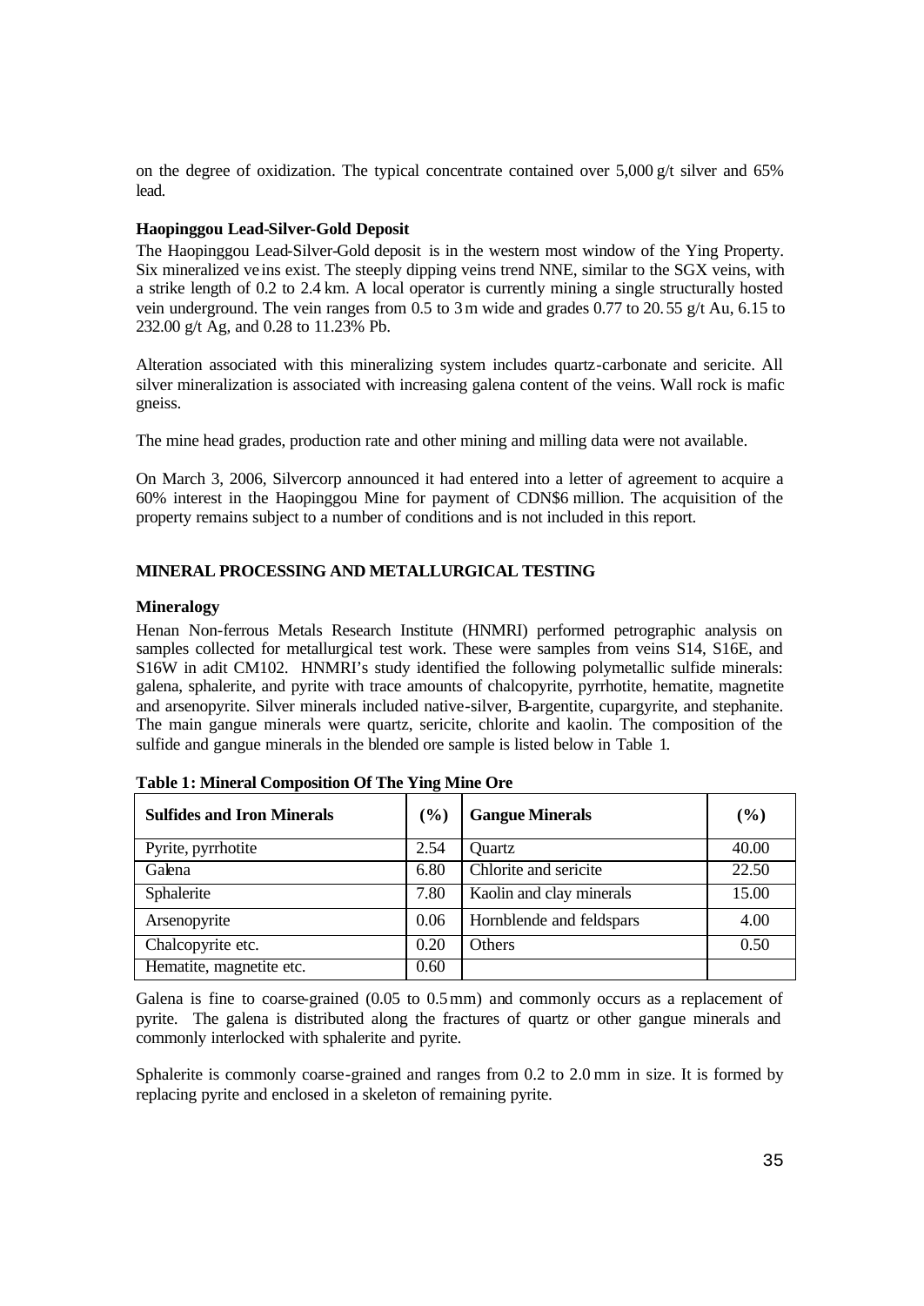on the degree of oxidization. The typical concentrate contained over 5,000 g/t silver and 65% lead.

### Haopinggou Lead-Silver-Gold Deposit

The Haopinggou Lead-Silver-Gold deposit is in the western most window of the Ying Property. Six mineralized veins exist. The steeply dipping veins trend NNE, similar to the SGX veins, with a strike length of 0.2 to 2.4 km. A local operator is currently mining a single structurally hosted vein underground. The vein ranges from 0.5 to 3 m wide and grades 0.77 to 20.55 g/t Au, 6.15 to 232.00 g/t Ag, and 0.28 to 11.23% Pb.

Alteration associated with this mineralizing system includes quartz-carbonate and sericite. All silver mineralization is associated with increasing galena content of the veins. Wall rock is mafic gneiss.

The mine head grades, production rate and other mining and milling data were not available.

On March 3, 2006, Silvercorp announced it had entered into a letter of agreement to acquire a 60% interest in the Haopinggou Mine for payment of CDN$6 million. The acquisition of the property remains subject to a number of conditions and is not included in this report.

## MINERAL PROCESSING AND METALLURGICAL TESTING

### Mineralogy

Henan Non-ferrous Metals Research Institute (HNMRI) performed petrographic analysis on samples collected for metallurgical test work. These were samples from veins S14, S16E, and S16W in adit CM102. HNMRI's study identified the following polymetallic sulfide minerals: galena, sphalerite, and pyrite with trace amounts of chalcopyrite, pyrrhotite, hematite, magnetite and arsenopyrite. Silver minerals included native-silver, B-argentite, cupargyrite, and stephanite. The main gangue minerals were quartz, sericite, chlorite and kaolin. The composition of the sulfide and gangue minerals in the blended ore sample is listed below in Table 1.

**Table 1: Mineral Composition Of The Ying Mine Ore**

| Sulfides and Iron Minerals | (%) | Gangue Minerals | (%) |
|---|---|---|---|
| Pyrite, pyrrhotite | 2.54 | Quartz | 40.00 |
| Galena | 6.80 | Chlorite and sericite | 22.50 |
| Sphalerite | 7.80 | Kaolin and clay minerals | 15.00 |
| Arsenopyrite | 0.06 | Hornblende and feldspars | 4.00 |
| Chalcopyrite etc. | 0.20 | Others | 0.50 |
| Hematite, magnetite etc. | 0.60 | | |

Galena is fine to coarse-grained (0.05 to 0.5 mm) and commonly occurs as a replacement of pyrite. The galena is distributed along the fractures of quartz or other gangue minerals and commonly interlocked with sphalerite and pyrite.

Sphalerite is commonly coarse-grained and ranges from 0.2 to 2.0 mm in size. It is formed by replacing pyrite and enclosed in a skeleton of remaining pyrite.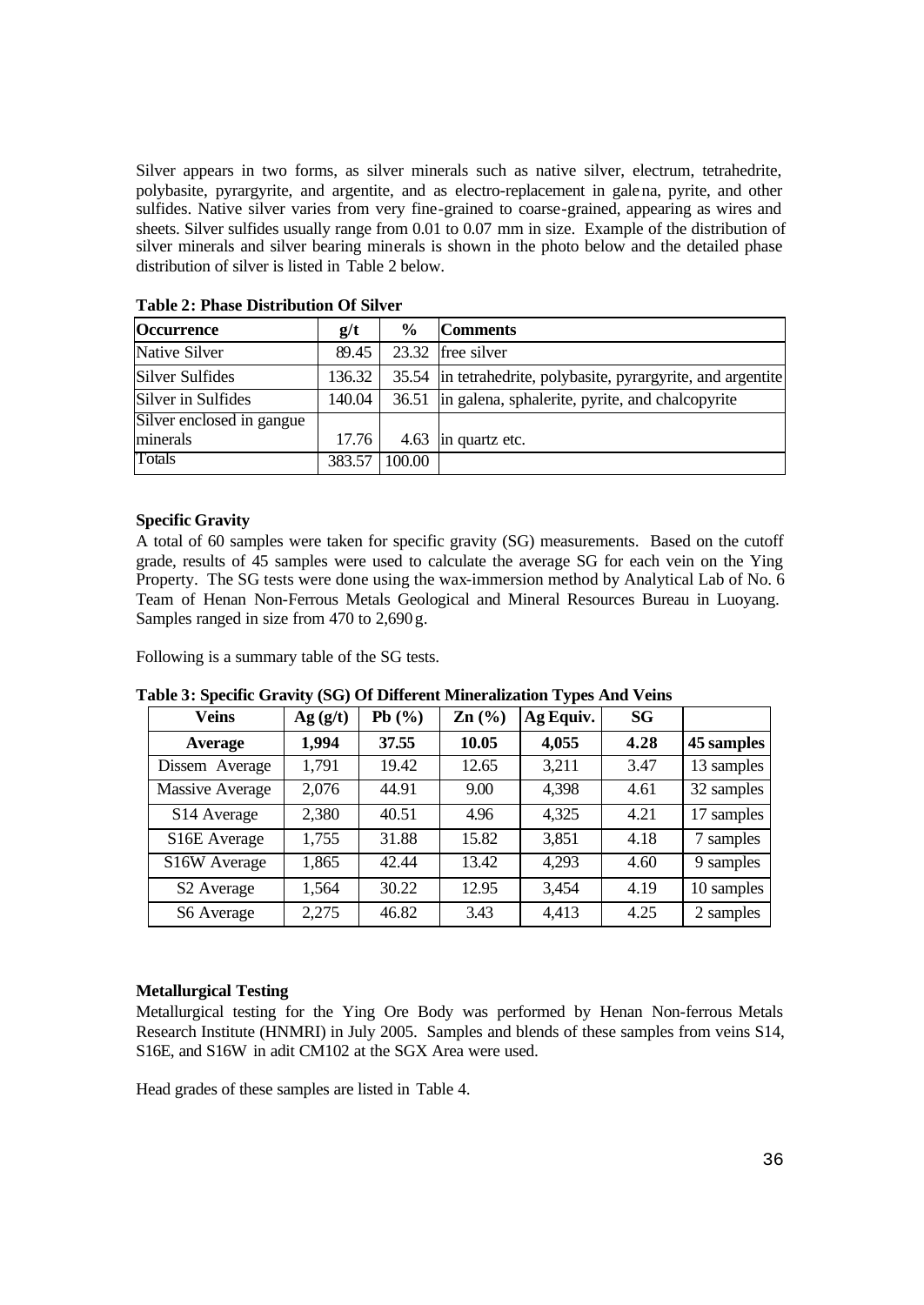Silver appears in two forms, as silver minerals such as native silver, electrum, tetrahedrite, polybasite, pyrargyrite, and argentite, and as electro-replacement in galena, pyrite, and other sulfides. Native silver varies from very fine-grained to coarse-grained, appearing as wires and sheets. Silver sulfides usually range from 0.01 to 0.07 mm in size. Example of the distribution of silver minerals and silver bearing minerals is shown in the photo below and the detailed phase distribution of silver is listed in Table 2 below.

**Table 2: Phase Distribution Of Silver**

| Occurrence | g/t | % | Comments |
|---|---|---|---|
| Native Silver | 89.45 | 23.32 | free silver |
| Silver Sulfides | 136.32 | 35.54 | in tetrahedrite, polybasite, pyrargyrite, and argentite |
| Silver in Sulfides | 140.04 | 36.51 | in galena, sphalerite, pyrite, and chalcopyrite |
| Silver enclosed in gangue minerals | 17.76 | 4.63 | in quartz etc. |
| Totals | 383.57 | 100.00 | |

**Specific Gravity**

A total of 60 samples were taken for specific gravity (SG) measurements. Based on the cutoff grade, results of 45 samples were used to calculate the average SG for each vein on the Ying Property. The SG tests were done using the wax-immersion method by Analytical Lab of No. 6 Team of Henan Non-Ferrous Metals Geological and Mineral Resources Bureau in Luoyang. Samples ranged in size from 470 to 2,690 g.

Following is a summary table of the SG tests.

**Table 3: Specific Gravity (SG) Of Different Mineralization Types And Veins**

| Veins | Ag (g/t) | Pb (%) | Zn (%) | Ag Equiv. | SG | |
|---|---|---|---|---|---|---|
| **Average** | **1,994** | **37.55** | **10.05** | **4,055** | **4.28** | **45 samples** |
| Dissem Average | 1,791 | 19.42 | 12.65 | 3,211 | 3.47 | 13 samples |
| Massive Average | 2,076 | 44.91 | 9.00 | 4,398 | 4.61 | 32 samples |
| S14 Average | 2,380 | 40.51 | 4.96 | 4,325 | 4.21 | 17 samples |
| S16E Average | 1,755 | 31.88 | 15.82 | 3,851 | 4.18 | 7 samples |
| S16W Average | 1,865 | 42.44 | 13.42 | 4,293 | 4.60 | 9 samples |
| S2 Average | 1,564 | 30.22 | 12.95 | 3,454 | 4.19 | 10 samples |
| S6 Average | 2,275 | 46.82 | 3.43 | 4,413 | 4.25 | 2 samples |

**Metallurgical Testing**

Metallurgical testing for the Ying Ore Body was performed by Henan Non-ferrous Metals Research Institute (HNMRI) in July 2005. Samples and blends of these samples from veins S14, S16E, and S16W in adit CM102 at the SGX Area were used.

Head grades of these samples are listed in Table 4.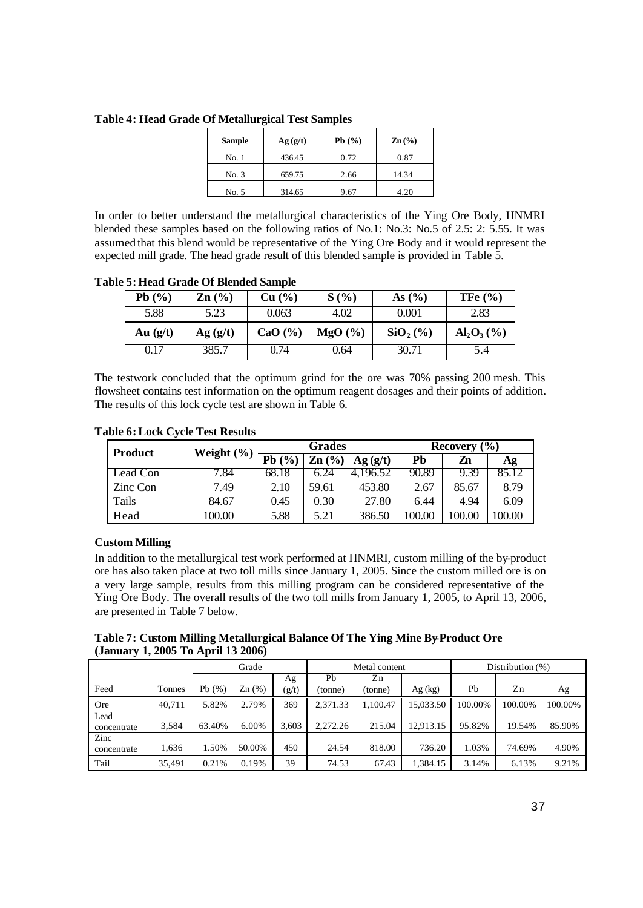**Table 4: Head Grade Of Metallurgical Test Samples**

| Sample | Ag (g/t) | Pb (%) | Zn (%) |
|---|---|---|---|
| No. 1 | 436.45 | 0.72 | 0.87 |
| No. 3 | 659.75 | 2.66 | 14.34 |
| No. 5 | 314.65 | 9.67 | 4.20 |

In order to better understand the metallurgical characteristics of the Ying Ore Body, HNMRI blended these samples based on the following ratios of No.1: No.3: No.5 of 2.5: 2: 5.55. It was assumed that this blend would be representative of the Ying Ore Body and it would represent the expected mill grade. The head grade result of this blended sample is provided in Table 5.

**Table 5: Head Grade Of Blended Sample**

| Pb (%) | Zn (%) | Cu (%) | S (%) | As (%) | TFe (%) |
|---|---|---|---|---|---|
| 5.88 | 5.23 | 0.063 | 4.02 | 0.001 | 2.83 |
| **Au (g/t)** | **Ag (g/t)** | **CaO (%)** | **MgO (%)** | **$SiO_2$ (%)** | **$Al_2O_3$ (%)** |
| 0.17 | 385.7 | 0.74 | 0.64 | 30.71 | 5.4 |

The testwork concluded that the optimum grind for the ore was 70% passing 200 mesh. This flowsheet contains test information on the optimum reagent dosages and their points of addition. The results of this lock cycle test are shown in Table 6.

**Table 6: Lock Cycle Test Results**

| Product | Weight (%) | Grades | | | Recovery (%) | | |
|---|---|---|---|---|---|---|---|
| | | Pb (%) | Zn (%) | Ag (g/t) | Pb | Zn | Ag |
| Lead Con | 7.84 | 68.18 | 6.24 | 4,196.52 | 90.89 | 9.39 | 85.12 |
| Zinc Con | 7.49 | 2.10 | 59.61 | 453.80 | 2.67 | 85.67 | 8.79 |
| Tails | 84.67 | 0.45 | 0.30 | 27.80 | 6.44 | 4.94 | 6.09 |
| Head | 100.00 | 5.88 | 5.21 | 386.50 | 100.00 | 100.00 | 100.00 |

**Custom Milling**

In addition to the metallurgical test work performed at HNMRI, custom milling of the by-product ore has also taken place at two toll mills since January 1, 2005. Since the custom milled ore is on a very large sample, results from this milling program can be considered representative of the Ying Ore Body. The overall results of the two toll mills from January 1, 2005, to April 13, 2006, are presented in Table 7 below.

**Table 7: Custom Milling Metallurgical Balance Of The Ying Mine By-Product Ore (January 1, 2005 To April 13 2006)**

| | | Grade | | | Metal content | | | Distribution (%) | | |
|---|---|---|---|---|---|---|---|---|---|---|
| Feed | Tonnes | Pb (%) | Zn (%) | Ag (g/t) | Pb (tonne) | Zn (tonne) | Ag (kg) | Pb | Zn | Ag |
| Ore | 40,711 | 5.82% | 2.79% | 369 | 2,371.33 | 1,100.47 | 15,033.50 | 100.00% | 100.00% | 100.00% |
| Lead concentrate | 3,584 | 63.40% | 6.00% | 3,603 | 2,272.26 | 215.04 | 12,913.15 | 95.82% | 19.54% | 85.90% |
| Zinc concentrate | 1,636 | 1.50% | 50.00% | 450 | 24.54 | 818.00 | 736.20 | 1.03% | 74.69% | 4.90% |
| Tail | 35,491 | 0.21% | 0.19% | 39 | 74.53 | 67.43 | 1,384.15 | 3.14% | 6.13% | 9.21% |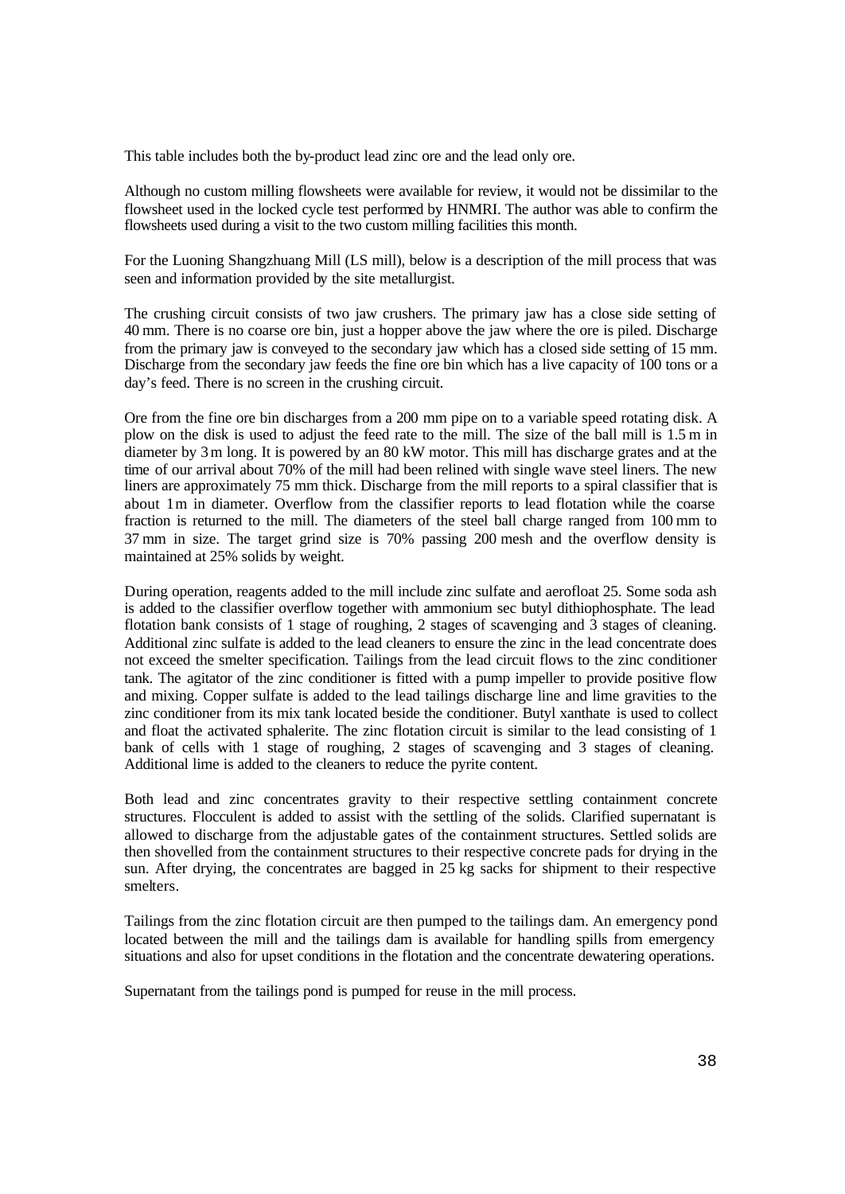This table includes both the by-product lead zinc ore and the lead only ore.

Although no custom milling flowsheets were available for review, it would not be dissimilar to the flowsheet used in the locked cycle test performed by HNMRI. The author was able to confirm the flowsheets used during a visit to the two custom milling facilities this month.

For the Luoning Shangzhuang Mill (LS mill), below is a description of the mill process that was seen and information provided by the site metallurgist.

The crushing circuit consists of two jaw crushers. The primary jaw has a close side setting of 40 mm. There is no coarse ore bin, just a hopper above the jaw where the ore is piled. Discharge from the primary jaw is conveyed to the secondary jaw which has a closed side setting of 15 mm. Discharge from the secondary jaw feeds the fine ore bin which has a live capacity of 100 tons or a day's feed. There is no screen in the crushing circuit.

Ore from the fine ore bin discharges from a 200 mm pipe on to a variable speed rotating disk. A plow on the disk is used to adjust the feed rate to the mill. The size of the ball mill is 1.5 m in diameter by 3 m long. It is powered by an 80 kW motor. This mill has discharge grates and at the time of our arrival about 70% of the mill had been relined with single wave steel liners. The new liners are approximately 75 mm thick. Discharge from the mill reports to a spiral classifier that is about 1 m in diameter. Overflow from the classifier reports to lead flotation while the coarse fraction is returned to the mill. The diameters of the steel ball charge ranged from 100 mm to 37 mm in size. The target grind size is 70% passing 200 mesh and the overflow density is maintained at 25% solids by weight.

During operation, reagents added to the mill include zinc sulfate and aerofloat 25. Some soda ash is added to the classifier overflow together with ammonium sec butyl dithiophosphate. The lead flotation bank consists of 1 stage of roughing, 2 stages of scavenging and 3 stages of cleaning. Additional zinc sulfate is added to the lead cleaners to ensure the zinc in the lead concentrate does not exceed the smelter specification. Tailings from the lead circuit flows to the zinc conditioner tank. The agitator of the zinc conditioner is fitted with a pump impeller to provide positive flow and mixing. Copper sulfate is added to the lead tailings discharge line and lime gravities to the zinc conditioner from its mix tank located beside the conditioner. Butyl xanthate is used to collect and float the activated sphalerite. The zinc flotation circuit is similar to the lead consisting of 1 bank of cells with 1 stage of roughing, 2 stages of scavenging and 3 stages of cleaning. Additional lime is added to the cleaners to reduce the pyrite content.

Both lead and zinc concentrates gravity to their respective settling containment concrete structures. Flocculent is added to assist with the settling of the solids. Clarified supernatant is allowed to discharge from the adjustable gates of the containment structures. Settled solids are then shovelled from the containment structures to their respective concrete pads for drying in the sun. After drying, the concentrates are bagged in 25 kg sacks for shipment to their respective smelters.

Tailings from the zinc flotation circuit are then pumped to the tailings dam. An emergency pond located between the mill and the tailings dam is available for handling spills from emergency situations and also for upset conditions in the flotation and the concentrate dewatering operations.

Supernatant from the tailings pond is pumped for reuse in the mill process.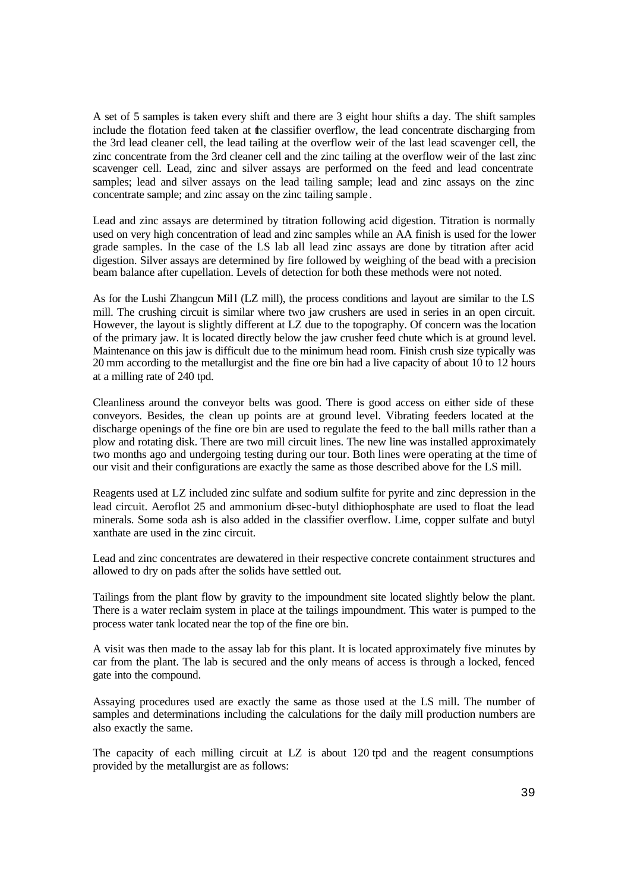A set of 5 samples is taken every shift and there are 3 eight hour shifts a day. The shift samples include the flotation feed taken at the classifier overflow, the lead concentrate discharging from the 3rd lead cleaner cell, the lead tailing at the overflow weir of the last lead scavenger cell, the zinc concentrate from the 3rd cleaner cell and the zinc tailing at the overflow weir of the last zinc scavenger cell. Lead, zinc and silver assays are performed on the feed and lead concentrate samples; lead and silver assays on the lead tailing sample; lead and zinc assays on the zinc concentrate sample; and zinc assay on the zinc tailing sample.

Lead and zinc assays are determined by titration following acid digestion. Titration is normally used on very high concentration of lead and zinc samples while an AA finish is used for the lower grade samples. In the case of the LS lab all lead zinc assays are done by titration after acid digestion. Silver assays are determined by fire followed by weighing of the bead with a precision beam balance after cupellation. Levels of detection for both these methods were not noted.

As for the Lushi Zhangcun Mill (LZ mill), the process conditions and layout are similar to the LS mill. The crushing circuit is similar where two jaw crushers are used in series in an open circuit. However, the layout is slightly different at LZ due to the topography. Of concern was the location of the primary jaw. It is located directly below the jaw crusher feed chute which is at ground level. Maintenance on this jaw is difficult due to the minimum head room. Finish crush size typically was 20 mm according to the metallurgist and the fine ore bin had a live capacity of about 10 to 12 hours at a milling rate of 240 tpd.

Cleanliness around the conveyor belts was good. There is good access on either side of these conveyors. Besides, the clean up points are at ground level. Vibrating feeders located at the discharge openings of the fine ore bin are used to regulate the feed to the ball mills rather than a plow and rotating disk. There are two mill circuit lines. The new line was installed approximately two months ago and undergoing testing during our tour. Both lines were operating at the time of our visit and their configurations are exactly the same as those described above for the LS mill.

Reagents used at LZ included zinc sulfate and sodium sulfite for pyrite and zinc depression in the lead circuit. Aeroflot 25 and ammonium di-sec-butyl dithiophosphate are used to float the lead minerals. Some soda ash is also added in the classifier overflow. Lime, copper sulfate and butyl xanthate are used in the zinc circuit.

Lead and zinc concentrates are dewatered in their respective concrete containment structures and allowed to dry on pads after the solids have settled out.

Tailings from the plant flow by gravity to the impoundment site located slightly below the plant. There is a water reclaim system in place at the tailings impoundment. This water is pumped to the process water tank located near the top of the fine ore bin.

A visit was then made to the assay lab for this plant. It is located approximately five minutes by car from the plant. The lab is secured and the only means of access is through a locked, fenced gate into the compound.

Assaying procedures used are exactly the same as those used at the LS mill. The number of samples and determinations including the calculations for the daily mill production numbers are also exactly the same.

The capacity of each milling circuit at LZ is about 120 tpd and the reagent consumptions provided by the metallurgist are as follows: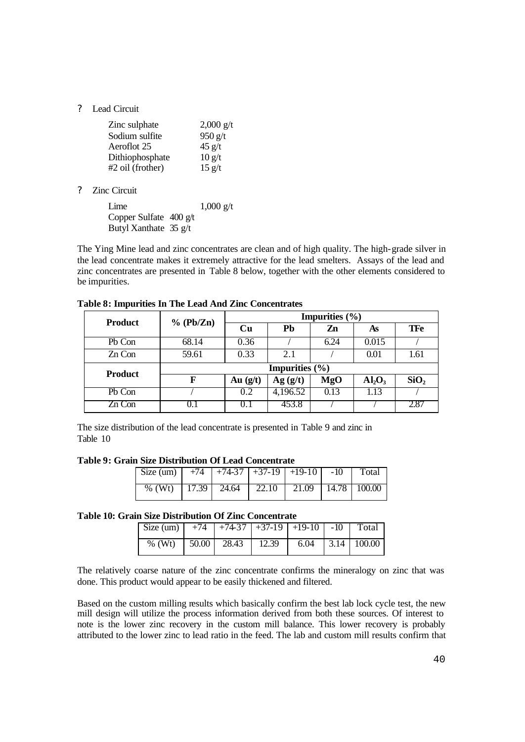- Lead Circuit

| | |
|---|---|
| Zinc sulphate | 2,000 g/t |
| Sodium sulfite | 950 g/t |
| Aeroflot 25 | 45 g/t |
| Dithiophosphate | 10 g/t |
| #2 oil (frother) | 15 g/t |

- Zinc Circuit

| | |
|---|---|
| Lime | 1,000 g/t |
| Copper Sulfate | 400 g/t |
| Butyl Xanthate | 35 g/t |

The Ying Mine lead and zinc concentrates are clean and of high quality. The high-grade silver in the lead concentrate makes it extremely attractive for the lead smelters. Assays of the lead and zinc concentrates are presented in Table 8 below, together with the other elements considered to be impurities.

**Table 8: Impurities In The Lead And Zinc Concentrates**

| Product | % (Pb/Zn) | Impurities (%) | | | | |
|---|---|---|---|---|---|---|
| | | Cu | Pb | Zn | As | TFe |
| Pb Con | 68.14 | 0.36 | / | 6.24 | 0.015 | / |
| Zn Con | 59.61 | 0.33 | 2.1 | / | 0.01 | 1.61 |
| **Product** | **Impurities (%)** | | | | | |
| | F | Au (g/t) | Ag (g/t) | MgO | $Al_2O_3$ | $SiO_2$ |
| Pb Con | / | 0.2 | 4,196.52 | 0.13 | 1.13 | / |
| Zn Con | 0.1 | 0.1 | 453.8 | / | / | 2.87 |

The size distribution of the lead concentrate is presented in Table 9 and zinc in Table 10

**Table 9: Grain Size Distribution Of Lead Concentrate**

| Size (um) | +74 | +74-37 | +37-19 | +19-10 | -10 | Total |
|---|---|---|---|---|---|---|
| % (Wt) | 17.39 | 24.64 | 22.10 | 21.09 | 14.78 | 100.00 |

**Table 10: Grain Size Distribution Of Zinc Concentrate**

| Size (um) | +74 | +74-37 | +37-19 | +19-10 | -10 | Total |
|---|---|---|---|---|---|---|
| % (Wt) | 50.00 | 28.43 | 12.39 | 6.04 | 3.14 | 100.00 |

The relatively coarse nature of the zinc concentrate confirms the mineralogy on zinc that was done. This product would appear to be easily thickened and filtered.

Based on the custom milling results which basically confirm the best lab lock cycle test, the new mill design will utilize the process information derived from both these sources. Of interest to note is the lower zinc recovery in the custom mill balance. This lower recovery is probably attributed to the lower zinc to lead ratio in the feed. The lab and custom mill results confirm that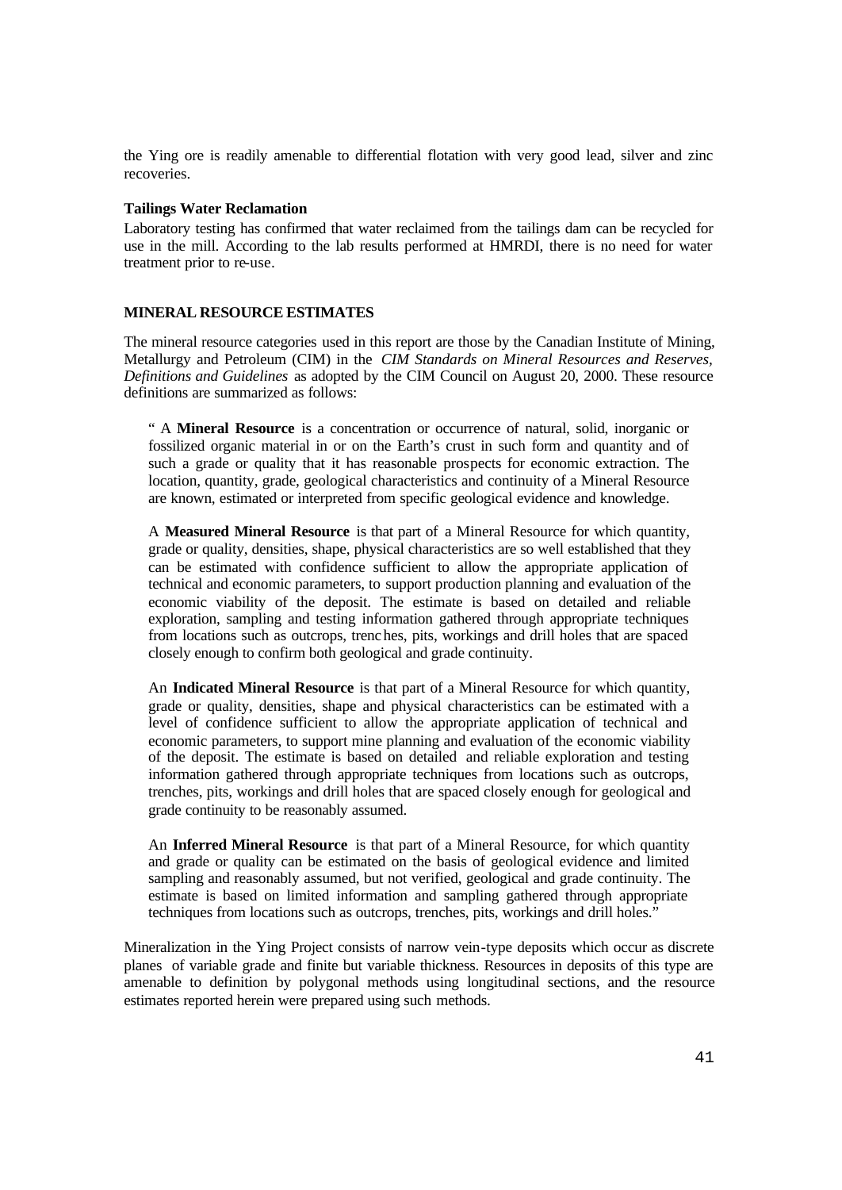the Ying ore is readily amenable to differential flotation with very good lead, silver and zinc recoveries.

**Tailings Water Reclamation**

Laboratory testing has confirmed that water reclaimed from the tailings dam can be recycled for use in the mill. According to the lab results performed at HMRDI, there is no need for water treatment prior to re-use.

## MINERAL RESOURCE ESTIMATES

The mineral resource categories used in this report are those by the Canadian Institute of Mining, Metallurgy and Petroleum (CIM) in the *CIM Standards on Mineral Resources and Reserves, Definitions and Guidelines* as adopted by the CIM Council on August 20, 2000. These resource definitions are summarized as follows:

> " A **Mineral Resource** is a concentration or occurrence of natural, solid, inorganic or fossilized organic material in or on the Earth's crust in such form and quantity and of such a grade or quality that it has reasonable prospects for economic extraction. The location, quantity, grade, geological characteristics and continuity of a Mineral Resource are known, estimated or interpreted from specific geological evidence and knowledge.
>
> A **Measured Mineral Resource** is that part of a Mineral Resource for which quantity, grade or quality, densities, shape, physical characteristics are so well established that they can be estimated with confidence sufficient to allow the appropriate application of technical and economic parameters, to support production planning and evaluation of the economic viability of the deposit. The estimate is based on detailed and reliable exploration, sampling and testing information gathered through appropriate techniques from locations such as outcrops, trenches, pits, workings and drill holes that are spaced closely enough to confirm both geological and grade continuity.
>
> An **Indicated Mineral Resource** is that part of a Mineral Resource for which quantity, grade or quality, densities, shape and physical characteristics can be estimated with a level of confidence sufficient to allow the appropriate application of technical and economic parameters, to support mine planning and evaluation of the economic viability of the deposit. The estimate is based on detailed and reliable exploration and testing information gathered through appropriate techniques from locations such as outcrops, trenches, pits, workings and drill holes that are spaced closely enough for geological and grade continuity to be reasonably assumed.
>
> An **Inferred Mineral Resource** is that part of a Mineral Resource, for which quantity and grade or quality can be estimated on the basis of geological evidence and limited sampling and reasonably assumed, but not verified, geological and grade continuity. The estimate is based on limited information and sampling gathered through appropriate techniques from locations such as outcrops, trenches, pits, workings and drill holes."

Mineralization in the Ying Project consists of narrow vein-type deposits which occur as discrete planes of variable grade and finite but variable thickness. Resources in deposits of this type are amenable to definition by polygonal methods using longitudinal sections, and the resource estimates reported herein were prepared using such methods.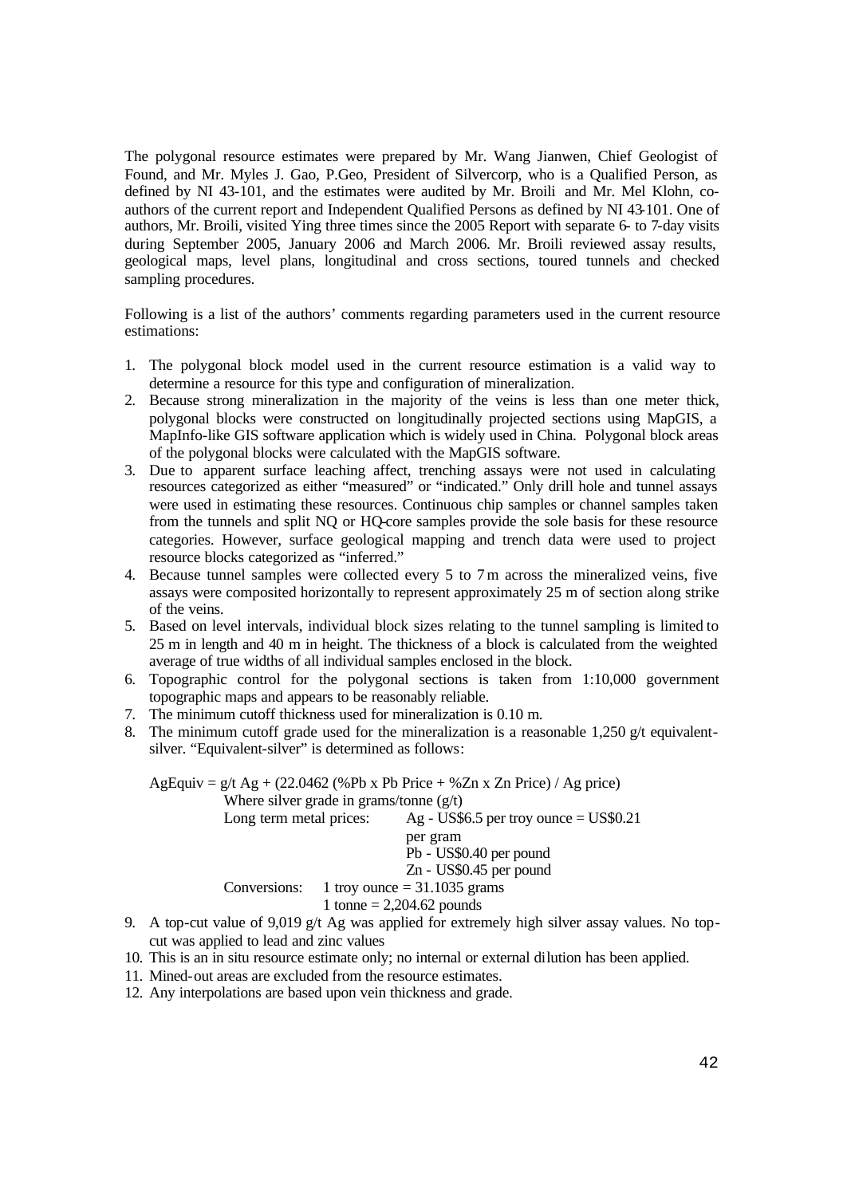The polygonal resource estimates were prepared by Mr. Wang Jianwen, Chief Geologist of Found, and Mr. Myles J. Gao, P.Geo, President of Silvercorp, who is a Qualified Person, as defined by NI 43-101, and the estimates were audited by Mr. Broili and Mr. Mel Klohn, co-authors of the current report and Independent Qualified Persons as defined by NI 43-101. One of authors, Mr. Broili, visited Ying three times since the 2005 Report with separate 6- to 7-day visits during September 2005, January 2006 and March 2006. Mr. Broili reviewed assay results, geological maps, level plans, longitudinal and cross sections, toured tunnels and checked sampling procedures.

Following is a list of the authors' comments regarding parameters used in the current resource estimations:

1. The polygonal block model used in the current resource estimation is a valid way to determine a resource for this type and configuration of mineralization.
2. Because strong mineralization in the majority of the veins is less than one meter thick, polygonal blocks were constructed on longitudinally projected sections using MapGIS, a MapInfo-like GIS software application which is widely used in China. Polygonal block areas of the polygonal blocks were calculated with the MapGIS software.
3. Due to apparent surface leaching affect, trenching assays were not used in calculating resources categorized as either "measured" or "indicated." Only drill hole and tunnel assays were used in estimating these resources. Continuous chip samples or channel samples taken from the tunnels and split NQ or HQ-core samples provide the sole basis for these resource categories. However, surface geological mapping and trench data were used to project resource blocks categorized as "inferred."
4. Because tunnel samples were collected every 5 to 7 m across the mineralized veins, five assays were composited horizontally to represent approximately 25 m of section along strike of the veins.
5. Based on level intervals, individual block sizes relating to the tunnel sampling is limited to 25 m in length and 40 m in height. The thickness of a block is calculated from the weighted average of true widths of all individual samples enclosed in the block.
6. Topographic control for the polygonal sections is taken from 1:10,000 government topographic maps and appears to be reasonably reliable.
7. The minimum cutoff thickness used for mineralization is 0.10 m.
8. The minimum cutoff grade used for the mineralization is a reasonable 1,250 g/t equivalent-silver. "Equivalent-silver" is determined as follows:

   AgEquiv = g/t Ag + (22.0462 (%Pb x Pb Price + %Zn x Zn Price) / Ag price)

   Where silver grade in grams/tonne (g/t)

   Long term metal prices:
   - Ag - US\$6.5 per troy ounce = US\$0.21 per gram
   - Pb - US\$0.40 per pound
   - Zn - US\$0.45 per pound

   Conversions:
   - 1 troy ounce = 31.1035 grams
   - 1 tonne = 2,204.62 pounds
9. A top-cut value of 9,019 g/t Ag was applied for extremely high silver assay values. No top-cut was applied to lead and zinc values
10. This is an in situ resource estimate only; no internal or external dilution has been applied.
11. Mined-out areas are excluded from the resource estimates.
12. Any interpolations are based upon vein thickness and grade.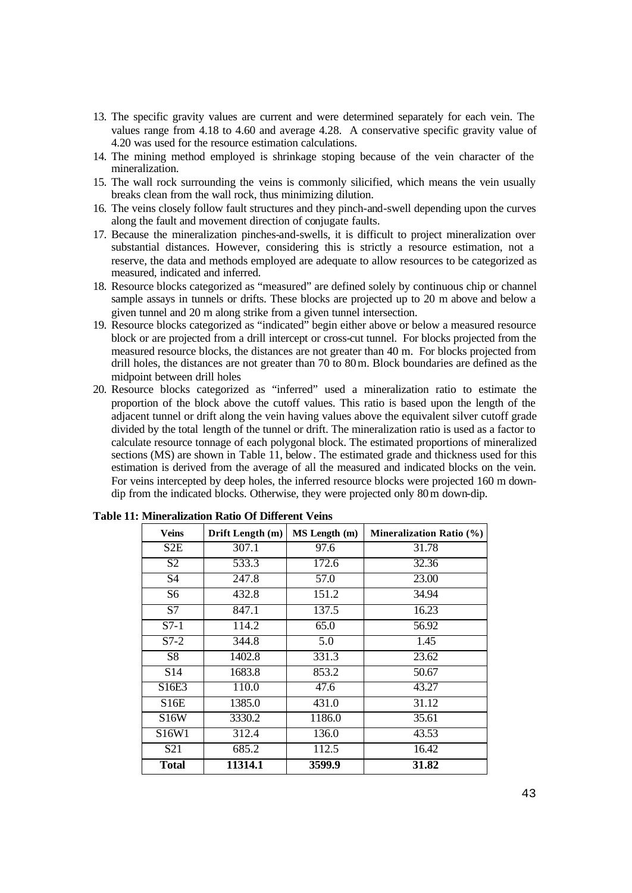13. The specific gravity values are current and were determined separately for each vein. The values range from 4.18 to 4.60 and average 4.28. A conservative specific gravity value of 4.20 was used for the resource estimation calculations.
14. The mining method employed is shrinkage stoping because of the vein character of the mineralization.
15. The wall rock surrounding the veins is commonly silicified, which means the vein usually breaks clean from the wall rock, thus minimizing dilution.
16. The veins closely follow fault structures and they pinch-and-swell depending upon the curves along the fault and movement direction of conjugate faults.
17. Because the mineralization pinches-and-swells, it is difficult to project mineralization over substantial distances. However, considering this is strictly a resource estimation, not a reserve, the data and methods employed are adequate to allow resources to be categorized as measured, indicated and inferred.
18. Resource blocks categorized as "measured" are defined solely by continuous chip or channel sample assays in tunnels or drifts. These blocks are projected up to 20 m above and below a given tunnel and 20 m along strike from a given tunnel intersection.
19. Resource blocks categorized as "indicated" begin either above or below a measured resource block or are projected from a drill intercept or cross-cut tunnel. For blocks projected from the measured resource blocks, the distances are not greater than 40 m. For blocks projected from drill holes, the distances are not greater than 70 to 80 m. Block boundaries are defined as the midpoint between drill holes
20. Resource blocks categorized as "inferred" used a mineralization ratio to estimate the proportion of the block above the cutoff values. This ratio is based upon the length of the adjacent tunnel or drift along the vein having values above the equivalent silver cutoff grade divided by the total length of the tunnel or drift. The mineralization ratio is used as a factor to calculate resource tonnage of each polygonal block. The estimated proportions of mineralized sections (MS) are shown in Table 11, below. The estimated grade and thickness used for this estimation is derived from the average of all the measured and indicated blocks on the vein. For veins intercepted by deep holes, the inferred resource blocks were projected 160 m down-dip from the indicated blocks. Otherwise, they were projected only 80 m down-dip.

**Table 11: Mineralization Ratio Of Different Veins**

| Veins | Drift Length (m) | MS Length (m) | Mineralization Ratio (%) |
|---|---|---|---|
| S2E | 307.1 | 97.6 | 31.78 |
| S2 | 533.3 | 172.6 | 32.36 |
| S4 | 247.8 | 57.0 | 23.00 |
| S6 | 432.8 | 151.2 | 34.94 |
| S7 | 847.1 | 137.5 | 16.23 |
| S7-1 | 114.2 | 65.0 | 56.92 |
| S7-2 | 344.8 | 5.0 | 1.45 |
| S8 | 1402.8 | 331.3 | 23.62 |
| S14 | 1683.8 | 853.2 | 50.67 |
| S16E3 | 110.0 | 47.6 | 43.27 |
| S16E | 1385.0 | 431.0 | 31.12 |
| S16W | 3330.2 | 1186.0 | 35.61 |
| S16W1 | 312.4 | 136.0 | 43.53 |
| S21 | 685.2 | 112.5 | 16.42 |
| **Total** | **11314.1** | **3599.9** | **31.82** |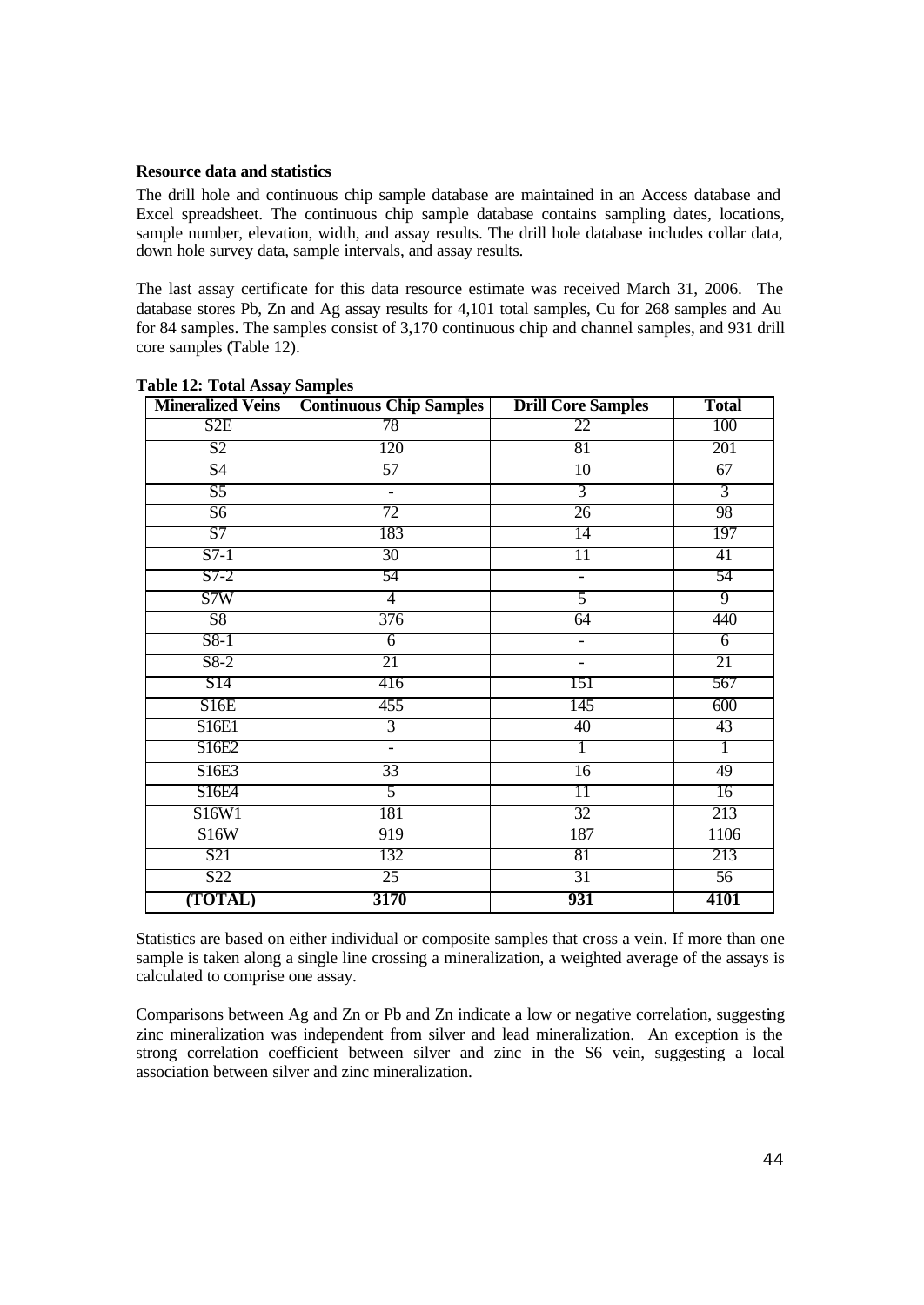**Resource data and statistics**

The drill hole and continuous chip sample database are maintained in an Access database and Excel spreadsheet. The continuous chip sample database contains sampling dates, locations, sample number, elevation, width, and assay results. The drill hole database includes collar data, down hole survey data, sample intervals, and assay results.

The last assay certificate for this data resource estimate was received March 31, 2006. The database stores Pb, Zn and Ag assay results for 4,101 total samples, Cu for 268 samples and Au for 84 samples. The samples consist of 3,170 continuous chip and channel samples, and 931 drill core samples (Table 12).

**Table 12: Total Assay Samples**

| Mineralized Veins | Continuous Chip Samples | Drill Core Samples | Total |
|---|---|---|---|
| S2E | 78 | 22 | 100 |
| S2 | 120 | 81 | 201 |
| S4 | 57 | 10 | 67 |
| S5 | - | 3 | 3 |
| S6 | 72 | 26 | 98 |
| S7 | 183 | 14 | 197 |
| S7-1 | 30 | 11 | 41 |
| S7-2 | 54 | - | 54 |
| S7W | 4 | 5 | 9 |
| S8 | 376 | 64 | 440 |
| S8-1 | 6 | - | 6 |
| S8-2 | 21 | - | 21 |
| S14 | 416 | 151 | 567 |
| S16E | 455 | 145 | 600 |
| S16E1 | 3 | 40 | 43 |
| S16E2 | - | 1 | 1 |
| S16E3 | 33 | 16 | 49 |
| S16E4 | 5 | 11 | 16 |
| S16W1 | 181 | 32 | 213 |
| S16W | 919 | 187 | 1106 |
| S21 | 132 | 81 | 213 |
| S22 | 25 | 31 | 56 |
| **(TOTAL)** | **3170** | **931** | **4101** |

Statistics are based on either individual or composite samples that cross a vein. If more than one sample is taken along a single line crossing a mineralization, a weighted average of the assays is calculated to comprise one assay.

Comparisons between Ag and Zn or Pb and Zn indicate a low or negative correlation, suggesting zinc mineralization was independent from silver and lead mineralization. An exception is the strong correlation coefficient between silver and zinc in the S6 vein, suggesting a local association between silver and zinc mineralization.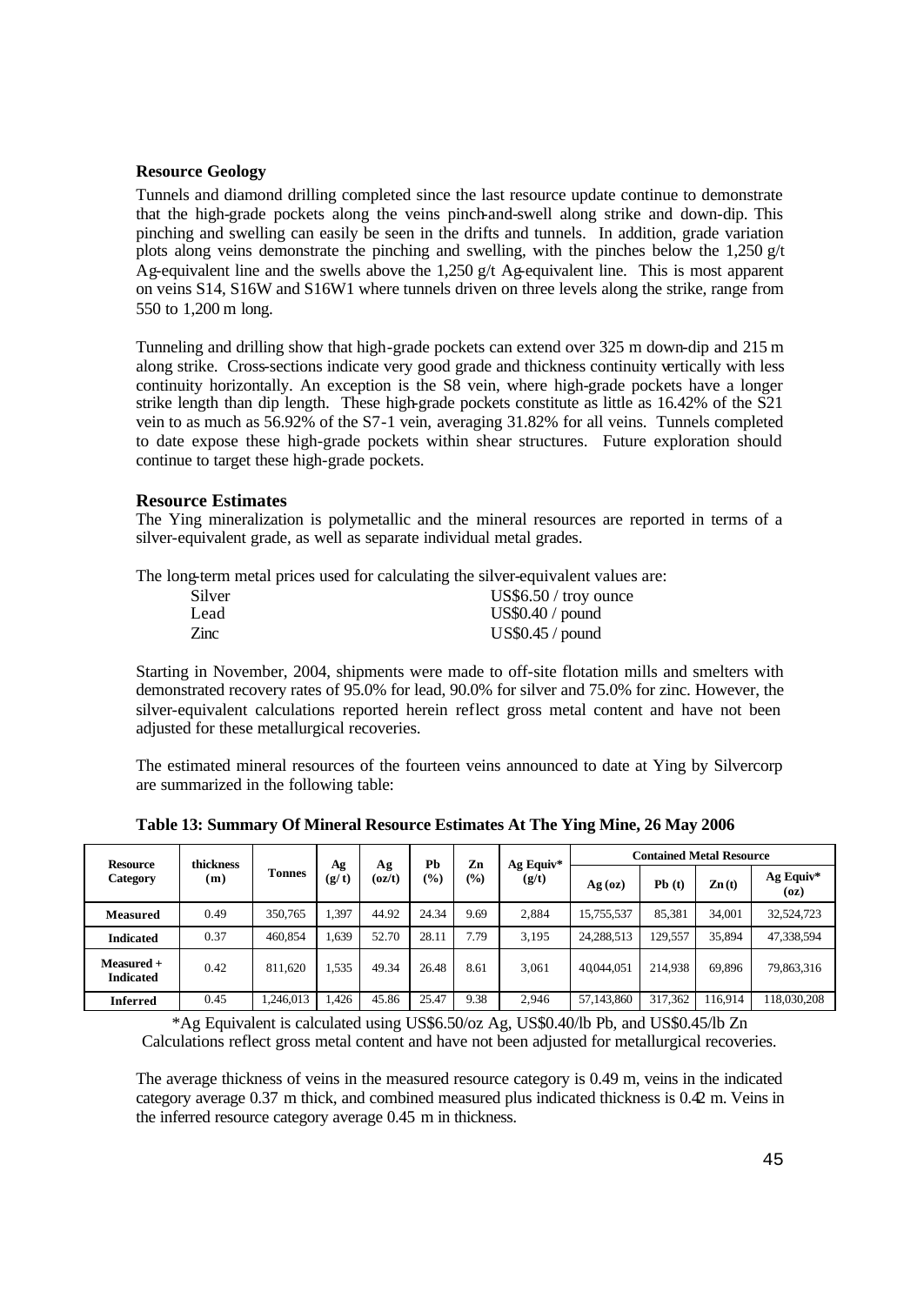### Resource Geology

Tunnels and diamond drilling completed since the last resource update continue to demonstrate that the high-grade pockets along the veins pinch-and-swell along strike and down-dip. This pinching and swelling can easily be seen in the drifts and tunnels. In addition, grade variation plots along veins demonstrate the pinching and swelling, with the pinches below the 1,250 g/t Ag-equivalent line and the swells above the 1,250 g/t Ag-equivalent line. This is most apparent on veins S14, S16W and S16W1 where tunnels driven on three levels along the strike, range from 550 to 1,200 m long.

Tunneling and drilling show that high-grade pockets can extend over 325 m down-dip and 215 m along strike. Cross-sections indicate very good grade and thickness continuity vertically with less continuity horizontally. An exception is the S8 vein, where high-grade pockets have a longer strike length than dip length. These high-grade pockets constitute as little as 16.42% of the S21 vein to as much as 56.92% of the S7-1 vein, averaging 31.82% for all veins. Tunnels completed to date expose these high-grade pockets within shear structures. Future exploration should continue to target these high-grade pockets.

### Resource Estimates

The Ying mineralization is polymetallic and the mineral resources are reported in terms of a silver-equivalent grade, as well as separate individual metal grades.

The long-term metal prices used for calculating the silver-equivalent values are:

| | |
|---|---|
| Silver | US$6.50 / troy ounce |
| Lead | US$0.40 / pound |
| Zinc | US$0.45 / pound |

Starting in November, 2004, shipments were made to off-site flotation mills and smelters with demonstrated recovery rates of 95.0% for lead, 90.0% for silver and 75.0% for zinc. However, the silver-equivalent calculations reported herein reflect gross metal content and have not been adjusted for these metallurgical recoveries.

The estimated mineral resources of the fourteen veins announced to date at Ying by Silvercorp are summarized in the following table:

**Table 13: Summary Of Mineral Resource Estimates At The Ying Mine, 26 May 2006**

| Resource Category | thickness (m) | Tonnes | Ag (g/t) | Ag (oz/t) | Pb (%) | Zn (%) | Ag Equiv* (g/t) | Contained Metal Resource | | | |
|---|---|---|---|---|---|---|---|---|---|---|---|
| | | | | | | | | Ag (oz) | Pb (t) | Zn (t) | Ag Equiv* (oz) |
| **Measured** | 0.49 | 350,765 | 1,397 | 44.92 | 24.34 | 9.69 | 2,884 | 15,755,537 | 85,381 | 34,001 | 32,524,723 |
| **Indicated** | 0.37 | 460,854 | 1,639 | 52.70 | 28.11 | 7.79 | 3,195 | 24,288,513 | 129,557 | 35,894 | 47,338,594 |
| **Measured + Indicated** | 0.42 | 811,620 | 1,535 | 49.34 | 26.48 | 8.61 | 3,061 | 40,044,051 | 214,938 | 69,896 | 79,863,316 |
| **Inferred** | 0.45 | 1,246,013 | 1,426 | 45.86 | 25.47 | 9.38 | 2,946 | 57,143,860 | 317,362 | 116,914 | 118,030,208 |

*Ag Equivalent is calculated using US$6.50/oz Ag, US$0.40/lb Pb, and US$0.45/lb Zn
Calculations reflect gross metal content and have not been adjusted for metallurgical recoveries.

The average thickness of veins in the measured resource category is 0.49 m, veins in the indicated category average 0.37 m thick, and combined measured plus indicated thickness is 0.42 m. Veins in the inferred resource category average 0.45 m in thickness.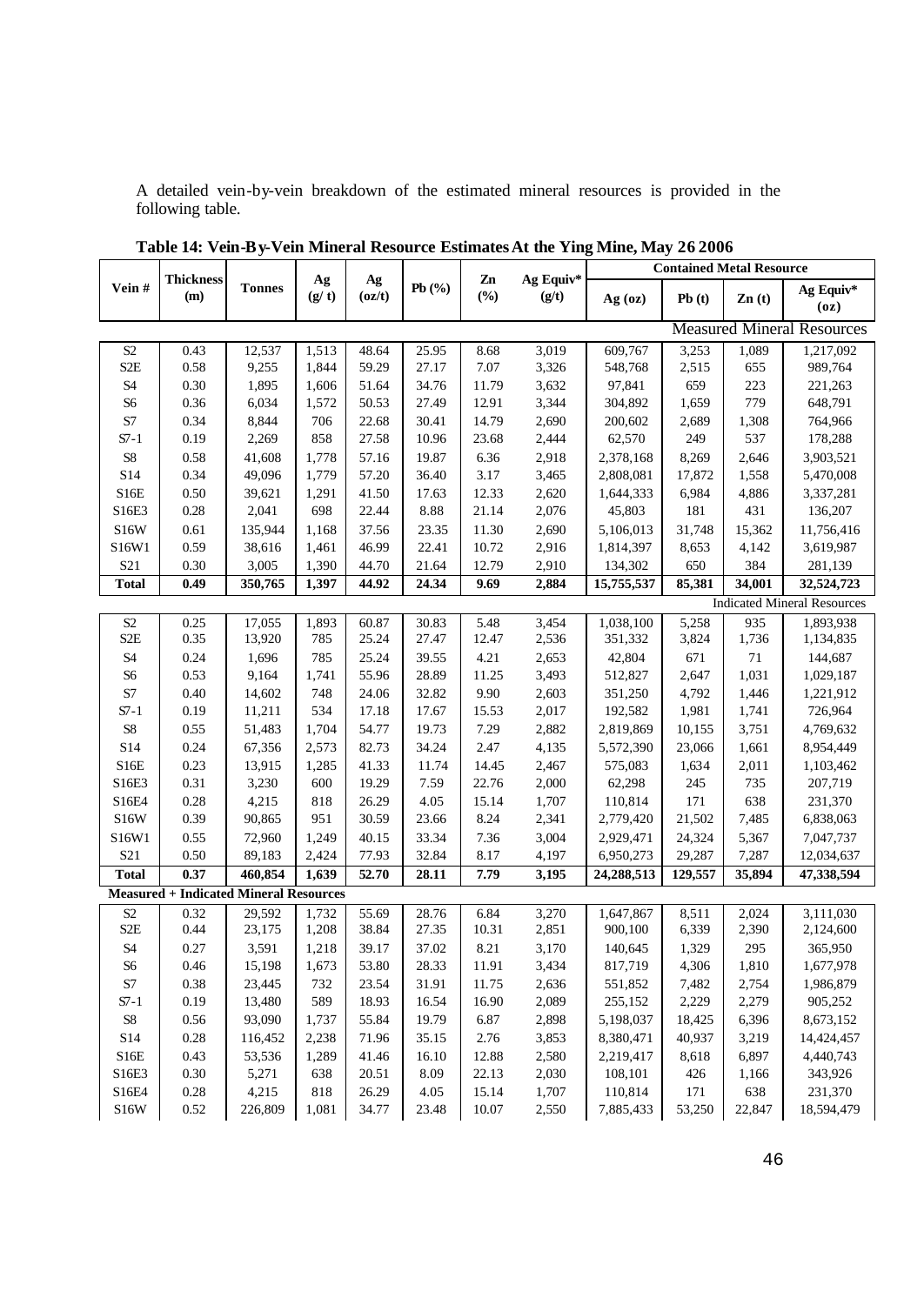A detailed vein-by-vein breakdown of the estimated mineral resources is provided in the following table.

**Table 14: Vein-By-Vein Mineral Resource Estimates At the Ying Mine, May 26 2006**

| Vein # | Thickness (m) | Tonnes | Ag (g/ t) | Ag (oz/t) | Pb (%) | Zn (%) | Ag Equiv* (g/t) | Contained Metal Resource | | | |
|---|---|---|---|---|---|---|---|---|---|---|---|
| | | | | | | | | Ag (oz) | Pb (t) | Zn (t) | Ag Equiv* (oz) |
| **Measured Mineral Resources** | | | | | | | | | | | |
| S2 | 0.43 | 12,537 | 1,513 | 48.64 | 25.95 | 8.68 | 3,019 | 609,767 | 3,253 | 1,089 | 1,217,092 |
| S2E | 0.58 | 9,255 | 1,844 | 59.29 | 27.17 | 7.07 | 3,326 | 548,768 | 2,515 | 655 | 989,764 |
| S4 | 0.30 | 1,895 | 1,606 | 51.64 | 34.76 | 11.79 | 3,632 | 97,841 | 659 | 223 | 221,263 |
| S6 | 0.36 | 6,034 | 1,572 | 50.53 | 27.49 | 12.91 | 3,344 | 304,892 | 1,659 | 779 | 648,791 |
| S7 | 0.34 | 8,844 | 706 | 22.68 | 30.41 | 14.79 | 2,690 | 200,602 | 2,689 | 1,308 | 764,966 |
| S7-1 | 0.19 | 2,269 | 858 | 27.58 | 10.96 | 23.68 | 2,444 | 62,570 | 249 | 537 | 178,288 |
| S8 | 0.58 | 41,608 | 1,778 | 57.16 | 19.87 | 6.36 | 2,918 | 2,378,168 | 8,269 | 2,646 | 3,903,521 |
| S14 | 0.34 | 49,096 | 1,779 | 57.20 | 36.40 | 3.17 | 3,465 | 2,808,081 | 17,872 | 1,558 | 5,470,008 |
| S16E | 0.50 | 39,621 | 1,291 | 41.50 | 17.63 | 12.33 | 2,620 | 1,644,333 | 6,984 | 4,886 | 3,337,281 |
| S16E3 | 0.28 | 2,041 | 698 | 22.44 | 8.88 | 21.14 | 2,076 | 45,803 | 181 | 431 | 136,207 |
| S16W | 0.61 | 135,944 | 1,168 | 37.56 | 23.35 | 11.30 | 2,690 | 5,106,013 | 31,748 | 15,362 | 11,756,416 |
| S16W1 | 0.59 | 38,616 | 1,461 | 46.99 | 22.41 | 10.72 | 2,916 | 1,814,397 | 8,653 | 4,142 | 3,619,987 |
| S21 | 0.30 | 3,005 | 1,390 | 44.70 | 21.64 | 12.79 | 2,910 | 134,302 | 650 | 384 | 281,139 |
| **Total** | **0.49** | **350,765** | **1,397** | **44.92** | **24.34** | **9.69** | **2,884** | **15,755,537** | **85,381** | **34,001** | **32,524,723** |
| **Indicated Mineral Resources** | | | | | | | | | | | |
| S2 | 0.25 | 17,055 | 1,893 | 60.87 | 30.83 | 5.48 | 3,454 | 1,038,100 | 5,258 | 935 | 1,893,938 |
| S2E | 0.35 | 13,920 | 785 | 25.24 | 27.47 | 12.47 | 2,536 | 351,332 | 3,824 | 1,736 | 1,134,835 |
| S4 | 0.24 | 1,696 | 785 | 25.24 | 39.55 | 4.21 | 2,653 | 42,804 | 671 | 71 | 144,687 |
| S6 | 0.53 | 9,164 | 1,741 | 55.96 | 28.89 | 11.25 | 3,493 | 512,827 | 2,647 | 1,031 | 1,029,187 |
| S7 | 0.40 | 14,602 | 748 | 24.06 | 32.82 | 9.90 | 2,603 | 351,250 | 4,792 | 1,446 | 1,221,912 |
| S7-1 | 0.19 | 11,211 | 534 | 17.18 | 17.67 | 15.53 | 2,017 | 192,582 | 1,981 | 1,741 | 726,964 |
| S8 | 0.55 | 51,483 | 1,704 | 54.77 | 19.73 | 7.29 | 2,882 | 2,819,869 | 10,155 | 3,751 | 4,769,632 |
| S14 | 0.24 | 67,356 | 2,573 | 82.73 | 34.24 | 2.47 | 4,135 | 5,572,390 | 23,066 | 1,661 | 8,954,449 |
| S16E | 0.23 | 13,915 | 1,285 | 41.33 | 11.74 | 14.45 | 2,467 | 575,083 | 1,634 | 2,011 | 1,103,462 |
| S16E3 | 0.31 | 3,230 | 600 | 19.29 | 7.59 | 22.76 | 2,000 | 62,298 | 245 | 735 | 207,719 |
| S16E4 | 0.28 | 4,215 | 818 | 26.29 | 4.05 | 15.14 | 1,707 | 110,814 | 171 | 638 | 231,370 |
| S16W | 0.39 | 90,865 | 951 | 30.59 | 23.66 | 8.24 | 2,341 | 2,779,420 | 21,502 | 7,485 | 6,838,063 |
| S16W1 | 0.55 | 72,960 | 1,249 | 40.15 | 33.34 | 7.36 | 3,004 | 2,929,471 | 24,324 | 5,367 | 7,047,737 |
| S21 | 0.50 | 89,183 | 2,424 | 77.93 | 32.84 | 8.17 | 4,197 | 6,950,273 | 29,287 | 7,287 | 12,034,637 |
| **Total** | **0.37** | **460,854** | **1,639** | **52.70** | **28.11** | **7.79** | **3,195** | **24,288,513** | **129,557** | **35,894** | **47,338,594** |
| **Measured + Indicated Mineral Resources** | | | | | | | | | | | |
| S2 | 0.32 | 29,592 | 1,732 | 55.69 | 28.76 | 6.84 | 3,270 | 1,647,867 | 8,511 | 2,024 | 3,111,030 |
| S2E | 0.44 | 23,175 | 1,208 | 38.84 | 27.35 | 10.31 | 2,851 | 900,100 | 6,339 | 2,390 | 2,124,600 |
| S4 | 0.27 | 3,591 | 1,218 | 39.17 | 37.02 | 8.21 | 3,170 | 140,645 | 1,329 | 295 | 365,950 |
| S6 | 0.46 | 15,198 | 1,673 | 53.80 | 28.33 | 11.91 | 3,434 | 817,719 | 4,306 | 1,810 | 1,677,978 |
| S7 | 0.38 | 23,445 | 732 | 23.54 | 31.91 | 11.75 | 2,636 | 551,852 | 7,482 | 2,754 | 1,986,879 |
| S7-1 | 0.19 | 13,480 | 589 | 18.93 | 16.54 | 16.90 | 2,089 | 255,152 | 2,229 | 2,279 | 905,252 |
| S8 | 0.56 | 93,090 | 1,737 | 55.84 | 19.79 | 6.87 | 2,898 | 5,198,037 | 18,425 | 6,396 | 8,673,152 |
| S14 | 0.28 | 116,452 | 2,238 | 71.96 | 35.15 | 2.76 | 3,853 | 8,380,471 | 40,937 | 3,219 | 14,424,457 |
| S16E | 0.43 | 53,536 | 1,289 | 41.46 | 16.10 | 12.88 | 2,580 | 2,219,417 | 8,618 | 6,897 | 4,440,743 |
| S16E3 | 0.30 | 5,271 | 638 | 20.51 | 8.09 | 22.13 | 2,030 | 108,101 | 426 | 1,166 | 343,926 |
| S16E4 | 0.28 | 4,215 | 818 | 26.29 | 4.05 | 15.14 | 1,707 | 110,814 | 171 | 638 | 231,370 |
| S16W | 0.52 | 226,809 | 1,081 | 34.77 | 23.48 | 10.07 | 2,550 | 7,885,433 | 53,250 | 22,847 | 18,594,479 |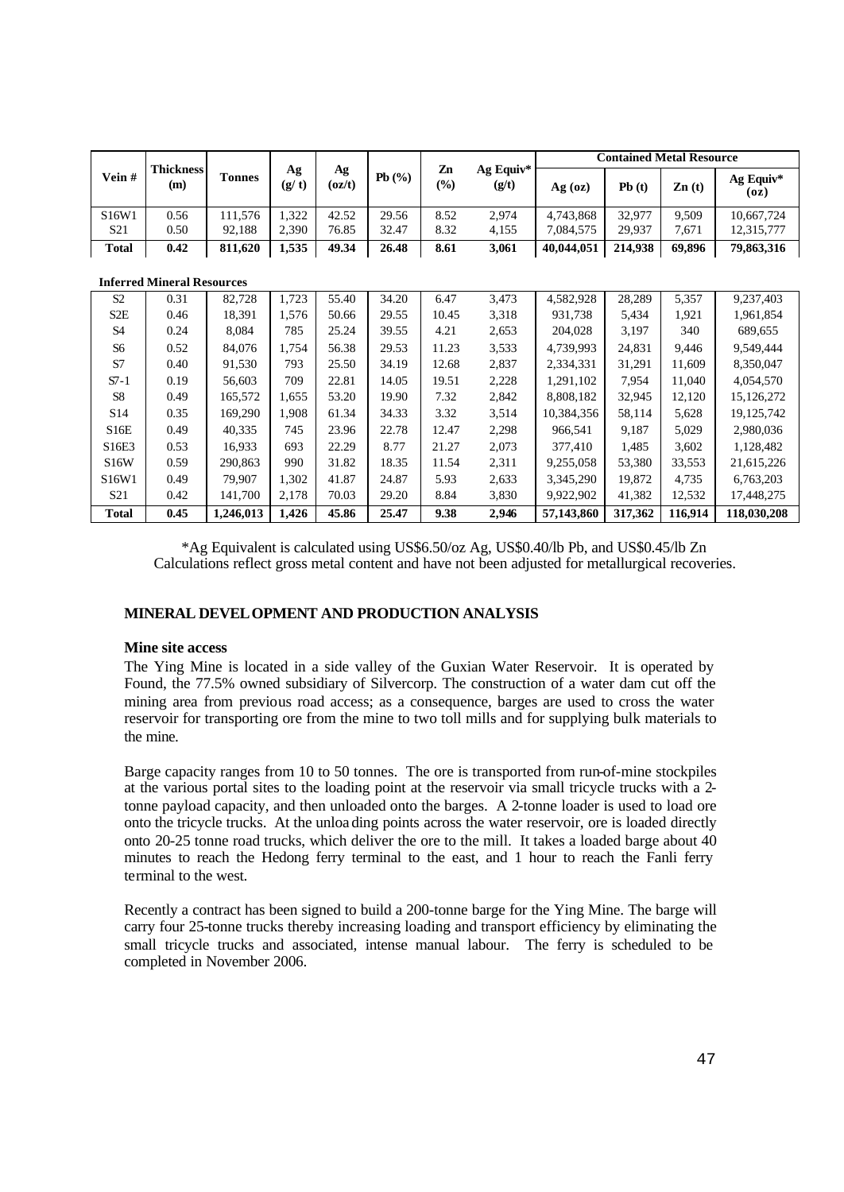| Vein # | Thickness (m) | Tonnes | Ag (g/ t) | Ag (oz/t) | Pb (%) | Zn (%) | Ag Equiv* (g/t) | Contained Metal Resource | | | |
|---|---|---|---|---|---|---|---|---|---|---|---|
| | | | | | | | | Ag (oz) | Pb (t) | Zn (t) | Ag Equiv* (oz) |
| S16W1 | 0.56 | 111,576 | 1,322 | 42.52 | 29.56 | 8.52 | 2,974 | 4,743,868 | 32,977 | 9,509 | 10,667,724 |
| S21 | 0.50 | 92,188 | 2,390 | 76.85 | 32.47 | 8.32 | 4,155 | 7,084,575 | 29,937 | 7,671 | 12,315,777 |
| **Total** | **0.42** | **811,620** | **1,535** | **49.34** | **26.48** | **8.61** | **3,061** | **40,044,051** | **214,938** | **69,896** | **79,863,316** |
| **Inferred Mineral Resources** | | | | | | | | | | | |
| S2 | 0.31 | 82,728 | 1,723 | 55.40 | 34.20 | 6.47 | 3,473 | 4,582,928 | 28,289 | 5,357 | 9,237,403 |
| S2E | 0.46 | 18,391 | 1,576 | 50.66 | 29.55 | 10.45 | 3,318 | 931,738 | 5,434 | 1,921 | 1,961,854 |
| S4 | 0.24 | 8,084 | 785 | 25.24 | 39.55 | 4.21 | 2,653 | 204,028 | 3,197 | 340 | 689,655 |
| S6 | 0.52 | 84,076 | 1,754 | 56.38 | 29.53 | 11.23 | 3,533 | 4,739,993 | 24,831 | 9,446 | 9,549,444 |
| S7 | 0.40 | 91,530 | 793 | 25.50 | 34.19 | 12.68 | 2,837 | 2,334,331 | 31,291 | 11,609 | 8,350,047 |
| S7-1 | 0.19 | 56,603 | 709 | 22.81 | 14.05 | 19.51 | 2,228 | 1,291,102 | 7,954 | 11,040 | 4,054,570 |
| S8 | 0.49 | 165,572 | 1,655 | 53.20 | 19.90 | 7.32 | 2,842 | 8,808,182 | 32,945 | 12,120 | 15,126,272 |
| S14 | 0.35 | 169,290 | 1,908 | 61.34 | 34.33 | 3.32 | 3,514 | 10,384,356 | 58,114 | 5,628 | 19,125,742 |
| S16E | 0.49 | 40,335 | 745 | 23.96 | 22.78 | 12.47 | 2,298 | 966,541 | 9,187 | 5,029 | 2,980,036 |
| S16E3 | 0.53 | 16,933 | 693 | 22.29 | 8.77 | 21.27 | 2,073 | 377,410 | 1,485 | 3,602 | 1,128,482 |
| S16W | 0.59 | 290,863 | 990 | 31.82 | 18.35 | 11.54 | 2,311 | 9,255,058 | 53,380 | 33,553 | 21,615,226 |
| S16W1 | 0.49 | 79,907 | 1,302 | 41.87 | 24.87 | 5.93 | 2,633 | 3,345,290 | 19,872 | 4,735 | 6,763,203 |
| S21 | 0.42 | 141,700 | 2,178 | 70.03 | 29.20 | 8.84 | 3,830 | 9,922,902 | 41,382 | 12,532 | 17,448,275 |
| **Total** | **0.45** | **1,246,013** | **1,426** | **45.86** | **25.47** | **9.38** | **2,946** | **57,143,860** | **317,362** | **116,914** | **118,030,208** |

*Ag Equivalent is calculated using US$6.50/oz Ag, US$0.40/lb Pb, and US$0.45/lb Zn
Calculations reflect gross metal content and have not been adjusted for metallurgical recoveries.

## MINERAL DEVELOPMENT AND PRODUCTION ANALYSIS

### Mine site access

The Ying Mine is located in a side valley of the Guxian Water Reservoir. It is operated by Found, the 77.5% owned subsidiary of Silvercorp. The construction of a water dam cut off the mining area from previous road access; as a consequence, barges are used to cross the water reservoir for transporting ore from the mine to two toll mills and for supplying bulk materials to the mine.

Barge capacity ranges from 10 to 50 tonnes. The ore is transported from run-of-mine stockpiles at the various portal sites to the loading point at the reservoir via small tricycle trucks with a 2-tonne payload capacity, and then unloaded onto the barges. A 2-tonne loader is used to load ore onto the tricycle trucks. At the unloading points across the water reservoir, ore is loaded directly onto 20-25 tonne road trucks, which deliver the ore to the mill. It takes a loaded barge about 40 minutes to reach the Hedong ferry terminal to the east, and 1 hour to reach the Fanli ferry terminal to the west.

Recently a contract has been signed to build a 200-tonne barge for the Ying Mine. The barge will carry four 25-tonne trucks thereby increasing loading and transport efficiency by eliminating the small tricycle trucks and associated, intense manual labour. The ferry is scheduled to be completed in November 2006.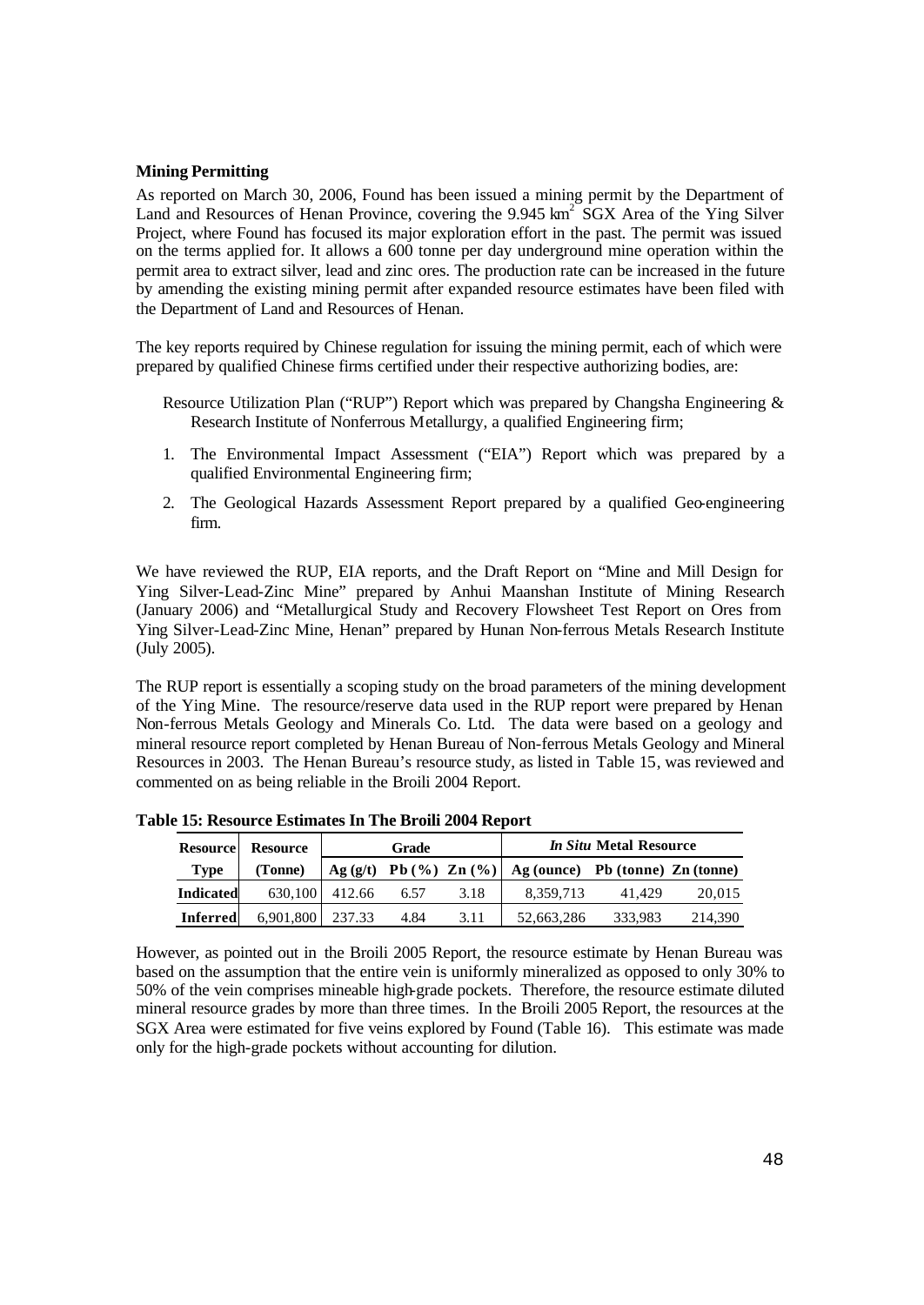**Mining Permitting**

As reported on March 30, 2006, Found has been issued a mining permit by the Department of Land and Resources of Henan Province, covering the 9.945 $km^2$ SGX Area of the Ying Silver Project, where Found has focused its major exploration effort in the past. The permit was issued on the terms applied for. It allows a 600 tonne per day underground mine operation within the permit area to extract silver, lead and zinc ores. The production rate can be increased in the future by amending the existing mining permit after expanded resource estimates have been filed with the Department of Land and Resources of Henan.

The key reports required by Chinese regulation for issuing the mining permit, each of which were prepared by qualified Chinese firms certified under their respective authorizing bodies, are:

Resource Utilization Plan ("RUP") Report which was prepared by Changsha Engineering & Research Institute of Nonferrous Metallurgy, a qualified Engineering firm;

1. The Environmental Impact Assessment ("EIA") Report which was prepared by a qualified Environmental Engineering firm;
2. The Geological Hazards Assessment Report prepared by a qualified Geo-engineering firm.

We have reviewed the RUP, EIA reports, and the Draft Report on "Mine and Mill Design for Ying Silver-Lead-Zinc Mine" prepared by Anhui Maanshan Institute of Mining Research (January 2006) and "Metallurgical Study and Recovery Flowsheet Test Report on Ores from Ying Silver-Lead-Zinc Mine, Henan" prepared by Hunan Non-ferrous Metals Research Institute (July 2005).

The RUP report is essentially a scoping study on the broad parameters of the mining development of the Ying Mine. The resource/reserve data used in the RUP report were prepared by Henan Non-ferrous Metals Geology and Minerals Co. Ltd. The data were based on a geology and mineral resource report completed by Henan Bureau of Non-ferrous Metals Geology and Mineral Resources in 2003. The Henan Bureau's resource study, as listed in Table 15, was reviewed and commented on as being reliable in the Broili 2004 Report.

**Table 15: Resource Estimates In The Broili 2004 Report**

| Resource | Resource | Grade | | | *In Situ* Metal Resource | | |
|---|---|---|---|---|---|---|---|
| Type | (Tonne) | Ag (g/t) | Pb (%) | Zn (%) | Ag (ounce) | Pb (tonne) | Zn (tonne) |
| **Indicated** | 630,100 | 412.66 | 6.57 | 3.18 | 8,359,713 | 41,429 | 20,015 |
| **Inferred** | 6,901,800 | 237.33 | 4.84 | 3.11 | 52,663,286 | 333,983 | 214,390 |

However, as pointed out in the Broili 2005 Report, the resource estimate by Henan Bureau was based on the assumption that the entire vein is uniformly mineralized as opposed to only 30% to 50% of the vein comprises mineable high-grade pockets. Therefore, the resource estimate diluted mineral resource grades by more than three times. In the Broili 2005 Report, the resources at the SGX Area were estimated for five veins explored by Found (Table 16). This estimate was made only for the high-grade pockets without accounting for dilution.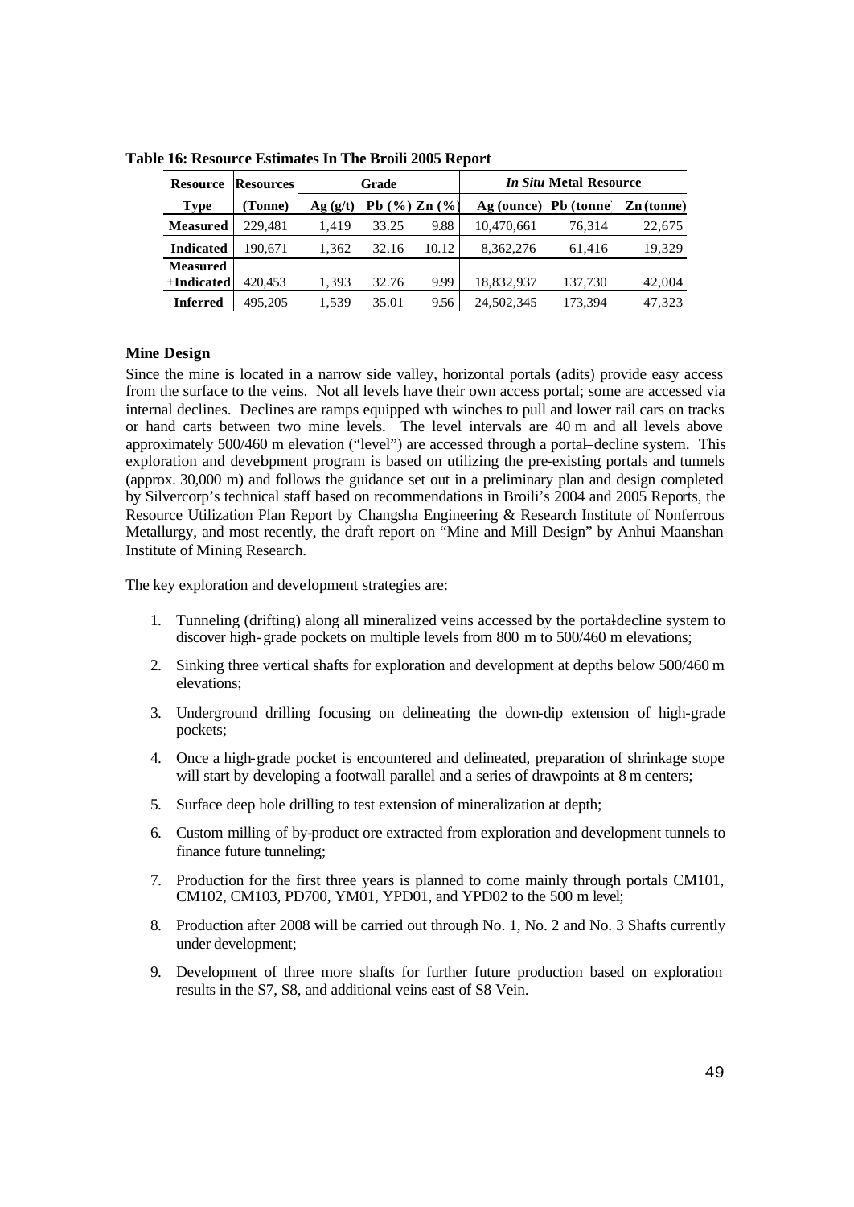**Table 16: Resource Estimates In The Broili 2005 Report**

| Resource Type | Resources (Tonne) | Grade | | | *In Situ* Metal Resource | | |
|---|---|---|---|---|---|---|---|
| | | Ag (g/t) | Pb (%) | Zn (%) | Ag (ounce) | Pb (tonne) | Zn (tonne) |
| **Measured** | 229,481 | 1,419 | 33.25 | 9.88 | 10,470,661 | 76,314 | 22,675 |
| **Indicated** | 190,671 | 1,362 | 32.16 | 10.12 | 8,362,276 | 61,416 | 19,329 |
| **Measured +Indicated** | 420,453 | 1,393 | 32.76 | 9.99 | 18,832,937 | 137,730 | 42,004 |
| **Inferred** | 495,205 | 1,539 | 35.01 | 9.56 | 24,502,345 | 173,394 | 47,323 |

**Mine Design**

Since the mine is located in a narrow side valley, horizontal portals (adits) provide easy access from the surface to the veins. Not all levels have their own access portal; some are accessed via internal declines. Declines are ramps equipped with winches to pull and lower rail cars on tracks or hand carts between two mine levels. The level intervals are 40 m and all levels above approximately 500/460 m elevation ("level") are accessed through a portal–decline system. This exploration and development program is based on utilizing the pre-existing portals and tunnels (approx. 30,000 m) and follows the guidance set out in a preliminary plan and design completed by Silvercorp's technical staff based on recommendations in Broili's 2004 and 2005 Reports, the Resource Utilization Plan Report by Changsha Engineering & Research Institute of Nonferrous Metallurgy, and most recently, the draft report on "Mine and Mill Design" by Anhui Maanshan Institute of Mining Research.

The key exploration and development strategies are:

1. Tunneling (drifting) along all mineralized veins accessed by the portal-decline system to discover high-grade pockets on multiple levels from 800 m to 500/460 m elevations;
2. Sinking three vertical shafts for exploration and development at depths below 500/460 m elevations;
3. Underground drilling focusing on delineating the down-dip extension of high-grade pockets;
4. Once a high-grade pocket is encountered and delineated, preparation of shrinkage stope will start by developing a footwall parallel and a series of drawpoints at 8 m centers;
5. Surface deep hole drilling to test extension of mineralization at depth;
6. Custom milling of by-product ore extracted from exploration and development tunnels to finance future tunneling;
7. Production for the first three years is planned to come mainly through portals CM101, CM102, CM103, PD700, YM01, YPD01, and YPD02 to the 500 m level;
8. Production after 2008 will be carried out through No. 1, No. 2 and No. 3 Shafts currently under development;
9. Development of three more shafts for further future production based on exploration results in the S7, S8, and additional veins east of S8 Vein.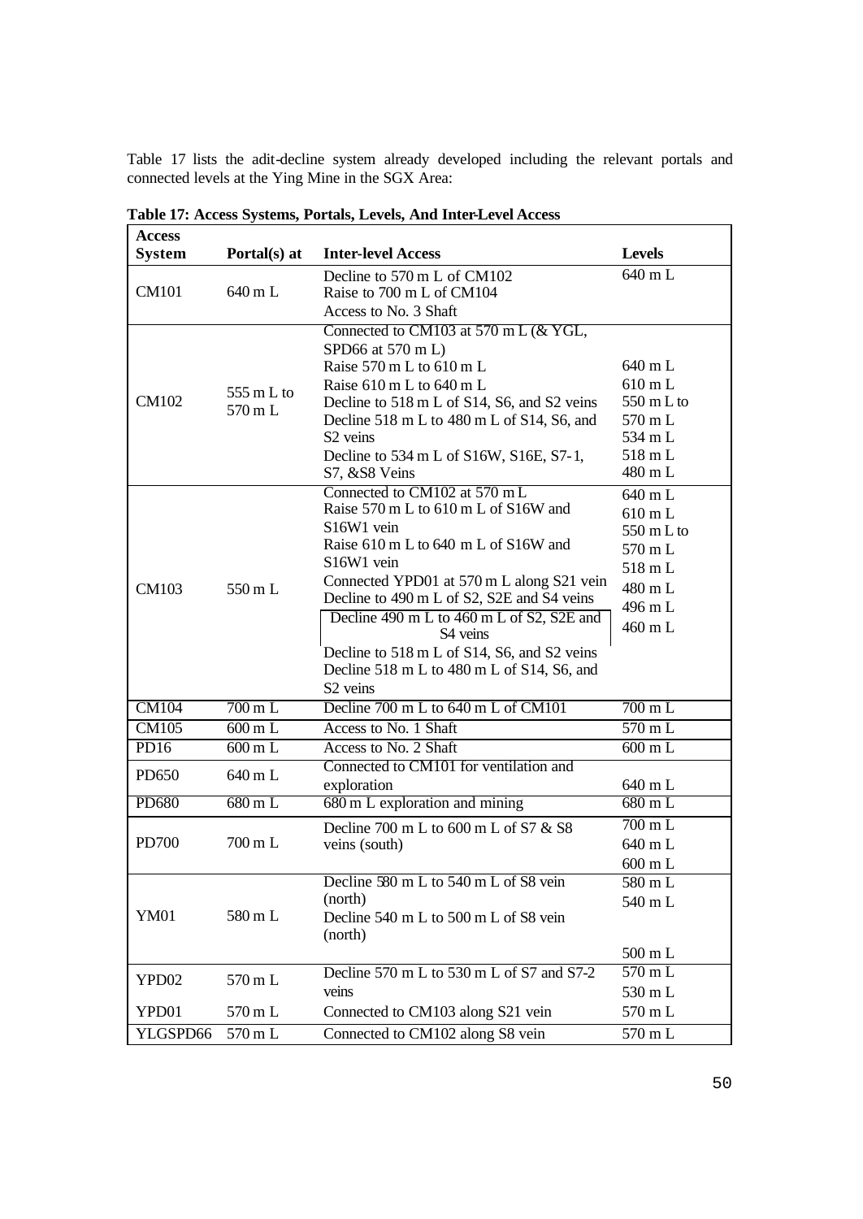Table 17 lists the adit-decline system already developed including the relevant portals and connected levels at the Ying Mine in the SGX Area:

**Table 17: Access Systems, Portals, Levels, And Inter-Level Access**

| Access System | Portal(s) at | Inter-level Access | Levels |
|---|---|---|---|
| CM101 | 640 m L | Decline to 570 m L of CM102<br>Raise to 700 m L of CM104<br>Access to No. 3 Shaft | 640 m L |
| CM102 | 555 m L to 570 m L | Connected to CM103 at 570 m L (& YGL, SPD66 at 570 m L)<br>Raise 570 m L to 610 m L<br>Raise 610 m L to 640 m L<br>Decline to 518 m L of S14, S6, and S2 veins<br>Decline 518 m L to 480 m L of S14, S6, and S2 veins<br>Decline to 534 m L of S16W, S16E, S7-1, S7, &S8 Veins | 640 m L<br>610 m L<br>550 m L to 570 m L<br>534 m L<br>518 m L<br>480 m L |
| CM103 | 550 m L | Connected to CM102 at 570 m L<br>Raise 570 m L to 610 m L of S16W and S16W1 vein<br>Raise 610 m L to 640 m L of S16W and S16W1 vein<br>Connected YPD01 at 570 m L along S21 vein<br>Decline to 490 m L of S2, S2E and S4 veins<br>Decline 490 m L to 460 m L of S2, S2E and S4 veins<br>Decline to 518 m L of S14, S6, and S2 veins<br>Decline 518 m L to 480 m L of S14, S6, and S2 veins | 640 m L<br>610 m L<br>550 m L to 570 m L<br>518 m L<br>480 m L<br>496 m L<br>460 m L |
| CM104 | 700 m L | Decline 700 m L to 640 m L of CM101 | 700 m L |
| CM105 | 600 m L | Access to No. 1 Shaft | 570 m L |
| PD16 | 600 m L | Access to No. 2 Shaft | 600 m L |
| PD650 | 640 m L | Connected to CM101 for ventilation and exploration | 640 m L |
| PD680 | 680 m L | 680 m L exploration and mining | 680 m L |
| PD700 | 700 m L | Decline 700 m L to 600 m L of S7 & S8 veins (south) | 700 m L<br>640 m L<br>600 m L |
| YM01 | 580 m L | Decline 580 m L to 540 m L of S8 vein (north)<br>Decline 540 m L to 500 m L of S8 vein (north) | 580 m L<br>540 m L<br>500 m L |
| YPD02 | 570 m L | Decline 570 m L to 530 m L of S7 and S7-2 veins | 570 m L<br>530 m L |
| YPD01 | 570 m L | Connected to CM103 along S21 vein | 570 m L |
| YLGSPD66 | 570 m L | Connected to CM102 along S8 vein | 570 m L |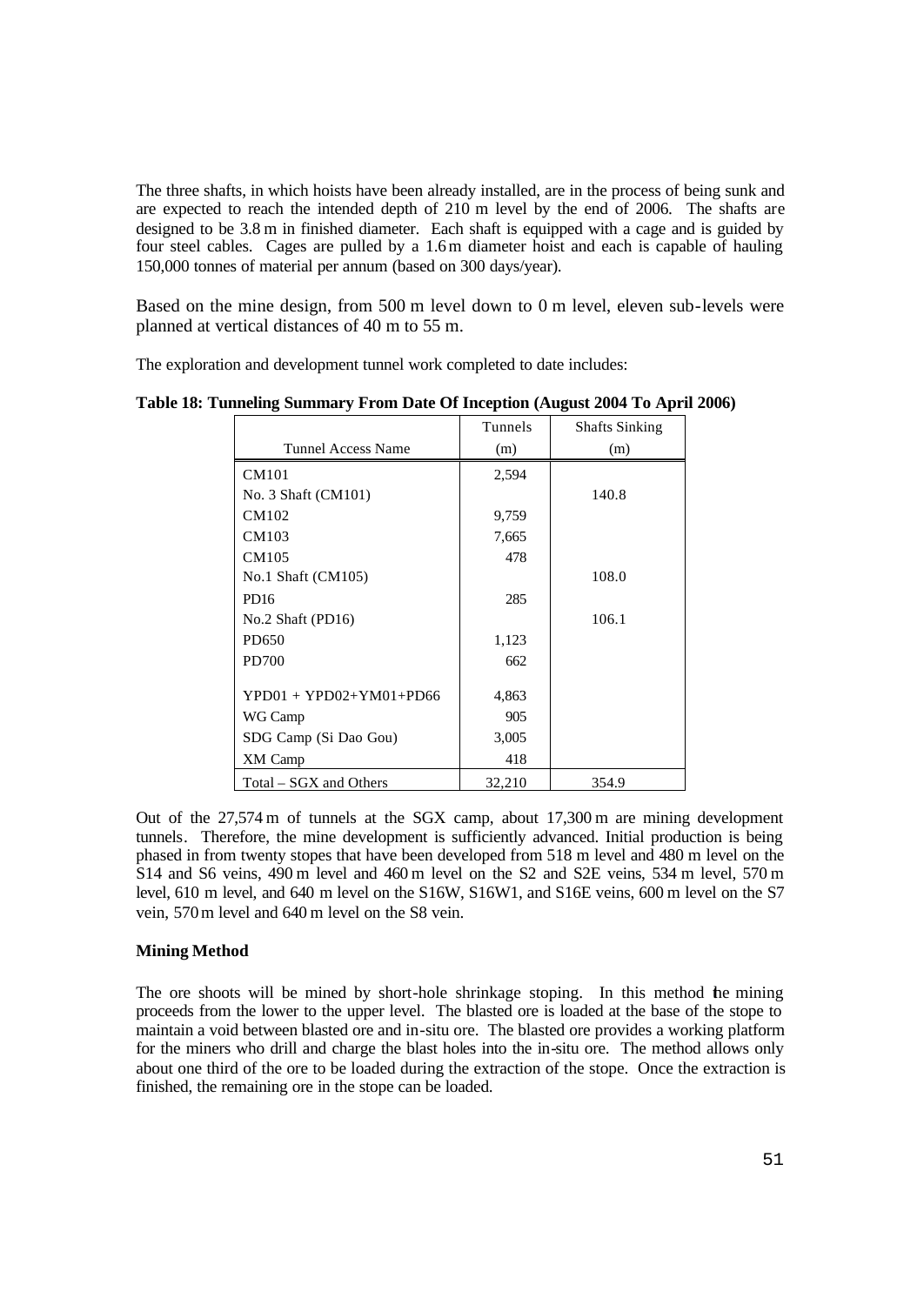The three shafts, in which hoists have been already installed, are in the process of being sunk and are expected to reach the intended depth of 210 m level by the end of 2006. The shafts are designed to be 3.8 m in finished diameter. Each shaft is equipped with a cage and is guided by four steel cables. Cages are pulled by a 1.6 m diameter hoist and each is capable of hauling 150,000 tonnes of material per annum (based on 300 days/year).

Based on the mine design, from 500 m level down to 0 m level, eleven sub-levels were planned at vertical distances of 40 m to 55 m.

The exploration and development tunnel work completed to date includes:

**Table 18: Tunneling Summary From Date Of Inception (August 2004 To April 2006)**

| Tunnel Access Name | Tunnels (m) | Shafts Sinking (m) |
|---|---|---|
| CM101 | 2,594 | |
| No. 3 Shaft (CM101) | | 140.8 |
| CM102 | 9,759 | |
| CM103 | 7,665 | |
| CM105 | 478 | |
| No.1 Shaft (CM105) | | 108.0 |
| PD16 | 285 | |
| No.2 Shaft (PD16) | | 106.1 |
| PD650 | 1,123 | |
| PD700 | 662 | |
| YPD01 + YPD02+YM01+PD66 | 4,863 | |
| WG Camp | 905 | |
| SDG Camp (Si Dao Gou) | 3,005 | |
| XM Camp | 418 | |
| Total – SGX and Others | 32,210 | 354.9 |

Out of the 27,574 m of tunnels at the SGX camp, about 17,300 m are mining development tunnels. Therefore, the mine development is sufficiently advanced. Initial production is being phased in from twenty stopes that have been developed from 518 m level and 480 m level on the S14 and S6 veins, 490 m level and 460 m level on the S2 and S2E veins, 534 m level, 570 m level, 610 m level, and 640 m level on the S16W, S16W1, and S16E veins, 600 m level on the S7 vein, 570 m level and 640 m level on the S8 vein.

**Mining Method**

The ore shoots will be mined by short-hole shrinkage stoping. In this method the mining proceeds from the lower to the upper level. The blasted ore is loaded at the base of the stope to maintain a void between blasted ore and in-situ ore. The blasted ore provides a working platform for the miners who drill and charge the blast holes into the in-situ ore. The method allows only about one third of the ore to be loaded during the extraction of the stope. Once the extraction is finished, the remaining ore in the stope can be loaded.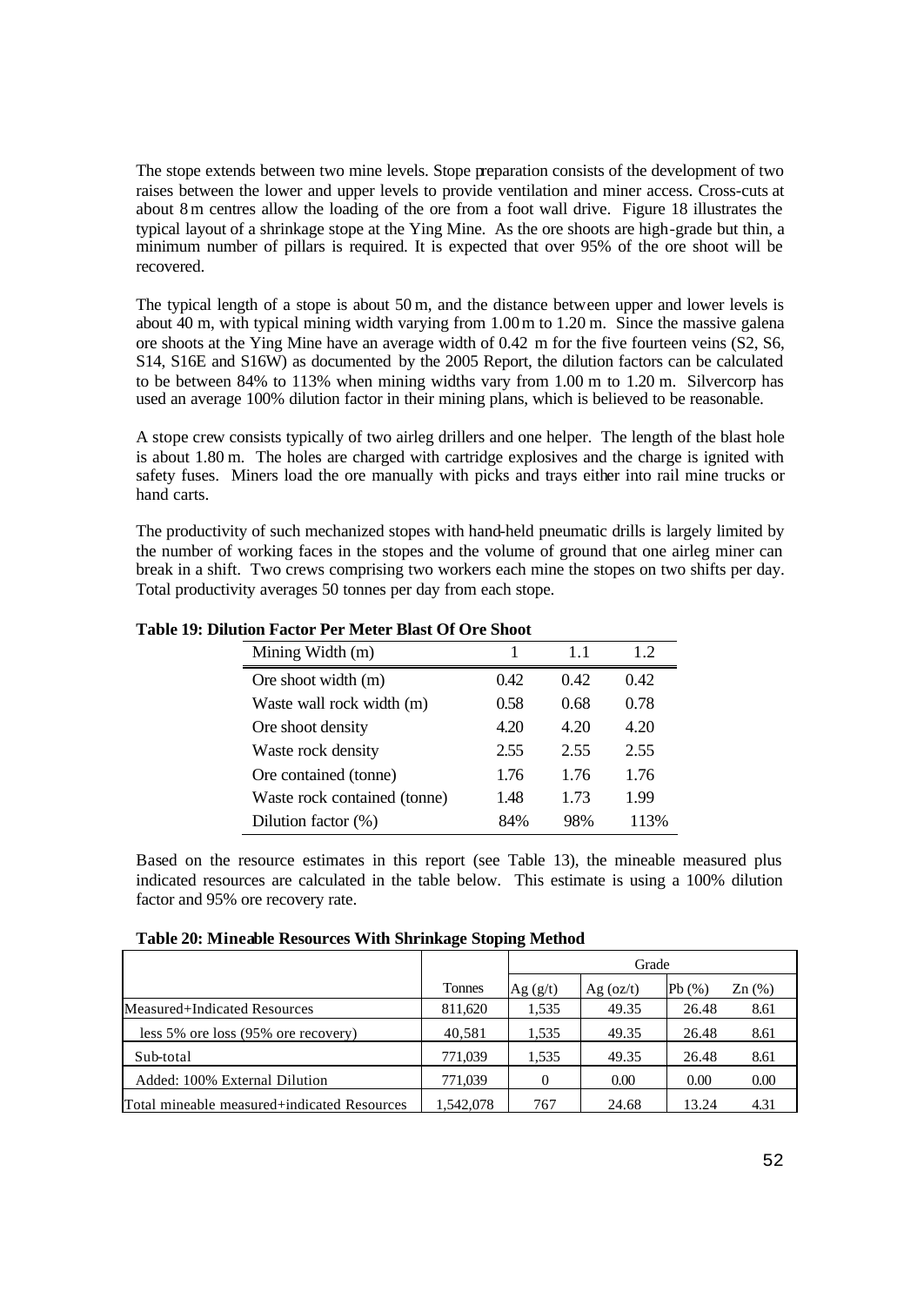The stope extends between two mine levels. Stope preparation consists of the development of two raises between the lower and upper levels to provide ventilation and miner access. Cross-cuts at about 8 m centres allow the loading of the ore from a foot wall drive. Figure 18 illustrates the typical layout of a shrinkage stope at the Ying Mine. As the ore shoots are high-grade but thin, a minimum number of pillars is required. It is expected that over 95% of the ore shoot will be recovered.

The typical length of a stope is about 50 m, and the distance between upper and lower levels is about 40 m, with typical mining width varying from 1.00 m to 1.20 m. Since the massive galena ore shoots at the Ying Mine have an average width of 0.42 m for the five fourteen veins (S2, S6, S14, S16E and S16W) as documented by the 2005 Report, the dilution factors can be calculated to be between 84% to 113% when mining widths vary from 1.00 m to 1.20 m. Silvercorp has used an average 100% dilution factor in their mining plans, which is believed to be reasonable.

A stope crew consists typically of two airleg drillers and one helper. The length of the blast hole is about 1.80 m. The holes are charged with cartridge explosives and the charge is ignited with safety fuses. Miners load the ore manually with picks and trays either into rail mine trucks or hand carts.

The productivity of such mechanized stopes with hand-held pneumatic drills is largely limited by the number of working faces in the stopes and the volume of ground that one airleg miner can break in a shift. Two crews comprising two workers each mine the stopes on two shifts per day. Total productivity averages 50 tonnes per day from each stope.

**Table 19: Dilution Factor Per Meter Blast Of Ore Shoot**

| Mining Width (m) | 1 | 1.1 | 1.2 |
|---|---|---|---|
| Ore shoot width (m) | 0.42 | 0.42 | 0.42 |
| Waste wall rock width (m) | 0.58 | 0.68 | 0.78 |
| Ore shoot density | 4.20 | 4.20 | 4.20 |
| Waste rock density | 2.55 | 2.55 | 2.55 |
| Ore contained (tonne) | 1.76 | 1.76 | 1.76 |
| Waste rock contained (tonne) | 1.48 | 1.73 | 1.99 |
| Dilution factor (%) | 84% | 98% | 113% |

Based on the resource estimates in this report (see Table 13), the mineable measured plus indicated resources are calculated in the table below. This estimate is using a 100% dilution factor and 95% ore recovery rate.

**Table 20: Mineable Resources With Shrinkage Stoping Method**

| | | Grade | | | |
|---|---|---|---|---|---|
| | Tonnes | Ag (g/t) | Ag (oz/t) | Pb (%) | Zn (%) |
| Measured+Indicated Resources | 811,620 | 1,535 | 49.35 | 26.48 | 8.61 |
| less 5% ore loss (95% ore recovery) | 40,581 | 1,535 | 49.35 | 26.48 | 8.61 |
| Sub-total | 771,039 | 1,535 | 49.35 | 26.48 | 8.61 |
| Added: 100% External Dilution | 771,039 | 0 | 0.00 | 0.00 | 0.00 |
| Total mineable measured+indicated Resources | 1,542,078 | 767 | 24.68 | 13.24 | 4.31 |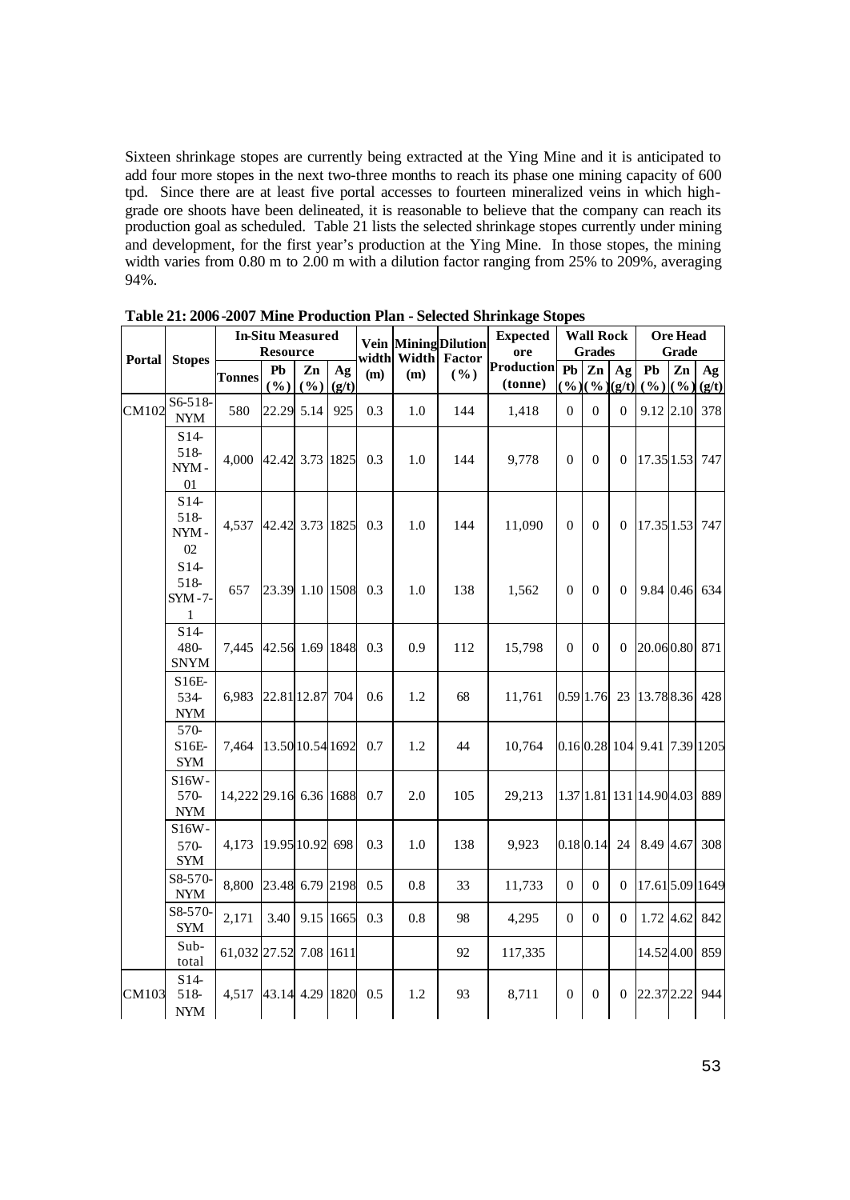Sixteen shrinkage stopes are currently being extracted at the Ying Mine and it is anticipated to add four more stopes in the next two-three months to reach its phase one mining capacity of 600 tpd. Since there are at least five portal accesses to fourteen mineralized veins in which high-grade ore shoots have been delineated, it is reasonable to believe that the company can reach its production goal as scheduled. Table 21 lists the selected shrinkage stopes currently under mining and development, for the first year's production at the Ying Mine. In those stopes, the mining width varies from 0.80 m to 2.00 m with a dilution factor ranging from 25% to 209%, averaging 94%.

**Table 21: 2006-2007 Mine Production Plan - Selected Shrinkage Stopes**

| Portal | Stopes | In-Situ Measured Resource | | | | Vein width (m) | Mining Width (m) | Dilution Factor (%) | Expected ore Production (tonne) | Wall Rock Grades | | | Ore Head Grade | | |
|---|---|---|---|---|---|---|---|---|---|---|---|---|---|---|---|
| | | Tonnes | Pb (%) | Zn (%) | Ag (g/t) | | | | | Pb (%) | Zn (%) | Ag (g/t) | Pb (%) | Zn (%) | Ag (g/t) |
| CM102 | S6-518-NYM | 580 | 22.29 | 5.14 | 925 | 0.3 | 1.0 | 144 | 1,418 | 0 | 0 | 0 | 9.12 | 2.10 | 378 |
| | S14-518-NYM-01 | 4,000 | 42.42 | 3.73 | 1825 | 0.3 | 1.0 | 144 | 9,778 | 0 | 0 | 0 | 17.35 | 1.53 | 747 |
| | S14-518-NYM-02 | 4,537 | 42.42 | 3.73 | 1825 | 0.3 | 1.0 | 144 | 11,090 | 0 | 0 | 0 | 17.35 | 1.53 | 747 |
| | S14-518-SYM-7-1 | 657 | 23.39 | 1.10 | 1508 | 0.3 | 1.0 | 138 | 1,562 | 0 | 0 | 0 | 9.84 | 0.46 | 634 |
| | S14-480-SNYM | 7,445 | 42.56 | 1.69 | 1848 | 0.3 | 0.9 | 112 | 15,798 | 0 | 0 | 0 | 20.06 | 0.80 | 871 |
| | S16E-534-NYM | 6,983 | 22.81 | 12.87 | 704 | 0.6 | 1.2 | 68 | 11,761 | 0.59 | 1.76 | 23 | 13.78 | 8.36 | 428 |
| | 570-S16E-SYM | 7,464 | 13.50 | 10.54 | 1692 | 0.7 | 1.2 | 44 | 10,764 | 0.16 | 0.28 | 104 | 9.41 | 7.39 | 1205 |
| | S16W-570-NYM | 14,222 | 29.16 | 6.36 | 1688 | 0.7 | 2.0 | 105 | 29,213 | 1.37 | 1.81 | 131 | 14.90 | 4.03 | 889 |
| | S16W-570-SYM | 4,173 | 19.95 | 10.92 | 698 | 0.3 | 1.0 | 138 | 9,923 | 0.18 | 0.14 | 24 | 8.49 | 4.67 | 308 |
| | S8-570-NYM | 8,800 | 23.48 | 6.79 | 2198 | 0.5 | 0.8 | 33 | 11,733 | 0 | 0 | 0 | 17.61 | 5.09 | 1649 |
| | S8-570-SYM | 2,171 | 3.40 | 9.15 | 1665 | 0.3 | 0.8 | 98 | 4,295 | 0 | 0 | 0 | 1.72 | 4.62 | 842 |
| | Sub-total | 61,032 | 27.52 | 7.08 | 1611 | | | 92 | 117,335 | | | | 14.52 | 4.00 | 859 |
| CM103 | S14-518-NYM | 4,517 | 43.14 | 4.29 | 1820 | 0.5 | 1.2 | 93 | 8,711 | 0 | 0 | 0 | 22.37 | 2.22 | 944 |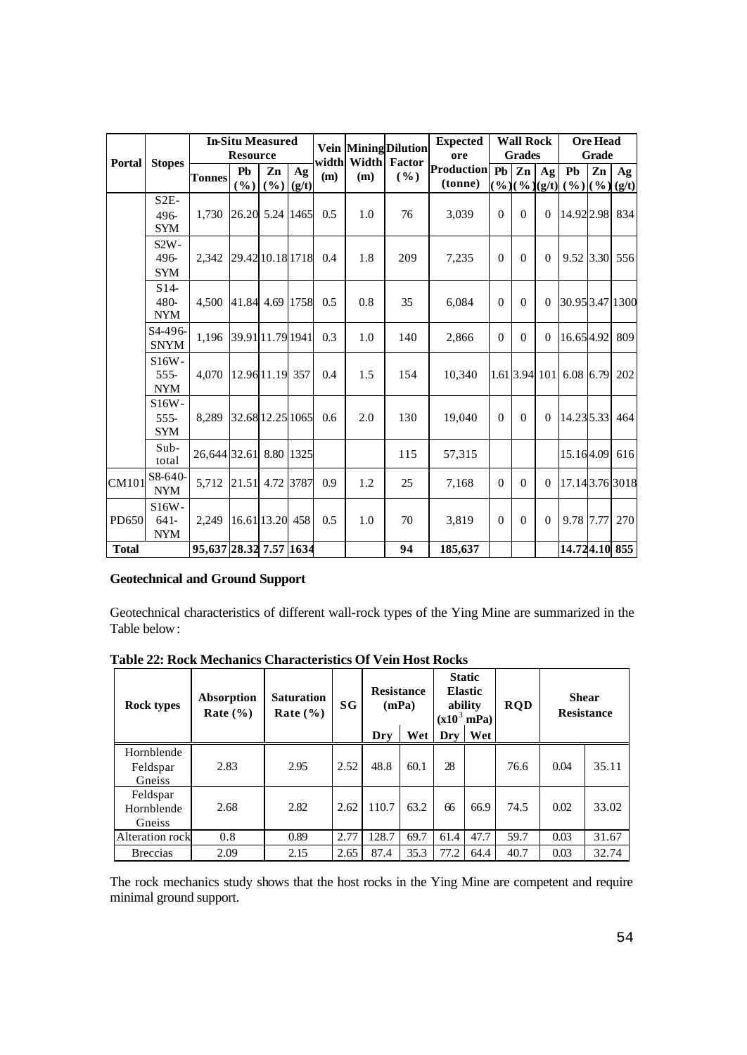| Portal | Stopes | In-Situ Measured Resource | | | | Vein width (m) | Mining Width (m) | Dilution Factor (%) | Expected ore Production (tonne) | Wall Rock Grades | | | Ore Head Grade | | |
|---|---|---|---|---|---|---|---|---|---|---|---|---|---|---|---|
| | | Tonnes | Pb (%) | Zn (%) | Ag (g/t) | | | | | Pb (%) | Zn (%) | Ag (g/t) | Pb (%) | Zn (%) | Ag (g/t) |
| | S2E-496-SYM | 1,730 | 26.20 | 5.24 | 1465 | 0.5 | 1.0 | 76 | 3,039 | 0 | 0 | 0 | 14.92 | 2.98 | 834 |
| | S2W-496-SYM | 2,342 | 29.42 | 10.18 | 1718 | 0.4 | 1.8 | 209 | 7,235 | 0 | 0 | 0 | 9.52 | 3.30 | 556 |
| | S14-480-NYM | 4,500 | 41.84 | 4.69 | 1758 | 0.5 | 0.8 | 35 | 6,084 | 0 | 0 | 0 | 30.95 | 3.47 | 1300 |
| | S4-496-SNYM | 1,196 | 39.91 | 11.79 | 1941 | 0.3 | 1.0 | 140 | 2,866 | 0 | 0 | 0 | 16.65 | 4.92 | 809 |
| | S16W-555-NYM | 4,070 | 12.96 | 11.19 | 357 | 0.4 | 1.5 | 154 | 10,340 | 1.61 | 3.94 | 101 | 6.08 | 6.79 | 202 |
| | S16W-555-SYM | 8,289 | 32.68 | 12.25 | 1065 | 0.6 | 2.0 | 130 | 19,040 | 0 | 0 | 0 | 14.23 | 5.33 | 464 |
| | Sub-total | 26,644 | 32.61 | 8.80 | 1325 | | | 115 | 57,315 | | | | 15.16 | 4.09 | 616 |
| CM101 | S8-640-NYM | 5,712 | 21.51 | 4.72 | 3787 | 0.9 | 1.2 | 25 | 7,168 | 0 | 0 | 0 | 17.14 | 3.76 | 3018 |
| PD650 | S16W-641-NYM | 2,249 | 16.61 | 13.20 | 458 | 0.5 | 1.0 | 70 | 3,819 | 0 | 0 | 0 | 9.78 | 7.77 | 270 |
| **Total** | | **95,637** | **28.32** | **7.57** | **1634** | | | **94** | **185,637** | | | | **14.72** | **4.10** | **855** |

**Geotechnical and Ground Support**

Geotechnical characteristics of different wall-rock types of the Ying Mine are summarized in the Table below:

**Table 22: Rock Mechanics Characteristics Of Vein Host Rocks**

| Rock types | Absorption Rate (%) | Saturation Rate (%) | SG | Resistance (mPa) | | Static Elastic ability ($x10^3$ mPa) | | RQD | Shear Resistance | |
|---|---|---|---|---|---|---|---|---|---|---|
| | | | | Dry | Wet | Dry | Wet | | | |
| Hornblende Feldspar Gneiss | 2.83 | 2.95 | 2.52 | 48.8 | 60.1 | 28 | | 76.6 | 0.04 | 35.11 |
| Feldspar Hornblende Gneiss | 2.68 | 2.82 | 2.62 | 110.7 | 63.2 | 66 | 66.9 | 74.5 | 0.02 | 33.02 |
| Alteration rock | 0.8 | 0.89 | 2.77 | 128.7 | 69.7 | 61.4 | 47.7 | 59.7 | 0.03 | 31.67 |
| Breccias | 2.09 | 2.15 | 2.65 | 87.4 | 35.3 | 77.2 | 64.4 | 40.7 | 0.03 | 32.74 |

The rock mechanics study shows that the host rocks in the Ying Mine are competent and require minimal ground support.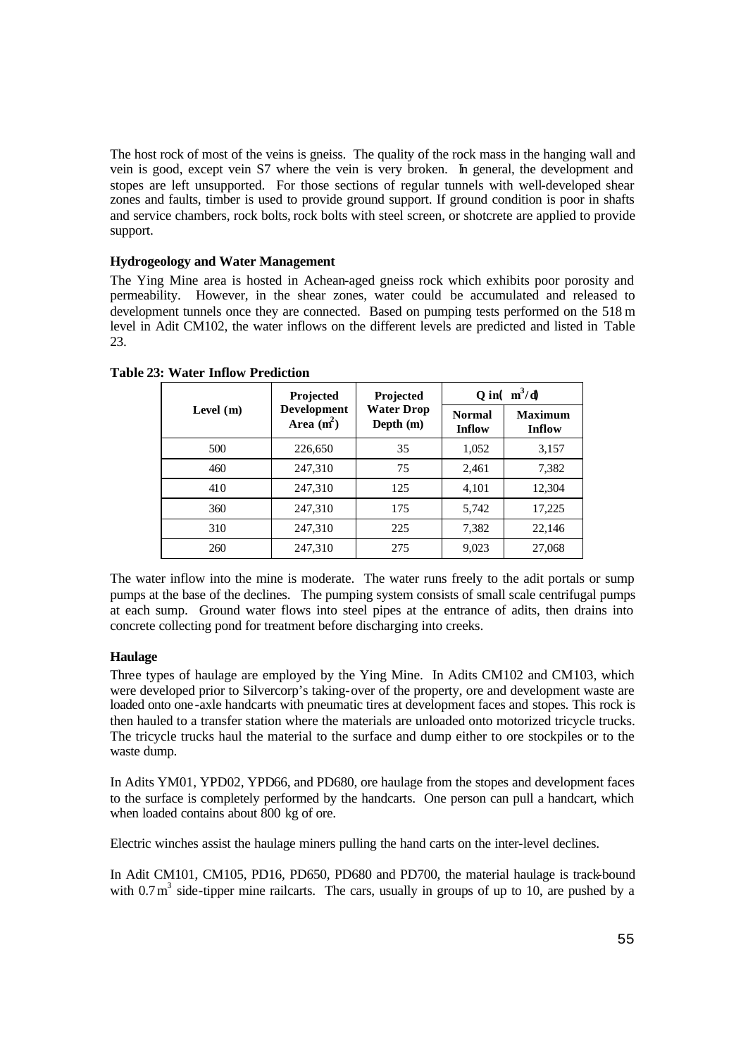The host rock of most of the veins is gneiss. The quality of the rock mass in the hanging wall and vein is good, except vein S7 where the vein is very broken. In general, the development and stopes are left unsupported. For those sections of regular tunnels with well-developed shear zones and faults, timber is used to provide ground support. If ground condition is poor in shafts and service chambers, rock bolts, rock bolts with steel screen, or shotcrete are applied to provide support.

**Hydrogeology and Water Management**

The Ying Mine area is hosted in Achean-aged gneiss rock which exhibits poor porosity and permeability. However, in the shear zones, water could be accumulated and released to development tunnels once they are connected. Based on pumping tests performed on the 518 m level in Adit CM102, the water inflows on the different levels are predicted and listed in Table 23.

**Table 23: Water Inflow Prediction**

| Level (m) | Projected Development Area ($m^2$) | Projected Water Drop Depth (m) | Q in ($m^3$/d) | |
|---|---|---|---|---|
| | | | Normal Inflow | Maximum Inflow |
| 500 | 226,650 | 35 | 1,052 | 3,157 |
| 460 | 247,310 | 75 | 2,461 | 7,382 |
| 410 | 247,310 | 125 | 4,101 | 12,304 |
| 360 | 247,310 | 175 | 5,742 | 17,225 |
| 310 | 247,310 | 225 | 7,382 | 22,146 |
| 260 | 247,310 | 275 | 9,023 | 27,068 |

The water inflow into the mine is moderate. The water runs freely to the adit portals or sump pumps at the base of the declines. The pumping system consists of small scale centrifugal pumps at each sump. Ground water flows into steel pipes at the entrance of adits, then drains into concrete collecting pond for treatment before discharging into creeks.

**Haulage**

Three types of haulage are employed by the Ying Mine. In Adits CM102 and CM103, which were developed prior to Silvercorp's taking-over of the property, ore and development waste are loaded onto one-axle handcarts with pneumatic tires at development faces and stopes. This rock is then hauled to a transfer station where the materials are unloaded onto motorized tricycle trucks. The tricycle trucks haul the material to the surface and dump either to ore stockpiles or to the waste dump.

In Adits YM01, YPD02, YPD66, and PD680, ore haulage from the stopes and development faces to the surface is completely performed by the handcarts. One person can pull a handcart, which when loaded contains about 800 kg of ore.

Electric winches assist the haulage miners pulling the hand carts on the inter-level declines.

In Adit CM101, CM105, PD16, PD650, PD680 and PD700, the material haulage is track-bound with 0.7 $m^3$ side-tipper mine railcarts. The cars, usually in groups of up to 10, are pushed by a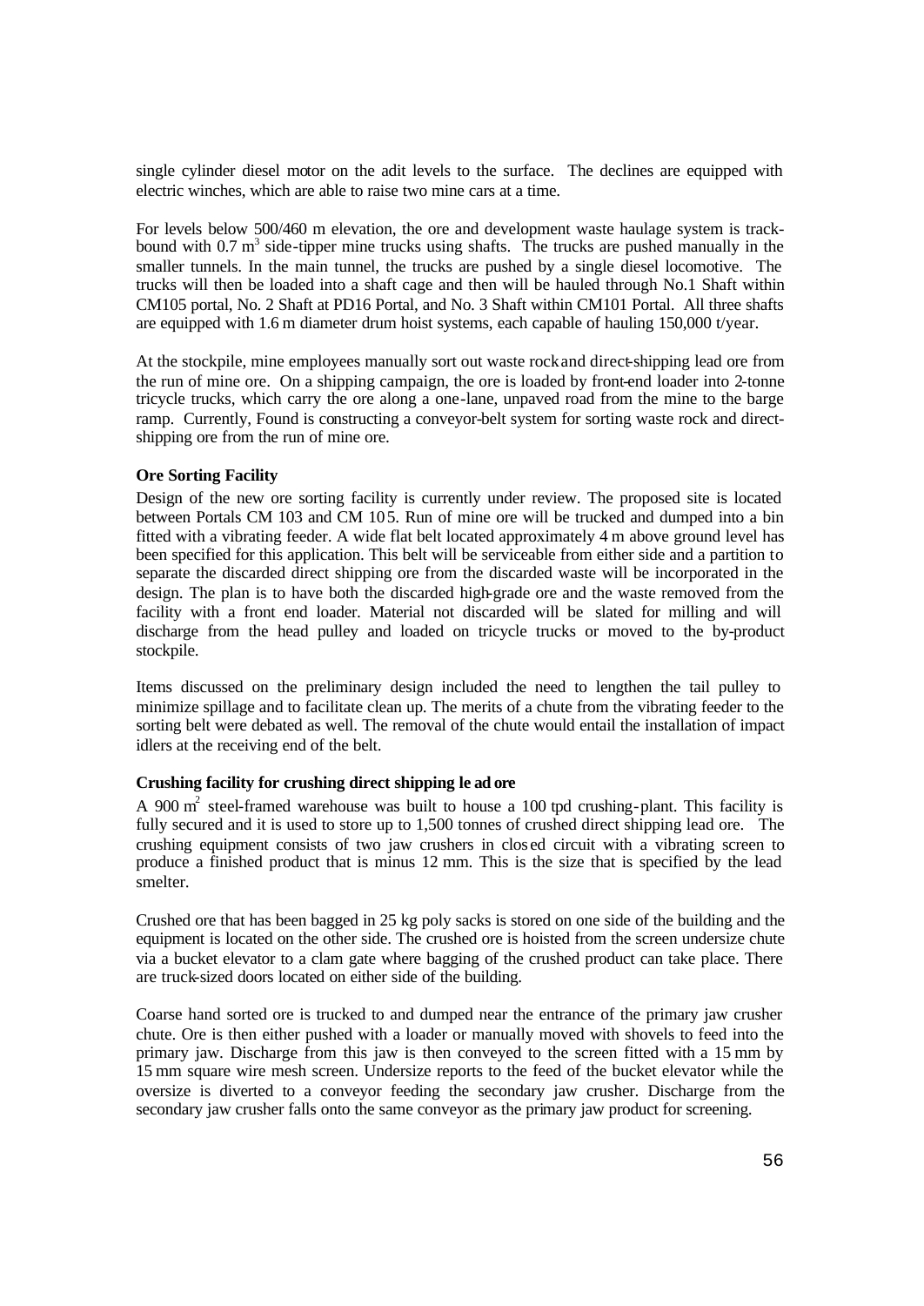single cylinder diesel motor on the adit levels to the surface. The declines are equipped with electric winches, which are able to raise two mine cars at a time.

For levels below 500/460 m elevation, the ore and development waste haulage system is track-bound with 0.7 $m^3$ side-tipper mine trucks using shafts. The trucks are pushed manually in the smaller tunnels. In the main tunnel, the trucks are pushed by a single diesel locomotive. The trucks will then be loaded into a shaft cage and then will be hauled through No.1 Shaft within CM105 portal, No. 2 Shaft at PD16 Portal, and No. 3 Shaft within CM101 Portal. All three shafts are equipped with 1.6 m diameter drum hoist systems, each capable of hauling 150,000 t/year.

At the stockpile, mine employees manually sort out waste rock and direct-shipping lead ore from the run of mine ore. On a shipping campaign, the ore is loaded by front-end loader into 2-tonne tricycle trucks, which carry the ore along a one-lane, unpaved road from the mine to the barge ramp. Currently, Found is constructing a conveyor-belt system for sorting waste rock and direct-shipping ore from the run of mine ore.

**Ore Sorting Facility**

Design of the new ore sorting facility is currently under review. The proposed site is located between Portals CM 103 and CM 105. Run of mine ore will be trucked and dumped into a bin fitted with a vibrating feeder. A wide flat belt located approximately 4 m above ground level has been specified for this application. This belt will be serviceable from either side and a partition to separate the discarded direct shipping ore from the discarded waste will be incorporated in the design. The plan is to have both the discarded high-grade ore and the waste removed from the facility with a front end loader. Material not discarded will be slated for milling and will discharge from the head pulley and loaded on tricycle trucks or moved to the by-product stockpile.

Items discussed on the preliminary design included the need to lengthen the tail pulley to minimize spillage and to facilitate clean up. The merits of a chute from the vibrating feeder to the sorting belt were debated as well. The removal of the chute would entail the installation of impact idlers at the receiving end of the belt.

**Crushing facility for crushing direct shipping lead ore**

A 900 $m^2$ steel-framed warehouse was built to house a 100 tpd crushing-plant. This facility is fully secured and it is used to store up to 1,500 tonnes of crushed direct shipping lead ore. The crushing equipment consists of two jaw crushers in closed circuit with a vibrating screen to produce a finished product that is minus 12 mm. This is the size that is specified by the lead smelter.

Crushed ore that has been bagged in 25 kg poly sacks is stored on one side of the building and the equipment is located on the other side. The crushed ore is hoisted from the screen undersize chute via a bucket elevator to a clam gate where bagging of the crushed product can take place. There are truck-sized doors located on either side of the building.

Coarse hand sorted ore is trucked to and dumped near the entrance of the primary jaw crusher chute. Ore is then either pushed with a loader or manually moved with shovels to feed into the primary jaw. Discharge from this jaw is then conveyed to the screen fitted with a 15 mm by 15 mm square wire mesh screen. Undersize reports to the feed of the bucket elevator while the oversize is diverted to a conveyor feeding the secondary jaw crusher. Discharge from the secondary jaw crusher falls onto the same conveyor as the primary jaw product for screening.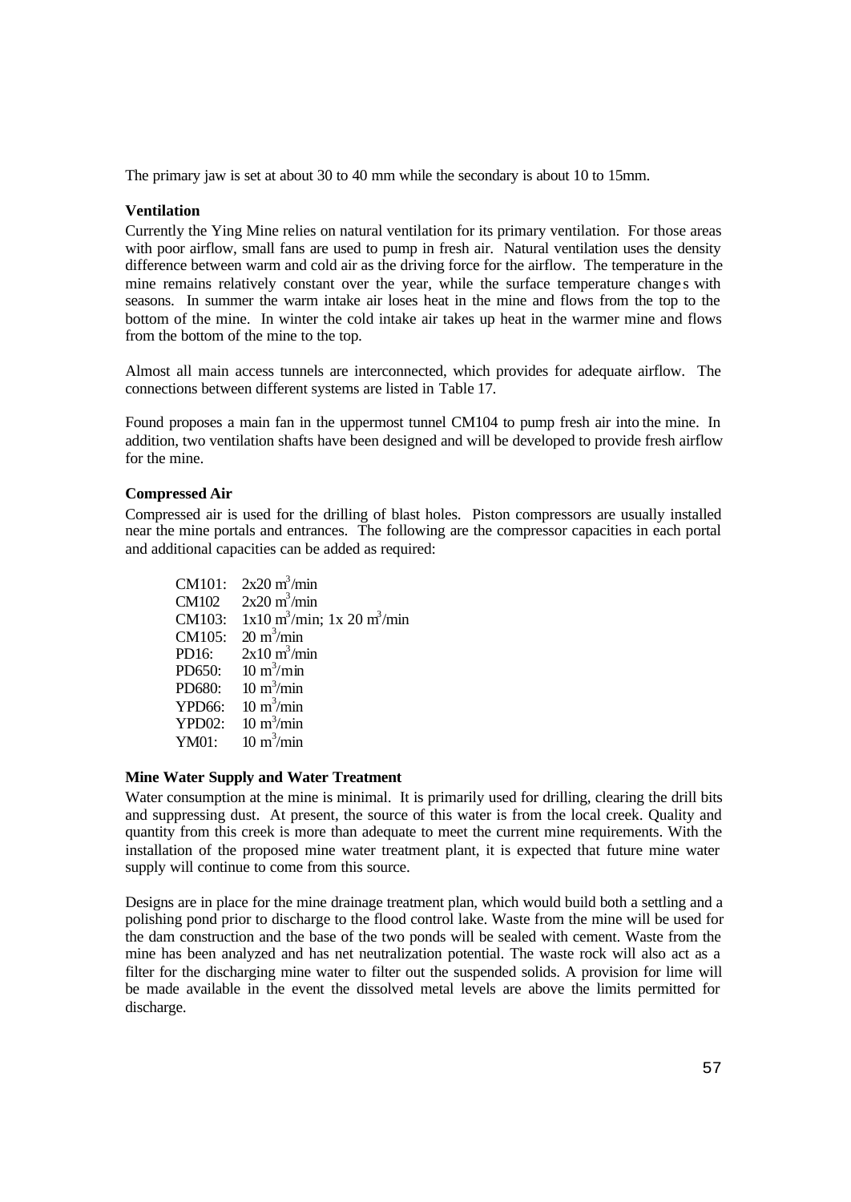The primary jaw is set at about 30 to 40 mm while the secondary is about 10 to 15mm.

**Ventilation**

Currently the Ying Mine relies on natural ventilation for its primary ventilation. For those areas with poor airflow, small fans are used to pump in fresh air. Natural ventilation uses the density difference between warm and cold air as the driving force for the airflow. The temperature in the mine remains relatively constant over the year, while the surface temperature changes with seasons. In summer the warm intake air loses heat in the mine and flows from the top to the bottom of the mine. In winter the cold intake air takes up heat in the warmer mine and flows from the bottom of the mine to the top.

Almost all main access tunnels are interconnected, which provides for adequate airflow. The connections between different systems are listed in Table 17.

Found proposes a main fan in the uppermost tunnel CM104 to pump fresh air into the mine. In addition, two ventilation shafts have been designed and will be developed to provide fresh airflow for the mine.

**Compressed Air**

Compressed air is used for the drilling of blast holes. Piston compressors are usually installed near the mine portals and entrances. The following are the compressor capacities in each portal and additional capacities can be added as required:

- CM101: 2x20 $m^3$/min
- CM102 2x20 $m^3$/min
- CM103: 1x10 $m^3$/min; 1x 20 $m^3$/min
- CM105: 20 $m^3$/min
- PD16: 2x10 $m^3$/min
- PD650: 10 $m^3$/min
- PD680: 10 $m^3$/min
- YPD66: 10 $m^3$/min
- YPD02: 10 $m^3$/min
- YM01: 10 $m^3$/min

**Mine Water Supply and Water Treatment**

Water consumption at the mine is minimal. It is primarily used for drilling, clearing the drill bits and suppressing dust. At present, the source of this water is from the local creek. Quality and quantity from this creek is more than adequate to meet the current mine requirements. With the installation of the proposed mine water treatment plant, it is expected that future mine water supply will continue to come from this source.

Designs are in place for the mine drainage treatment plan, which would build both a settling and a polishing pond prior to discharge to the flood control lake. Waste from the mine will be used for the dam construction and the base of the two ponds will be sealed with cement. Waste from the mine has been analyzed and has net neutralization potential. The waste rock will also act as a filter for the discharging mine water to filter out the suspended solids. A provision for lime will be made available in the event the dissolved metal levels are above the limits permitted for discharge.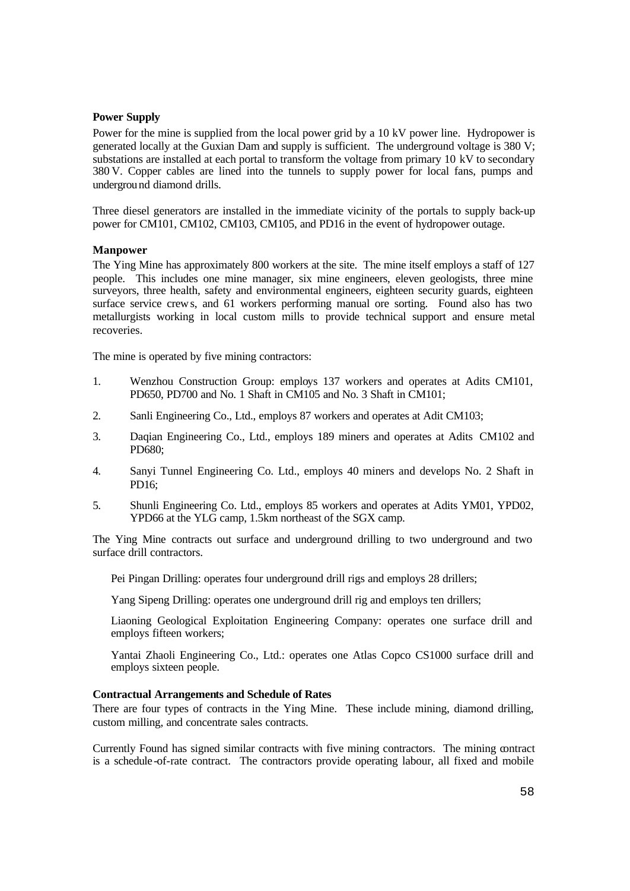**Power Supply**

Power for the mine is supplied from the local power grid by a 10 kV power line. Hydropower is generated locally at the Guxian Dam and supply is sufficient. The underground voltage is 380 V; substations are installed at each portal to transform the voltage from primary 10 kV to secondary 380 V. Copper cables are lined into the tunnels to supply power for local fans, pumps and underground diamond drills.

Three diesel generators are installed in the immediate vicinity of the portals to supply back-up power for CM101, CM102, CM103, CM105, and PD16 in the event of hydropower outage.

**Manpower**

The Ying Mine has approximately 800 workers at the site. The mine itself employs a staff of 127 people. This includes one mine manager, six mine engineers, eleven geologists, three mine surveyors, three health, safety and environmental engineers, eighteen security guards, eighteen surface service crews, and 61 workers performing manual ore sorting. Found also has two metallurgists working in local custom mills to provide technical support and ensure metal recoveries.

The mine is operated by five mining contractors:

1. Wenzhou Construction Group: employs 137 workers and operates at Adits CM101, PD650, PD700 and No. 1 Shaft in CM105 and No. 3 Shaft in CM101;
2. Sanli Engineering Co., Ltd., employs 87 workers and operates at Adit CM103;
3. Daqian Engineering Co., Ltd., employs 189 miners and operates at Adits CM102 and PD680;
4. Sanyi Tunnel Engineering Co. Ltd., employs 40 miners and develops No. 2 Shaft in PD16;
5. Shunli Engineering Co. Ltd., employs 85 workers and operates at Adits YM01, YPD02, YPD66 at the YLG camp, 1.5km northeast of the SGX camp.

The Ying Mine contracts out surface and underground drilling to two underground and two surface drill contractors.

Pei Pingan Drilling: operates four underground drill rigs and employs 28 drillers;

Yang Sipeng Drilling: operates one underground drill rig and employs ten drillers;

Liaoning Geological Exploitation Engineering Company: operates one surface drill and employs fifteen workers;

Yantai Zhaoli Engineering Co., Ltd.: operates one Atlas Copco CS1000 surface drill and employs sixteen people.

**Contractual Arrangements and Schedule of Rates**

There are four types of contracts in the Ying Mine. These include mining, diamond drilling, custom milling, and concentrate sales contracts.

Currently Found has signed similar contracts with five mining contractors. The mining contract is a schedule-of-rate contract. The contractors provide operating labour, all fixed and mobile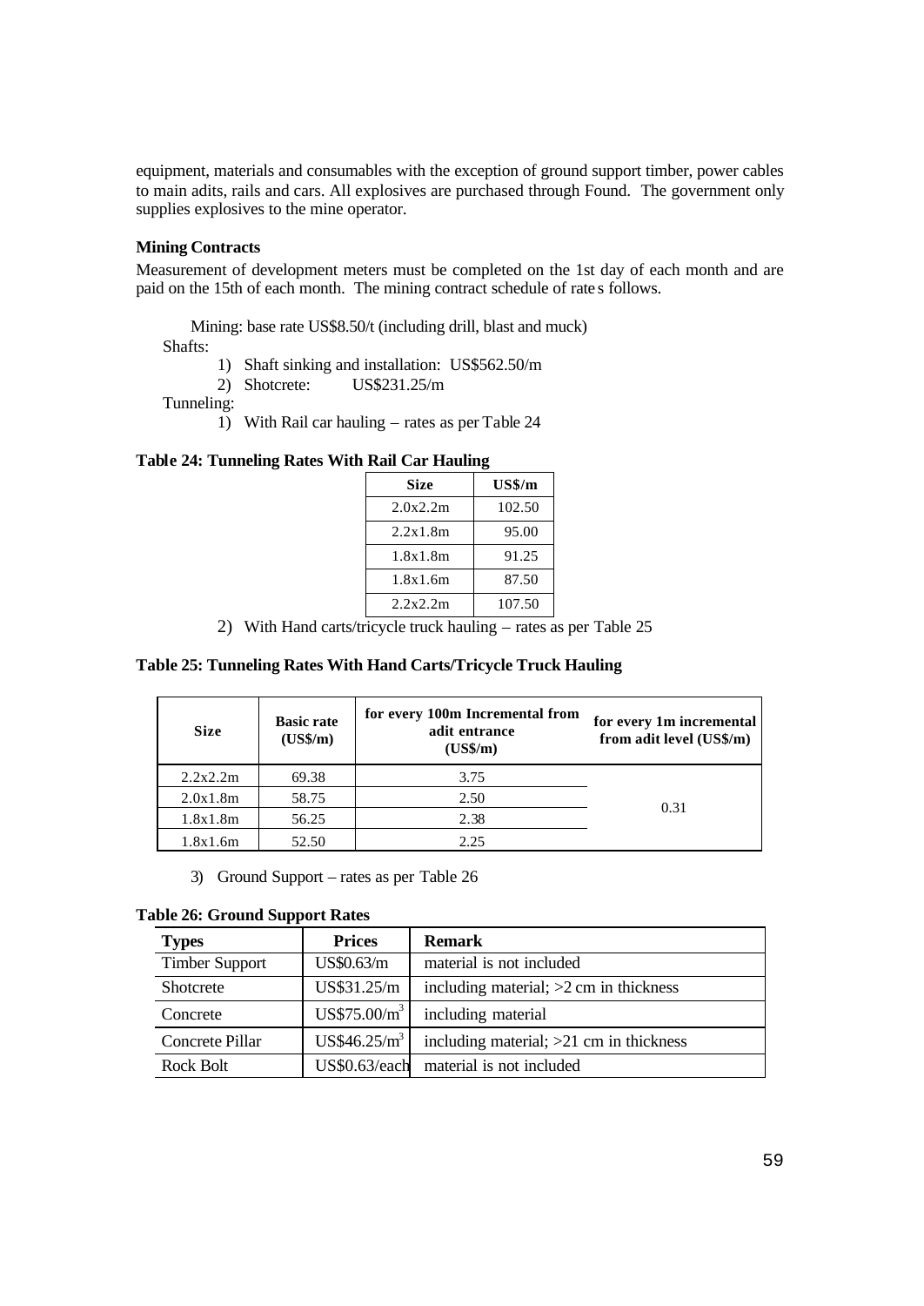equipment, materials and consumables with the exception of ground support timber, power cables to main adits, rails and cars. All explosives are purchased through Found. The government only supplies explosives to the mine operator.

**Mining Contracts**

Measurement of development meters must be completed on the 1st day of each month and are paid on the 15th of each month. The mining contract schedule of rate s follows.

Mining: base rate US$8.50/t (including drill, blast and muck)

Shafts:

1) Shaft sinking and installation: US$562.50/m
2) Shotcrete: US$231.25/m

Tunneling:

1) With Rail car hauling – rates as per Table 24

**Table 24: Tunneling Rates With Rail Car Hauling**

| Size | US$/m |
|---|---|
| 2.0x2.2m | 102.50 |
| 2.2x1.8m | 95.00 |
| 1.8x1.8m | 91.25 |
| 1.8x1.6m | 87.50 |
| 2.2x2.2m | 107.50 |

2) With Hand carts/tricycle truck hauling – rates as per Table 25

**Table 25: Tunneling Rates With Hand Carts/Tricycle Truck Hauling**

| Size | Basic rate (US$/m) | for every 100m Incremental from adit entrance (US$/m) | for every 1m incremental from adit level (US$/m) |
|---|---|---|---|
| 2.2x2.2m | 69.38 | 3.75 | 0.31 |
| 2.0x1.8m | 58.75 | 2.50 | |
| 1.8x1.8m | 56.25 | 2.38 | |
| 1.8x1.6m | 52.50 | 2.25 | |

3) Ground Support – rates as per Table 26

**Table 26: Ground Support Rates**

| Types | Prices | Remark |
|---|---|---|
| Timber Support | US$0.63/m | material is not included |
| Shotcrete | US$31.25/m | including material; >2 cm in thickness |
| Concrete | US$75.00/$m^3$ | including material |
| Concrete Pillar | US$46.25/$m^3$ | including material; >21 cm in thickness |
| Rock Bolt | US$0.63/each | material is not included |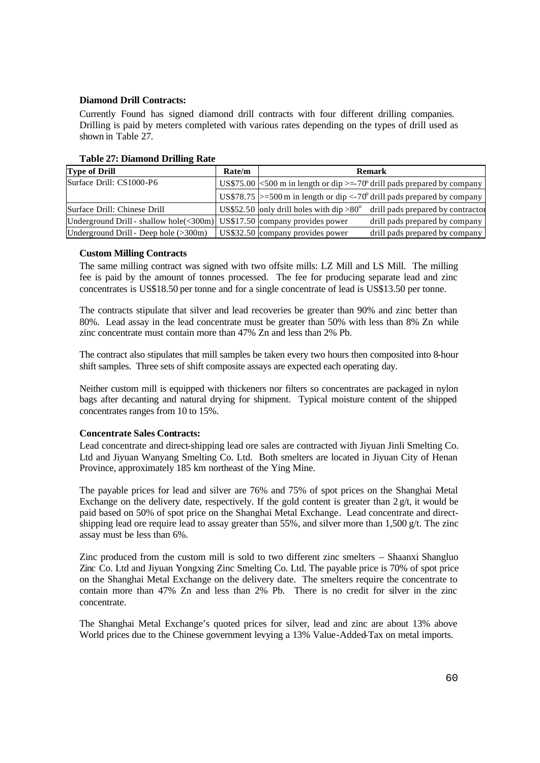**Diamond Drill Contracts:**

Currently Found has signed diamond drill contracts with four different drilling companies. Drilling is paid by meters completed with various rates depending on the types of drill used as shown in Table 27.

**Table 27: Diamond Drilling Rate**

| Type of Drill | Rate/m | Remark | |
|---|---|---|---|
| Surface Drill: CS1000-P6 | US$75.00 | <500 m in length or dip >=-70° | drill pads prepared by company |
| | US$78.75 | >=500 m in length or dip <-70° | drill pads prepared by company |
| Surface Drill: Chinese Drill | US$52.50 | only drill holes with dip >80° | drill pads prepared by contractor |
| Underground Drill - shallow hole(<300m) | US$17.50 | company provides power | drill pads prepared by company |
| Underground Drill - Deep hole (>300m) | US$32.50 | company provides power | drill pads prepared by company |

**Custom Milling Contracts**

The same milling contract was signed with two offsite mills: LZ Mill and LS Mill. The milling fee is paid by the amount of tonnes processed. The fee for producing separate lead and zinc concentrates is US$18.50 per tonne and for a single concentrate of lead is US$13.50 per tonne.

The contracts stipulate that silver and lead recoveries be greater than 90% and zinc better than 80%. Lead assay in the lead concentrate must be greater than 50% with less than 8% Zn while zinc concentrate must contain more than 47% Zn and less than 2% Pb.

The contract also stipulates that mill samples be taken every two hours then composited into 8-hour shift samples. Three sets of shift composite assays are expected each operating day.

Neither custom mill is equipped with thickeners nor filters so concentrates are packaged in nylon bags after decanting and natural drying for shipment. Typical moisture content of the shipped concentrates ranges from 10 to 15%.

**Concentrate Sales Contracts:**

Lead concentrate and direct-shipping lead ore sales are contracted with Jiyuan Jinli Smelting Co. Ltd and Jiyuan Wanyang Smelting Co. Ltd. Both smelters are located in Jiyuan City of Henan Province, approximately 185 km northeast of the Ying Mine.

The payable prices for lead and silver are 76% and 75% of spot prices on the Shanghai Metal Exchange on the delivery date, respectively. If the gold content is greater than 2 g/t, it would be paid based on 50% of spot price on the Shanghai Metal Exchange. Lead concentrate and direct-shipping lead ore require lead to assay greater than 55%, and silver more than 1,500 g/t. The zinc assay must be less than 6%.

Zinc produced from the custom mill is sold to two different zinc smelters – Shaanxi Shangluo Zinc Co. Ltd and Jiyuan Yongxing Zinc Smelting Co. Ltd. The payable price is 70% of spot price on the Shanghai Metal Exchange on the delivery date. The smelters require the concentrate to contain more than 47% Zn and less than 2% Pb. There is no credit for silver in the zinc concentrate.

The Shanghai Metal Exchange's quoted prices for silver, lead and zinc are about 13% above World prices due to the Chinese government levying a 13% Value-Added-Tax on metal imports.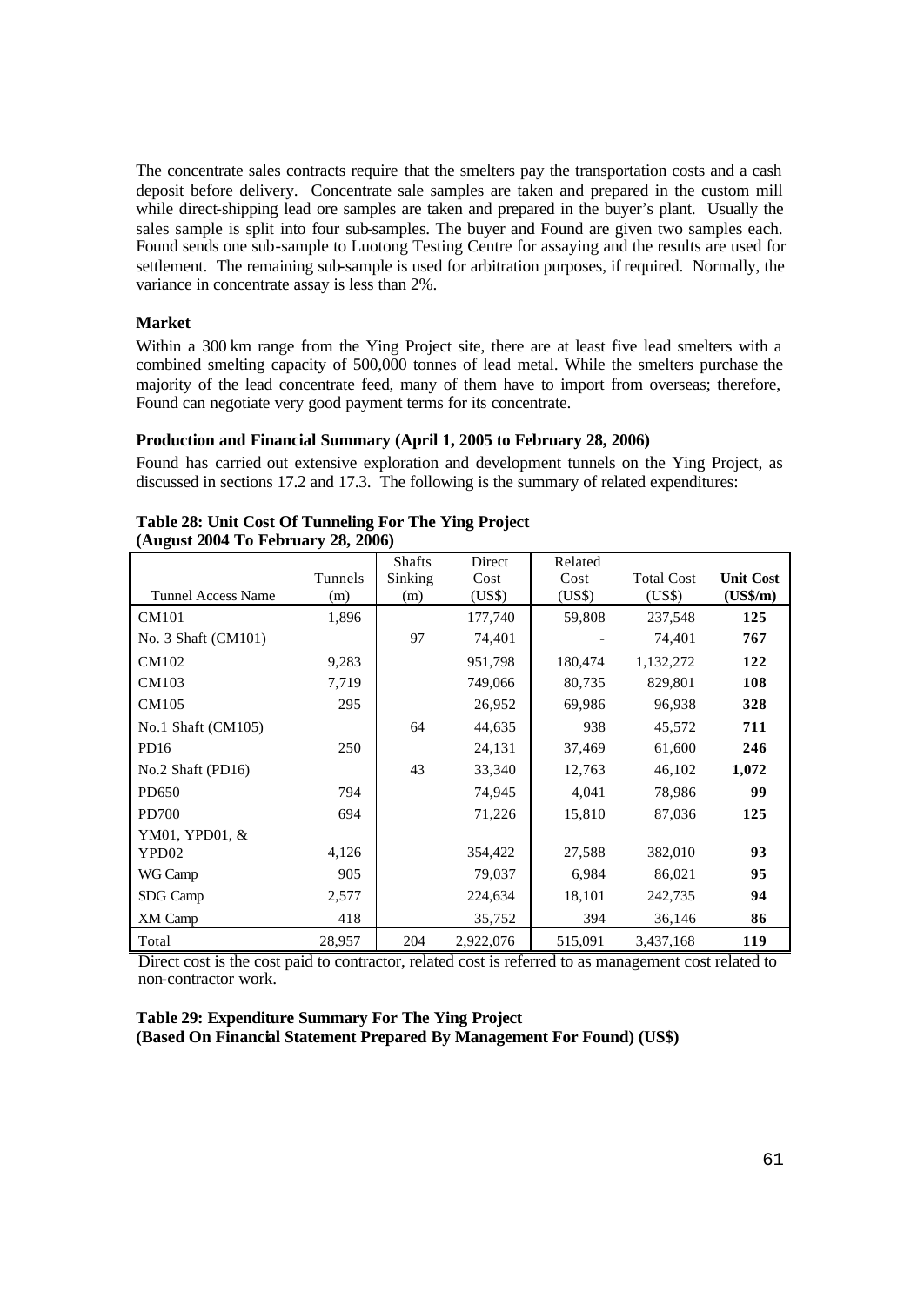The concentrate sales contracts require that the smelters pay the transportation costs and a cash deposit before delivery. Concentrate sale samples are taken and prepared in the custom mill while direct-shipping lead ore samples are taken and prepared in the buyer's plant. Usually the sales sample is split into four sub-samples. The buyer and Found are given two samples each. Found sends one sub-sample to Luotong Testing Centre for assaying and the results are used for settlement. The remaining sub-sample is used for arbitration purposes, if required. Normally, the variance in concentrate assay is less than 2%.

**Market**

Within a 300 km range from the Ying Project site, there are at least five lead smelters with a combined smelting capacity of 500,000 tonnes of lead metal. While the smelters purchase the majority of the lead concentrate feed, many of them have to import from overseas; therefore, Found can negotiate very good payment terms for its concentrate.

**Production and Financial Summary (April 1, 2005 to February 28, 2006)**

Found has carried out extensive exploration and development tunnels on the Ying Project, as discussed in sections 17.2 and 17.3. The following is the summary of related expenditures:

**Table 28: Unit Cost Of Tunneling For The Ying Project (August 2004 To February 28, 2006)**

| Tunnel Access Name | Tunnels (m) | Shafts Sinking (m) | Direct Cost (US$) | Related Cost (US$) | Total Cost (US$) | **Unit Cost (US$/m)** |
|---|---|---|---|---|---|---|
| CM101 | 1,896 | | 177,740 | 59,808 | 237,548 | **125** |
| No. 3 Shaft (CM101) | | 97 | 74,401 | - | 74,401 | **767** |
| CM102 | 9,283 | | 951,798 | 180,474 | 1,132,272 | **122** |
| CM103 | 7,719 | | 749,066 | 80,735 | 829,801 | **108** |
| CM105 | 295 | | 26,952 | 69,986 | 96,938 | **328** |
| No.1 Shaft (CM105) | | 64 | 44,635 | 938 | 45,572 | **711** |
| PD16 | 250 | | 24,131 | 37,469 | 61,600 | **246** |
| No.2 Shaft (PD16) | | 43 | 33,340 | 12,763 | 46,102 | **1,072** |
| PD650 | 794 | | 74,945 | 4,041 | 78,986 | **99** |
| PD700 | 694 | | 71,226 | 15,810 | 87,036 | **125** |
| YM01, YPD01, & YPD02 | 4,126 | | 354,422 | 27,588 | 382,010 | **93** |
| WG Camp | 905 | | 79,037 | 6,984 | 86,021 | **95** |
| SDG Camp | 2,577 | | 224,634 | 18,101 | 242,735 | **94** |
| XM Camp | 418 | | 35,752 | 394 | 36,146 | **86** |
| Total | 28,957 | 204 | 2,922,076 | 515,091 | 3,437,168 | **119** |

Direct cost is the cost paid to contractor, related cost is referred to as management cost related to non-contractor work.

**Table 29: Expenditure Summary For The Ying Project (Based On Financial Statement Prepared By Management For Found) (US$)**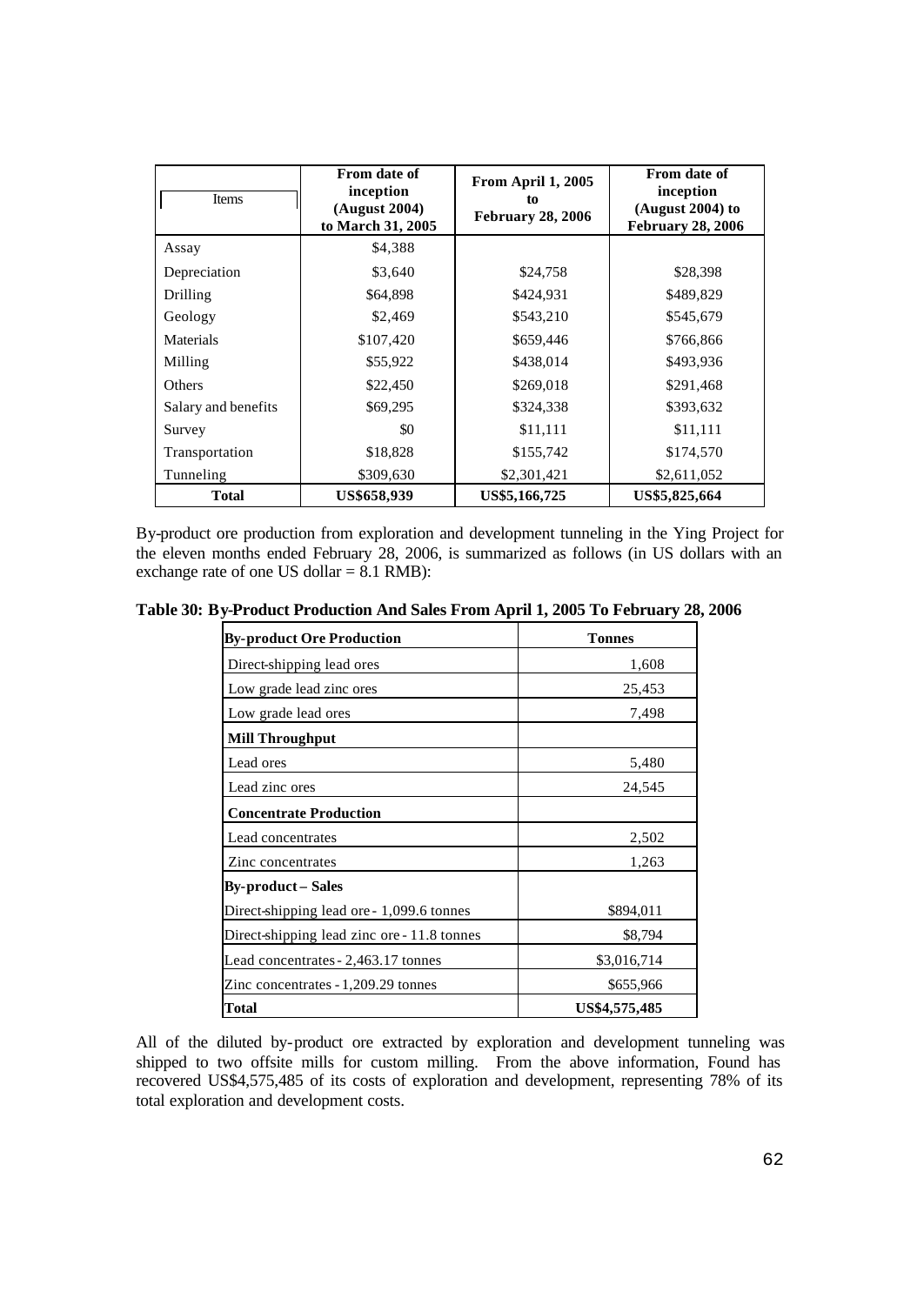| Items | From date of inception (August 2004) to March 31, 2005 | From April 1, 2005 to February 28, 2006 | From date of inception (August 2004) to February 28, 2006 |
|---|---|---|---|
| Assay | \$4,388 | | |
| Depreciation | \$3,640 | \$24,758 | \$28,398 |
| Drilling | \$64,898 | \$424,931 | \$489,829 |
| Geology | \$2,469 | \$543,210 | \$545,679 |
| Materials | \$107,420 | \$659,446 | \$766,866 |
| Milling | \$55,922 | \$438,014 | \$493,936 |
| Others | \$22,450 | \$269,018 | \$291,468 |
| Salary and benefits | \$69,295 | \$324,338 | \$393,632 |
| Survey | \$0 | \$11,111 | \$11,111 |
| Transportation | \$18,828 | \$155,742 | \$174,570 |
| Tunneling | \$309,630 | \$2,301,421 | \$2,611,052 |
| **Total** | **US\$658,939** | **US\$5,166,725** | **US\$5,825,664** |

By-product ore production from exploration and development tunneling in the Ying Project for the eleven months ended February 28, 2006, is summarized as follows (in US dollars with an exchange rate of one US dollar = 8.1 RMB):

**Table 30: By-Product Production And Sales From April 1, 2005 To February 28, 2006**

| **By-product Ore Production** | **Tonnes** |
|---|---|
| Direct-shipping lead ores | 1,608 |
| Low grade lead zinc ores | 25,453 |
| Low grade lead ores | 7,498 |
| **Mill Throughput** | |
| Lead ores | 5,480 |
| Lead zinc ores | 24,545 |
| **Concentrate Production** | |
| Lead concentrates | 2,502 |
| Zinc concentrates | 1,263 |
| **By-product – Sales** | |
| Direct-shipping lead ore - 1,099.6 tonnes | \$894,011 |
| Direct-shipping lead zinc ore - 11.8 tonnes | \$8,794 |
| Lead concentrates - 2,463.17 tonnes | \$3,016,714 |
| Zinc concentrates - 1,209.29 tonnes | \$655,966 |
| **Total** | **US\$4,575,485** |

All of the diluted by-product ore extracted by exploration and development tunneling was shipped to two offsite mills for custom milling. From the above information, Found has recovered US\$4,575,485 of its costs of exploration and development, representing 78% of its total exploration and development costs.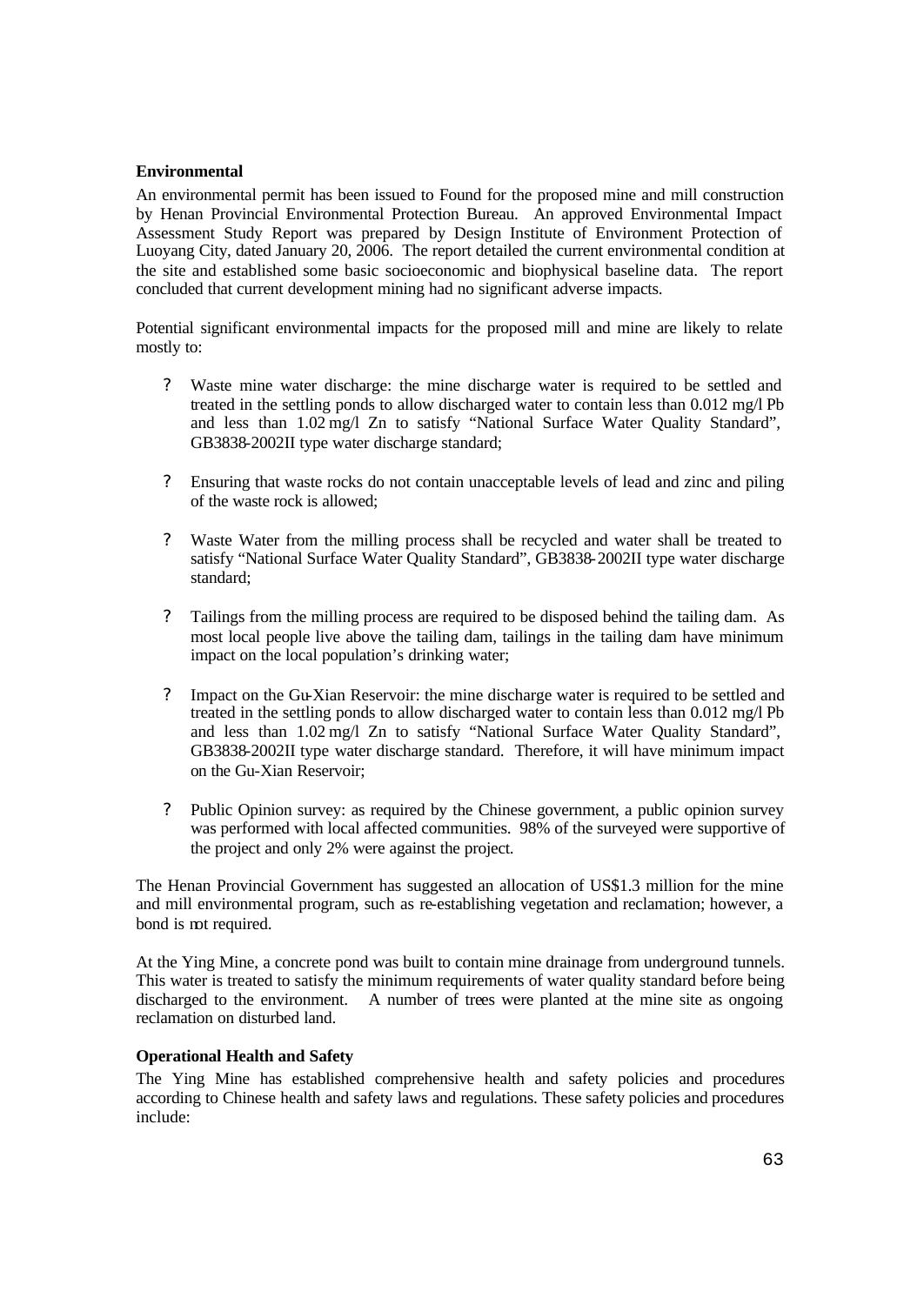**Environmental**

An environmental permit has been issued to Found for the proposed mine and mill construction by Henan Provincial Environmental Protection Bureau. An approved Environmental Impact Assessment Study Report was prepared by Design Institute of Environment Protection of Luoyang City, dated January 20, 2006. The report detailed the current environmental condition at the site and established some basic socioeconomic and biophysical baseline data. The report concluded that current development mining had no significant adverse impacts.

Potential significant environmental impacts for the proposed mill and mine are likely to relate mostly to:

- Waste mine water discharge: the mine discharge water is required to be settled and treated in the settling ponds to allow discharged water to contain less than 0.012 mg/l Pb and less than 1.02 mg/l Zn to satisfy "National Surface Water Quality Standard", GB3838-2002II type water discharge standard;

- Ensuring that waste rocks do not contain unacceptable levels of lead and zinc and piling of the waste rock is allowed;

- Waste Water from the milling process shall be recycled and water shall be treated to satisfy "National Surface Water Quality Standard", GB3838-2002II type water discharge standard;

- Tailings from the milling process are required to be disposed behind the tailing dam. As most local people live above the tailing dam, tailings in the tailing dam have minimum impact on the local population's drinking water;

- Impact on the Gu-Xian Reservoir: the mine discharge water is required to be settled and treated in the settling ponds to allow discharged water to contain less than 0.012 mg/l Pb and less than 1.02 mg/l Zn to satisfy "National Surface Water Quality Standard", GB3838-2002II type water discharge standard. Therefore, it will have minimum impact on the Gu-Xian Reservoir;

- Public Opinion survey: as required by the Chinese government, a public opinion survey was performed with local affected communities. 98% of the surveyed were supportive of the project and only 2% were against the project.

The Henan Provincial Government has suggested an allocation of US$1.3 million for the mine and mill environmental program, such as re-establishing vegetation and reclamation; however, a bond is not required.

At the Ying Mine, a concrete pond was built to contain mine drainage from underground tunnels. This water is treated to satisfy the minimum requirements of water quality standard before being discharged to the environment. A number of trees were planted at the mine site as ongoing reclamation on disturbed land.

**Operational Health and Safety**

The Ying Mine has established comprehensive health and safety policies and procedures according to Chinese health and safety laws and regulations. These safety policies and procedures include: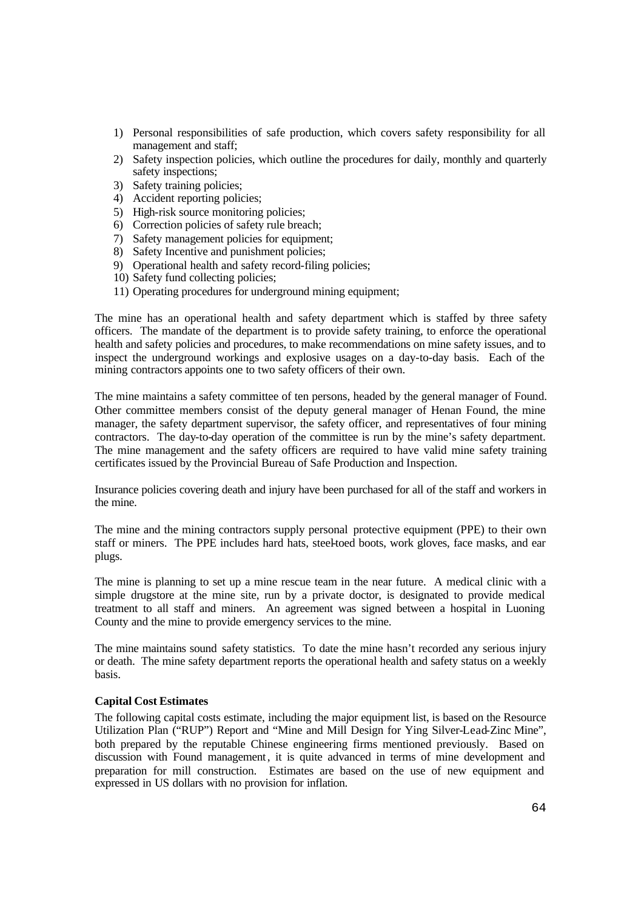1) Personal responsibilities of safe production, which covers safety responsibility for all management and staff;
2) Safety inspection policies, which outline the procedures for daily, monthly and quarterly safety inspections;
3) Safety training policies;
4) Accident reporting policies;
5) High-risk source monitoring policies;
6) Correction policies of safety rule breach;
7) Safety management policies for equipment;
8) Safety Incentive and punishment policies;
9) Operational health and safety record-filing policies;
10) Safety fund collecting policies;
11) Operating procedures for underground mining equipment;

The mine has an operational health and safety department which is staffed by three safety officers. The mandate of the department is to provide safety training, to enforce the operational health and safety policies and procedures, to make recommendations on mine safety issues, and to inspect the underground workings and explosive usages on a day-to-day basis. Each of the mining contractors appoints one to two safety officers of their own.

The mine maintains a safety committee of ten persons, headed by the general manager of Found. Other committee members consist of the deputy general manager of Henan Found, the mine manager, the safety department supervisor, the safety officer, and representatives of four mining contractors. The day-to-day operation of the committee is run by the mine's safety department. The mine management and the safety officers are required to have valid mine safety training certificates issued by the Provincial Bureau of Safe Production and Inspection.

Insurance policies covering death and injury have been purchased for all of the staff and workers in the mine.

The mine and the mining contractors supply personal protective equipment (PPE) to their own staff or miners. The PPE includes hard hats, steel-toed boots, work gloves, face masks, and ear plugs.

The mine is planning to set up a mine rescue team in the near future. A medical clinic with a simple drugstore at the mine site, run by a private doctor, is designated to provide medical treatment to all staff and miners. An agreement was signed between a hospital in Luoning County and the mine to provide emergency services to the mine.

The mine maintains sound safety statistics. To date the mine hasn't recorded any serious injury or death. The mine safety department reports the operational health and safety status on a weekly basis.

**Capital Cost Estimates**

The following capital costs estimate, including the major equipment list, is based on the Resource Utilization Plan ("RUP") Report and "Mine and Mill Design for Ying Silver-Lead-Zinc Mine", both prepared by the reputable Chinese engineering firms mentioned previously. Based on discussion with Found management, it is quite advanced in terms of mine development and preparation for mill construction. Estimates are based on the use of new equipment and expressed in US dollars with no provision for inflation.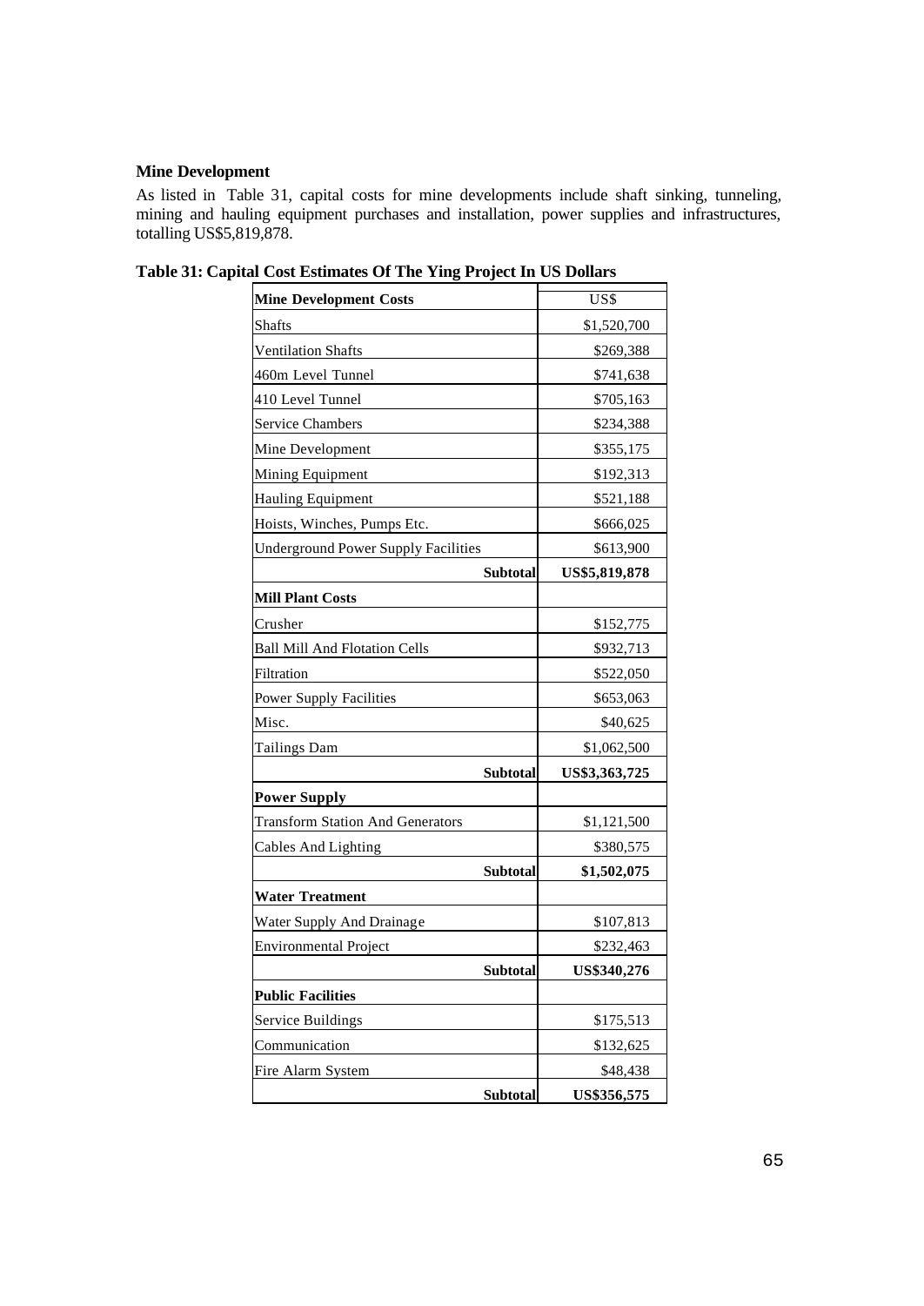**Mine Development**

As listed in Table 31, capital costs for mine developments include shaft sinking, tunneling, mining and hauling equipment purchases and installation, power supplies and infrastructures, totalling US$5,819,878.

**Table 31: Capital Cost Estimates Of The Ying Project In US Dollars**

| **Mine Development Costs** | US$ |
|---|---|
| Shafts | $1,520,700 |
| Ventilation Shafts | $269,388 |
| 460m Level Tunnel | $741,638 |
| 410 Level Tunnel | $705,163 |
| Service Chambers | $234,388 |
| Mine Development | $355,175 |
| Mining Equipment | $192,313 |
| Hauling Equipment | $521,188 |
| Hoists, Winches, Pumps Etc. | $666,025 |
| Underground Power Supply Facilities | $613,900 |
| **Subtotal** | **US$5,819,878** |
| **Mill Plant Costs** | |
| Crusher | $152,775 |
| Ball Mill And Flotation Cells | $932,713 |
| Filtration | $522,050 |
| Power Supply Facilities | $653,063 |
| Misc. | $40,625 |
| Tailings Dam | $1,062,500 |
| **Subtotal** | **US$3,363,725** |
| **Power Supply** | |
| Transform Station And Generators | $1,121,500 |
| Cables And Lighting | $380,575 |
| **Subtotal** | **$1,502,075** |
| **Water Treatment** | |
| Water Supply And Drainage | $107,813 |
| Environmental Project | $232,463 |
| **Subtotal** | **US$340,276** |
| **Public Facilities** | |
| Service Buildings | $175,513 |
| Communication | $132,625 |
| Fire Alarm System | $48,438 |
| **Subtotal** | **US$356,575** |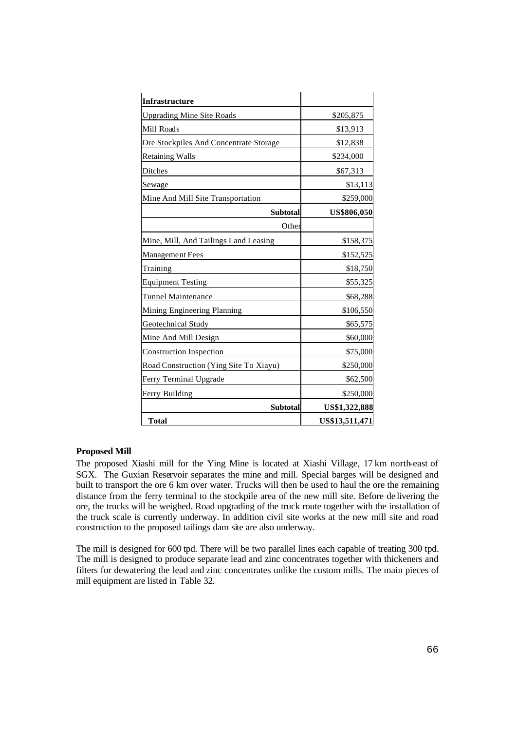| Infrastructure | |
|---|---|
| Upgrading Mine Site Roads | $205,875 |
| Mill Roads | $13,913 |
| Ore Stockpiles And Concentrate Storage | $12,838 |
| Retaining Walls | $234,000 |
| Ditches | $67,313 |
| Sewage | $13,113 |
| Mine And Mill Site Transportation | $259,000 |
| **Subtotal** | **US$806,050** |
| Other | |
| Mine, Mill, And Tailings Land Leasing | $158,375 |
| Management Fees | $152,525 |
| Training | $18,750 |
| Equipment Testing | $55,325 |
| Tunnel Maintenance | $68,288 |
| Mining Engineering Planning | $106,550 |
| Geotechnical Study | $65,575 |
| Mine And Mill Design | $60,000 |
| Construction Inspection | $75,000 |
| Road Construction (Ying Site To Xiayu) | $250,000 |
| Ferry Terminal Upgrade | $62,500 |
| Ferry Building | $250,000 |
| **Subtotal** | **US$1,322,888** |
| **Total** | **US$13,511,471** |

**Proposed Mill**

The proposed Xiashi mill for the Ying Mine is located at Xiashi Village, 17 km north-east of SGX. The Guxian Reservoir separates the mine and mill. Special barges will be designed and built to transport the ore 6 km over water. Trucks will then be used to haul the ore the remaining distance from the ferry terminal to the stockpile area of the new mill site. Before delivering the ore, the trucks will be weighed. Road upgrading of the truck route together with the installation of the truck scale is currently underway. In addition civil site works at the new mill site and road construction to the proposed tailings dam site are also underway.

The mill is designed for 600 tpd. There will be two parallel lines each capable of treating 300 tpd. The mill is designed to produce separate lead and zinc concentrates together with thickeners and filters for dewatering the lead and zinc concentrates unlike the custom mills. The main pieces of mill equipment are listed in Table 32.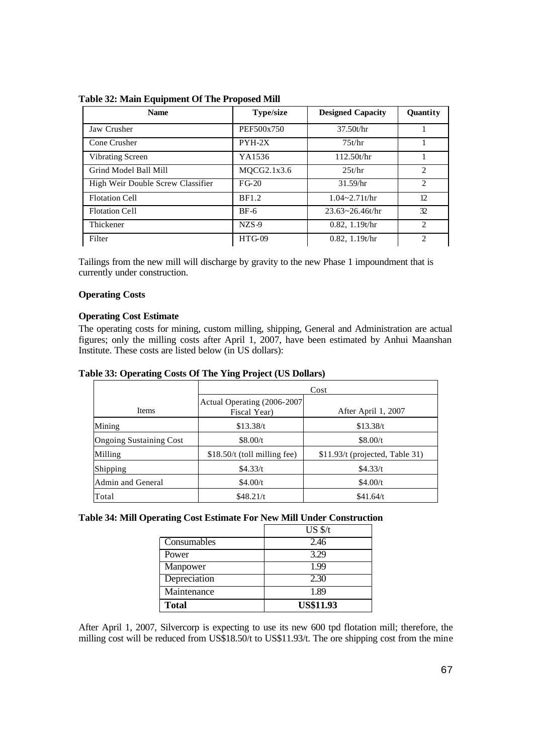**Table 32: Main Equipment Of The Proposed Mill**

| Name | Type/size | Designed Capacity | Quantity |
|---|---|---|---|
| Jaw Crusher | PEF500x750 | 37.50t/hr | 1 |
| Cone Crusher | PYH-2X | 75t/hr | 1 |
| Vibrating Screen | YA1536 | 112.50t/hr | 1 |
| Grind Model Ball Mill | MQCG2.1x3.6 | 25t/hr | 2 |
| High Weir Double Screw Classifier | FG-20 | 31.59/hr | 2 |
| Flotation Cell | BF1.2 | 1.04~2.71t/hr | 12 |
| Flotation Cell | BF-6 | 23.63~26.46t/hr | 32 |
| Thickener | NZS-9 | 0.82, 1.19t/hr | 2 |
| Filter | HTG-09 | 0.82, 1.19t/hr | 2 |

Tailings from the new mill will discharge by gravity to the new Phase 1 impoundment that is currently under construction.

**Operating Costs**

**Operating Cost Estimate**

The operating costs for mining, custom milling, shipping, General and Administration are actual figures; only the milling costs after April 1, 2007, have been estimated by Anhui Maanshan Institute. These costs are listed below (in US dollars):

**Table 33: Operating Costs Of The Ying Project (US Dollars)**

| | Cost | |
|---|---|---|
| Items | Actual Operating (2006-2007 Fiscal Year) | After April 1, 2007 |
| Mining | $13.38/t | $13.38/t |
| Ongoing Sustaining Cost | $8.00/t | $8.00/t |
| Milling | $18.50/t (toll milling fee) | $11.93/t (projected, Table 31) |
| Shipping | $4.33/t | $4.33/t |
| Admin and General | $4.00/t | $4.00/t |
| Total | $48.21/t | $41.64/t |

**Table 34: Mill Operating Cost Estimate For New Mill Under Construction**

| | US $/t |
|---|---|
| Consumables | 2.46 |
| Power | 3.29 |
| Manpower | 1.99 |
| Depreciation | 2.30 |
| Maintenance | 1.89 |
| **Total** | **US$11.93** |

After April 1, 2007, Silvercorp is expecting to use its new 600 tpd flotation mill; therefore, the milling cost will be reduced from US$18.50/t to US$11.93/t. The ore shipping cost from the mine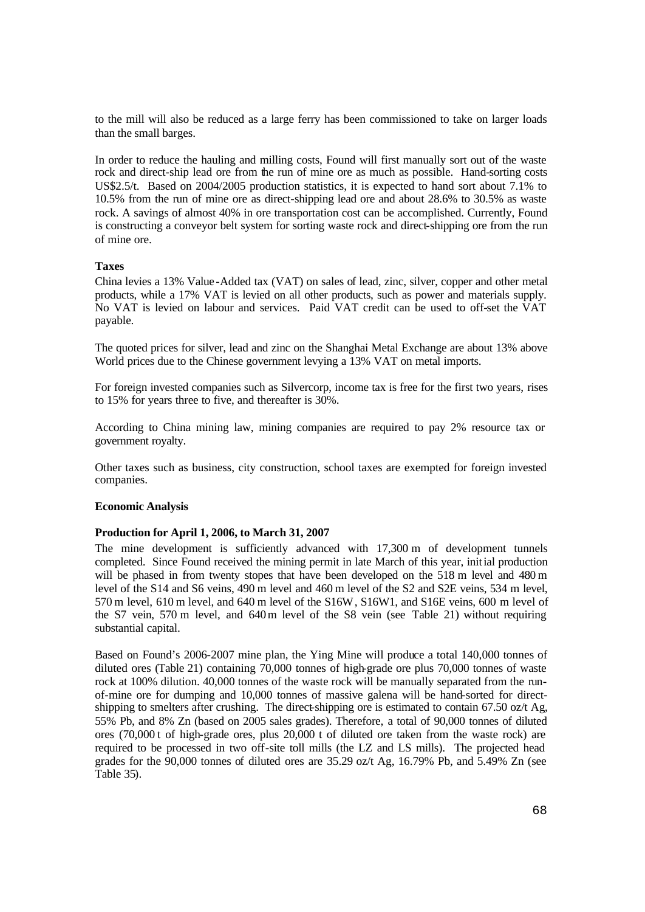to the mill will also be reduced as a large ferry has been commissioned to take on larger loads than the small barges.

In order to reduce the hauling and milling costs, Found will first manually sort out of the waste rock and direct-ship lead ore from the run of mine ore as much as possible. Hand-sorting costs US$2.5/t. Based on 2004/2005 production statistics, it is expected to hand sort about 7.1% to 10.5% from the run of mine ore as direct-shipping lead ore and about 28.6% to 30.5% as waste rock. A savings of almost 40% in ore transportation cost can be accomplished. Currently, Found is constructing a conveyor belt system for sorting waste rock and direct-shipping ore from the run of mine ore.

**Taxes**

China levies a 13% Value-Added tax (VAT) on sales of lead, zinc, silver, copper and other metal products, while a 17% VAT is levied on all other products, such as power and materials supply. No VAT is levied on labour and services. Paid VAT credit can be used to off-set the VAT payable.

The quoted prices for silver, lead and zinc on the Shanghai Metal Exchange are about 13% above World prices due to the Chinese government levying a 13% VAT on metal imports.

For foreign invested companies such as Silvercorp, income tax is free for the first two years, rises to 15% for years three to five, and thereafter is 30%.

According to China mining law, mining companies are required to pay 2% resource tax or government royalty.

Other taxes such as business, city construction, school taxes are exempted for foreign invested companies.

**Economic Analysis**

**Production for April 1, 2006, to March 31, 2007**

The mine development is sufficiently advanced with 17,300 m of development tunnels completed. Since Found received the mining permit in late March of this year, initial production will be phased in from twenty stopes that have been developed on the 518 m level and 480 m level of the S14 and S6 veins, 490 m level and 460 m level of the S2 and S2E veins, 534 m level, 570 m level, 610 m level, and 640 m level of the S16W, S16W1, and S16E veins, 600 m level of the S7 vein, 570 m level, and 640 m level of the S8 vein (see Table 21) without requiring substantial capital.

Based on Found's 2006-2007 mine plan, the Ying Mine will produce a total 140,000 tonnes of diluted ores (Table 21) containing 70,000 tonnes of high-grade ore plus 70,000 tonnes of waste rock at 100% dilution. 40,000 tonnes of the waste rock will be manually separated from the run-of-mine ore for dumping and 10,000 tonnes of massive galena will be hand-sorted for direct-shipping to smelters after crushing. The direct-shipping ore is estimated to contain 67.50 oz/t Ag, 55% Pb, and 8% Zn (based on 2005 sales grades). Therefore, a total of 90,000 tonnes of diluted ores (70,000 t of high-grade ores, plus 20,000 t of diluted ore taken from the waste rock) are required to be processed in two off-site toll mills (the LZ and LS mills). The projected head grades for the 90,000 tonnes of diluted ores are 35.29 oz/t Ag, 16.79% Pb, and 5.49% Zn (see Table 35).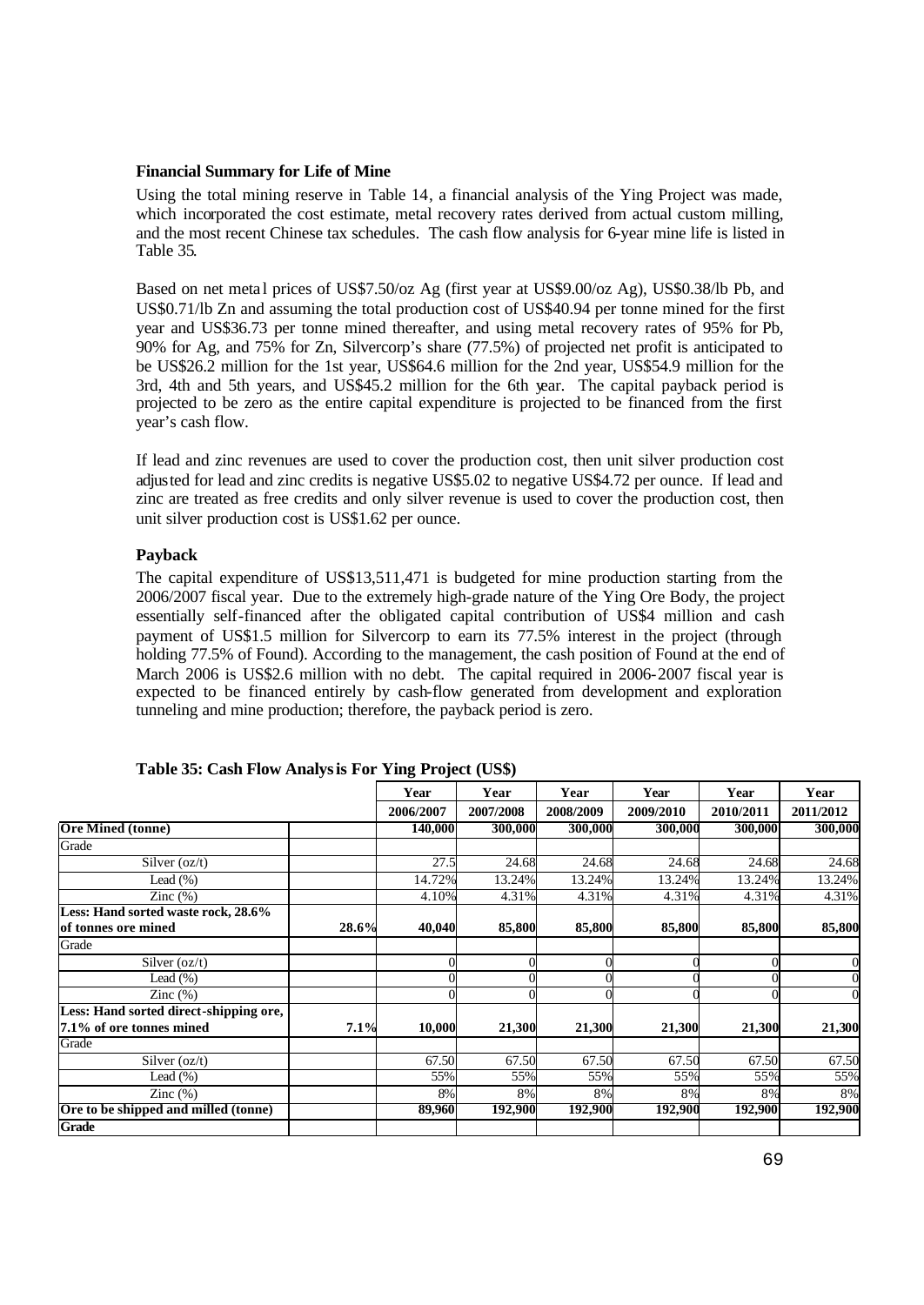### Financial Summary for Life of Mine

Using the total mining reserve in Table 14, a financial analysis of the Ying Project was made, which incorporated the cost estimate, metal recovery rates derived from actual custom milling, and the most recent Chinese tax schedules. The cash flow analysis for 6-year mine life is listed in Table 35.

Based on net metal prices of US$7.50/oz Ag (first year at US$9.00/oz Ag), US$0.38/lb Pb, and US$0.71/lb Zn and assuming the total production cost of US$40.94 per tonne mined for the first year and US$36.73 per tonne mined thereafter, and using metal recovery rates of 95% for Pb, 90% for Ag, and 75% for Zn, Silvercorp's share (77.5%) of projected net profit is anticipated to be US$26.2 million for the 1st year, US$64.6 million for the 2nd year, US$54.9 million for the 3rd, 4th and 5th years, and US$45.2 million for the 6th year. The capital payback period is projected to be zero as the entire capital expenditure is projected to be financed from the first year's cash flow.

If lead and zinc revenues are used to cover the production cost, then unit silver production cost adjusted for lead and zinc credits is negative US$5.02 to negative US$4.72 per ounce. If lead and zinc are treated as free credits and only silver revenue is used to cover the production cost, then unit silver production cost is US$1.62 per ounce.

### Payback

The capital expenditure of US$13,511,471 is budgeted for mine production starting from the 2006/2007 fiscal year. Due to the extremely high-grade nature of the Ying Ore Body, the project essentially self-financed after the obligated capital contribution of US$4 million and cash payment of US$1.5 million for Silvercorp to earn its 77.5% interest in the project (through holding 77.5% of Found). According to the management, the cash position of Found at the end of March 2006 is US$2.6 million with no debt. The capital required in 2006-2007 fiscal year is expected to be financed entirely by cash-flow generated from development and exploration tunneling and mine production; therefore, the payback period is zero.

**Table 35: Cash Flow Analysis For Ying Project (US$)**

| | | Year | Year | Year | Year | Year | Year |
|---|---|---|---|---|---|---|---|
| | | 2006/2007 | 2007/2008 | 2008/2009 | 2009/2010 | 2010/2011 | 2011/2012 |
| **Ore Mined (tonne)** | | **140,000** | **300,000** | **300,000** | **300,000** | **300,000** | **300,000** |
| Grade | | | | | | | |
| Silver (oz/t) | | 27.5 | 24.68 | 24.68 | 24.68 | 24.68 | 24.68 |
| Lead (%) | | 14.72% | 13.24% | 13.24% | 13.24% | 13.24% | 13.24% |
| Zinc (%) | | 4.10% | 4.31% | 4.31% | 4.31% | 4.31% | 4.31% |
| **Less: Hand sorted waste rock, 28.6% of tonnes ore mined** | **28.6%** | **40,040** | **85,800** | **85,800** | **85,800** | **85,800** | **85,800** |
| Grade | | | | | | | |
| Silver (oz/t) | | 0 | 0 | 0 | 0 | 0 | 0 |
| Lead (%) | | 0 | 0 | 0 | 0 | 0 | 0 |
| Zinc (%) | | 0 | 0 | 0 | 0 | 0 | 0 |
| **Less: Hand sorted direct-shipping ore, 7.1% of ore tonnes mined** | **7.1%** | **10,000** | **21,300** | **21,300** | **21,300** | **21,300** | **21,300** |
| Grade | | | | | | | |
| Silver (oz/t) | | 67.50 | 67.50 | 67.50 | 67.50 | 67.50 | 67.50 |
| Lead (%) | | 55% | 55% | 55% | 55% | 55% | 55% |
| Zinc (%) | | 8% | 8% | 8% | 8% | 8% | 8% |
| **Ore to be shipped and milled (tonne)** | | **89,960** | **192,900** | **192,900** | **192,900** | **192,900** | **192,900** |
| **Grade** | | | | | | | |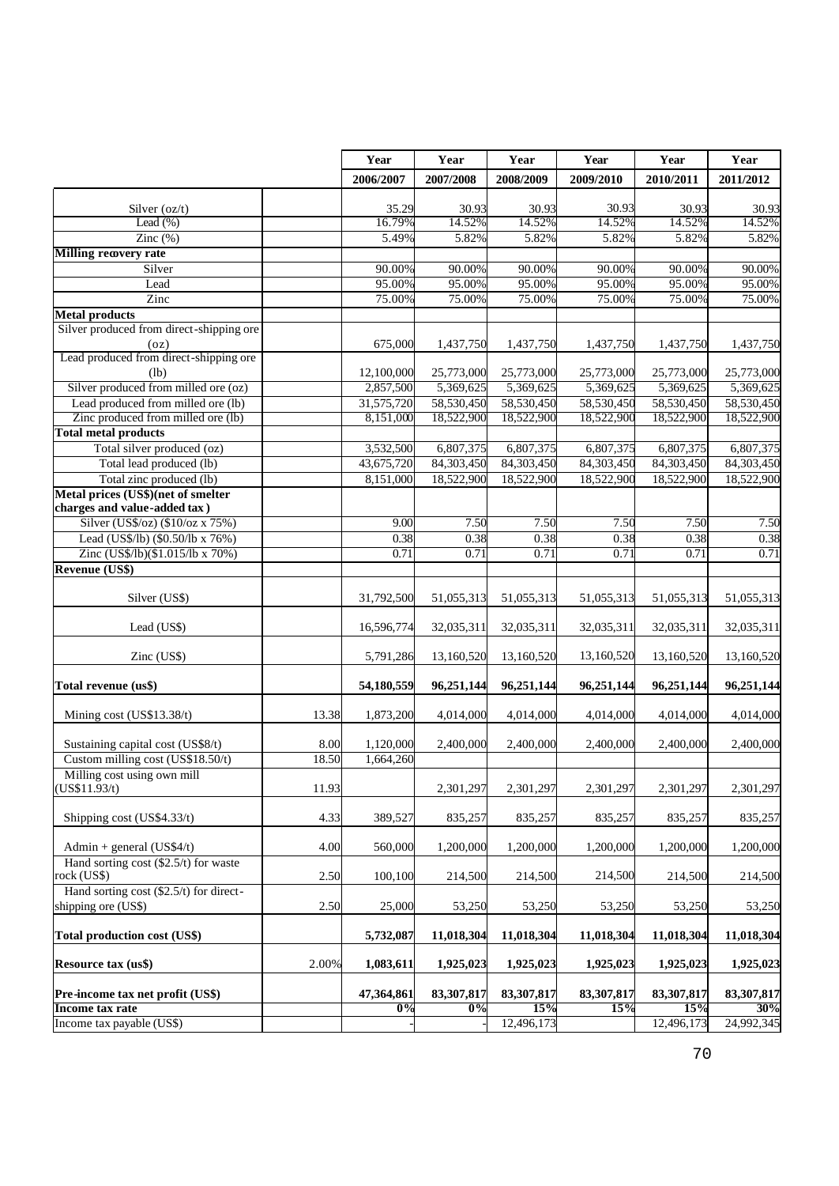| | | Year 2006/2007 | Year 2007/2008 | Year 2008/2009 | Year 2009/2010 | Year 2010/2011 | Year 2011/2012 |
|---|---|---|---|---|---|---|---|
| Silver (oz/t) | | 35.29 | 30.93 | 30.93 | 30.93 | 30.93 | 30.93 |
| Lead (%) | | 16.79% | 14.52% | 14.52% | 14.52% | 14.52% | 14.52% |
| Zinc (%) | | 5.49% | 5.82% | 5.82% | 5.82% | 5.82% | 5.82% |
| **Milling recovery rate** | | | | | | | |
| Silver | | 90.00% | 90.00% | 90.00% | 90.00% | 90.00% | 90.00% |
| Lead | | 95.00% | 95.00% | 95.00% | 95.00% | 95.00% | 95.00% |
| Zinc | | 75.00% | 75.00% | 75.00% | 75.00% | 75.00% | 75.00% |
| **Metal products** | | | | | | | |
| Silver produced from direct-shipping ore (oz) | | 675,000 | 1,437,750 | 1,437,750 | 1,437,750 | 1,437,750 | 1,437,750 |
| Lead produced from direct-shipping ore (lb) | | 12,100,000 | 25,773,000 | 25,773,000 | 25,773,000 | 25,773,000 | 25,773,000 |
| Silver produced from milled ore (oz) | | 2,857,500 | 5,369,625 | 5,369,625 | 5,369,625 | 5,369,625 | 5,369,625 |
| Lead produced from milled ore (lb) | | 31,575,720 | 58,530,450 | 58,530,450 | 58,530,450 | 58,530,450 | 58,530,450 |
| Zinc produced from milled ore (lb) | | 8,151,000 | 18,522,900 | 18,522,900 | 18,522,900 | 18,522,900 | 18,522,900 |
| **Total metal products** | | | | | | | |
| Total silver produced (oz) | | 3,532,500 | 6,807,375 | 6,807,375 | 6,807,375 | 6,807,375 | 6,807,375 |
| Total lead produced (lb) | | 43,675,720 | 84,303,450 | 84,303,450 | 84,303,450 | 84,303,450 | 84,303,450 |
| Total zinc produced (lb) | | 8,151,000 | 18,522,900 | 18,522,900 | 18,522,900 | 18,522,900 | 18,522,900 |
| **Metal prices (US$)(net of smelter charges and value-added tax)** | | | | | | | |
| Silver (US$/oz) ($10/oz x 75%) | | 9.00 | 7.50 | 7.50 | 7.50 | 7.50 | 7.50 |
| Lead (US$/lb) ($0.50/lb x 76%) | | 0.38 | 0.38 | 0.38 | 0.38 | 0.38 | 0.38 |
| Zinc (US$/lb)($1.015/lb x 70%) | | 0.71 | 0.71 | 0.71 | 0.71 | 0.71 | 0.71 |
| **Revenue (US$)** | | | | | | | |
| Silver (US$) | | 31,792,500 | 51,055,313 | 51,055,313 | 51,055,313 | 51,055,313 | 51,055,313 |
| Lead (US$) | | 16,596,774 | 32,035,311 | 32,035,311 | 32,035,311 | 32,035,311 | 32,035,311 |
| Zinc (US$) | | 5,791,286 | 13,160,520 | 13,160,520 | 13,160,520 | 13,160,520 | 13,160,520 |
| **Total revenue (us$)** | | **54,180,559** | **96,251,144** | **96,251,144** | **96,251,144** | **96,251,144** | **96,251,144** |
| Mining cost (US$13.38/t) | 13.38 | 1,873,200 | 4,014,000 | 4,014,000 | 4,014,000 | 4,014,000 | 4,014,000 |
| Sustaining capital cost (US$8/t) | 8.00 | 1,120,000 | 2,400,000 | 2,400,000 | 2,400,000 | 2,400,000 | 2,400,000 |
| Custom milling cost (US$18.50/t) | 18.50 | 1,664,260 | | | | | |
| Milling cost using own mill (US$11.93/t) | 11.93 | | 2,301,297 | 2,301,297 | 2,301,297 | 2,301,297 | 2,301,297 |
| Shipping cost (US$4.33/t) | 4.33 | 389,527 | 835,257 | 835,257 | 835,257 | 835,257 | 835,257 |
| Admin + general (US$4/t) | 4.00 | 560,000 | 1,200,000 | 1,200,000 | 1,200,000 | 1,200,000 | 1,200,000 |
| Hand sorting cost ($2.5/t) for waste rock (US$) | 2.50 | 100,100 | 214,500 | 214,500 | 214,500 | 214,500 | 214,500 |
| Hand sorting cost ($2.5/t) for direct-shipping ore (US$) | 2.50 | 25,000 | 53,250 | 53,250 | 53,250 | 53,250 | 53,250 |
| **Total production cost (US$)** | | **5,732,087** | **11,018,304** | **11,018,304** | **11,018,304** | **11,018,304** | **11,018,304** |
| **Resource tax (us$)** | 2.00% | **1,083,611** | **1,925,023** | **1,925,023** | **1,925,023** | **1,925,023** | **1,925,023** |
| **Pre-income tax net profit (US$)** | | **47,364,861** | **83,307,817** | **83,307,817** | **83,307,817** | **83,307,817** | **83,307,817** |
| **Income tax rate** | | **0%** | **0%** | **15%** | **15%** | **15%** | **30%** |
| Income tax payable (US$) | | - | - | 12,496,173 | | 12,496,173 | 24,992,345 |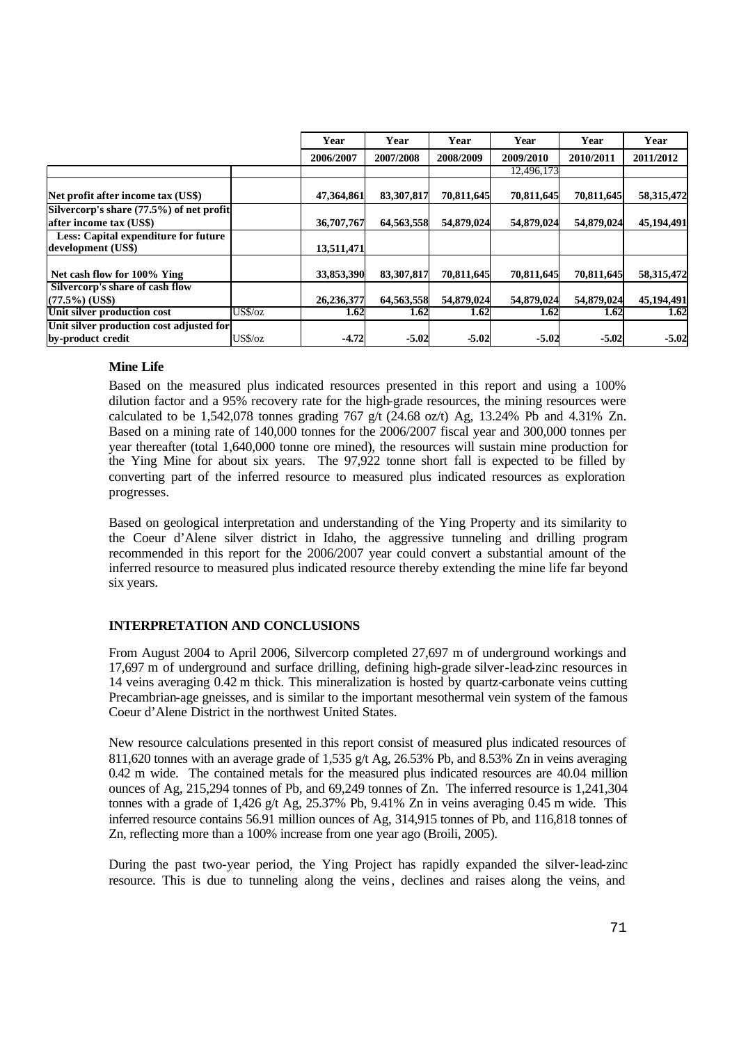| | | Year 2006/2007 | Year 2007/2008 | Year 2008/2009 | Year 2009/2010 | Year 2010/2011 | Year 2011/2012 |
|---|---|---|---|---|---|---|---|
| | | | | | 12,496,173 | | |
| Net profit after income tax (US$) | | 47,364,861 | 83,307,817 | 70,811,645 | 70,811,645 | 70,811,645 | 58,315,472 |
| Silvercorp's share (77.5%) of net profit after income tax (US$) | | 36,707,767 | 64,563,558 | 54,879,024 | 54,879,024 | 54,879,024 | 45,194,491 |
| Less: Capital expenditure for future development (US$) | | 13,511,471 | | | | | |
| Net cash flow for 100% Ying | | 33,853,390 | 83,307,817 | 70,811,645 | 70,811,645 | 70,811,645 | 58,315,472 |
| Silvercorp's share of cash flow (77.5%) (US$) | | 26,236,377 | 64,563,558 | 54,879,024 | 54,879,024 | 54,879,024 | 45,194,491 |
| Unit silver production cost | US$/oz | 1.62 | 1.62 | 1.62 | 1.62 | 1.62 | 1.62 |
| Unit silver production cost adjusted for by-product credit | US$/oz | -4.72 | -5.02 | -5.02 | -5.02 | -5.02 | -5.02 |

**Mine Life**

Based on the measured plus indicated resources presented in this report and using a 100% dilution factor and a 95% recovery rate for the high-grade resources, the mining resources were calculated to be 1,542,078 tonnes grading 767 g/t (24.68 oz/t) Ag, 13.24% Pb and 4.31% Zn. Based on a mining rate of 140,000 tonnes for the 2006/2007 fiscal year and 300,000 tonnes per year thereafter (total 1,640,000 tonne ore mined), the resources will sustain mine production for the Ying Mine for about six years. The 97,922 tonne short fall is expected to be filled by converting part of the inferred resource to measured plus indicated resources as exploration progresses.

Based on geological interpretation and understanding of the Ying Property and its similarity to the Coeur d'Alene silver district in Idaho, the aggressive tunneling and drilling program recommended in this report for the 2006/2007 year could convert a substantial amount of the inferred resource to measured plus indicated resource thereby extending the mine life far beyond six years.

## INTERPRETATION AND CONCLUSIONS

From August 2004 to April 2006, Silvercorp completed 27,697 m of underground workings and 17,697 m of underground and surface drilling, defining high-grade silver-lead-zinc resources in 14 veins averaging 0.42 m thick. This mineralization is hosted by quartz-carbonate veins cutting Precambrian-age gneisses, and is similar to the important mesothermal vein system of the famous Coeur d'Alene District in the northwest United States.

New resource calculations presented in this report consist of measured plus indicated resources of 811,620 tonnes with an average grade of 1,535 g/t Ag, 26.53% Pb, and 8.53% Zn in veins averaging 0.42 m wide. The contained metals for the measured plus indicated resources are 40.04 million ounces of Ag, 215,294 tonnes of Pb, and 69,249 tonnes of Zn. The inferred resource is 1,241,304 tonnes with a grade of 1,426 g/t Ag, 25.37% Pb, 9.41% Zn in veins averaging 0.45 m wide. This inferred resource contains 56.91 million ounces of Ag, 314,915 tonnes of Pb, and 116,818 tonnes of Zn, reflecting more than a 100% increase from one year ago (Broili, 2005).

During the past two-year period, the Ying Project has rapidly expanded the silver-lead-zinc resource. This is due to tunneling along the veins, declines and raises along the veins, and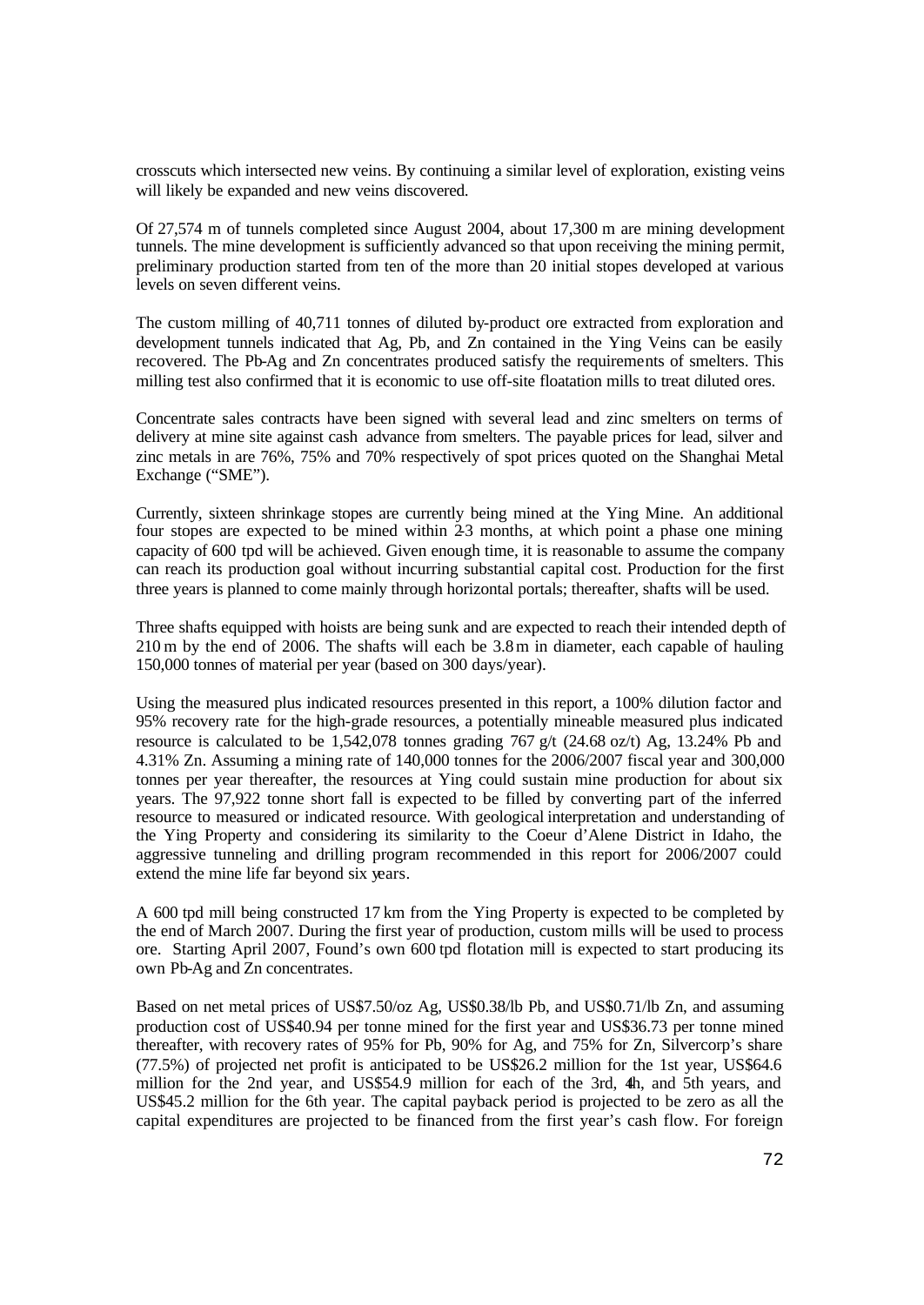crosscuts which intersected new veins. By continuing a similar level of exploration, existing veins will likely be expanded and new veins discovered.

Of 27,574 m of tunnels completed since August 2004, about 17,300 m are mining development tunnels. The mine development is sufficiently advanced so that upon receiving the mining permit, preliminary production started from ten of the more than 20 initial stopes developed at various levels on seven different veins.

The custom milling of 40,711 tonnes of diluted by-product ore extracted from exploration and development tunnels indicated that Ag, Pb, and Zn contained in the Ying Veins can be easily recovered. The Pb-Ag and Zn concentrates produced satisfy the requirements of smelters. This milling test also confirmed that it is economic to use off-site floatation mills to treat diluted ores.

Concentrate sales contracts have been signed with several lead and zinc smelters on terms of delivery at mine site against cash advance from smelters. The payable prices for lead, silver and zinc metals in are 76%, 75% and 70% respectively of spot prices quoted on the Shanghai Metal Exchange ("SME").

Currently, sixteen shrinkage stopes are currently being mined at the Ying Mine. An additional four stopes are expected to be mined within 2-3 months, at which point a phase one mining capacity of 600 tpd will be achieved. Given enough time, it is reasonable to assume the company can reach its production goal without incurring substantial capital cost. Production for the first three years is planned to come mainly through horizontal portals; thereafter, shafts will be used.

Three shafts equipped with hoists are being sunk and are expected to reach their intended depth of 210 m by the end of 2006. The shafts will each be 3.8 m in diameter, each capable of hauling 150,000 tonnes of material per year (based on 300 days/year).

Using the measured plus indicated resources presented in this report, a 100% dilution factor and 95% recovery rate for the high-grade resources, a potentially mineable measured plus indicated resource is calculated to be 1,542,078 tonnes grading 767 g/t (24.68 oz/t) Ag, 13.24% Pb and 4.31% Zn. Assuming a mining rate of 140,000 tonnes for the 2006/2007 fiscal year and 300,000 tonnes per year thereafter, the resources at Ying could sustain mine production for about six years. The 97,922 tonne short fall is expected to be filled by converting part of the inferred resource to measured or indicated resource. With geological interpretation and understanding of the Ying Property and considering its similarity to the Coeur d'Alene District in Idaho, the aggressive tunneling and drilling program recommended in this report for 2006/2007 could extend the mine life far beyond six years.

A 600 tpd mill being constructed 17 km from the Ying Property is expected to be completed by the end of March 2007. During the first year of production, custom mills will be used to process ore. Starting April 2007, Found's own 600 tpd flotation mill is expected to start producing its own Pb-Ag and Zn concentrates.

Based on net metal prices of US$7.50/oz Ag, US$0.38/lb Pb, and US$0.71/lb Zn, and assuming production cost of US$40.94 per tonne mined for the first year and US$36.73 per tonne mined thereafter, with recovery rates of 95% for Pb, 90% for Ag, and 75% for Zn, Silvercorp's share (77.5%) of projected net profit is anticipated to be US$26.2 million for the 1st year, US$64.6 million for the 2nd year, and US$54.9 million for each of the 3rd, 4th, and 5th years, and US$45.2 million for the 6th year. The capital payback period is projected to be zero as all the capital expenditures are projected to be financed from the first year's cash flow. For foreign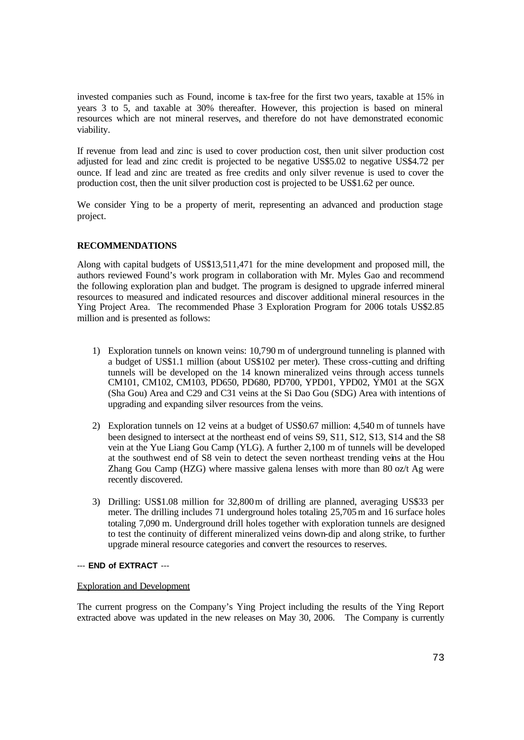invested companies such as Found, income is tax-free for the first two years, taxable at 15% in years 3 to 5, and taxable at 30% thereafter. However, this projection is based on mineral resources which are not mineral reserves, and therefore do not have demonstrated economic viability.

If revenue from lead and zinc is used to cover production cost, then unit silver production cost adjusted for lead and zinc credit is projected to be negative US$5.02 to negative US$4.72 per ounce. If lead and zinc are treated as free credits and only silver revenue is used to cover the production cost, then the unit silver production cost is projected to be US$1.62 per ounce.

We consider Ying to be a property of merit, representing an advanced and production stage project.

**RECOMMENDATIONS**

Along with capital budgets of US$13,511,471 for the mine development and proposed mill, the authors reviewed Found's work program in collaboration with Mr. Myles Gao and recommend the following exploration plan and budget. The program is designed to upgrade inferred mineral resources to measured and indicated resources and discover additional mineral resources in the Ying Project Area. The recommended Phase 3 Exploration Program for 2006 totals US$2.85 million and is presented as follows:

1) Exploration tunnels on known veins: 10,790 m of underground tunneling is planned with a budget of US$1.1 million (about US$102 per meter). These cross-cutting and drifting tunnels will be developed on the 14 known mineralized veins through access tunnels CM101, CM102, CM103, PD650, PD680, PD700, YPD01, YPD02, YM01 at the SGX (Sha Gou) Area and C29 and C31 veins at the Si Dao Gou (SDG) Area with intentions of upgrading and expanding silver resources from the veins.

2) Exploration tunnels on 12 veins at a budget of US$0.67 million: 4,540 m of tunnels have been designed to intersect at the northeast end of veins S9, S11, S12, S13, S14 and the S8 vein at the Yue Liang Gou Camp (YLG). A further 2,100 m of tunnels will be developed at the southwest end of S8 vein to detect the seven northeast trending veins at the Hou Zhang Gou Camp (HZG) where massive galena lenses with more than 80 oz/t Ag were recently discovered.

3) Drilling: US$1.08 million for 32,800 m of drilling are planned, averaging US$33 per meter. The drilling includes 71 underground holes totaling 25,705 m and 16 surface holes totaling 7,090 m. Underground drill holes together with exploration tunnels are designed to test the continuity of different mineralized veins down-dip and along strike, to further upgrade mineral resource categories and convert the resources to reserves.

--- **END of EXTRACT** ---

Exploration and Development

The current progress on the Company's Ying Project including the results of the Ying Report extracted above was updated in the new releases on May 30, 2006. The Company is currently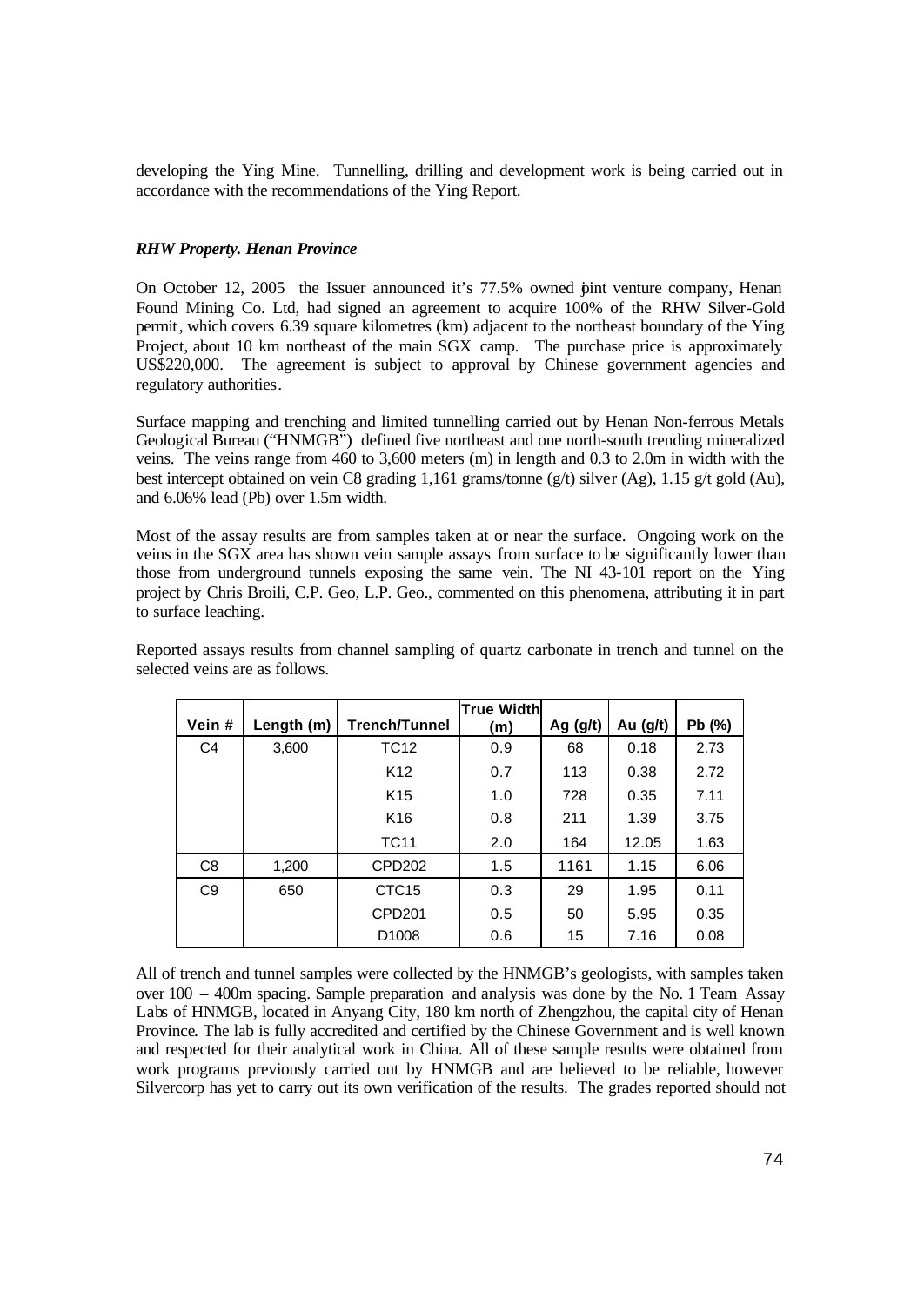developing the Ying Mine. Tunnelling, drilling and development work is being carried out in accordance with the recommendations of the Ying Report.

***RHW Property. Henan Province***

On October 12, 2005 the Issuer announced it's 77.5% owned joint venture company, Henan Found Mining Co. Ltd, had signed an agreement to acquire 100% of the RHW Silver-Gold permit, which covers 6.39 square kilometres (km) adjacent to the northeast boundary of the Ying Project, about 10 km northeast of the main SGX camp. The purchase price is approximately US$220,000. The agreement is subject to approval by Chinese government agencies and regulatory authorities.

Surface mapping and trenching and limited tunnelling carried out by Henan Non-ferrous Metals Geological Bureau ("HNMGB") defined five northeast and one north-south trending mineralized veins. The veins range from 460 to 3,600 meters (m) in length and 0.3 to 2.0m in width with the best intercept obtained on vein C8 grading 1,161 grams/tonne (g/t) silver (Ag), 1.15 g/t gold (Au), and 6.06% lead (Pb) over 1.5m width.

Most of the assay results are from samples taken at or near the surface. Ongoing work on the veins in the SGX area has shown vein sample assays from surface to be significantly lower than those from underground tunnels exposing the same vein. The NI 43-101 report on the Ying project by Chris Broili, C.P. Geo, L.P. Geo., commented on this phenomena, attributing it in part to surface leaching.

Reported assays results from channel sampling of quartz carbonate in trench and tunnel on the selected veins are as follows.

| Vein # | Length (m) | Trench/Tunnel | True Width (m) | Ag (g/t) | Au (g/t) | Pb (%) |
|---|---|---|---|---|---|---|
| C4 | 3,600 | TC12 | 0.9 | 68 | 0.18 | 2.73 |
| | | K12 | 0.7 | 113 | 0.38 | 2.72 |
| | | K15 | 1.0 | 728 | 0.35 | 7.11 |
| | | K16 | 0.8 | 211 | 1.39 | 3.75 |
| | | TC11 | 2.0 | 164 | 12.05 | 1.63 |
| C8 | 1,200 | CPD202 | 1.5 | 1161 | 1.15 | 6.06 |
| C9 | 650 | CTC15 | 0.3 | 29 | 1.95 | 0.11 |
| | | CPD201 | 0.5 | 50 | 5.95 | 0.35 |
| | | D1008 | 0.6 | 15 | 7.16 | 0.08 |

All of trench and tunnel samples were collected by the HNMGB's geologists, with samples taken over 100 – 400m spacing. Sample preparation and analysis was done by the No. 1 Team Assay Labs of HNMGB, located in Anyang City, 180 km north of Zhengzhou, the capital city of Henan Province. The lab is fully accredited and certified by the Chinese Government and is well known and respected for their analytical work in China. All of these sample results were obtained from work programs previously carried out by HNMGB and are believed to be reliable, however Silvercorp has yet to carry out its own verification of the results. The grades reported should not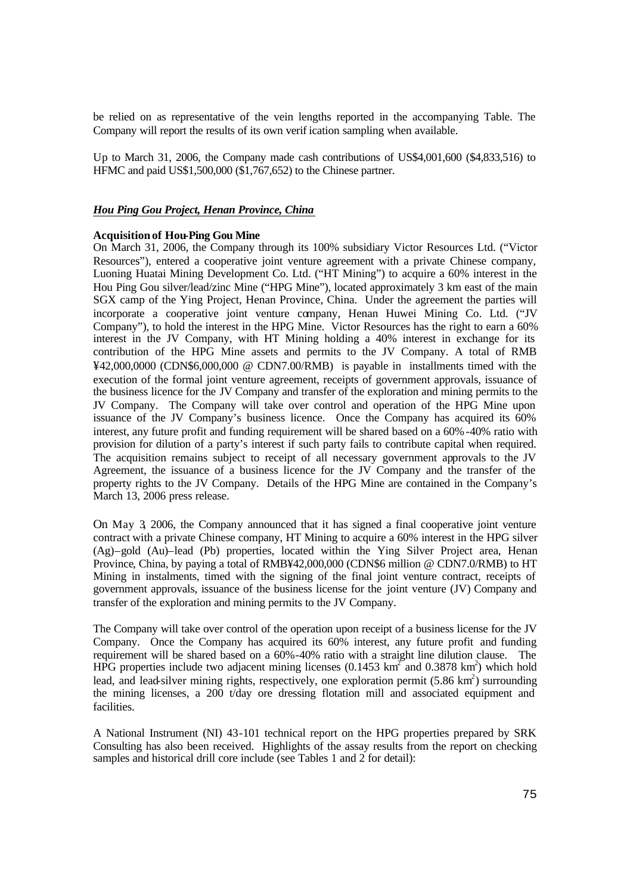be relied on as representative of the vein lengths reported in the accompanying Table. The Company will report the results of its own verification sampling when available.

Up to March 31, 2006, the Company made cash contributions of US$4,001,600 ($4,833,516) to HFMC and paid US$1,500,000 ($1,767,652) to the Chinese partner.

### *Hou Ping Gou Project, Henan Province, China*

**Acquisition of Hou-Ping Gou Mine**

On March 31, 2006, the Company through its 100% subsidiary Victor Resources Ltd. ("Victor Resources"), entered a cooperative joint venture agreement with a private Chinese company, Luoning Huatai Mining Development Co. Ltd. ("HT Mining") to acquire a 60% interest in the Hou Ping Gou silver/lead/zinc Mine ("HPG Mine"), located approximately 3 km east of the main SGX camp of the Ying Project, Henan Province, China. Under the agreement the parties will incorporate a cooperative joint venture company, Henan Huwei Mining Co. Ltd. ("JV Company"), to hold the interest in the HPG Mine. Victor Resources has the right to earn a 60% interest in the JV Company, with HT Mining holding a 40% interest in exchange for its contribution of the HPG Mine assets and permits to the JV Company. A total of RMB ¥42,000,0000 (CDN$6,000,000 @ CDN7.00/RMB) is payable in installments timed with the execution of the formal joint venture agreement, receipts of government approvals, issuance of the business licence for the JV Company and transfer of the exploration and mining permits to the JV Company. The Company will take over control and operation of the HPG Mine upon issuance of the JV Company's business licence. Once the Company has acquired its 60% interest, any future profit and funding requirement will be shared based on a 60%-40% ratio with provision for dilution of a party's interest if such party fails to contribute capital when required. The acquisition remains subject to receipt of all necessary government approvals to the JV Agreement, the issuance of a business licence for the JV Company and the transfer of the property rights to the JV Company. Details of the HPG Mine are contained in the Company's March 13, 2006 press release.

On May 3, 2006, the Company announced that it has signed a final cooperative joint venture contract with a private Chinese company, HT Mining to acquire a 60% interest in the HPG silver (Ag)–gold (Au)–lead (Pb) properties, located within the Ying Silver Project area, Henan Province, China, by paying a total of RMB¥42,000,000 (CDN$6 million @ CDN7.0/RMB) to HT Mining in instalments, timed with the signing of the final joint venture contract, receipts of government approvals, issuance of the business license for the joint venture (JV) Company and transfer of the exploration and mining permits to the JV Company.

The Company will take over control of the operation upon receipt of a business license for the JV Company. Once the Company has acquired its 60% interest, any future profit and funding requirement will be shared based on a 60%-40% ratio with a straight line dilution clause. The HPG properties include two adjacent mining licenses (0.1453 $km^2$ and 0.3878 $km^2$) which hold lead, and lead-silver mining rights, respectively, one exploration permit (5.86 $km^2$) surrounding the mining licenses, a 200 t/day ore dressing flotation mill and associated equipment and facilities.

A National Instrument (NI) 43-101 technical report on the HPG properties prepared by SRK Consulting has also been received. Highlights of the assay results from the report on checking samples and historical drill core include (see Tables 1 and 2 for detail):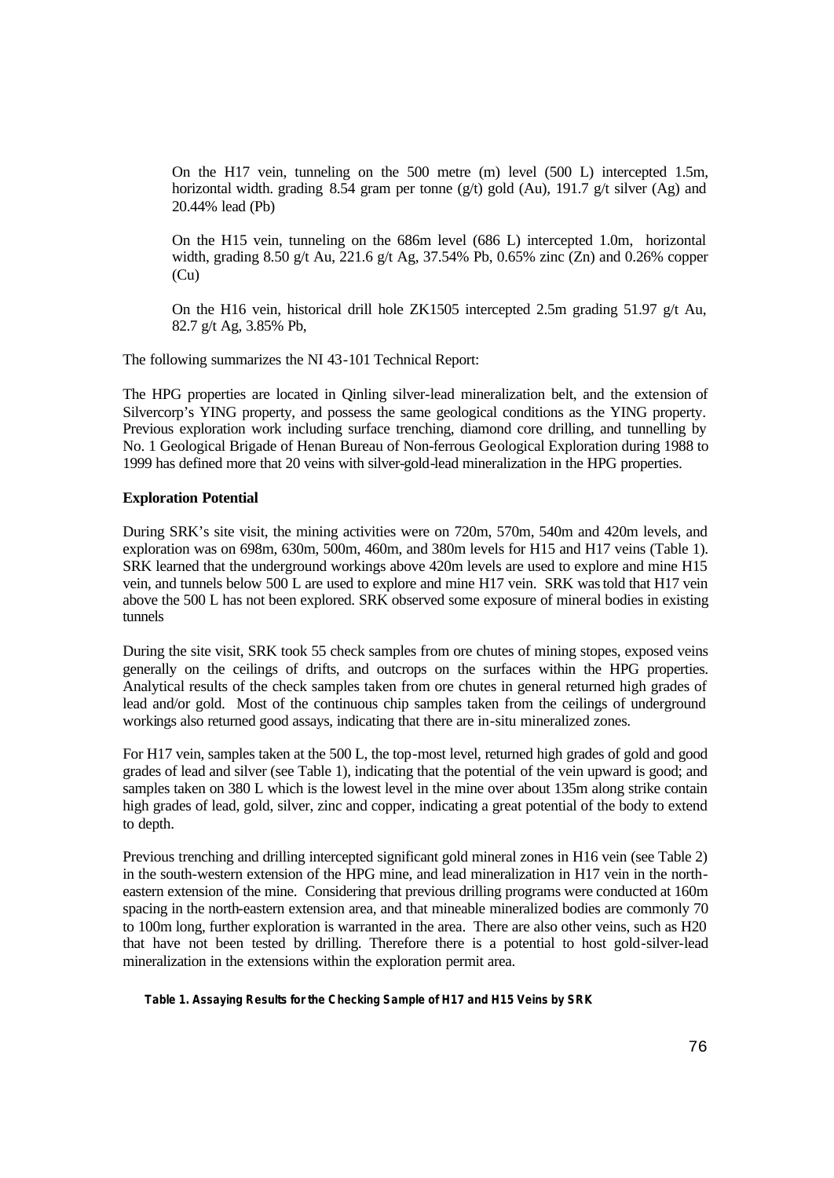On the H17 vein, tunneling on the 500 metre (m) level (500 L) intercepted 1.5m, horizontal width. grading 8.54 gram per tonne (g/t) gold (Au), 191.7 g/t silver (Ag) and 20.44% lead (Pb)

On the H15 vein, tunneling on the 686m level (686 L) intercepted 1.0m, horizontal width, grading 8.50 g/t Au, 221.6 g/t Ag, 37.54% Pb, 0.65% zinc (Zn) and 0.26% copper (Cu)

On the H16 vein, historical drill hole ZK1505 intercepted 2.5m grading 51.97 g/t Au, 82.7 g/t Ag, 3.85% Pb,

The following summarizes the NI 43-101 Technical Report:

The HPG properties are located in Qinling silver-lead mineralization belt, and the extension of Silvercorp's YING property, and possess the same geological conditions as the YING property. Previous exploration work including surface trenching, diamond core drilling, and tunnelling by No. 1 Geological Brigade of Henan Bureau of Non-ferrous Geological Exploration during 1988 to 1999 has defined more that 20 veins with silver-gold-lead mineralization in the HPG properties.

**Exploration Potential**

During SRK's site visit, the mining activities were on 720m, 570m, 540m and 420m levels, and exploration was on 698m, 630m, 500m, 460m, and 380m levels for H15 and H17 veins (Table 1). SRK learned that the underground workings above 420m levels are used to explore and mine H15 vein, and tunnels below 500 L are used to explore and mine H17 vein. SRK was told that H17 vein above the 500 L has not been explored. SRK observed some exposure of mineral bodies in existing tunnels

During the site visit, SRK took 55 check samples from ore chutes of mining stopes, exposed veins generally on the ceilings of drifts, and outcrops on the surfaces within the HPG properties. Analytical results of the check samples taken from ore chutes in general returned high grades of lead and/or gold. Most of the continuous chip samples taken from the ceilings of underground workings also returned good assays, indicating that there are in-situ mineralized zones.

For H17 vein, samples taken at the 500 L, the top-most level, returned high grades of gold and good grades of lead and silver (see Table 1), indicating that the potential of the vein upward is good; and samples taken on 380 L which is the lowest level in the mine over about 135m along strike contain high grades of lead, gold, silver, zinc and copper, indicating a great potential of the body to extend to depth.

Previous trenching and drilling intercepted significant gold mineral zones in H16 vein (see Table 2) in the south-western extension of the HPG mine, and lead mineralization in H17 vein in the north-eastern extension of the mine. Considering that previous drilling programs were conducted at 160m spacing in the north-eastern extension area, and that mineable mineralized bodies are commonly 70 to 100m long, further exploration is warranted in the area. There are also other veins, such as H20 that have not been tested by drilling. Therefore there is a potential to host gold-silver-lead mineralization in the extensions within the exploration permit area.

**Table 1. Assaying Results for the Checking Sample of H17 and H15 Veins by SRK**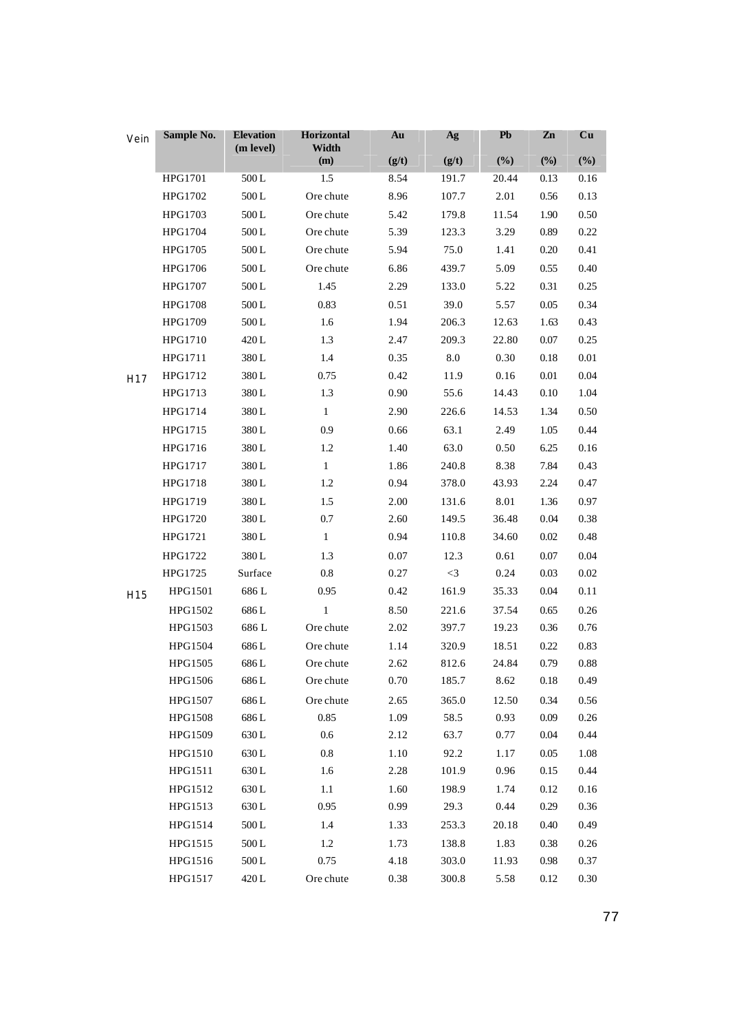| Vein | Sample No. | Elevation (m level) | Horizontal Width (m) | Au (g/t) | Ag (g/t) | Pb (%) | Zn (%) | Cu (%) |
|---|---|---|---|---|---|---|---|---|
| H17 | HPG1701 | 500 L | 1.5 | 8.54 | 191.7 | 20.44 | 0.13 | 0.16 |
| | HPG1702 | 500 L | Ore chute | 8.96 | 107.7 | 2.01 | 0.56 | 0.13 |
| | HPG1703 | 500 L | Ore chute | 5.42 | 179.8 | 11.54 | 1.90 | 0.50 |
| | HPG1704 | 500 L | Ore chute | 5.39 | 123.3 | 3.29 | 0.89 | 0.22 |
| | HPG1705 | 500 L | Ore chute | 5.94 | 75.0 | 1.41 | 0.20 | 0.41 |
| | HPG1706 | 500 L | Ore chute | 6.86 | 439.7 | 5.09 | 0.55 | 0.40 |
| | HPG1707 | 500 L | 1.45 | 2.29 | 133.0 | 5.22 | 0.31 | 0.25 |
| | HPG1708 | 500 L | 0.83 | 0.51 | 39.0 | 5.57 | 0.05 | 0.34 |
| | HPG1709 | 500 L | 1.6 | 1.94 | 206.3 | 12.63 | 1.63 | 0.43 |
| | HPG1710 | 420 L | 1.3 | 2.47 | 209.3 | 22.80 | 0.07 | 0.25 |
| | HPG1711 | 380 L | 1.4 | 0.35 | 8.0 | 0.30 | 0.18 | 0.01 |
| | HPG1712 | 380 L | 0.75 | 0.42 | 11.9 | 0.16 | 0.01 | 0.04 |
| | HPG1713 | 380 L | 1.3 | 0.90 | 55.6 | 14.43 | 0.10 | 1.04 |
| | HPG1714 | 380 L | 1 | 2.90 | 226.6 | 14.53 | 1.34 | 0.50 |
| | HPG1715 | 380 L | 0.9 | 0.66 | 63.1 | 2.49 | 1.05 | 0.44 |
| | HPG1716 | 380 L | 1.2 | 1.40 | 63.0 | 0.50 | 6.25 | 0.16 |
| | HPG1717 | 380 L | 1 | 1.86 | 240.8 | 8.38 | 7.84 | 0.43 |
| | HPG1718 | 380 L | 1.2 | 0.94 | 378.0 | 43.93 | 2.24 | 0.47 |
| | HPG1719 | 380 L | 1.5 | 2.00 | 131.6 | 8.01 | 1.36 | 0.97 |
| | HPG1720 | 380 L | 0.7 | 2.60 | 149.5 | 36.48 | 0.04 | 0.38 |
| | HPG1721 | 380 L | 1 | 0.94 | 110.8 | 34.60 | 0.02 | 0.48 |
| | HPG1722 | 380 L | 1.3 | 0.07 | 12.3 | 0.61 | 0.07 | 0.04 |
| | HPG1725 | Surface | 0.8 | 0.27 | <3 | 0.24 | 0.03 | 0.02 |
| H15 | HPG1501 | 686 L | 0.95 | 0.42 | 161.9 | 35.33 | 0.04 | 0.11 |
| | HPG1502 | 686 L | 1 | 8.50 | 221.6 | 37.54 | 0.65 | 0.26 |
| | HPG1503 | 686 L | Ore chute | 2.02 | 397.7 | 19.23 | 0.36 | 0.76 |
| | HPG1504 | 686 L | Ore chute | 1.14 | 320.9 | 18.51 | 0.22 | 0.83 |
| | HPG1505 | 686 L | Ore chute | 2.62 | 812.6 | 24.84 | 0.79 | 0.88 |
| | HPG1506 | 686 L | Ore chute | 0.70 | 185.7 | 8.62 | 0.18 | 0.49 |
| | HPG1507 | 686 L | Ore chute | 2.65 | 365.0 | 12.50 | 0.34 | 0.56 |
| | HPG1508 | 686 L | 0.85 | 1.09 | 58.5 | 0.93 | 0.09 | 0.26 |
| | HPG1509 | 630 L | 0.6 | 2.12 | 63.7 | 0.77 | 0.04 | 0.44 |
| | HPG1510 | 630 L | 0.8 | 1.10 | 92.2 | 1.17 | 0.05 | 1.08 |
| | HPG1511 | 630 L | 1.6 | 2.28 | 101.9 | 0.96 | 0.15 | 0.44 |
| | HPG1512 | 630 L | 1.1 | 1.60 | 198.9 | 1.74 | 0.12 | 0.16 |
| | HPG1513 | 630 L | 0.95 | 0.99 | 29.3 | 0.44 | 0.29 | 0.36 |
| | HPG1514 | 500 L | 1.4 | 1.33 | 253.3 | 20.18 | 0.40 | 0.49 |
| | HPG1515 | 500 L | 1.2 | 1.73 | 138.8 | 1.83 | 0.38 | 0.26 |
| | HPG1516 | 500 L | 0.75 | 4.18 | 303.0 | 11.93 | 0.98 | 0.37 |
| | HPG1517 | 420 L | Ore chute | 0.38 | 300.8 | 5.58 | 0.12 | 0.30 |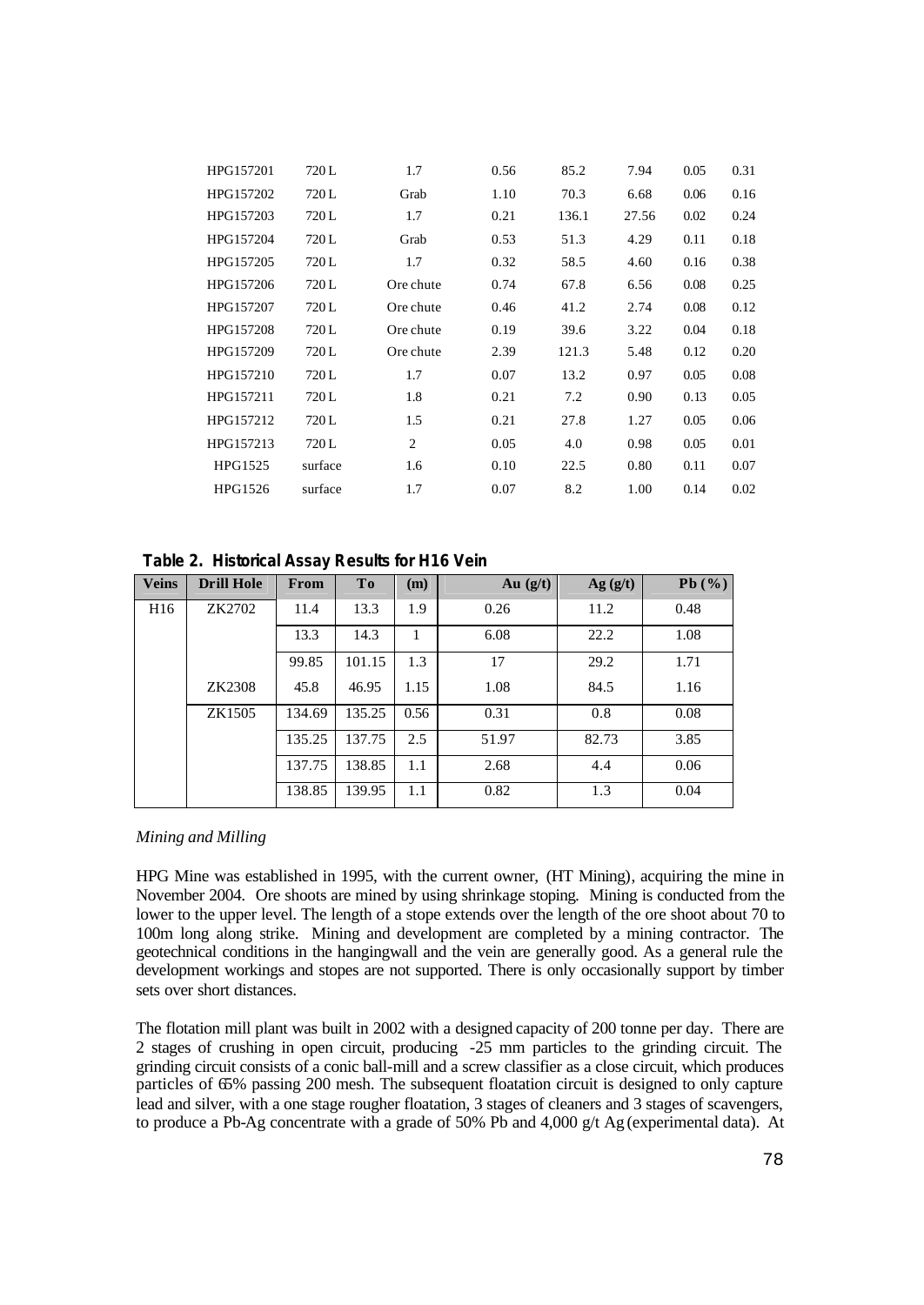| | | | | | | | |
|---|---|---|---|---|---|---|---|
| HPG157201 | 720 L | 1.7 | 0.56 | 85.2 | 7.94 | 0.05 | 0.31 |
| HPG157202 | 720 L | Grab | 1.10 | 70.3 | 6.68 | 0.06 | 0.16 |
| HPG157203 | 720 L | 1.7 | 0.21 | 136.1 | 27.56 | 0.02 | 0.24 |
| HPG157204 | 720 L | Grab | 0.53 | 51.3 | 4.29 | 0.11 | 0.18 |
| HPG157205 | 720 L | 1.7 | 0.32 | 58.5 | 4.60 | 0.16 | 0.38 |
| HPG157206 | 720 L | Ore chute | 0.74 | 67.8 | 6.56 | 0.08 | 0.25 |
| HPG157207 | 720 L | Ore chute | 0.46 | 41.2 | 2.74 | 0.08 | 0.12 |
| HPG157208 | 720 L | Ore chute | 0.19 | 39.6 | 3.22 | 0.04 | 0.18 |
| HPG157209 | 720 L | Ore chute | 2.39 | 121.3 | 5.48 | 0.12 | 0.20 |
| HPG157210 | 720 L | 1.7 | 0.07 | 13.2 | 0.97 | 0.05 | 0.08 |
| HPG157211 | 720 L | 1.8 | 0.21 | 7.2 | 0.90 | 0.13 | 0.05 |
| HPG157212 | 720 L | 1.5 | 0.21 | 27.8 | 1.27 | 0.05 | 0.06 |
| HPG157213 | 720 L | 2 | 0.05 | 4.0 | 0.98 | 0.05 | 0.01 |
| HPG1525 | surface | 1.6 | 0.10 | 22.5 | 0.80 | 0.11 | 0.07 |
| HPG1526 | surface | 1.7 | 0.07 | 8.2 | 1.00 | 0.14 | 0.02 |

**Table 2. Historical Assay Results for H16 Vein**

| Veins | Drill Hole | From | To | (m) | Au (g/t) | Ag (g/t) | Pb (%) |
|---|---|---|---|---|---|---|---|
| H16 | ZK2702 | 11.4 | 13.3 | 1.9 | 0.26 | 11.2 | 0.48 |
| | | 13.3 | 14.3 | 1 | 6.08 | 22.2 | 1.08 |
| | | 99.85 | 101.15 | 1.3 | 17 | 29.2 | 1.71 |
| | ZK2308 | 45.8 | 46.95 | 1.15 | 1.08 | 84.5 | 1.16 |
| | ZK1505 | 134.69 | 135.25 | 0.56 | 0.31 | 0.8 | 0.08 |
| | | 135.25 | 137.75 | 2.5 | 51.97 | 82.73 | 3.85 |
| | | 137.75 | 138.85 | 1.1 | 2.68 | 4.4 | 0.06 |
| | | 138.85 | 139.95 | 1.1 | 0.82 | 1.3 | 0.04 |

*Mining and Milling*

HPG Mine was established in 1995, with the current owner, (HT Mining), acquiring the mine in November 2004. Ore shoots are mined by using shrinkage stoping. Mining is conducted from the lower to the upper level. The length of a stope extends over the length of the ore shoot about 70 to 100m long along strike. Mining and development are completed by a mining contractor. The geotechnical conditions in the hangingwall and the vein are generally good. As a general rule the development workings and stopes are not supported. There is only occasionally support by timber sets over short distances.

The flotation mill plant was built in 2002 with a designed capacity of 200 tonne per day. There are 2 stages of crushing in open circuit, producing -25 mm particles to the grinding circuit. The grinding circuit consists of a conic ball-mill and a screw classifier as a close circuit, which produces particles of 65% passing 200 mesh. The subsequent floatation circuit is designed to only capture lead and silver, with a one stage rougher floatation, 3 stages of cleaners and 3 stages of scavengers, to produce a Pb-Ag concentrate with a grade of 50% Pb and 4,000 g/t Ag (experimental data). At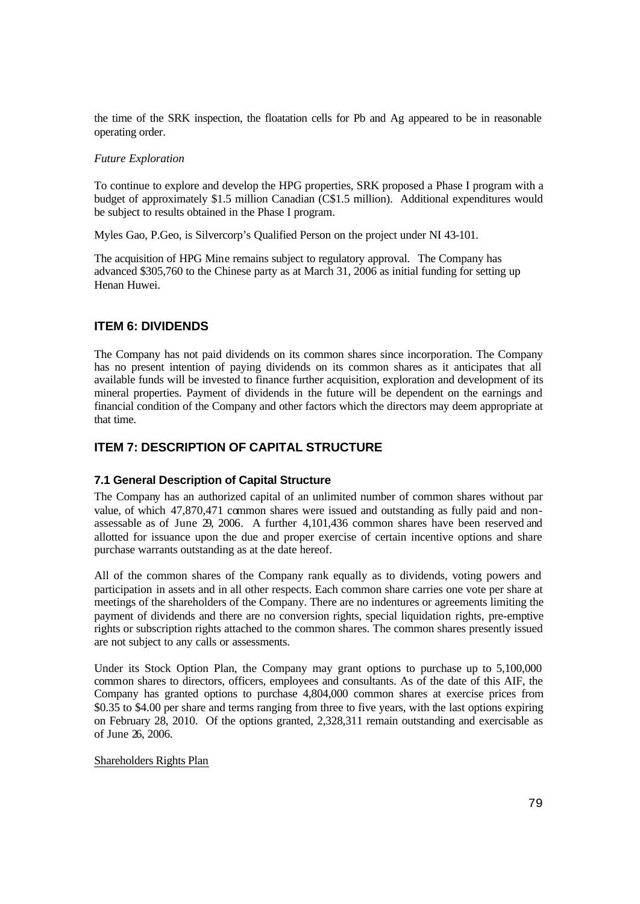the time of the SRK inspection, the floatation cells for Pb and Ag appeared to be in reasonable operating order.

*Future Exploration*

To continue to explore and develop the HPG properties, SRK proposed a Phase I program with a budget of approximately $1.5 million Canadian (C$1.5 million). Additional expenditures would be subject to results obtained in the Phase I program.

Myles Gao, P.Geo, is Silvercorp's Qualified Person on the project under NI 43-101.

The acquisition of HPG Mine remains subject to regulatory approval. The Company has advanced $305,760 to the Chinese party as at March 31, 2006 as initial funding for setting up Henan Huwei.

## ITEM 6: DIVIDENDS

The Company has not paid dividends on its common shares since incorporation. The Company has no present intention of paying dividends on its common shares as it anticipates that all available funds will be invested to finance further acquisition, exploration and development of its mineral properties. Payment of dividends in the future will be dependent on the earnings and financial condition of the Company and other factors which the directors may deem appropriate at that time.

## ITEM 7: DESCRIPTION OF CAPITAL STRUCTURE

### 7.1 General Description of Capital Structure

The Company has an authorized capital of an unlimited number of common shares without par value, of which 47,870,471 common shares were issued and outstanding as fully paid and non-assessable as of June 29, 2006. A further 4,101,436 common shares have been reserved and allotted for issuance upon the due and proper exercise of certain incentive options and share purchase warrants outstanding as at the date hereof.

All of the common shares of the Company rank equally as to dividends, voting powers and participation in assets and in all other respects. Each common share carries one vote per share at meetings of the shareholders of the Company. There are no indentures or agreements limiting the payment of dividends and there are no conversion rights, special liquidation rights, pre-emptive rights or subscription rights attached to the common shares. The common shares presently issued are not subject to any calls or assessments.

Under its Stock Option Plan, the Company may grant options to purchase up to 5,100,000 common shares to directors, officers, employees and consultants. As of the date of this AIF, the Company has granted options to purchase 4,804,000 common shares at exercise prices from $0.35 to $4.00 per share and terms ranging from three to five years, with the last options expiring on February 28, 2010. Of the options granted, 2,328,311 remain outstanding and exercisable as of June 26, 2006.

Shareholders Rights Plan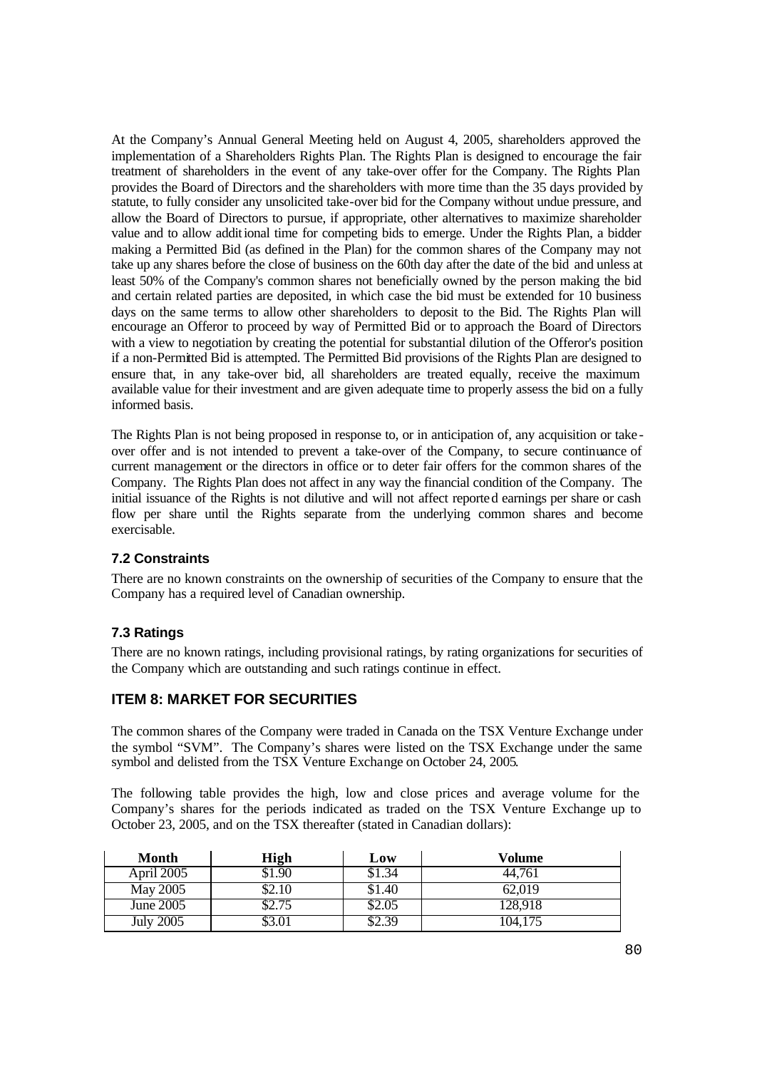At the Company's Annual General Meeting held on August 4, 2005, shareholders approved the implementation of a Shareholders Rights Plan. The Rights Plan is designed to encourage the fair treatment of shareholders in the event of any take-over offer for the Company. The Rights Plan provides the Board of Directors and the shareholders with more time than the 35 days provided by statute, to fully consider any unsolicited take-over bid for the Company without undue pressure, and allow the Board of Directors to pursue, if appropriate, other alternatives to maximize shareholder value and to allow additional time for competing bids to emerge. Under the Rights Plan, a bidder making a Permitted Bid (as defined in the Plan) for the common shares of the Company may not take up any shares before the close of business on the 60th day after the date of the bid and unless at least 50% of the Company's common shares not beneficially owned by the person making the bid and certain related parties are deposited, in which case the bid must be extended for 10 business days on the same terms to allow other shareholders to deposit to the Bid. The Rights Plan will encourage an Offeror to proceed by way of Permitted Bid or to approach the Board of Directors with a view to negotiation by creating the potential for substantial dilution of the Offeror's position if a non-Permitted Bid is attempted. The Permitted Bid provisions of the Rights Plan are designed to ensure that, in any take-over bid, all shareholders are treated equally, receive the maximum available value for their investment and are given adequate time to properly assess the bid on a fully informed basis.

The Rights Plan is not being proposed in response to, or in anticipation of, any acquisition or take-over offer and is not intended to prevent a take-over of the Company, to secure continuance of current management or the directors in office or to deter fair offers for the common shares of the Company. The Rights Plan does not affect in any way the financial condition of the Company. The initial issuance of the Rights is not dilutive and will not affect reported earnings per share or cash flow per share until the Rights separate from the underlying common shares and become exercisable.

### 7.2 Constraints

There are no known constraints on the ownership of securities of the Company to ensure that the Company has a required level of Canadian ownership.

### 7.3 Ratings

There are no known ratings, including provisional ratings, by rating organizations for securities of the Company which are outstanding and such ratings continue in effect.

## ITEM 8: MARKET FOR SECURITIES

The common shares of the Company were traded in Canada on the TSX Venture Exchange under the symbol "SVM". The Company's shares were listed on the TSX Exchange under the same symbol and delisted from the TSX Venture Exchange on October 24, 2005.

The following table provides the high, low and close prices and average volume for the Company's shares for the periods indicated as traded on the TSX Venture Exchange up to October 23, 2005, and on the TSX thereafter (stated in Canadian dollars):

| Month | High | Low | Volume |
|---|---|---|---|
| April 2005 | $1.90 | $1.34 | 44,761 |
| May 2005 | $2.10 | $1.40 | 62,019 |
| June 2005 | $2.75 | $2.05 | 128,918 |
| July 2005 | $3.01 | $2.39 | 104,175 |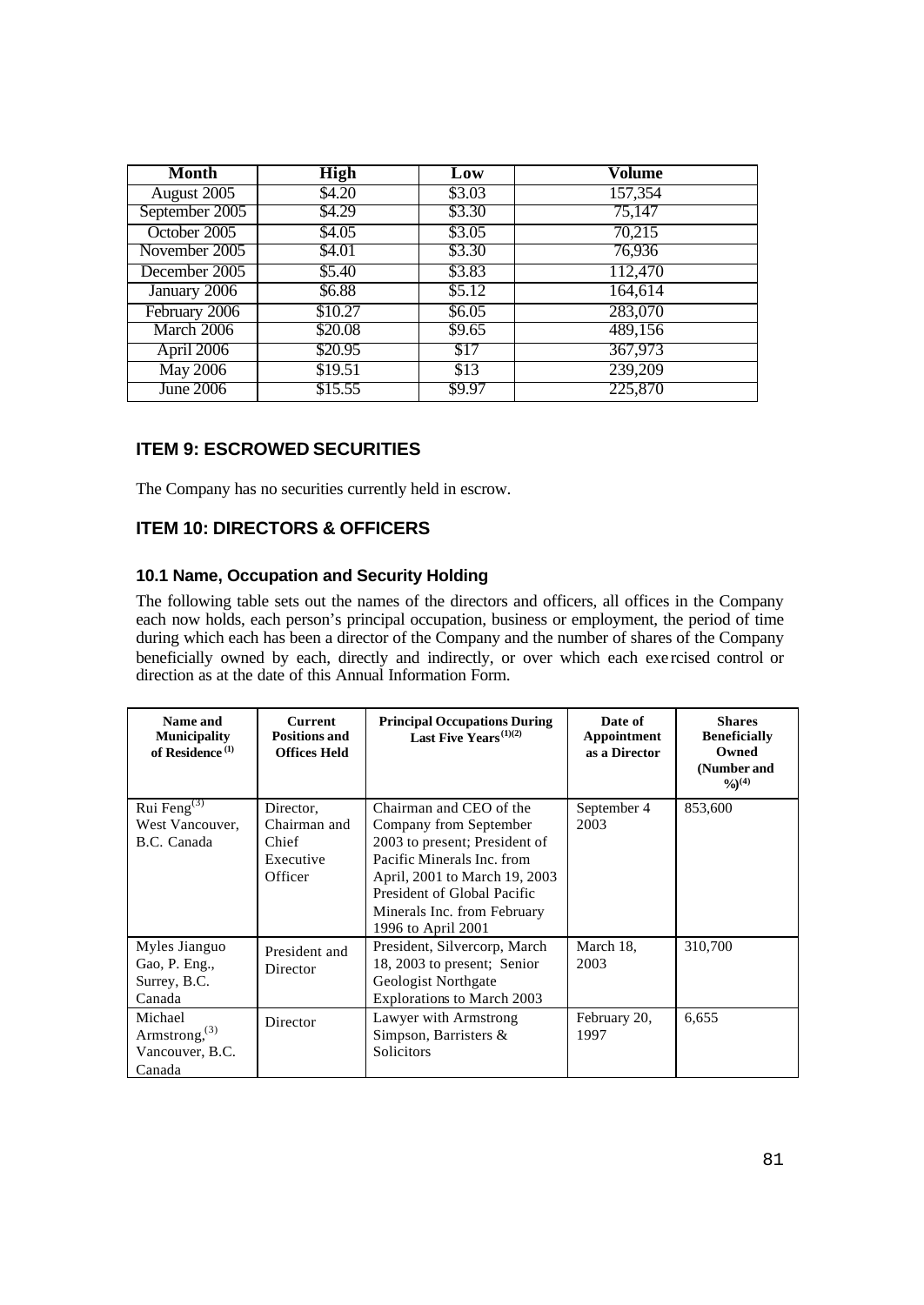| Month | High | Low | Volume |
|---|---|---|---|
| August 2005 | \$4.20 | \$3.03 | 157,354 |
| September 2005 | \$4.29 | \$3.30 | 75,147 |
| October 2005 | \$4.05 | \$3.05 | 70,215 |
| November 2005 | \$4.01 | \$3.30 | 76,936 |
| December 2005 | \$5.40 | \$3.83 | 112,470 |
| January 2006 | \$6.88 | \$5.12 | 164,614 |
| February 2006 | \$10.27 | \$6.05 | 283,070 |
| March 2006 | \$20.08 | \$9.65 | 489,156 |
| April 2006 | \$20.95 | \$17 | 367,973 |
| May 2006 | \$19.51 | \$13 | 239,209 |
| June 2006 | \$15.55 | \$9.97 | 225,870 |

## ITEM 9: ESCROWED SECURITIES

The Company has no securities currently held in escrow.

## ITEM 10: DIRECTORS & OFFICERS

### 10.1 Name, Occupation and Security Holding

The following table sets out the names of the directors and officers, all offices in the Company each now holds, each person's principal occupation, business or employment, the period of time during which each has been a director of the Company and the number of shares of the Company beneficially owned by each, directly and indirectly, or over which each exercised control or direction as at the date of this Annual Information Form.

| Name and Municipality of Residence [1] | Current Positions and Offices Held | Principal Occupations During Last Five Years [1][2] | Date of Appointment as a Director | Shares Beneficially Owned (Number and %) [4] |
|---|---|---|---|---|
| Rui Feng [3] West Vancouver, B.C. Canada | Director, Chairman and Chief Executive Officer | Chairman and CEO of the Company from September 2003 to present; President of Pacific Minerals Inc. from April, 2001 to March 19, 2003 President of Global Pacific Minerals Inc. from February 1996 to April 2001 | September 4 2003 | 853,600 |
| Myles Jianguo Gao, P. Eng., Surrey, B.C. Canada | President and Director | President, Silvercorp, March 18, 2003 to present; Senior Geologist Northgate Explorations to March 2003 | March 18, 2003 | 310,700 |
| Michael Armstrong, [3] Vancouver, B.C. Canada | Director | Lawyer with Armstrong Simpson, Barristers & Solicitors | February 20, 1997 | 6,655 |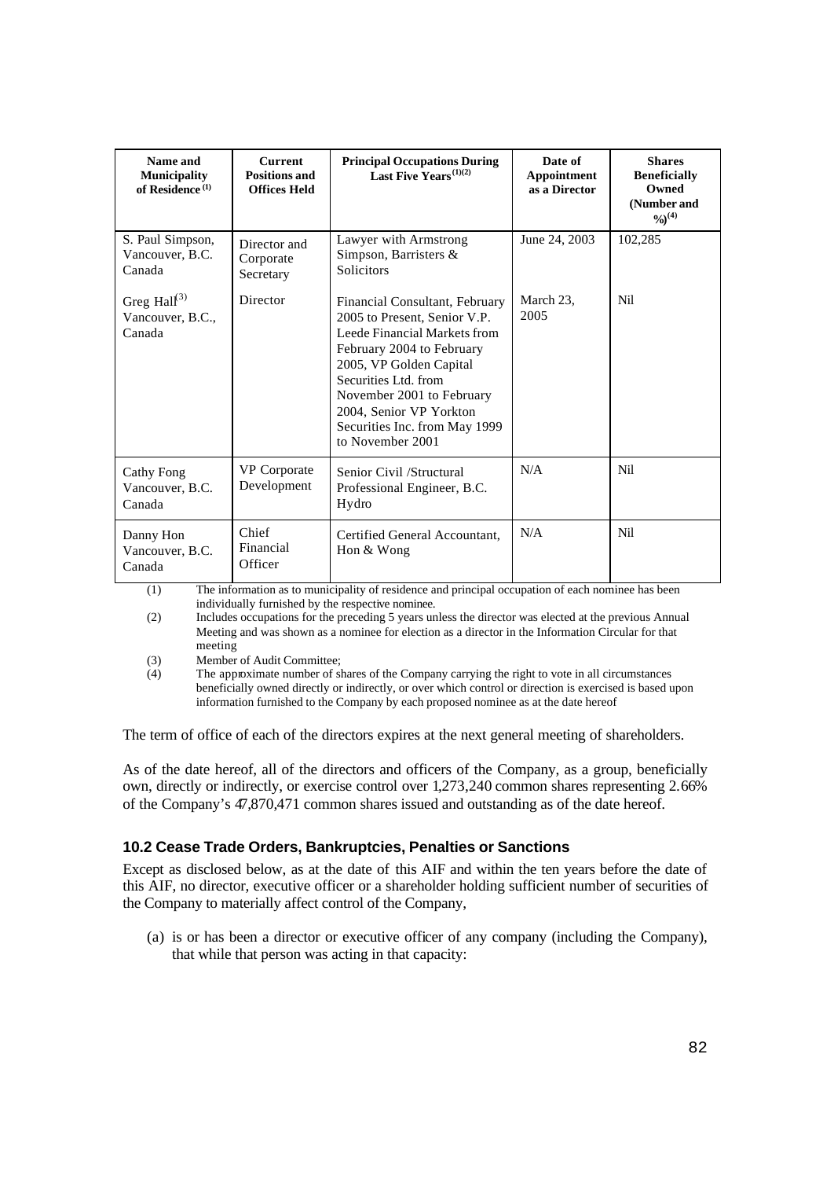| Name and Municipality of Residence (1) | Current Positions and Offices Held | Principal Occupations During Last Five Years (1)(2) | Date of Appointment as a Director | Shares Beneficially Owned (Number and %)(4) |
|---|---|---|---|---|
| S. Paul Simpson, Vancouver, B.C. Canada | Director and Corporate Secretary | Lawyer with Armstrong Simpson, Barristers & Solicitors | June 24, 2003 | 102,285 |
| Greg Hall(3) Vancouver, B.C., Canada | Director | Financial Consultant, February 2005 to Present, Senior V.P. Leede Financial Markets from February 2004 to February 2005, VP Golden Capital Securities Ltd. from November 2001 to February 2004, Senior VP Yorkton Securities Inc. from May 1999 to November 2001 | March 23, 2005 | Nil |
| Cathy Fong Vancouver, B.C. Canada | VP Corporate Development | Senior Civil /Structural Professional Engineer, B.C. Hydro | N/A | Nil |
| Danny Hon Vancouver, B.C. Canada | Chief Financial Officer | Certified General Accountant, Hon & Wong | N/A | Nil |

(1) The information as to municipality of residence and principal occupation of each nominee has been individually furnished by the respective nominee.

(2) Includes occupations for the preceding 5 years unless the director was elected at the previous Annual Meeting and was shown as a nominee for election as a director in the Information Circular for that meeting

(3) Member of Audit Committee;

(4) The approximate number of shares of the Company carrying the right to vote in all circumstances beneficially owned directly or indirectly, or over which control or direction is exercised is based upon information furnished to the Company by each proposed nominee as at the date hereof

The term of office of each of the directors expires at the next general meeting of shareholders.

As of the date hereof, all of the directors and officers of the Company, as a group, beneficially own, directly or indirectly, or exercise control over 1,273,240 common shares representing 2.66% of the Company's 47,870,471 common shares issued and outstanding as of the date hereof.

### 10.2 Cease Trade Orders, Bankruptcies, Penalties or Sanctions

Except as disclosed below, as at the date of this AIF and within the ten years before the date of this AIF, no director, executive officer or a shareholder holding sufficient number of securities of the Company to materially affect control of the Company,

(a) is or has been a director or executive officer of any company (including the Company), that while that person was acting in that capacity: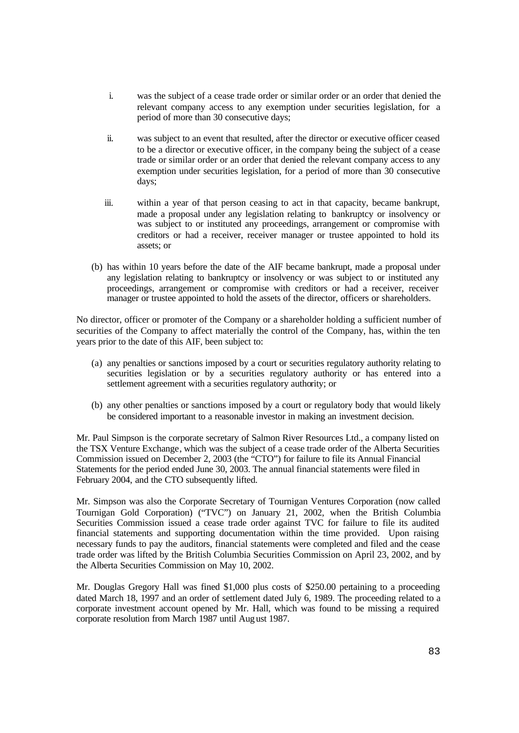i. was the subject of a cease trade order or similar order or an order that denied the relevant company access to any exemption under securities legislation, for a period of more than 30 consecutive days;

ii. was subject to an event that resulted, after the director or executive officer ceased to be a director or executive officer, in the company being the subject of a cease trade or similar order or an order that denied the relevant company access to any exemption under securities legislation, for a period of more than 30 consecutive days;

iii. within a year of that person ceasing to act in that capacity, became bankrupt, made a proposal under any legislation relating to bankruptcy or insolvency or was subject to or instituted any proceedings, arrangement or compromise with creditors or had a receiver, receiver manager or trustee appointed to hold its assets; or

(b) has within 10 years before the date of the AIF became bankrupt, made a proposal under any legislation relating to bankruptcy or insolvency or was subject to or instituted any proceedings, arrangement or compromise with creditors or had a receiver, receiver manager or trustee appointed to hold the assets of the director, officers or shareholders.

No director, officer or promoter of the Company or a shareholder holding a sufficient number of securities of the Company to affect materially the control of the Company, has, within the ten years prior to the date of this AIF, been subject to:

(a) any penalties or sanctions imposed by a court or securities regulatory authority relating to securities legislation or by a securities regulatory authority or has entered into a settlement agreement with a securities regulatory authority; or

(b) any other penalties or sanctions imposed by a court or regulatory body that would likely be considered important to a reasonable investor in making an investment decision.

Mr. Paul Simpson is the corporate secretary of Salmon River Resources Ltd., a company listed on the TSX Venture Exchange, which was the subject of a cease trade order of the Alberta Securities Commission issued on December 2, 2003 (the "CTO") for failure to file its Annual Financial Statements for the period ended June 30, 2003. The annual financial statements were filed in February 2004, and the CTO subsequently lifted.

Mr. Simpson was also the Corporate Secretary of Tournigan Ventures Corporation (now called Tournigan Gold Corporation) ("TVC") on January 21, 2002, when the British Columbia Securities Commission issued a cease trade order against TVC for failure to file its audited financial statements and supporting documentation within the time provided. Upon raising necessary funds to pay the auditors, financial statements were completed and filed and the cease trade order was lifted by the British Columbia Securities Commission on April 23, 2002, and by the Alberta Securities Commission on May 10, 2002.

Mr. Douglas Gregory Hall was fined $1,000 plus costs of $250.00 pertaining to a proceeding dated March 18, 1997 and an order of settlement dated July 6, 1989. The proceeding related to a corporate investment account opened by Mr. Hall, which was found to be missing a required corporate resolution from March 1987 until August 1987.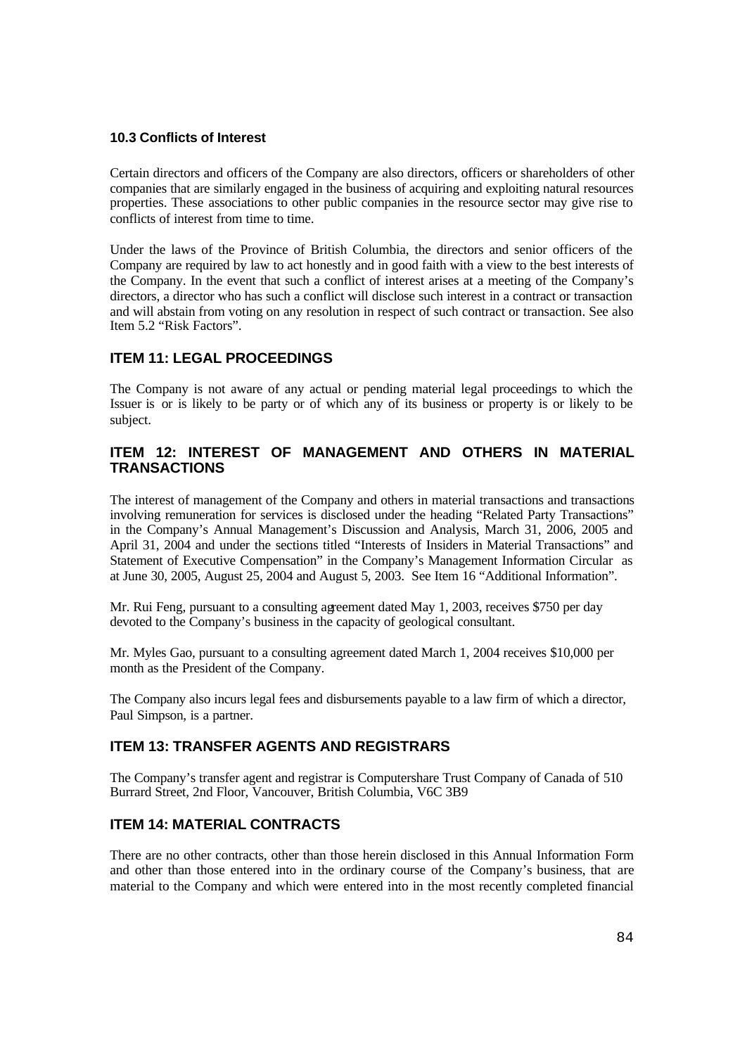### 10.3 Conflicts of Interest

Certain directors and officers of the Company are also directors, officers or shareholders of other companies that are similarly engaged in the business of acquiring and exploiting natural resources properties. These associations to other public companies in the resource sector may give rise to conflicts of interest from time to time.

Under the laws of the Province of British Columbia, the directors and senior officers of the Company are required by law to act honestly and in good faith with a view to the best interests of the Company. In the event that such a conflict of interest arises at a meeting of the Company's directors, a director who has such a conflict will disclose such interest in a contract or transaction and will abstain from voting on any resolution in respect of such contract or transaction. See also Item 5.2 "Risk Factors".

## ITEM 11: LEGAL PROCEEDINGS

The Company is not aware of any actual or pending material legal proceedings to which the Issuer is or is likely to be party or of which any of its business or property is or likely to be subject.

## ITEM 12: INTEREST OF MANAGEMENT AND OTHERS IN MATERIAL TRANSACTIONS

The interest of management of the Company and others in material transactions and transactions involving remuneration for services is disclosed under the heading "Related Party Transactions" in the Company's Annual Management's Discussion and Analysis, March 31, 2006, 2005 and April 31, 2004 and under the sections titled "Interests of Insiders in Material Transactions" and Statement of Executive Compensation" in the Company's Management Information Circular as at June 30, 2005, August 25, 2004 and August 5, 2003. See Item 16 "Additional Information".

Mr. Rui Feng, pursuant to a consulting agreement dated May 1, 2003, receives $750 per day devoted to the Company's business in the capacity of geological consultant.

Mr. Myles Gao, pursuant to a consulting agreement dated March 1, 2004 receives $10,000 per month as the President of the Company.

The Company also incurs legal fees and disbursements payable to a law firm of which a director, Paul Simpson, is a partner.

## ITEM 13: TRANSFER AGENTS AND REGISTRARS

The Company's transfer agent and registrar is Computershare Trust Company of Canada of 510 Burrard Street, 2nd Floor, Vancouver, British Columbia, V6C 3B9

## ITEM 14: MATERIAL CONTRACTS

There are no other contracts, other than those herein disclosed in this Annual Information Form and other than those entered into in the ordinary course of the Company's business, that are material to the Company and which were entered into in the most recently completed financial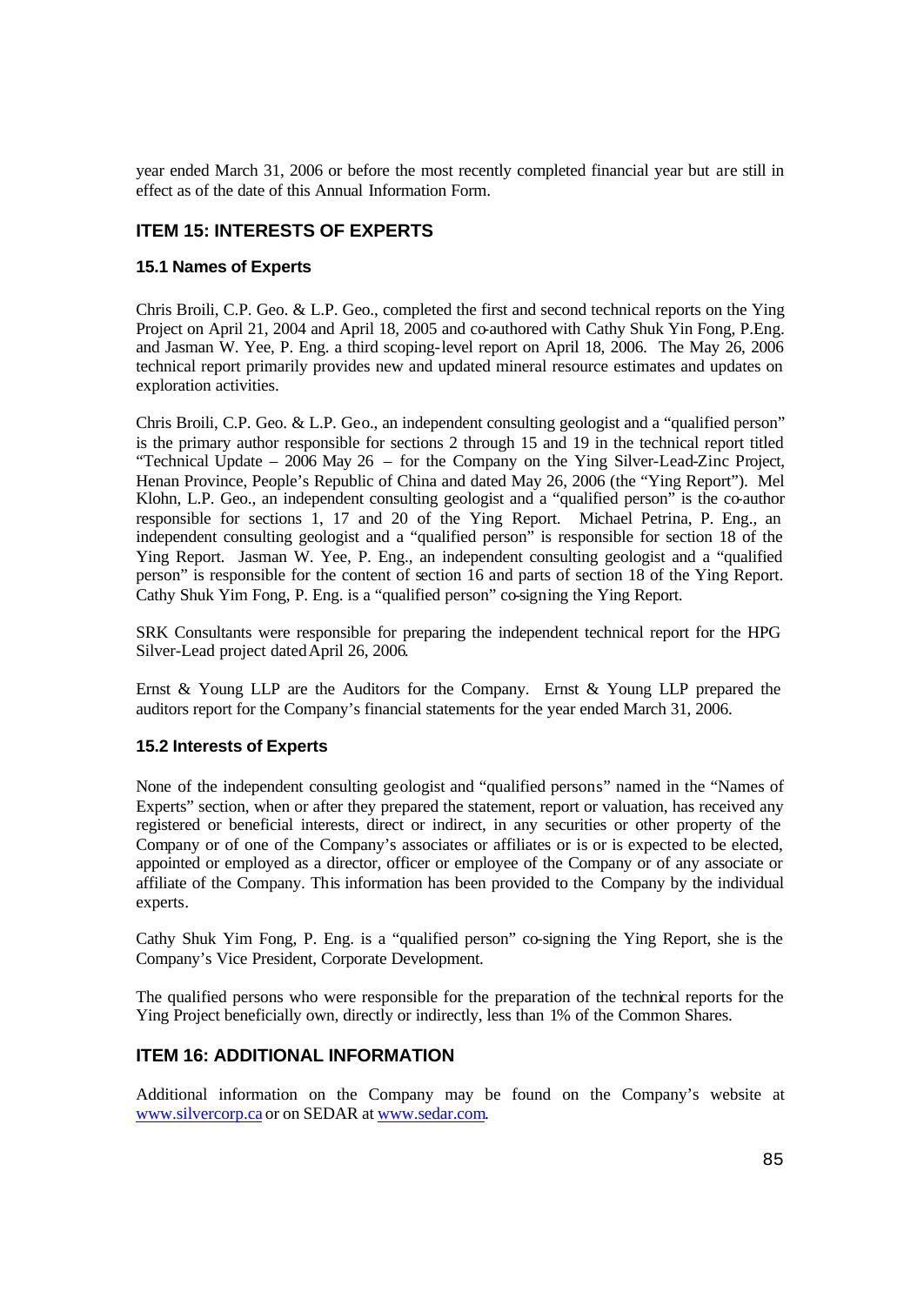year ended March 31, 2006 or before the most recently completed financial year but are still in effect as of the date of this Annual Information Form.

## ITEM 15: INTERESTS OF EXPERTS

### 15.1 Names of Experts

Chris Broili, C.P. Geo. & L.P. Geo., completed the first and second technical reports on the Ying Project on April 21, 2004 and April 18, 2005 and co-authored with Cathy Shuk Yin Fong, P.Eng. and Jasman W. Yee, P. Eng. a third scoping-level report on April 18, 2006. The May 26, 2006 technical report primarily provides new and updated mineral resource estimates and updates on exploration activities.

Chris Broili, C.P. Geo. & L.P. Geo., an independent consulting geologist and a "qualified person" is the primary author responsible for sections 2 through 15 and 19 in the technical report titled "Technical Update – 2006 May 26 – for the Company on the Ying Silver-Lead-Zinc Project, Henan Province, People's Republic of China and dated May 26, 2006 (the "Ying Report"). Mel Klohn, L.P. Geo., an independent consulting geologist and a "qualified person" is the co-author responsible for sections 1, 17 and 20 of the Ying Report. Michael Petrina, P. Eng., an independent consulting geologist and a "qualified person" is responsible for section 18 of the Ying Report. Jasman W. Yee, P. Eng., an independent consulting geologist and a "qualified person" is responsible for the content of section 16 and parts of section 18 of the Ying Report. Cathy Shuk Yim Fong, P. Eng. is a "qualified person" co-signing the Ying Report.

SRK Consultants were responsible for preparing the independent technical report for the HPG Silver-Lead project dated April 26, 2006.

Ernst & Young LLP are the Auditors for the Company. Ernst & Young LLP prepared the auditors report for the Company's financial statements for the year ended March 31, 2006.

### 15.2 Interests of Experts

None of the independent consulting geologist and "qualified persons" named in the "Names of Experts" section, when or after they prepared the statement, report or valuation, has received any registered or beneficial interests, direct or indirect, in any securities or other property of the Company or of one of the Company's associates or affiliates or is or is expected to be elected, appointed or employed as a director, officer or employee of the Company or of any associate or affiliate of the Company. This information has been provided to the Company by the individual experts.

Cathy Shuk Yim Fong, P. Eng. is a "qualified person" co-signing the Ying Report, she is the Company's Vice President, Corporate Development.

The qualified persons who were responsible for the preparation of the technical reports for the Ying Project beneficially own, directly or indirectly, less than 1% of the Common Shares.

## ITEM 16: ADDITIONAL INFORMATION

Additional information on the Company may be found on the Company's website at www.silvercorp.ca or on SEDAR at www.sedar.com.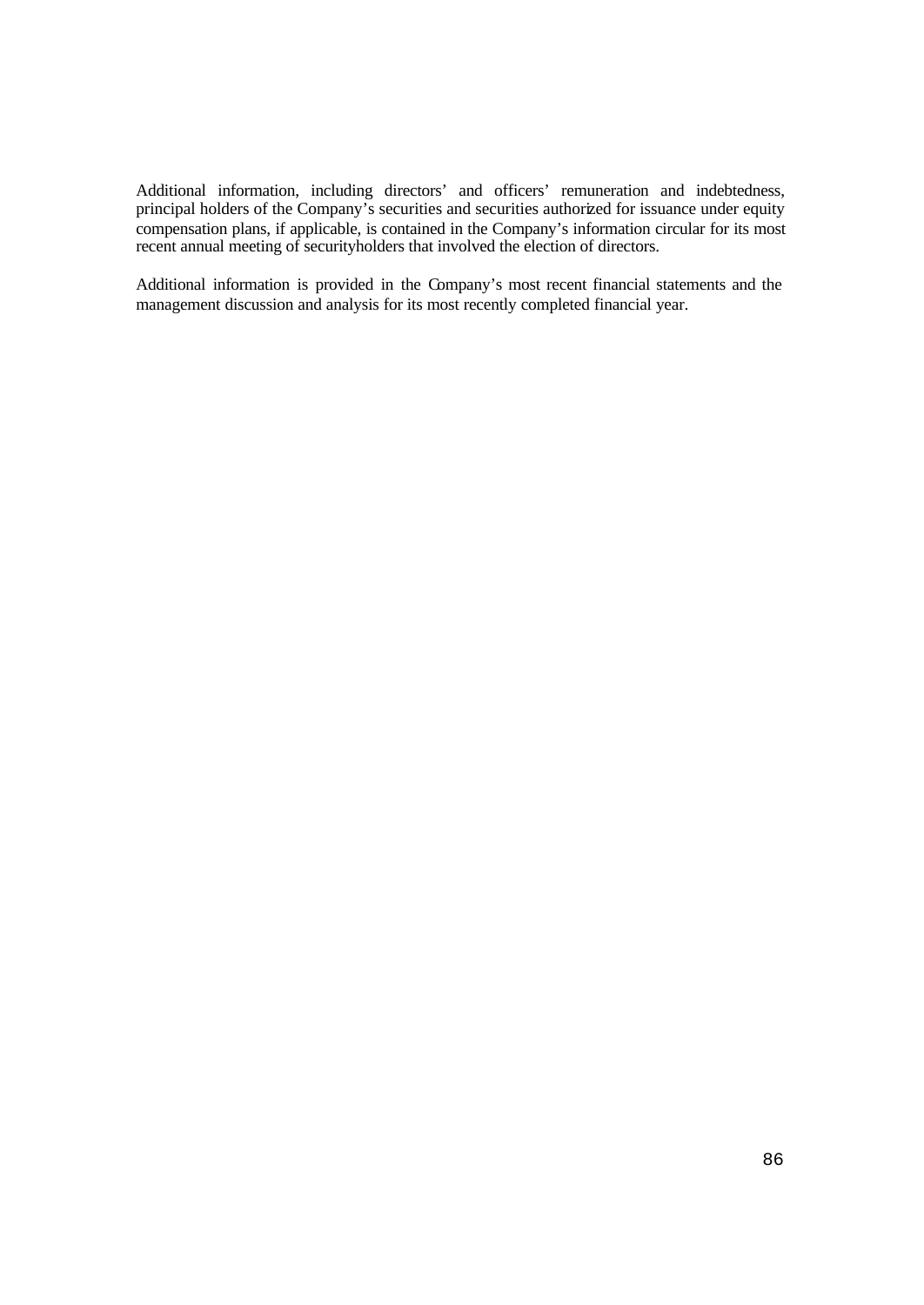Additional information, including directors' and officers' remuneration and indebtedness, principal holders of the Company's securities and securities authorized for issuance under equity compensation plans, if applicable, is contained in the Company's information circular for its most recent annual meeting of securityholders that involved the election of directors.

Additional information is provided in the Company's most recent financial statements and the management discussion and analysis for its most recently completed financial year.